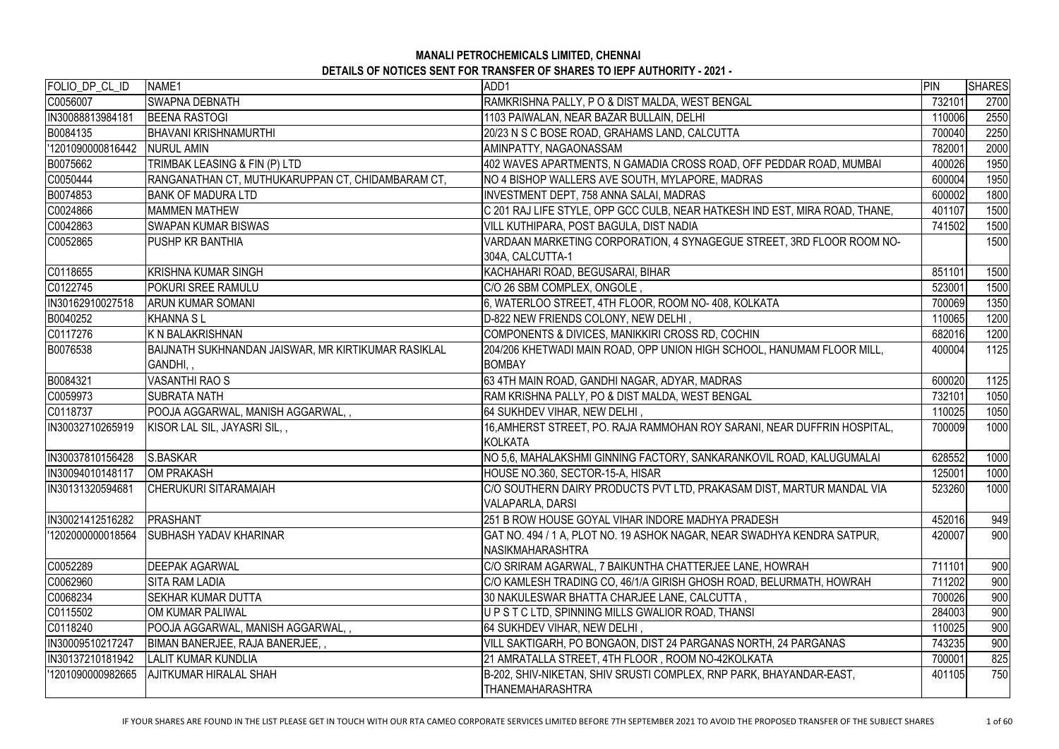**MANALI PETROCHEMICALS LIMITED, CHENNAI**

**DETAILS OF NOTICES SENT FOR TRANSFER OF SHARES TO IEPF AUTHORITY - 2021 -**

| FOLIO_DP_CL_ID | NAME1 | ADD1 | PIN | SHARES |
|---|---|---|---|---|
| C0056007 | SWAPNA DEBNATH | RAMKRISHNA PALLY, P O & DIST MALDA, WEST BENGAL | 732101 | 2700 |
| IN30088813984181 | BEENA RASTOGI | 1103 PAIWALAN, NEAR BAZAR BULLAIN, DELHI | 110006 | 2550 |
| B0084135 | BHAVANI KRISHNAMURTHI | 20/23 N S C BOSE ROAD, GRAHAMS LAND, CALCUTTA | 700040 | 2250 |
| '1201090000816442 | NURUL AMIN | AMINPATTY, NAGAONASSAM | 782001 | 2000 |
| B0075662 | TRIMBAK LEASING & FIN (P) LTD | 402 WAVES APARTMENTS, N GAMADIA CROSS ROAD, OFF PEDDAR ROAD, MUMBAI | 400026 | 1950 |
| C0050444 | RANGANATHAN CT, MUTHUKARUPPAN CT, CHIDAMBARAM CT, | NO 4 BISHOP WALLERS AVE SOUTH, MYLAPORE, MADRAS | 600004 | 1950 |
| B0074853 | BANK OF MADURA LTD | INVESTMENT DEPT, 758 ANNA SALAI, MADRAS | 600002 | 1800 |
| C0024866 | MAMMEN MATHEW | C 201 RAJ LIFE STYLE, OPP GCC CULB, NEAR HATKESH IND EST, MIRA ROAD, THANE, | 401107 | 1500 |
| C0042863 | SWAPAN KUMAR BISWAS | VILL KUTHIPARA, POST BAGULA, DIST NADIA | 741502 | 1500 |
| C0052865 | PUSHP KR BANTHIA | VARDAAN MARKETING CORPORATION, 4 SYNAGEGUE STREET, 3RD FLOOR ROOM NO- 304A, CALCUTTA-1 | | 1500 |
| C0118655 | KRISHNA KUMAR SINGH | KACHAHARI ROAD, BEGUSARAI, BIHAR | 851101 | 1500 |
| C0122745 | POKURI SREE RAMULU | C/O 26 SBM COMPLEX, ONGOLE , | 523001 | 1500 |
| IN30162910027518 | ARUN KUMAR SOMANI | 6, WATERLOO STREET, 4TH FLOOR, ROOM NO- 408, KOLKATA | 700069 | 1350 |
| B0040252 | KHANNA S L | D-822 NEW FRIENDS COLONY, NEW DELHI , | 110065 | 1200 |
| C0117276 | K N BALAKRISHNAN | COMPONENTS & DIVICES, MANIKKIRI CROSS RD, COCHIN | 682016 | 1200 |
| B0076538 | BAIJNATH SUKHNANDAN JAISWAR, MR KIRTIKUMAR RASIKLAL GANDHI, , | 204/206 KHETWADI MAIN ROAD, OPP UNION HIGH SCHOOL, HANUMAM FLOOR MILL, BOMBAY | 400004 | 1125 |
| B0084321 | VASANTHI RAO S | 63 4TH MAIN ROAD, GANDHI NAGAR, ADYAR, MADRAS | 600020 | 1125 |
| C0059973 | SUBRATA NATH | RAM KRISHNA PALLY, PO & DIST MALDA, WEST BENGAL | 732101 | 1050 |
| C0118737 | POOJA AGGARWAL, MANISH AGGARWAL, , | 64 SUKHDEV VIHAR, NEW DELHI , | 110025 | 1050 |
| IN30032710265919 | KISOR LAL SIL, JAYASRI SIL, , | 16,AMHERST STREET, PO. RAJA RAMMOHAN ROY SARANI, NEAR DUFFRIN HOSPITAL, KOLKATA | 700009 | 1000 |
| IN30037810156428 | S.BASKAR | NO 5,6, MAHALAKSHMI GINNING FACTORY, SANKARANKOVIL ROAD, KALUGUMALAI | 628552 | 1000 |
| IN30094010148117 | OM PRAKASH | HOUSE NO.360, SECTOR-15-A, HISAR | 125001 | 1000 |
| IN30131320594681 | CHERUKURI SITARAMAIAH | C/O SOUTHERN DAIRY PRODUCTS PVT LTD, PRAKASAM DIST, MARTUR MANDAL VIA VALAPARLA, DARSI | 523260 | 1000 |
| IN30021412516282 | PRASHANT | 251 B ROW HOUSE GOYAL VIHAR INDORE MADHYA PRADESH | 452016 | 949 |
| '1202000000018564 | SUBHASH YADAV KHARINAR | GAT NO. 494 / 1 A, PLOT NO. 19 ASHOK NAGAR, NEAR SWADHYA KENDRA SATPUR, NASIKMAHARASHTRA | 420007 | 900 |
| C0052289 | DEEPAK AGARWAL | C/O SRIRAM AGARWAL, 7 BAIKUNTHA CHATTERJEE LANE, HOWRAH | 711101 | 900 |
| C0062960 | SITA RAM LADIA | C/O KAMLESH TRADING CO, 46/1/A GIRISH GHOSH ROAD, BELURMATH, HOWRAH | 711202 | 900 |
| C0068234 | SEKHAR KUMAR DUTTA | 30 NAKULESWAR BHATTA CHARJEE LANE, CALCUTTA , | 700026 | 900 |
| C0115502 | OM KUMAR PALIWAL | U P S T C LTD, SPINNING MILLS GWALIOR ROAD, THANSI | 284003 | 900 |
| C0118240 | POOJA AGGARWAL, MANISH AGGARWAL, , | 64 SUKHDEV VIHAR, NEW DELHI , | 110025 | 900 |
| IN30009510217247 | BIMAN BANERJEE, RAJA BANERJEE, , | VILL SAKTIGARH, PO BONGAON, DIST 24 PARGANAS NORTH, 24 PARGANAS | 743235 | 900 |
| IN30137210181942 | LALIT KUMAR KUNDLIA | 21 AMRATALLA STREET, 4TH FLOOR , ROOM NO-42KOLKATA | 700001 | 825 |
| '1201090000982665 | AJITKUMAR HIRALAL SHAH | B-202, SHIV-NIKETAN, SHIV SRUSTI COMPLEX, RNP PARK, BHAYANDAR-EAST, THANEMAHARASHTRA | 401105 | 750 |

IF YOUR SHARES ARE FOUND IN THE LIST PLEASE GET IN TOUCH WITH OUR RTA CAMEO CORPORATE SERVICES LIMITED BEFORE 7TH SEPTEMBER 2021 TO AVOID THE PROPOSED TRANSFER OF THE SUBJECT SHARES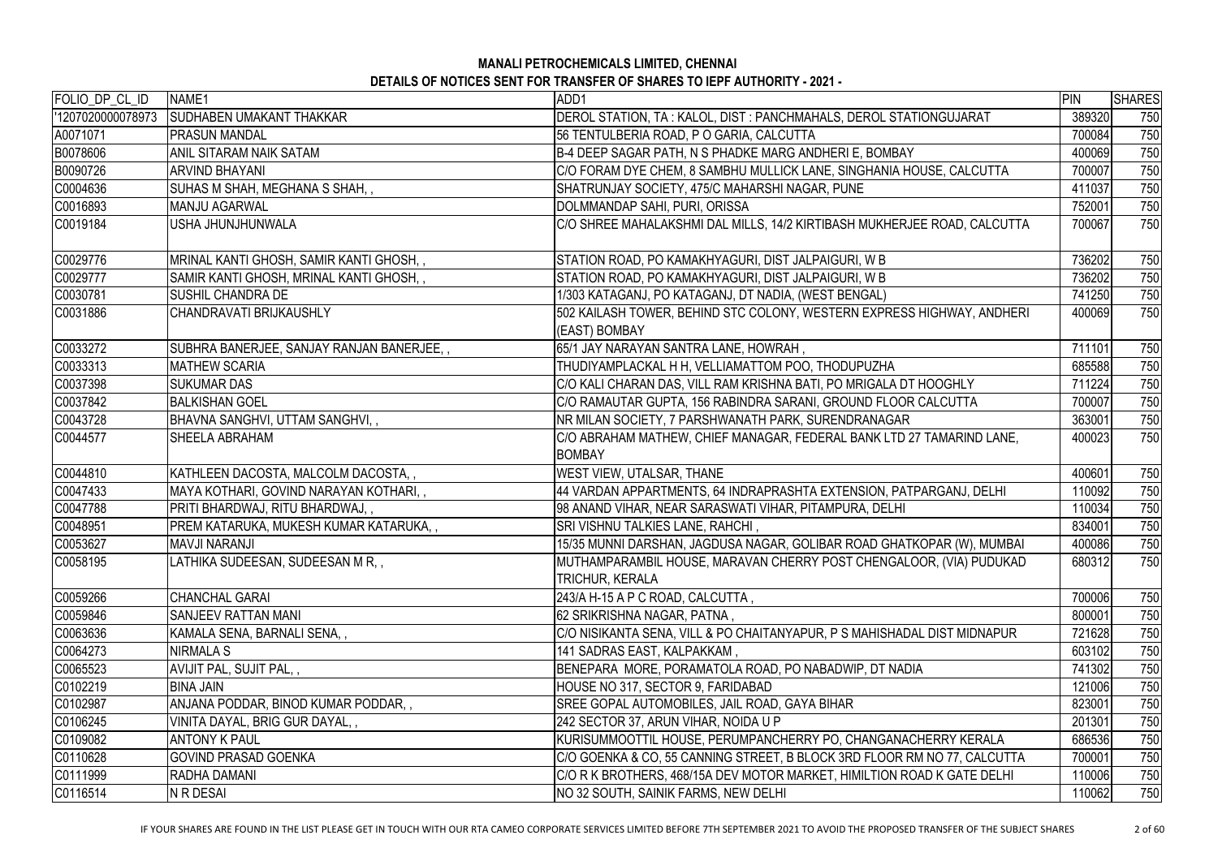**MANALI PETROCHEMICALS LIMITED, CHENNAI**

**DETAILS OF NOTICES SENT FOR TRANSFER OF SHARES TO IEPF AUTHORITY - 2021 -**

| FOLIO_DP_CL_ID | NAME1 | ADD1 | PIN | SHARES |
|---|---|---|---|---|
| '1207020000078973 | SUDHABEN UMAKANT THAKKAR | DEROL STATION, TA : KALOL, DIST : PANCHMAHALS, DEROL STATIONGUJARAT | 389320 | 750 |
| A0071071 | PRASUN MANDAL | 56 TENTULBERIA ROAD, P O GARIA, CALCUTTA | 700084 | 750 |
| B0078606 | ANIL SITARAM NAIK SATAM | B-4 DEEP SAGAR PATH, N S PHADKE MARG ANDHERI E, BOMBAY | 400069 | 750 |
| B0090726 | ARVIND BHAYANI | C/O FORAM DYE CHEM, 8 SAMBHU MULLICK LANE, SINGHANIA HOUSE, CALCUTTA | 700007 | 750 |
| C0004636 | SUHAS M SHAH, MEGHANA S SHAH, , | SHATRUNJAY SOCIETY, 475/C MAHARSHI NAGAR, PUNE | 411037 | 750 |
| C0016893 | MANJU AGARWAL | DOLMMANDAP SAHI, PURI, ORISSA | 752001 | 750 |
| C0019184 | USHA JHUNJHUNWALA | C/O SHREE MAHALAKSHMI DAL MILLS, 14/2 KIRTIBASH MUKHERJEE ROAD, CALCUTTA | 700067 | 750 |
| C0029776 | MRINAL KANTI GHOSH, SAMIR KANTI GHOSH, , | STATION ROAD, PO KAMAKHYAGURI, DIST JALPAIGURI, W B | 736202 | 750 |
| C0029777 | SAMIR KANTI GHOSH, MRINAL KANTI GHOSH, , | STATION ROAD, PO KAMAKHYAGURI, DIST JALPAIGURI, W B | 736202 | 750 |
| C0030781 | SUSHIL CHANDRA DE | 1/303 KATAGANJ, PO KATAGANJ, DT NADIA, (WEST BENGAL) | 741250 | 750 |
| C0031886 | CHANDRAVATI BRIJKAUSHLY | 502 KAILASH TOWER, BEHIND STC COLONY, WESTERN EXPRESS HIGHWAY, ANDHERI (EAST) BOMBAY | 400069 | 750 |
| C0033272 | SUBHRA BANERJEE, SANJAY RANJAN BANERJEE, , | 65/1 JAY NARAYAN SANTRA LANE, HOWRAH , | 711101 | 750 |
| C0033313 | MATHEW SCARIA | THUDIYAMPLACKAL H H, VELLIAMATTOM POO, THODUPUZHA | 685588 | 750 |
| C0037398 | SUKUMAR DAS | C/O KALI CHARAN DAS, VILL RAM KRISHNA BATI, PO MRIGALA DT HOOGHLY | 711224 | 750 |
| C0037842 | BALKISHAN GOEL | C/O RAMAUTAR GUPTA, 156 RABINDRA SARANI, GROUND FLOOR CALCUTTA | 700007 | 750 |
| C0043728 | BHAVNA SANGHVI, UTTAM SANGHVI, , | NR MILAN SOCIETY, 7 PARSHWANATH PARK, SURENDRANAGAR | 363001 | 750 |
| C0044577 | SHEELA ABRAHAM | C/O ABRAHAM MATHEW, CHIEF MANAGAR, FEDERAL BANK LTD 27 TAMARIND LANE, BOMBAY | 400023 | 750 |
| C0044810 | KATHLEEN DACOSTA, MALCOLM DACOSTA, , | WEST VIEW, UTALSAR, THANE | 400601 | 750 |
| C0047433 | MAYA KOTHARI, GOVIND NARAYAN KOTHARI, , | 44 VARDAN APPARTMENTS, 64 INDRAPRASHTA EXTENSION, PATPARGANJ, DELHI | 110092 | 750 |
| C0047788 | PRITI BHARDWAJ, RITU BHARDWAJ, , | 98 ANAND VIHAR, NEAR SARASWATI VIHAR, PITAMPURA, DELHI | 110034 | 750 |
| C0048951 | PREM KATARUKA, MUKESH KUMAR KATARUKA, , | SRI VISHNU TALKIES LANE, RAHCHI , | 834001 | 750 |
| C0053627 | MAVJI NARANJI | 15/35 MUNNI DARSHAN, JAGDUSA NAGAR, GOLIBAR ROAD GHATKOPAR (W), MUMBAI | 400086 | 750 |
| C0058195 | LATHIKA SUDEESAN, SUDEESAN M R, , | MUTHAMPARAMBIL HOUSE, MARAVAN CHERRY POST CHENGALOOR, (VIA) PUDUKAD TRICHUR, KERALA | 680312 | 750 |
| C0059266 | CHANCHAL GARAI | 243/A H-15 A P C ROAD, CALCUTTA , | 700006 | 750 |
| C0059846 | SANJEEV RATTAN MANI | 62 SRIKRISHNA NAGAR, PATNA , | 800001 | 750 |
| C0063636 | KAMALA SENA, BARNALI SENA, , | C/O NISIKANTA SENA, VILL & PO CHAITANYAPUR, P S MAHISHADAL DIST MIDNAPUR | 721628 | 750 |
| C0064273 | NIRMALA S | 141 SADRAS EAST, KALPAKKAM , | 603102 | 750 |
| C0065523 | AVIJIT PAL, SUJIT PAL, , | BENEPARA MORE, PORAMATOLA ROAD, PO NABADWIP, DT NADIA | 741302 | 750 |
| C0102219 | BINA JAIN | HOUSE NO 317, SECTOR 9, FARIDABAD | 121006 | 750 |
| C0102987 | ANJANA PODDAR, BINOD KUMAR PODDAR, , | SREE GOPAL AUTOMOBILES, JAIL ROAD, GAYA BIHAR | 823001 | 750 |
| C0106245 | VINITA DAYAL, BRIG GUR DAYAL, , | 242 SECTOR 37, ARUN VIHAR, NOIDA U P | 201301 | 750 |
| C0109082 | ANTONY K PAUL | KURISUMMOOTTIL HOUSE, PERUMPANCHERRY PO, CHANGANACHERRY KERALA | 686536 | 750 |
| C0110628 | GOVIND PRASAD GOENKA | C/O GOENKA & CO, 55 CANNING STREET, B BLOCK 3RD FLOOR RM NO 77, CALCUTTA | 700001 | 750 |
| C0111999 | RADHA DAMANI | C/O R K BROTHERS, 468/15A DEV MOTOR MARKET, HIMILTION ROAD K GATE DELHI | 110006 | 750 |
| C0116514 | N R DESAI | NO 32 SOUTH, SAINIK FARMS, NEW DELHI | 110062 | 750 |

IF YOUR SHARES ARE FOUND IN THE LIST PLEASE GET IN TOUCH WITH OUR RTA CAMEO CORPORATE SERVICES LIMITED BEFORE 7TH SEPTEMBER 2021 TO AVOID THE PROPOSED TRANSFER OF THE SUBJECT SHARES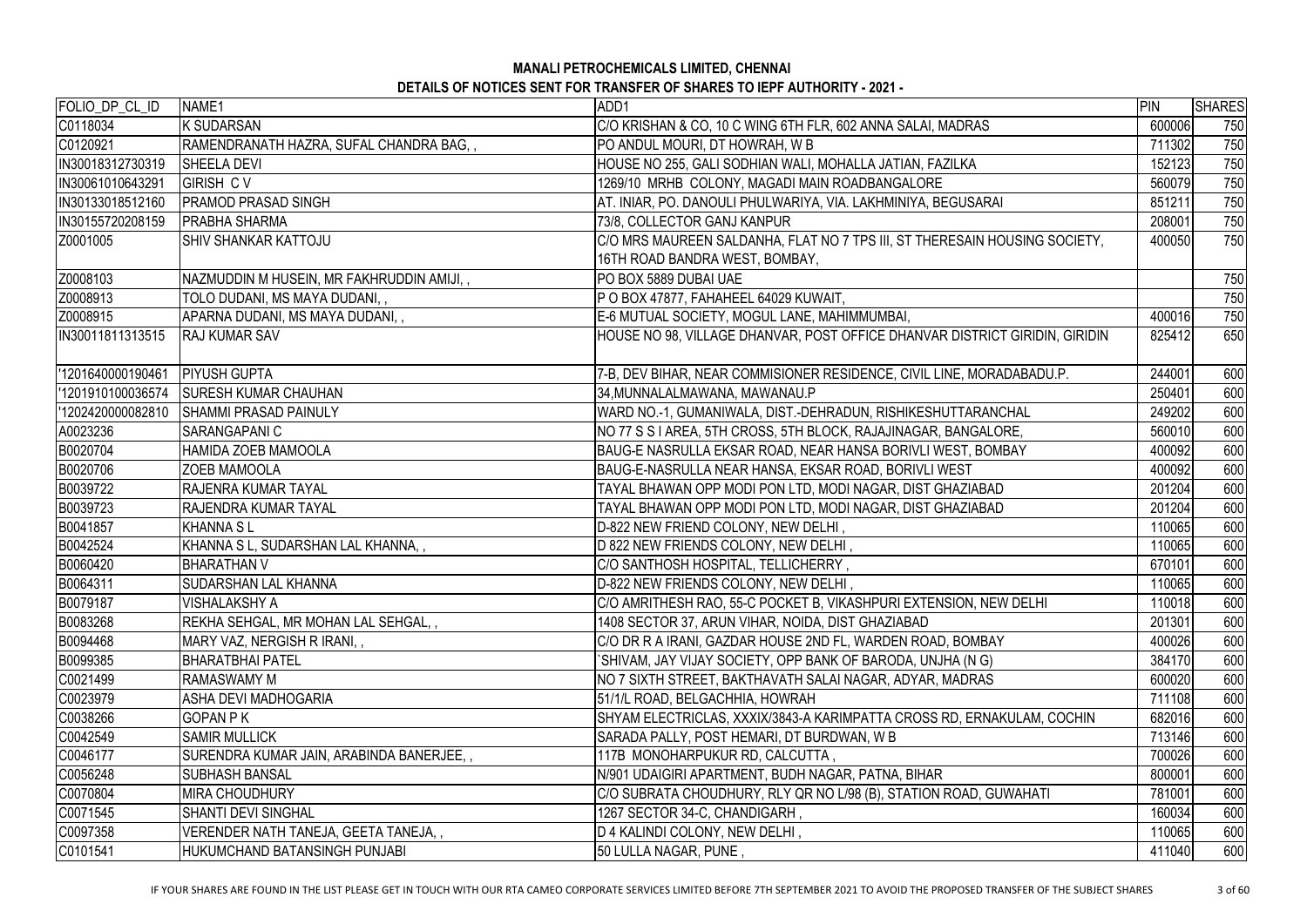**MANALI PETROCHEMICALS LIMITED, CHENNAI**

**DETAILS OF NOTICES SENT FOR TRANSFER OF SHARES TO IEPF AUTHORITY - 2021 -**

| FOLIO_DP_CL_ID | NAME1 | ADD1 | PIN | SHARES |
|---|---|---|---|---|
| C0118034 | K SUDARSAN | C/O KRISHAN & CO, 10 C WING 6TH FLR, 602 ANNA SALAI, MADRAS | 600006 | 750 |
| C0120921 | RAMENDRANATH HAZRA, SUFAL CHANDRA BAG, , | PO ANDUL MOURI, DT HOWRAH, W B | 711302 | 750 |
| IN30018312730319 | SHEELA DEVI | HOUSE NO 255, GALI SODHIAN WALI, MOHALLA JATIAN, FAZILKA | 152123 | 750 |
| IN30061010643291 | GIRISH C V | 1269/10 MRHB COLONY, MAGADI MAIN ROADBANGALORE | 560079 | 750 |
| IN30133018512160 | PRAMOD PRASAD SINGH | AT. INIAR, PO. DANOULI PHULWARIYA, VIA. LAKHMINIYA, BEGUSARAI | 851211 | 750 |
| IN30155720208159 | PRABHA SHARMA | 73/8, COLLECTOR GANJ KANPUR | 208001 | 750 |
| Z0001005 | SHIV SHANKAR KATTOJU | C/O MRS MAUREEN SALDANHA, FLAT NO 7 TPS III, ST THERESAIN HOUSING SOCIETY, 16TH ROAD BANDRA WEST, BOMBAY, | 400050 | 750 |
| Z0008103 | NAZMUDDIN M HUSEIN, MR FAKHRUDDIN AMIJI, , | PO BOX 5889 DUBAI UAE | | 750 |
| Z0008913 | TOLO DUDANI, MS MAYA DUDANI, , | P O BOX 47877, FAHAHEEL 64029 KUWAIT, | | 750 |
| Z0008915 | APARNA DUDANI, MS MAYA DUDANI, , | E-6 MUTUAL SOCIETY, MOGUL LANE, MAHIMMUMBAI, | 400016 | 750 |
| IN30011811313515 | RAJ KUMAR SAV | HOUSE NO 98, VILLAGE DHANVAR, POST OFFICE DHANVAR DISTRICT GIRIDIN, GIRIDIN | 825412 | 650 |
| '1201640000190461 | PIYUSH GUPTA | 7-B, DEV BIHAR, NEAR COMMISIONER RESIDENCE, CIVIL LINE, MORADABADU.P. | 244001 | 600 |
| '1201910100036574 | SURESH KUMAR CHAUHAN | 34,MUNNALALMAWANA, MAWANAU.P | 250401 | 600 |
| '1202420000082810 | SHAMMI PRASAD PAINULY | WARD NO.-1, GUMANIWALA, DIST.-DEHRADUN, RISHIKESHUTTARANCHAL | 249202 | 600 |
| A0023236 | SARANGAPANI C | NO 77 S S I AREA, 5TH CROSS, 5TH BLOCK, RAJAJINAGAR, BANGALORE, | 560010 | 600 |
| B0020704 | HAMIDA ZOEB MAMOOLA | BAUG-E NASRULLA EKSAR ROAD, NEAR HANSA BORIVLI WEST, BOMBAY | 400092 | 600 |
| B0020706 | ZOEB MAMOOLA | BAUG-E-NASRULLA NEAR HANSA, EKSAR ROAD, BORIVLI WEST | 400092 | 600 |
| B0039722 | RAJENRA KUMAR TAYAL | TAYAL BHAWAN OPP MODI PON LTD, MODI NAGAR, DIST GHAZIABAD | 201204 | 600 |
| B0039723 | RAJENDRA KUMAR TAYAL | TAYAL BHAWAN OPP MODI PON LTD, MODI NAGAR, DIST GHAZIABAD | 201204 | 600 |
| B0041857 | KHANNA S L | D-822 NEW FRIEND COLONY, NEW DELHI , | 110065 | 600 |
| B0042524 | KHANNA S L, SUDARSHAN LAL KHANNA, , | D 822 NEW FRIENDS COLONY, NEW DELHI , | 110065 | 600 |
| B0060420 | BHARATHAN V | C/O SANTHOSH HOSPITAL, TELLICHERRY , | 670101 | 600 |
| B0064311 | SUDARSHAN LAL KHANNA | D-822 NEW FRIENDS COLONY, NEW DELHI , | 110065 | 600 |
| B0079187 | VISHALAKSHY A | C/O AMRITHESH RAO, 55-C POCKET B, VIKASHPURI EXTENSION, NEW DELHI | 110018 | 600 |
| B0083268 | REKHA SEHGAL, MR MOHAN LAL SEHGAL, , | 1408 SECTOR 37, ARUN VIHAR, NOIDA, DIST GHAZIABAD | 201301 | 600 |
| B0094468 | MARY VAZ, NERGISH R IRANI, , | C/O DR R A IRANI, GAZDAR HOUSE 2ND FL, WARDEN ROAD, BOMBAY | 400026 | 600 |
| B0099385 | BHARATBHAI PATEL | `SHIVAM, JAY VIJAY SOCIETY, OPP BANK OF BARODA, UNJHA (N G) | 384170 | 600 |
| C0021499 | RAMASWAMY M | NO 7 SIXTH STREET, BAKTHAVATH SALAI NAGAR, ADYAR, MADRAS | 600020 | 600 |
| C0023979 | ASHA DEVI MADHOGARIA | 51/1/L ROAD, BELGACHHIA, HOWRAH | 711108 | 600 |
| C0038266 | GOPAN P K | SHYAM ELECTRICLAS, XXXIX/3843-A KARIMPATTA CROSS RD, ERNAKULAM, COCHIN | 682016 | 600 |
| C0042549 | SAMIR MULLICK | SARADA PALLY, POST HEMARI, DT BURDWAN, W B | 713146 | 600 |
| C0046177 | SURENDRA KUMAR JAIN, ARABINDA BANERJEE, , | 117B MONOHARPUKUR RD, CALCUTTA , | 700026 | 600 |
| C0056248 | SUBHASH BANSAL | N/901 UDAIGIRI APARTMENT, BUDH NAGAR, PATNA, BIHAR | 800001 | 600 |
| C0070804 | MIRA CHOUDHURY | C/O SUBRATA CHOUDHURY, RLY QR NO L/98 (B), STATION ROAD, GUWAHATI | 781001 | 600 |
| C0071545 | SHANTI DEVI SINGHAL | 1267 SECTOR 34-C, CHANDIGARH , | 160034 | 600 |
| C0097358 | VERENDER NATH TANEJA, GEETA TANEJA, , | D 4 KALINDI COLONY, NEW DELHI , | 110065 | 600 |
| C0101541 | HUKUMCHAND BATANSINGH PUNJABI | 50 LULLA NAGAR, PUNE , | 411040 | 600 |

IF YOUR SHARES ARE FOUND IN THE LIST PLEASE GET IN TOUCH WITH OUR RTA CAMEO CORPORATE SERVICES LIMITED BEFORE 7TH SEPTEMBER 2021 TO AVOID THE PROPOSED TRANSFER OF THE SUBJECT SHARES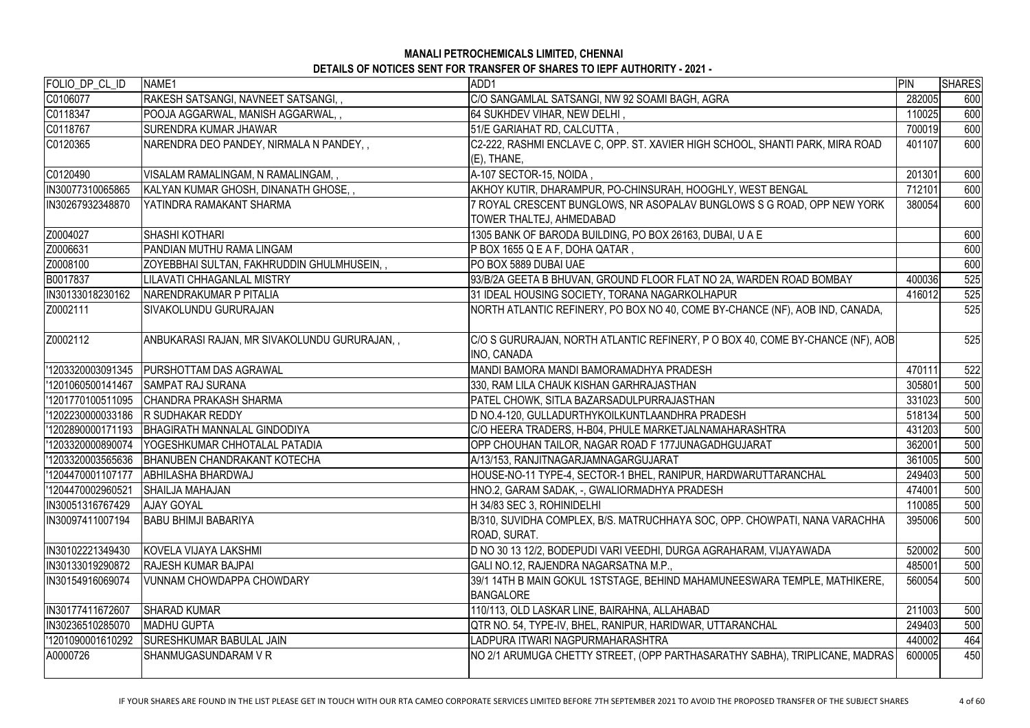**MANALI PETROCHEMICALS LIMITED, CHENNAI**

**DETAILS OF NOTICES SENT FOR TRANSFER OF SHARES TO IEPF AUTHORITY - 2021 -**

| FOLIO_DP_CL_ID | NAME1 | ADD1 | PIN | SHARES |
|---|---|---|---|---|
| C0106077 | RAKESH SATSANGI, NAVNEET SATSANGI, , | C/O SANGAMLAL SATSANGI, NW 92 SOAMI BAGH, AGRA | 282005 | 600 |
| C0118347 | POOJA AGGARWAL, MANISH AGGARWAL, , | 64 SUKHDEV VIHAR, NEW DELHI , | 110025 | 600 |
| C0118767 | SURENDRA KUMAR JHAWAR | 51/E GARIAHAT RD, CALCUTTA , | 700019 | 600 |
| C0120365 | NARENDRA DEO PANDEY, NIRMALA N PANDEY, , | C2-222, RASHMI ENCLAVE C, OPP. ST. XAVIER HIGH SCHOOL, SHANTI PARK, MIRA ROAD (E), THANE, | 401107 | 600 |
| C0120490 | VISALAM RAMALINGAM, N RAMALINGAM, , | A-107 SECTOR-15, NOIDA , | 201301 | 600 |
| IN30077310065865 | KALYAN KUMAR GHOSH, DINANATH GHOSE, , | AKHOY KUTIR, DHARAMPUR, PO-CHINSURAH, HOOGHLY, WEST BENGAL | 712101 | 600 |
| IN30267932348870 | YATINDRA RAMAKANT SHARMA | 7 ROYAL CRESCENT BUNGLOWS, NR ASOPALAV BUNGLOWS S G ROAD, OPP NEW YORK TOWER THALTEJ, AHMEDABAD | 380054 | 600 |
| Z0004027 | SHASHI KOTHARI | 1305 BANK OF BARODA BUILDING, PO BOX 26163, DUBAI, U A E | | 600 |
| Z0006631 | PANDIAN MUTHU RAMA LINGAM | P BOX 1655 Q E A F, DOHA QATAR , | | 600 |
| Z0008100 | ZOYEBBHAI SULTAN, FAKHRUDDIN GHULMHUSEIN, , | PO BOX 5889 DUBAI UAE | | 600 |
| B0017837 | LILAVATI CHHAGANLAL MISTRY | 93/B/2A GEETA B BHUVAN, GROUND FLOOR FLAT NO 2A, WARDEN ROAD BOMBAY | 400036 | 525 |
| IN30133018230162 | NARENDRAKUMAR P PITALIA | 31 IDEAL HOUSING SOCIETY, TORANA NAGARKOLHAPUR | 416012 | 525 |
| Z0002111 | SIVAKOLUNDU GURURAJAN | NORTH ATLANTIC REFINERY, PO BOX NO 40, COME BY-CHANCE (NF), AOB IND, CANADA, | | 525 |
| Z0002112 | ANBUKARASI RAJAN, MR SIVAKOLUNDU GURURAJAN, , | C/O S GURURAJAN, NORTH ATLANTIC REFINERY, P O BOX 40, COME BY-CHANCE (NF), AOB INO, CANADA | | 525 |
| '1203320003091345 | PURSHOTTAM DAS AGRAWAL | MANDI BAMORA MANDI BAMORAMADHYA PRADESH | 470111 | 522 |
| '1201060500141467 | SAMPAT RAJ SURANA | 330, RAM LILA CHAUK KISHAN GARHRAJASTHAN | 305801 | 500 |
| '1201770100511095 | CHANDRA PRAKASH SHARMA | PATEL CHOWK, SITLA BAZARSADULPURRAJASTHAN | 331023 | 500 |
| '1202230000033186 | R SUDHAKAR REDDY | D NO.4-120, GULLADURTHYKOILKUNTLAANDHRA PRADESH | 518134 | 500 |
| '1202890000171193 | BHAGIRATH MANNALAL GINDODIYA | C/O HEERA TRADERS, H-B04, PHULE MARKETJALNAMAHARASHTRA | 431203 | 500 |
| '1203320000890074 | YOGESHKUMAR CHHOTALAL PATADIA | OPP CHOUHAN TAILOR, NAGAR ROAD F 177JUNAGADHGUJARAT | 362001 | 500 |
| '1203320003565636 | BHANUBEN CHANDRAKANT KOTECHA | A/13/153, RANJITNAGARJAMNAGARGUJARAT | 361005 | 500 |
| '1204470001107177 | ABHILASHA BHARDWAJ | HOUSE-NO-11 TYPE-4, SECTOR-1 BHEL, RANIPUR, HARDWARUTTARANCHAL | 249403 | 500 |
| '1204470002960521 | SHAILJA MAHAJAN | HNO.2, GARAM SADAK, -, GWALIORMADHYA PRADESH | 474001 | 500 |
| IN30051316767429 | AJAY GOYAL | H 34/83 SEC 3, ROHINIDELHI | 110085 | 500 |
| IN30097411007194 | BABU BHIMJI BABARIYA | B/310, SUVIDHA COMPLEX, B/S. MATRUCHHAYA SOC, OPP. CHOWPATI, NANA VARACHHA ROAD, SURAT. | 395006 | 500 |
| IN30102221349430 | KOVELA VIJAYA LAKSHMI | D NO 30 13 12/2, BODEPUDI VARI VEEDHI, DURGA AGRAHARAM, VIJAYAWADA | 520002 | 500 |
| IN30133019290872 | RAJESH KUMAR BAJPAI | GALI NO.12, RAJENDRA NAGARSATNA M.P., | 485001 | 500 |
| IN30154916069074 | VUNNAM CHOWDAPPA CHOWDARY | 39/1 14TH B MAIN GOKUL 1STSTAGE, BEHIND MAHAMUNEESWARA TEMPLE, MATHIKERE, BANGALORE | 560054 | 500 |
| IN30177411672607 | SHARAD KUMAR | 110/113, OLD LASKAR LINE, BAIRAHNA, ALLAHABAD | 211003 | 500 |
| IN30236510285070 | MADHU GUPTA | QTR NO. 54, TYPE-IV, BHEL, RANIPUR, HARIDWAR, UTTARANCHAL | 249403 | 500 |
| '1201090001610292 | SURESHKUMAR BABULAL JAIN | LADPURA ITWARI NAGPURMAHARASHTRA | 440002 | 464 |
| A0000726 | SHANMUGASUNDARAM V R | NO 2/1 ARUMUGA CHETTY STREET, (OPP PARTHASARATHY SABHA), TRIPLICANE, MADRAS | 600005 | 450 |

IF YOUR SHARES ARE FOUND IN THE LIST PLEASE GET IN TOUCH WITH OUR RTA CAMEO CORPORATE SERVICES LIMITED BEFORE 7TH SEPTEMBER 2021 TO AVOID THE PROPOSED TRANSFER OF THE SUBJECT SHARES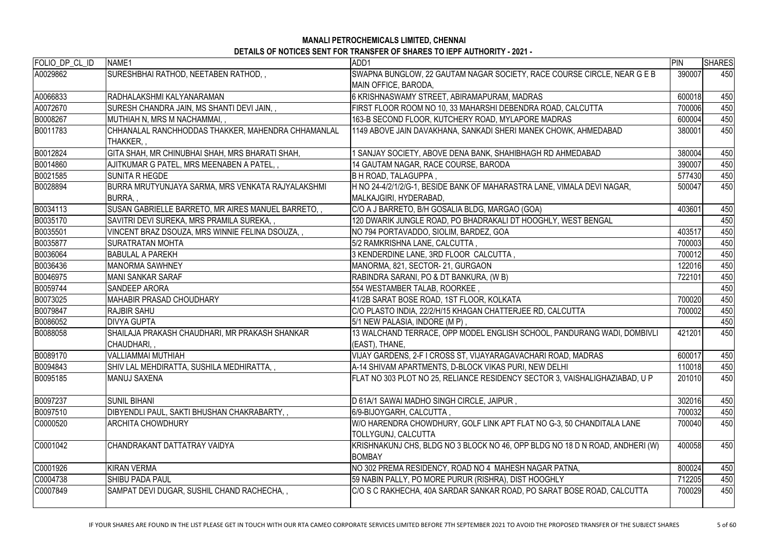**MANALI PETROCHEMICALS LIMITED, CHENNAI**

**DETAILS OF NOTICES SENT FOR TRANSFER OF SHARES TO IEPF AUTHORITY - 2021 -**

| FOLIO_DP_CL_ID | NAME1 | ADD1 | PIN | SHARES |
|---|---|---|---|---|
| A0029862 | SURESHBHAI RATHOD, NEETABEN RATHOD, , | SWAPNA BUNGLOW, 22 GAUTAM NAGAR SOCIETY, RACE COURSE CIRCLE, NEAR G E B MAIN OFFICE, BARODA, | 390007 | 450 |
| A0066833 | RADHALAKSHMI KALYANARAMAN | 6 KRISHNASWAMY STREET, ABIRAMAPURAM, MADRAS | 600018 | 450 |
| A0072670 | SURESH CHANDRA JAIN, MS SHANTI DEVI JAIN, , | FIRST FLOOR ROOM NO 10, 33 MAHARSHI DEBENDRA ROAD, CALCUTTA | 700006 | 450 |
| B0008267 | MUTHIAH N, MRS M NACHAMMAI, , | 163-B SECOND FLOOR, KUTCHERY ROAD, MYLAPORE MADRAS | 600004 | 450 |
| B0011783 | CHHANALAL RANCHHODDAS THAKKER, MAHENDRA CHHAMANLAL THAKKER, , | 1149 ABOVE JAIN DAVAKHANA, SANKADI SHERI MANEK CHOWK, AHMEDABAD | 380001 | 450 |
| B0012824 | GITA SHAH, MR CHINUBHAI SHAH, MRS BHARATI SHAH, | 1 SANJAY SOCIETY, ABOVE DENA BANK, SHAHIBHAGH RD AHMEDABAD | 380004 | 450 |
| B0014860 | AJITKUMAR G PATEL, MRS MEENABEN A PATEL, , | 14 GAUTAM NAGAR, RACE COURSE, BARODA | 390007 | 450 |
| B0021585 | SUNITA R HEGDE | B H ROAD, TALAGUPPA , | 577430 | 450 |
| B0028894 | BURRA MRUTYUNJAYA SARMA, MRS VENKATA RAJYALAKSHMI BURRA, , | H NO 24-4/2/1/2/G-1, BESIDE BANK OF MAHARASTRA LANE, VIMALA DEVI NAGAR, MALKAJGIRI, HYDERABAD, | 500047 | 450 |
| B0034113 | SUSAN GABRIELLE BARRETO, MR AIRES MANUEL BARRETO, , | C/O A J BARRETO, B/H GOSALIA BLDG, MARGAO (GOA) | 403601 | 450 |
| B0035170 | SAVITRI DEVI SUREKA, MRS PRAMILA SUREKA, , | 120 DWARIK JUNGLE ROAD, PO BHADRAKALI DT HOOGHLY, WEST BENGAL | | 450 |
| B0035501 | VINCENT BRAZ DSOUZA, MRS WINNIE FELINA DSOUZA, , | NO 794 PORTAVADDO, SIOLIM, BARDEZ, GOA | 403517 | 450 |
| B0035877 | SURATRATAN MOHTA | 5/2 RAMKRISHNA LANE, CALCUTTA , | 700003 | 450 |
| B0036064 | BABULAL A PAREKH | 3 KENDERDINE LANE, 3RD FLOOR CALCUTTA , | 700012 | 450 |
| B0036436 | MANORMA SAWHNEY | MANORMA, 821, SECTOR- 21, GURGAON | 122016 | 450 |
| B0046975 | MANI SANKAR SARAF | RABINDRA SARANI, PO & DT BANKURA, (W B) | 722101 | 450 |
| B0059744 | SANDEEP ARORA | 554 WESTAMBER TALAB, ROORKEE , | | 450 |
| B0073025 | MAHABIR PRASAD CHOUDHARY | 41/2B SARAT BOSE ROAD, 1ST FLOOR, KOLKATA | 700020 | 450 |
| B0079847 | RAJBIR SAHU | C/O PLASTO INDIA, 22/2/H/15 KHAGAN CHATTERJEE RD, CALCUTTA | 700002 | 450 |
| B0086052 | DIVYA GUPTA | 5/1 NEW PALASIA, INDORE (M P) , | | 450 |
| B0088058 | SHAILAJA PRAKASH CHAUDHARI, MR PRAKASH SHANKAR CHAUDHARI, , | 13 WALCHAND TERRACE, OPP MODEL ENGLISH SCHOOL, PANDURANG WADI, DOMBIVLI (EAST), THANE, | 421201 | 450 |
| B0089170 | VALLIAMMAI MUTHIAH | VIJAY GARDENS, 2-F I CROSS ST, VIJAYARAGAVACHARI ROAD, MADRAS | 600017 | 450 |
| B0094843 | SHIV LAL MEHDIRATTA, SUSHILA MEDHIRATTA, , | A-14 SHIVAM APARTMENTS, D-BLOCK VIKAS PURI, NEW DELHI | 110018 | 450 |
| B0095185 | MANUJ SAXENA | FLAT NO 303 PLOT NO 25, RELIANCE RESIDENCY SECTOR 3, VAISHALIGHAZIABAD, U P | 201010 | 450 |
| B0097237 | SUNIL BIHANI | D 61A/1 SAWAI MADHO SINGH CIRCLE, JAIPUR , | 302016 | 450 |
| B0097510 | DIBYENDLI PAUL, SAKTI BHUSHAN CHAKRABARTY, , | 6/9-BIJOYGARH, CALCUTTA , | 700032 | 450 |
| C0000520 | ARCHITA CHOWDHURY | W/O HARENDRA CHOWDHURY, GOLF LINK APT FLAT NO G-3, 50 CHANDITALA LANE TOLLYGUNJ, CALCUTTA | 700040 | 450 |
| C0001042 | CHANDRAKANT DATTATRAY VAIDYA | KRISHNAKUNJ CHS, BLDG NO 3 BLOCK NO 46, OPP BLDG NO 18 D N ROAD, ANDHERI (W) BOMBAY | 400058 | 450 |
| C0001926 | KIRAN VERMA | NO 302 PREMA RESIDENCY, ROAD NO 4 MAHESH NAGAR PATNA, | 800024 | 450 |
| C0004738 | SHIBU PADA PAUL | 59 NABIN PALLY, PO MORE PURUR (RISHRA), DIST HOOGHLY | 712205 | 450 |
| C0007849 | SAMPAT DEVI DUGAR, SUSHIL CHAND RACHECHA, , | C/O S C RAKHECHA, 40A SARDAR SANKAR ROAD, PO SARAT BOSE ROAD, CALCUTTA | 700029 | 450 |

IF YOUR SHARES ARE FOUND IN THE LIST PLEASE GET IN TOUCH WITH OUR RTA CAMEO CORPORATE SERVICES LIMITED BEFORE 7TH SEPTEMBER 2021 TO AVOID THE PROPOSED TRANSFER OF THE SUBJECT SHARES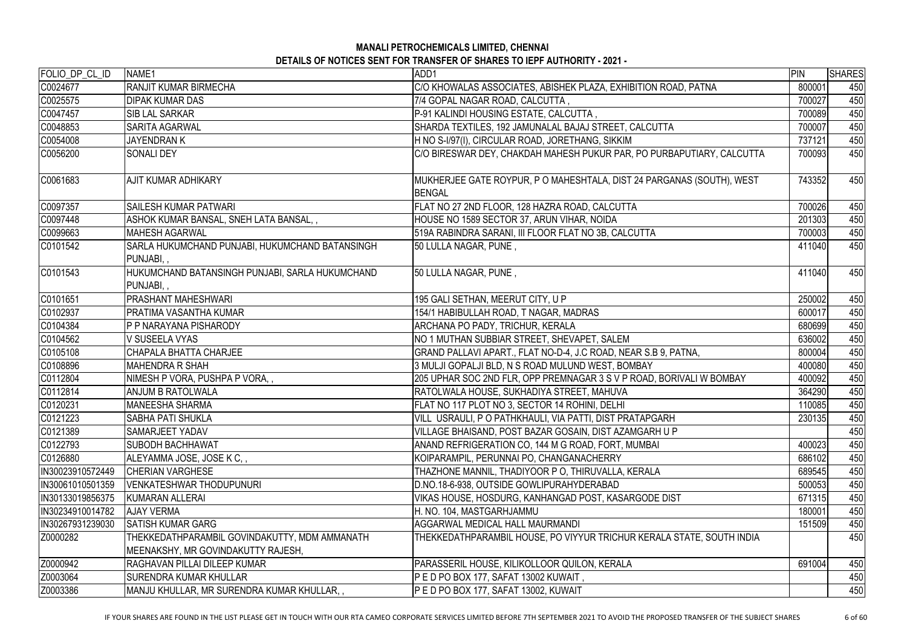**MANALI PETROCHEMICALS LIMITED, CHENNAI**

**DETAILS OF NOTICES SENT FOR TRANSFER OF SHARES TO IEPF AUTHORITY - 2021 -**

| FOLIO_DP_CL_ID | NAME1 | ADD1 | PIN | SHARES |
|---|---|---|---|---|
| C0024677 | RANJIT KUMAR BIRMECHA | C/O KHOWALAS ASSOCIATES, ABISHEK PLAZA, EXHIBITION ROAD, PATNA | 800001 | 450 |
| C0025575 | DIPAK KUMAR DAS | 7/4 GOPAL NAGAR ROAD, CALCUTTA , | 700027 | 450 |
| C0047457 | SIB LAL SARKAR | P-91 KALINDI HOUSING ESTATE, CALCUTTA , | 700089 | 450 |
| C0048853 | SARITA AGARWAL | SHARDA TEXTILES, 192 JAMUNALAL BAJAJ STREET, CALCUTTA | 700007 | 450 |
| C0054008 | JAYENDRAN K | H NO S-I/97(I), CIRCULAR ROAD, JORETHANG, SIKKIM | 737121 | 450 |
| C0056200 | SONALI DEY | C/O BIRESWAR DEY, CHAKDAH MAHESH PUKUR PAR, PO PURBAPUTIARY, CALCUTTA | 700093 | 450 |
| C0061683 | AJIT KUMAR ADHIKARY | MUKHERJEE GATE ROYPUR, P O MAHESHTALA, DIST 24 PARGANAS (SOUTH), WEST BENGAL | 743352 | 450 |
| C0097357 | SAILESH KUMAR PATWARI | FLAT NO 27 2ND FLOOR, 128 HAZRA ROAD, CALCUTTA | 700026 | 450 |
| C0097448 | ASHOK KUMAR BANSAL, SNEH LATA BANSAL, , | HOUSE NO 1589 SECTOR 37, ARUN VIHAR, NOIDA | 201303 | 450 |
| C0099663 | MAHESH AGARWAL | 519A RABINDRA SARANI, III FLOOR FLAT NO 3B, CALCUTTA | 700003 | 450 |
| C0101542 | SARLA HUKUMCHAND PUNJABI, HUKUMCHAND BATANSINGH PUNJABI, , | 50 LULLA NAGAR, PUNE , | 411040 | 450 |
| C0101543 | HUKUMCHAND BATANSINGH PUNJABI, SARLA HUKUMCHAND PUNJABI, , | 50 LULLA NAGAR, PUNE , | 411040 | 450 |
| C0101651 | PRASHANT MAHESHWARI | 195 GALI SETHAN, MEERUT CITY, U P | 250002 | 450 |
| C0102937 | PRATIMA VASANTHA KUMAR | 154/1 HABIBULLAH ROAD, T NAGAR, MADRAS | 600017 | 450 |
| C0104384 | P P NARAYANA PISHARODY | ARCHANA PO PADY, TRICHUR, KERALA | 680699 | 450 |
| C0104562 | V SUSEELA VYAS | NO 1 MUTHAN SUBBIAR STREET, SHEVAPET, SALEM | 636002 | 450 |
| C0105108 | CHAPALA BHATTA CHARJEE | GRAND PALLAVI APART., FLAT NO-D-4, J.C ROAD, NEAR S.B 9, PATNA, | 800004 | 450 |
| C0108896 | MAHENDRA R SHAH | 3 MULJI GOPALJI BLD, N S ROAD MULUND WEST, BOMBAY | 400080 | 450 |
| C0112804 | NIMESH P VORA, PUSHPA P VORA, , | 205 UPHAR SOC 2ND FLR, OPP PREMNAGAR 3 S V P ROAD, BORIVALI W BOMBAY | 400092 | 450 |
| C0112814 | ANJUM B RATOLWALA | RATOLWALA HOUSE, SUKHADIYA STREET, MAHUVA | 364290 | 450 |
| C0120231 | MANEESHA SHARMA | FLAT NO 117 PLOT NO 3, SECTOR 14 ROHINI, DELHI | 110085 | 450 |
| C0121223 | SABHA PATI SHUKLA | VILL USRAULI, P O PATHKHAULI, VIA PATTI, DIST PRATAPGARH | 230135 | 450 |
| C0121389 | SAMARJEET YADAV | VILLAGE BHAISAND, POST BAZAR GOSAIN, DIST AZAMGARH U P | | 450 |
| C0122793 | SUBODH BACHHAWAT | ANAND REFRIGERATION CO, 144 M G ROAD, FORT, MUMBAI | 400023 | 450 |
| C0126880 | ALEYAMMA JOSE, JOSE K C, , | KOIPARAMPIL, PERUNNAI PO, CHANGANACHERRY | 686102 | 450 |
| IN30023910572449 | CHERIAN VARGHESE | THAZHONE MANNIL, THADIYOOR P O, THIRUVALLA, KERALA | 689545 | 450 |
| IN30061010501359 | VENKATESHWAR THODUPUNURI | D.NO.18-6-938, OUTSIDE GOWLIPURAHYDERABAD | 500053 | 450 |
| IN30133019856375 | KUMARAN ALLERAI | VIKAS HOUSE, HOSDURG, KANHANGAD POST, KASARGODE DIST | 671315 | 450 |
| IN30234910014782 | AJAY VERMA | H. NO. 104, MASTGARHJAMMU | 180001 | 450 |
| IN30267931239030 | SATISH KUMAR GARG | AGGARWAL MEDICAL HALL MAURMANDI | 151509 | 450 |
| Z0000282 | THEKKEDATHPARAMBIL GOVINDAKUTTY, MDM AMMANATH MEENAKSHY, MR GOVINDAKUTTY RAJESH, | THEKKEDATHPARAMBIL HOUSE, PO VIYYUR TRICHUR KERALA STATE, SOUTH INDIA | | 450 |
| Z0000942 | RAGHAVAN PILLAI DILEEP KUMAR | PARASSERIL HOUSE, KILIKOLLOOR QUILON, KERALA | 691004 | 450 |
| Z0003064 | SURENDRA KUMAR KHULLAR | P E D PO BOX 177, SAFAT 13002 KUWAIT , | | 450 |
| Z0003386 | MANJU KHULLAR, MR SURENDRA KUMAR KHULLAR, , | P E D PO BOX 177, SAFAT 13002, KUWAIT | | 450 |

IF YOUR SHARES ARE FOUND IN THE LIST PLEASE GET IN TOUCH WITH OUR RTA CAMEO CORPORATE SERVICES LIMITED BEFORE 7TH SEPTEMBER 2021 TO AVOID THE PROPOSED TRANSFER OF THE SUBJECT SHARES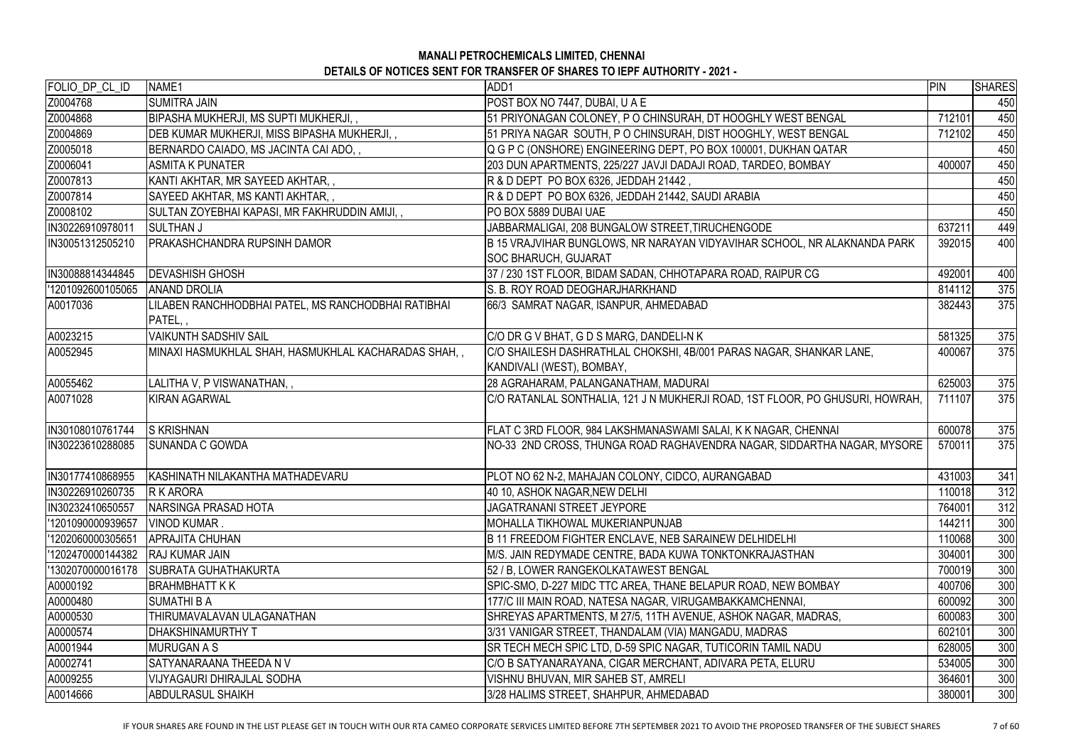**MANALI PETROCHEMICALS LIMITED, CHENNAI**

**DETAILS OF NOTICES SENT FOR TRANSFER OF SHARES TO IEPF AUTHORITY - 2021 -**

| FOLIO_DP_CL_ID | NAME1 | ADD1 | PIN | SHARES |
|---|---|---|---|---|
| Z0004768 | SUMITRA JAIN | POST BOX NO 7447, DUBAI, U A E | | 450 |
| Z0004868 | BIPASHA MUKHERJI, MS SUPTI MUKHERJI, , | 51 PRIYONAGAN COLONEY, P O CHINSURAH, DT HOOGHLY WEST BENGAL | 712101 | 450 |
| Z0004869 | DEB KUMAR MUKHERJI, MISS BIPASHA MUKHERJI, , | 51 PRIYA NAGAR SOUTH, P O CHINSURAH, DIST HOOGHLY, WEST BENGAL | 712102 | 450 |
| Z0005018 | BERNARDO CAIADO, MS JACINTA CAI ADO, , | Q G P C (ONSHORE) ENGINEERING DEPT, PO BOX 100001, DUKHAN QATAR | | 450 |
| Z0006041 | ASMITA K PUNATER | 203 DUN APARTMENTS, 225/227 JAVJI DADAJI ROAD, TARDEO, BOMBAY | 400007 | 450 |
| Z0007813 | KANTI AKHTAR, MR SAYEED AKHTAR, , | R & D DEPT PO BOX 6326, JEDDAH 21442 , | | 450 |
| Z0007814 | SAYEED AKHTAR, MS KANTI AKHTAR, , | R & D DEPT PO BOX 6326, JEDDAH 21442, SAUDI ARABIA | | 450 |
| Z0008102 | SULTAN ZOYEBHAI KAPASI, MR FAKHRUDDIN AMIJI, , | PO BOX 5889 DUBAI UAE | | 450 |
| IN30226910978011 | SULTHAN J | JABBARMALIGAI, 208 BUNGALOW STREET,TIRUCHENGODE | 637211 | 449 |
| IN30051312505210 | PRAKASHCHANDRA RUPSINH DAMOR | B 15 VRAJVIHAR BUNGLOWS, NR NARAYAN VIDYAVIHAR SCHOOL, NR ALAKNANDA PARK SOC BHARUCH, GUJARAT | 392015 | 400 |
| IN30088814344845 | DEVASHISH GHOSH | 37 / 230 1ST FLOOR, BIDAM SADAN, CHHOTAPARA ROAD, RAIPUR CG | 492001 | 400 |
| '1201092600105065 | ANAND DROLIA | S. B. ROY ROAD DEOGHARJHARKHAND | 814112 | 375 |
| A0017036 | LILABEN RANCHHODBHAI PATEL, MS RANCHODBHAI RATIBHAI PATEL, , | 66/3 SAMRAT NAGAR, ISANPUR, AHMEDABAD | 382443 | 375 |
| A0023215 | VAIKUNTH SADSHIV SAIL | C/O DR G V BHAT, G D S MARG, DANDELI-N K | 581325 | 375 |
| A0052945 | MINAXI HASMUKHLAL SHAH, HASMUKHLAL KACHARADAS SHAH, , | C/O SHAILESH DASHRATHLAL CHOKSHI, 4B/001 PARAS NAGAR, SHANKAR LANE, KANDIVALI (WEST), BOMBAY, | 400067 | 375 |
| A0055462 | LALITHA V, P VISWANATHAN, , | 28 AGRAHARAM, PALANGANATHAM, MADURAI | 625003 | 375 |
| A0071028 | KIRAN AGARWAL | C/O RATANLAL SONTHALIA, 121 J N MUKHERJI ROAD, 1ST FLOOR, PO GHUSURI, HOWRAH, | 711107 | 375 |
| IN30108010761744 | S KRISHNAN | FLAT C 3RD FLOOR, 984 LAKSHMANASWAMI SALAI, K K NAGAR, CHENNAI | 600078 | 375 |
| IN30223610288085 | SUNANDA C GOWDA | NO-33 2ND CROSS, THUNGA ROAD RAGHAVENDRA NAGAR, SIDDARTHA NAGAR, MYSORE | 570011 | 375 |
| IN30177410868955 | KASHINATH NILAKANTHA MATHADEVARU | PLOT NO 62 N-2, MAHAJAN COLONY, CIDCO, AURANGABAD | 431003 | 341 |
| IN30226910260735 | R K ARORA | 40 10, ASHOK NAGAR,NEW DELHI | 110018 | 312 |
| IN30232410650557 | NARSINGA PRASAD HOTA | JAGATRANANI STREET JEYPORE | 764001 | 312 |
| '1201090000939657 | VINOD KUMAR . | MOHALLA TIKHOWAL MUKERIANPUNJAB | 144211 | 300 |
| '1202060000305651 | APRAJITA CHUHAN | B 11 FREEDOM FIGHTER ENCLAVE, NEB SARAINEW DELHIDELHI | 110068 | 300 |
| '1202470000144382 | RAJ KUMAR JAIN | M/S. JAIN REDYMADE CENTRE, BADA KUWA TONKTONKRAJASTHAN | 304001 | 300 |
| '1302070000016178 | SUBRATA GUHATHAKURTA | 52 / B, LOWER RANGEKOLKATAWEST BENGAL | 700019 | 300 |
| A0000192 | BRAHMBHATT K K | SPIC-SMO, D-227 MIDC TTC AREA, THANE BELAPUR ROAD, NEW BOMBAY | 400706 | 300 |
| A0000480 | SUMATHI B A | 177/C III MAIN ROAD, NATESA NAGAR, VIRUGAMBAKKAMCHENNAI, | 600092 | 300 |
| A0000530 | THIRUMAVALAVAN ULAGANATHAN | SHREYAS APARTMENTS, M 27/5, 11TH AVENUE, ASHOK NAGAR, MADRAS, | 600083 | 300 |
| A0000574 | DHAKSHINAMURTHY T | 3/31 VANIGAR STREET, THANDALAM (VIA) MANGADU, MADRAS | 602101 | 300 |
| A0001944 | MURUGAN A S | SR TECH MECH SPIC LTD, D-59 SPIC NAGAR, TUTICORIN TAMIL NADU | 628005 | 300 |
| A0002741 | SATYANARAANA THEEDA N V | C/O B SATYANARAYANA, CIGAR MERCHANT, ADIVARA PETA, ELURU | 534005 | 300 |
| A0009255 | VIJYAGAURI DHIRAJLAL SODHA | VISHNU BHUVAN, MIR SAHEB ST, AMRELI | 364601 | 300 |
| A0014666 | ABDULRASUL SHAIKH | 3/28 HALIMS STREET, SHAHPUR, AHMEDABAD | 380001 | 300 |

IF YOUR SHARES ARE FOUND IN THE LIST PLEASE GET IN TOUCH WITH OUR RTA CAMEO CORPORATE SERVICES LIMITED BEFORE 7TH SEPTEMBER 2021 TO AVOID THE PROPOSED TRANSFER OF THE SUBJECT SHARES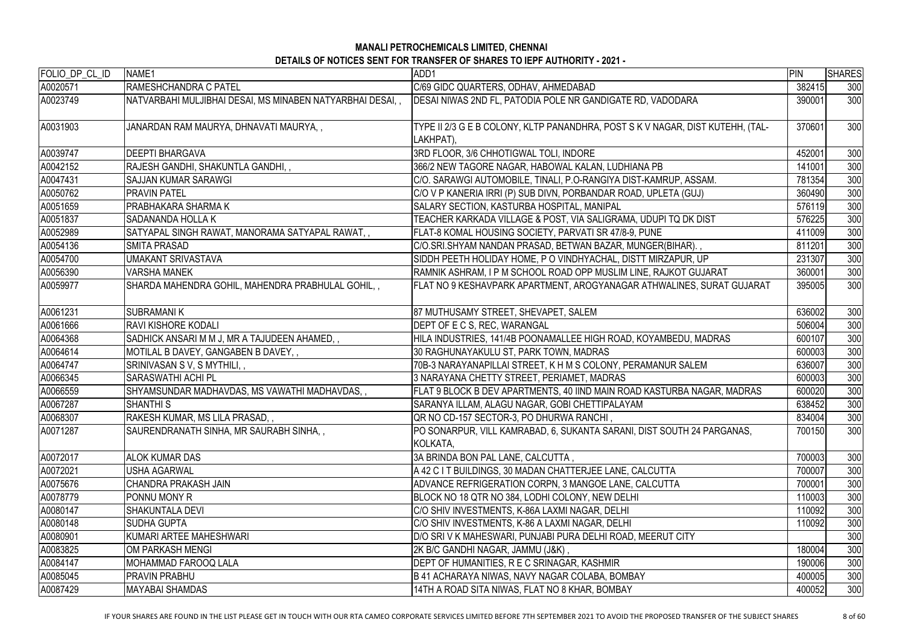**MANALI PETROCHEMICALS LIMITED, CHENNAI**

**DETAILS OF NOTICES SENT FOR TRANSFER OF SHARES TO IEPF AUTHORITY - 2021 -**

| FOLIO_DP_CL_ID | NAME1 | ADD1 | PIN | SHARES |
|---|---|---|---|---|
| A0020571 | RAMESHCHANDRA C PATEL | C/69 GIDC QUARTERS, ODHAV, AHMEDABAD | 382415 | 300 |
| A0023749 | NATVARBAHI MULJIBHAI DESAI, MS MINABEN NATYARBHAI DESAI, , | DESAI NIWAS 2ND FL, PATODIA POLE NR GANDIGATE RD, VADODARA | 390001 | 300 |
| A0031903 | JANARDAN RAM MAURYA, DHNAVATI MAURYA, , | TYPE II 2/3 G E B COLONY, KLTP PANANDHRA, POST S K V NAGAR, DIST KUTEHH, (TAL-LAKHPAT), | 370601 | 300 |
| A0039747 | DEEPTI BHARGAVA | 3RD FLOOR, 3/6 CHHOTIGWAL TOLI, INDORE | 452001 | 300 |
| A0042152 | RAJESH GANDHI, SHAKUNTLA GANDHI, , | 366/2 NEW TAGORE NAGAR, HABOWAL KALAN, LUDHIANA PB | 141001 | 300 |
| A0047431 | SAJJAN KUMAR SARAWGI | C/O. SARAWGI AUTOMOBILE, TINALI, P.O-RANGIYA DIST-KAMRUP, ASSAM. | 781354 | 300 |
| A0050762 | PRAVIN PATEL | C/O V P KANERIA IRRI (P) SUB DIVN, PORBANDAR ROAD, UPLETA (GUJ) | 360490 | 300 |
| A0051659 | PRABHAKARA SHARMA K | SALARY SECTION, KASTURBA HOSPITAL, MANIPAL | 576119 | 300 |
| A0051837 | SADANANDA HOLLA K | TEACHER KARKADA VILLAGE & POST, VIA SALIGRAMA, UDUPI TQ DK DIST | 576225 | 300 |
| A0052989 | SATYAPAL SINGH RAWAT, MANORAMA SATYAPAL RAWAT, , | FLAT-8 KOMAL HOUSING SOCIETY, PARVATI SR 47/8-9, PUNE | 411009 | 300 |
| A0054136 | SMITA PRASAD | C/O.SRI.SHYAM NANDAN PRASAD, BETWAN BAZAR, MUNGER(BIHAR). , | 811201 | 300 |
| A0054700 | UMAKANT SRIVASTAVA | SIDDH PEETH HOLIDAY HOME, P O VINDHYACHAL, DISTT MIRZAPUR, UP | 231307 | 300 |
| A0056390 | VARSHA MANEK | RAMNIK ASHRAM, I P M SCHOOL ROAD OPP MUSLIM LINE, RAJKOT GUJARAT | 360001 | 300 |
| A0059977 | SHARDA MAHENDRA GOHIL, MAHENDRA PRABHULAL GOHIL, , | FLAT NO 9 KESHAVPARK APARTMENT, AROGYANAGAR ATHWALINES, SURAT GUJARAT | 395005 | 300 |
| A0061231 | SUBRAMANI K | 87 MUTHUSAMY STREET, SHEVAPET, SALEM | 636002 | 300 |
| A0061666 | RAVI KISHORE KODALI | DEPT OF E C S, REC, WARANGAL | 506004 | 300 |
| A0064368 | SADHICK ANSARI M M J, MR A TAJUDEEN AHAMED, , | HILA INDUSTRIES, 141/4B POONAMALLEE HIGH ROAD, KOYAMBEDU, MADRAS | 600107 | 300 |
| A0064614 | MOTILAL B DAVEY, GANGABEN B DAVEY, , | 30 RAGHUNAYAKULU ST, PARK TOWN, MADRAS | 600003 | 300 |
| A0064747 | SRINIVASAN S V, S MYTHILI, , | 70B-3 NARAYANAPILLAI STREET, K H M S COLONY, PERAMANUR SALEM | 636007 | 300 |
| A0066345 | SARASWATHI ACHI PL | 3 NARAYANA CHETTY STREET, PERIAMET, MADRAS | 600003 | 300 |
| A0066559 | SHYAMSUNDAR MADHAVDAS, MS VAWATHI MADHAVDAS, , | FLAT 9 BLOCK B DEV APARTMENTS, 40 IIND MAIN ROAD KASTURBA NAGAR, MADRAS | 600020 | 300 |
| A0067287 | SHANTHI S | SARANYA ILLAM, ALAGU NAGAR, GOBI CHETTIPALAYAM | 638452 | 300 |
| A0068307 | RAKESH KUMAR, MS LILA PRASAD, , | QR NO CD-157 SECTOR-3, PO DHURWA RANCHI , | 834004 | 300 |
| A0071287 | SAURENDRANATH SINHA, MR SAURABH SINHA, , | PO SONARPUR, VILL KAMRABAD, 6, SUKANTA SARANI, DIST SOUTH 24 PARGANAS, KOLKATA, | 700150 | 300 |
| A0072017 | ALOK KUMAR DAS | 3A BRINDA BON PAL LANE, CALCUTTA , | 700003 | 300 |
| A0072021 | USHA AGARWAL | A 42 C I T BUILDINGS, 30 MADAN CHATTERJEE LANE, CALCUTTA | 700007 | 300 |
| A0075676 | CHANDRA PRAKASH JAIN | ADVANCE REFRIGERATION CORPN, 3 MANGOE LANE, CALCUTTA | 700001 | 300 |
| A0078779 | PONNU MONY R | BLOCK NO 18 QTR NO 384, LODHI COLONY, NEW DELHI | 110003 | 300 |
| A0080147 | SHAKUNTALA DEVI | C/O SHIV INVESTMENTS, K-86A LAXMI NAGAR, DELHI | 110092 | 300 |
| A0080148 | SUDHA GUPTA | C/O SHIV INVESTMENTS, K-86 A LAXMI NAGAR, DELHI | 110092 | 300 |
| A0080901 | KUMARI ARTEE MAHESHWARI | D/O SRI V K MAHESWARI, PUNJABI PURA DELHI ROAD, MEERUT CITY | | 300 |
| A0083825 | OM PARKASH MENGI | 2K B/C GANDHI NAGAR, JAMMU (J&K) , | 180004 | 300 |
| A0084147 | MOHAMMAD FAROOQ LALA | DEPT OF HUMANITIES, R E C SRINAGAR, KASHMIR | 190006 | 300 |
| A0085045 | PRAVIN PRABHU | B 41 ACHARAYA NIWAS, NAVY NAGAR COLABA, BOMBAY | 400005 | 300 |
| A0087429 | MAYABAI SHAMDAS | 14TH A ROAD SITA NIWAS, FLAT NO 8 KHAR, BOMBAY | 400052 | 300 |

IF YOUR SHARES ARE FOUND IN THE LIST PLEASE GET IN TOUCH WITH OUR RTA CAMEO CORPORATE SERVICES LIMITED BEFORE 7TH SEPTEMBER 2021 TO AVOID THE PROPOSED TRANSFER OF THE SUBJECT SHARES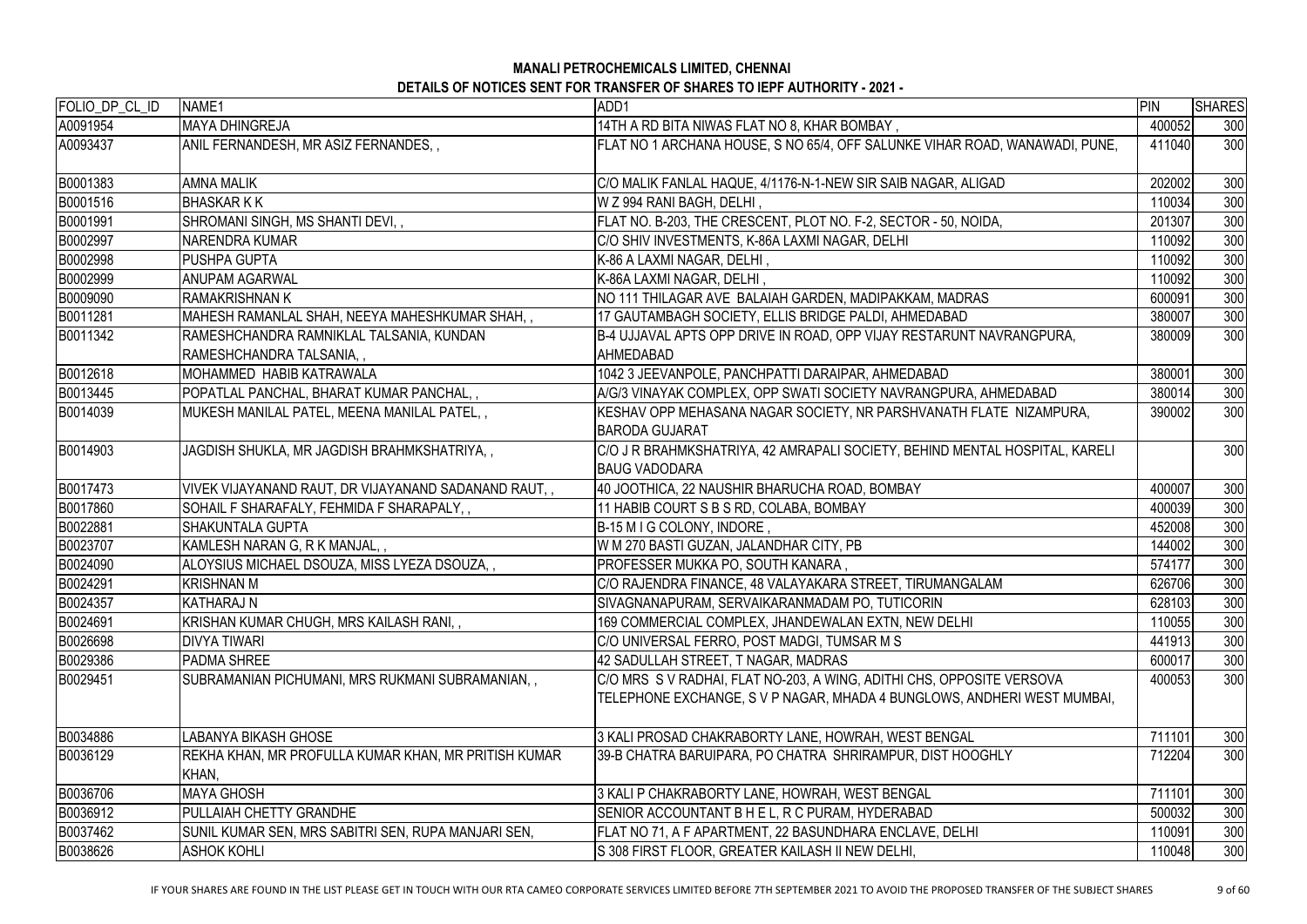## MANALI PETROCHEMICALS LIMITED, CHENNAI

### DETAILS OF NOTICES SENT FOR TRANSFER OF SHARES TO IEPF AUTHORITY - 2021 -

| FOLIO_DP_CL_ID | NAME1 | ADD1 | PIN | SHARES |
|---|---|---|---|---|
| A0091954 | MAYA DHINGREJA | 14TH A RD BITA NIWAS FLAT NO 8, KHAR BOMBAY , | 400052 | 300 |
| A0093437 | ANIL FERNANDESH, MR ASIZ FERNANDES, , | FLAT NO 1 ARCHANA HOUSE, S NO 65/4, OFF SALUNKE VIHAR ROAD, WANAWADI, PUNE, | 411040 | 300 |
| B0001383 | AMNA MALIK | C/O MALIK FANLAL HAQUE, 4/1176-N-1-NEW SIR SAIB NAGAR, ALIGAD | 202002 | 300 |
| B0001516 | BHASKAR K K | W Z 994 RANI BAGH, DELHI , | 110034 | 300 |
| B0001991 | SHROMANI SINGH, MS SHANTI DEVI, , | FLAT NO. B-203, THE CRESCENT, PLOT NO. F-2, SECTOR - 50, NOIDA, | 201307 | 300 |
| B0002997 | NARENDRA KUMAR | C/O SHIV INVESTMENTS, K-86A LAXMI NAGAR, DELHI | 110092 | 300 |
| B0002998 | PUSHPA GUPTA | K-86 A LAXMI NAGAR, DELHI , | 110092 | 300 |
| B0002999 | ANUPAM AGARWAL | K-86A LAXMI NAGAR, DELHI , | 110092 | 300 |
| B0009090 | RAMAKRISHNAN K | NO 111 THILAGAR AVE BALAIAH GARDEN, MADIPAKKAM, MADRAS | 600091 | 300 |
| B0011281 | MAHESH RAMANLAL SHAH, NEEYA MAHESHKUMAR SHAH, , | 17 GAUTAMBAGH SOCIETY, ELLIS BRIDGE PALDI, AHMEDABAD | 380007 | 300 |
| B0011342 | RAMESHCHANDRA RAMNIKLAL TALSANIA, KUNDAN RAMESHCHANDRA TALSANIA, , | B-4 UJJAVAL APTS OPP DRIVE IN ROAD, OPP VIJAY RESTARUNT NAVRANGPURA, AHMEDABAD | 380009 | 300 |
| B0012618 | MOHAMMED HABIB KATRAWALA | 1042 3 JEEVANPOLE, PANCHPATTI DARAIPAR, AHMEDABAD | 380001 | 300 |
| B0013445 | POPATLAL PANCHAL, BHARAT KUMAR PANCHAL, , | A/G/3 VINAYAK COMPLEX, OPP SWATI SOCIETY NAVRANGPURA, AHMEDABAD | 380014 | 300 |
| B0014039 | MUKESH MANILAL PATEL, MEENA MANILAL PATEL, , | KESHAV OPP MEHASANA NAGAR SOCIETY, NR PARSHVANATH FLATE NIZAMPURA, BARODA GUJARAT | 390002 | 300 |
| B0014903 | JAGDISH SHUKLA, MR JAGDISH BRAHMKSHATRIYA, , | C/O J R BRAHMKSHATRIYA, 42 AMRAPALI SOCIETY, BEHIND MENTAL HOSPITAL, KARELI BAUG VADODARA | | 300 |
| B0017473 | VIVEK VIJAYANAND RAUT, DR VIJAYANAND SADANAND RAUT, , | 40 JOOTHICA, 22 NAUSHIR BHARUCHA ROAD, BOMBAY | 400007 | 300 |
| B0017860 | SOHAIL F SHARAFALY, FEHMIDA F SHARAPALY, , | 11 HABIB COURT S B S RD, COLABA, BOMBAY | 400039 | 300 |
| B0022881 | SHAKUNTALA GUPTA | B-15 M I G COLONY, INDORE , | 452008 | 300 |
| B0023707 | KAMLESH NARAN G, R K MANJAL, , | W M 270 BASTI GUZAN, JALANDHAR CITY, PB | 144002 | 300 |
| B0024090 | ALOYSIUS MICHAEL DSOUZA, MISS LYEZA DSOUZA, , | PROFESSER MUKKA PO, SOUTH KANARA , | 574177 | 300 |
| B0024291 | KRISHNAN M | C/O RAJENDRA FINANCE, 48 VALAYAKARA STREET, TIRUMANGALAM | 626706 | 300 |
| B0024357 | KATHARAJ N | SIVAGNANAPURAM, SERVAIKARANMADAM PO, TUTICORIN | 628103 | 300 |
| B0024691 | KRISHAN KUMAR CHUGH, MRS KAILASH RANI, , | 169 COMMERCIAL COMPLEX, JHANDEWALAN EXTN, NEW DELHI | 110055 | 300 |
| B0026698 | DIVYA TIWARI | C/O UNIVERSAL FERRO, POST MADGI, TUMSAR M S | 441913 | 300 |
| B0029386 | PADMA SHREE | 42 SADULLAH STREET, T NAGAR, MADRAS | 600017 | 300 |
| B0029451 | SUBRAMANIAN PICHUMANI, MRS RUKMANI SUBRAMANIAN, , | C/O MRS S V RADHAI, FLAT NO-203, A WING, ADITHI CHS, OPPOSITE VERSOVA TELEPHONE EXCHANGE, S V P NAGAR, MHADA 4 BUNGLOWS, ANDHERI WEST MUMBAI, | 400053 | 300 |
| B0034886 | LABANYA BIKASH GHOSE | 3 KALI PROSAD CHAKRABORTY LANE, HOWRAH, WEST BENGAL | 711101 | 300 |
| B0036129 | REKHA KHAN, MR PROFULLA KUMAR KHAN, MR PRITISH KUMAR KHAN, | 39-B CHATRA BARUIPARA, PO CHATRA SHRIRAMPUR, DIST HOOGHLY | 712204 | 300 |
| B0036706 | MAYA GHOSH | 3 KALI P CHAKRABORTY LANE, HOWRAH, WEST BENGAL | 711101 | 300 |
| B0036912 | PULLAIAH CHETTY GRANDHE | SENIOR ACCOUNTANT B H E L, R C PURAM, HYDERABAD | 500032 | 300 |
| B0037462 | SUNIL KUMAR SEN, MRS SABITRI SEN, RUPA MANJARI SEN, | FLAT NO 71, A F APARTMENT, 22 BASUNDHARA ENCLAVE, DELHI | 110091 | 300 |
| B0038626 | ASHOK KOHLI | S 308 FIRST FLOOR, GREATER KAILASH II NEW DELHI, | 110048 | 300 |

IF YOUR SHARES ARE FOUND IN THE LIST PLEASE GET IN TOUCH WITH OUR RTA CAMEO CORPORATE SERVICES LIMITED BEFORE 7TH SEPTEMBER 2021 TO AVOID THE PROPOSED TRANSFER OF THE SUBJECT SHARES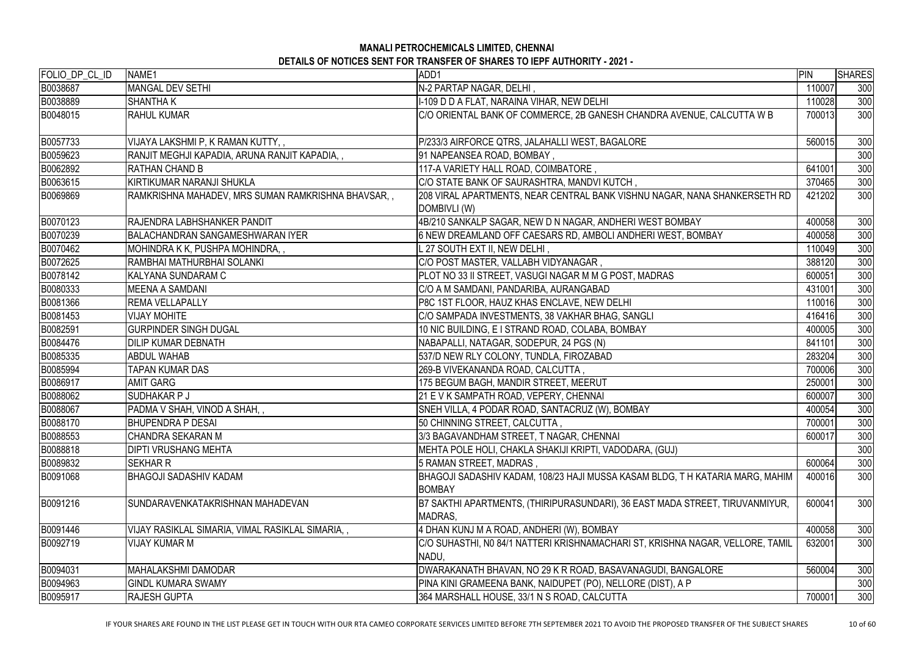**MANALI PETROCHEMICALS LIMITED, CHENNAI**

**DETAILS OF NOTICES SENT FOR TRANSFER OF SHARES TO IEPF AUTHORITY - 2021 -**

| FOLIO_DP_CL_ID | NAME1 | ADD1 | PIN | SHARES |
|---|---|---|---|---|
| B0038687 | MANGAL DEV SETHI | N-2 PARTAP NAGAR, DELHI , | 110007 | 300 |
| B0038889 | SHANTHA K | I-109 D D A FLAT, NARAINA VIHAR, NEW DELHI | 110028 | 300 |
| B0048015 | RAHUL KUMAR | C/O ORIENTAL BANK OF COMMERCE, 2B GANESH CHANDRA AVENUE, CALCUTTA W B | 700013 | 300 |
| B0057733 | VIJAYA LAKSHMI P, K RAMAN KUTTY, , | P/233/3 AIRFORCE QTRS, JALAHALLI WEST, BAGALORE | 560015 | 300 |
| B0059623 | RANJIT MEGHJI KAPADIA, ARUNA RANJIT KAPADIA, , | 91 NAPEANSEA ROAD, BOMBAY , | | 300 |
| B0062892 | RATHAN CHAND B | 117-A VARIETY HALL ROAD, COIMBATORE , | 641001 | 300 |
| B0063615 | KIRTIKUMAR NARANJI SHUKLA | C/O STATE BANK OF SAURASHTRA, MANDVI KUTCH , | 370465 | 300 |
| B0069869 | RAMKRISHNA MAHADEV, MRS SUMAN RAMKRISHNA BHAVSAR, , | 208 VIRAL APARTMENTS, NEAR CENTRAL BANK VISHNU NAGAR, NANA SHANKERSETH RD DOMBIVLI (W) | 421202 | 300 |
| B0070123 | RAJENDRA LABHSHANKER PANDIT | 4B/210 SANKALP SAGAR, NEW D N NAGAR, ANDHERI WEST BOMBAY | 400058 | 300 |
| B0070239 | BALACHANDRAN SANGAMESHWARAN IYER | 6 NEW DREAMLAND OFF CAESARS RD, AMBOLI ANDHERI WEST, BOMBAY | 400058 | 300 |
| B0070462 | MOHINDRA K K, PUSHPA MOHINDRA, , | L 27 SOUTH EXT II, NEW DELHI , | 110049 | 300 |
| B0072625 | RAMBHAI MATHURBHAI SOLANKI | C/O POST MASTER, VALLABH VIDYANAGAR , | 388120 | 300 |
| B0078142 | KALYANA SUNDARAM C | PLOT NO 33 II STREET, VASUGI NAGAR M M G POST, MADRAS | 600051 | 300 |
| B0080333 | MEENA A SAMDANI | C/O A M SAMDANI, PANDARIBA, AURANGABAD | 431001 | 300 |
| B0081366 | REMA VELLAPALLY | P8C 1ST FLOOR, HAUZ KHAS ENCLAVE, NEW DELHI | 110016 | 300 |
| B0081453 | VIJAY MOHITE | C/O SAMPADA INVESTMENTS, 38 VAKHAR BHAG, SANGLI | 416416 | 300 |
| B0082591 | GURPINDER SINGH DUGAL | 10 NIC BUILDING, E I STRAND ROAD, COLABA, BOMBAY | 400005 | 300 |
| B0084476 | DILIP KUMAR DEBNATH | NABAPALLI, NATAGAR, SODEPUR, 24 PGS (N) | 841101 | 300 |
| B0085335 | ABDUL WAHAB | 537/D NEW RLY COLONY, TUNDLA, FIROZABAD | 283204 | 300 |
| B0085994 | TAPAN KUMAR DAS | 269-B VIVEKANANDA ROAD, CALCUTTA , | 700006 | 300 |
| B0086917 | AMIT GARG | 175 BEGUM BAGH, MANDIR STREET, MEERUT | 250001 | 300 |
| B0088062 | SUDHAKAR P J | 21 E V K SAMPATH ROAD, VEPERY, CHENNAI | 600007 | 300 |
| B0088067 | PADMA V SHAH, VINOD A SHAH, , | SNEH VILLA, 4 PODAR ROAD, SANTACRUZ (W), BOMBAY | 400054 | 300 |
| B0088170 | BHUPENDRA P DESAI | 50 CHINNING STREET, CALCUTTA , | 700001 | 300 |
| B0088553 | CHANDRA SEKARAN M | 3/3 BAGAVANDHAM STREET, T NAGAR, CHENNAI | 600017 | 300 |
| B0088818 | DIPTI VRUSHANG MEHTA | MEHTA POLE HOLI, CHAKLA SHAKIJI KRIPTI, VADODARA, (GUJ) | | 300 |
| B0089832 | SEKHAR R | 5 RAMAN STREET, MADRAS , | 600064 | 300 |
| B0091068 | BHAGOJI SADASHIV KADAM | BHAGOJI SADASHIV KADAM, 108/23 HAJI MUSSA KASAM BLDG, T H KATARIA MARG, MAHIM BOMBAY | 400016 | 300 |
| B0091216 | SUNDARAVENKATAKRISHNAN MAHADEVAN | B7 SAKTHI APARTMENTS, (THIRIPURASUNDARI), 36 EAST MADA STREET, TIRUVANMIYUR, MADRAS, | 600041 | 300 |
| B0091446 | VIJAY RASIKLAL SIMARIA, VIMAL RASIKLAL SIMARIA, , | 4 DHAN KUNJ M A ROAD, ANDHERI (W), BOMBAY | 400058 | 300 |
| B0092719 | VIJAY KUMAR M | C/O SUHASTHI, N0 84/1 NATTERI KRISHNAMACHARI ST, KRISHNA NAGAR, VELLORE, TAMIL NADU, | 632001 | 300 |
| B0094031 | MAHALAKSHMI DAMODAR | DWARAKANATH BHAVAN, NO 29 K R ROAD, BASAVANAGUDI, BANGALORE | 560004 | 300 |
| B0094963 | GINDL KUMARA SWAMY | PINA KINI GRAMEENA BANK, NAIDUPET (PO), NELLORE (DIST), A P | | 300 |
| B0095917 | RAJESH GUPTA | 364 MARSHALL HOUSE, 33/1 N S ROAD, CALCUTTA | 700001 | 300 |

IF YOUR SHARES ARE FOUND IN THE LIST PLEASE GET IN TOUCH WITH OUR RTA CAMEO CORPORATE SERVICES LIMITED BEFORE 7TH SEPTEMBER 2021 TO AVOID THE PROPOSED TRANSFER OF THE SUBJECT SHARES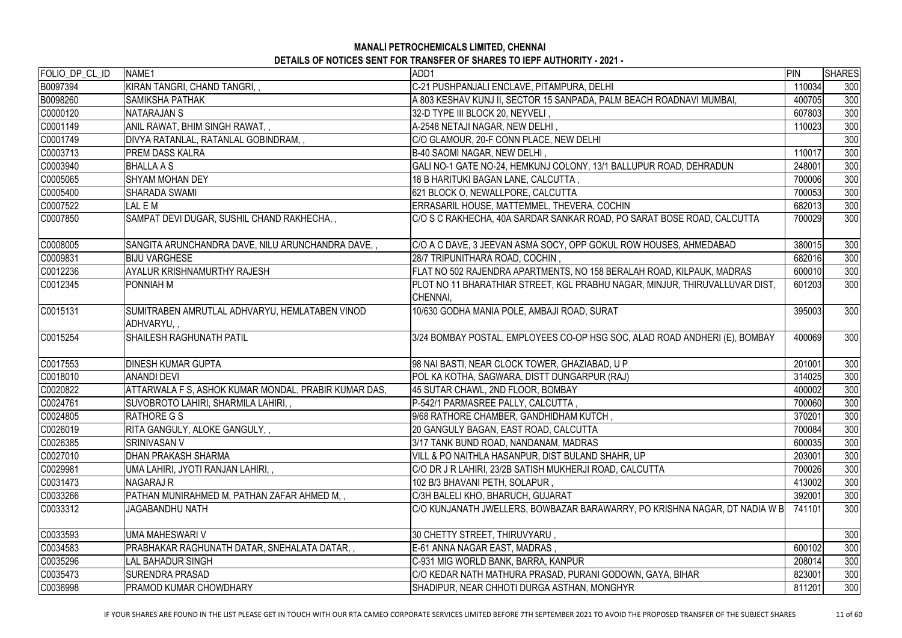**MANALI PETROCHEMICALS LIMITED, CHENNAI**

**DETAILS OF NOTICES SENT FOR TRANSFER OF SHARES TO IEPF AUTHORITY - 2021 -**

| FOLIO_DP_CL_ID | NAME1 | ADD1 | PIN | SHARES |
|---|---|---|---|---|
| B0097394 | KIRAN TANGRI, CHAND TANGRI, , | C-21 PUSHPANJALI ENCLAVE, PITAMPURA, DELHI | 110034 | 300 |
| B0098260 | SAMIKSHA PATHAK | A 803 KESHAV KUNJ II, SECTOR 15 SANPADA, PALM BEACH ROADNAVI MUMBAI, | 400705 | 300 |
| C0000120 | NATARAJAN S | 32-D TYPE III BLOCK 20, NEYVELI , | 607803 | 300 |
| C0001149 | ANIL RAWAT, BHIM SINGH RAWAT, , | A-2548 NETAJI NAGAR, NEW DELHI , | 110023 | 300 |
| C0001749 | DIVYA RATANLAL, RATANLAL GOBINDRAM, , | C/O GLAMOUR, 20-F CONN PLACE, NEW DELHI | | 300 |
| C0003713 | PREM DASS KALRA | B-40 SAOMI NAGAR, NEW DELHI , | 110017 | 300 |
| C0003940 | BHALLA A S | GALI NO-1 GATE NO-24, HEMKUNJ COLONY, 13/1 BALLUPUR ROAD, DEHRADUN | 248001 | 300 |
| C0005065 | SHYAM MOHAN DEY | 18 B HARITUKI BAGAN LANE, CALCUTTA , | 700006 | 300 |
| C0005400 | SHARADA SWAMI | 621 BLOCK O, NEWALLPORE, CALCUTTA | 700053 | 300 |
| C0007522 | LAL E M | ERRASARIL HOUSE, MATTEMMEL, THEVERA, COCHIN | 682013 | 300 |
| C0007850 | SAMPAT DEVI DUGAR, SUSHIL CHAND RAKHECHA, , | C/O S C RAKHECHA, 40A SARDAR SANKAR ROAD, PO SARAT BOSE ROAD, CALCUTTA | 700029 | 300 |
| C0008005 | SANGITA ARUNCHANDRA DAVE, NILU ARUNCHANDRA DAVE, , | C/O A C DAVE, 3 JEEVAN ASMA SOCY, OPP GOKUL ROW HOUSES, AHMEDABAD | 380015 | 300 |
| C0009831 | BIJU VARGHESE | 28/7 TRIPUNITHARA ROAD, COCHIN , | 682016 | 300 |
| C0012236 | AYALUR KRISHNAMURTHY RAJESH | FLAT NO 502 RAJENDRA APARTMENTS, NO 158 BERALAH ROAD, KILPAUK, MADRAS | 600010 | 300 |
| C0012345 | PONNIAH M | PLOT NO 11 BHARATHIAR STREET, KGL PRABHU NAGAR, MINJUR, THIRUVALLUVAR DIST, CHENNAI, | 601203 | 300 |
| C0015131 | SUMITRABEN AMRUTLAL ADHVARYU, HEMLATABEN VINOD ADHVARYU, , | 10/630 GODHA MANIA POLE, AMBAJI ROAD, SURAT | 395003 | 300 |
| C0015254 | SHAILESH RAGHUNATH PATIL | 3/24 BOMBAY POSTAL, EMPLOYEES CO-OP HSG SOC, ALAD ROAD ANDHERI (E), BOMBAY | 400069 | 300 |
| C0017553 | DINESH KUMAR GUPTA | 98 NAI BASTI, NEAR CLOCK TOWER, GHAZIABAD, U P | 201001 | 300 |
| C0018010 | ANANDI DEVI | POL KA KOTHA, SAGWARA, DISTT DUNGARPUR (RAJ) | 314025 | 300 |
| C0020822 | ATTARWALA F S, ASHOK KUMAR MONDAL, PRABIR KUMAR DAS, | 45 SUTAR CHAWL, 2ND FLOOR, BOMBAY | 400002 | 300 |
| C0024761 | SUVOBROTO LAHIRI, SHARMILA LAHIRI, , | P-542/1 PARMASREE PALLY, CALCUTTA , | 700060 | 300 |
| C0024805 | RATHORE G S | 9/68 RATHORE CHAMBER, GANDHIDHAM KUTCH , | 370201 | 300 |
| C0026019 | RITA GANGULY, ALOKE GANGULY, , | 20 GANGULY BAGAN, EAST ROAD, CALCUTTA | 700084 | 300 |
| C0026385 | SRINIVASAN V | 3/17 TANK BUND ROAD, NANDANAM, MADRAS | 600035 | 300 |
| C0027010 | DHAN PRAKASH SHARMA | VILL & PO NAITHLA HASANPUR, DIST BULAND SHAHR, UP | 203001 | 300 |
| C0029981 | UMA LAHIRI, JYOTI RANJAN LAHIRI, , | C/O DR J R LAHIRI, 23/2B SATISH MUKHERJI ROAD, CALCUTTA | 700026 | 300 |
| C0031473 | NAGARAJ R | 102 B/3 BHAVANI PETH, SOLAPUR , | 413002 | 300 |
| C0033266 | PATHAN MUNIRAHMED M, PATHAN ZAFAR AHMED M, , | C/3H BALELI KHO, BHARUCH, GUJARAT | 392001 | 300 |
| C0033312 | JAGABANDHU NATH | C/O KUNJANATH JWELLERS, BOWBAZAR BARAWARRY, PO KRISHNA NAGAR, DT NADIA W B | 741101 | 300 |
| C0033593 | UMA MAHESWARI V | 30 CHETTY STREET, THIRUVYARU , | | 300 |
| C0034583 | PRABHAKAR RAGHUNATH DATAR, SNEHALATA DATAR, , | E-61 ANNA NAGAR EAST, MADRAS , | 600102 | 300 |
| C0035296 | LAL BAHADUR SINGH | C-931 MIG WORLD BANK, BARRA, KANPUR | 208014 | 300 |
| C0035473 | SURENDRA PRASAD | C/O KEDAR NATH MATHURA PRASAD, PURANI GODOWN, GAYA, BIHAR | 823001 | 300 |
| C0036998 | PRAMOD KUMAR CHOWDHARY | SHADIPUR, NEAR CHHOTI DURGA ASTHAN, MONGHYR | 811201 | 300 |

IF YOUR SHARES ARE FOUND IN THE LIST PLEASE GET IN TOUCH WITH OUR RTA CAMEO CORPORATE SERVICES LIMITED BEFORE 7TH SEPTEMBER 2021 TO AVOID THE PROPOSED TRANSFER OF THE SUBJECT SHARES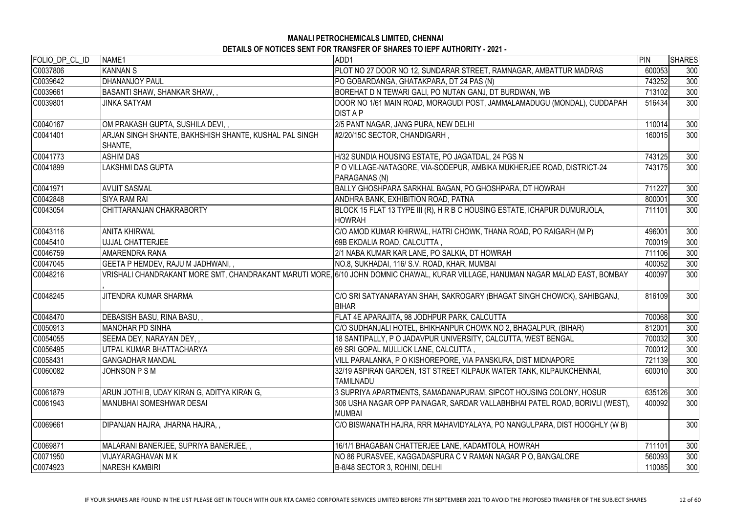**MANALI PETROCHEMICALS LIMITED, CHENNAI**

**DETAILS OF NOTICES SENT FOR TRANSFER OF SHARES TO IEPF AUTHORITY - 2021 -**

| FOLIO_DP_CL_ID | NAME1 | ADD1 | PIN | SHARES |
|---|---|---|---|---|
| C0037806 | KANNAN S | PLOT NO 27 DOOR NO 12, SUNDARAR STREET, RAMNAGAR, AMBATTUR MADRAS | 600053 | 300 |
| C0039642 | DHANANJOY PAUL | PO GOBARDANGA, GHATAKPARA, DT 24 PAS (N) | 743252 | 300 |
| C0039661 | BASANTI SHAW, SHANKAR SHAW, , | BOREHAT D N TEWARI GALI, PO NUTAN GANJ, DT BURDWAN, WB | 713102 | 300 |
| C0039801 | JINKA SATYAM | DOOR NO 1/61 MAIN ROAD, MORAGUDI POST, JAMMALAMADUGU (MONDAL), CUDDAPAH DIST A P | 516434 | 300 |
| C0040167 | OM PRAKASH GUPTA, SUSHILA DEVI, , | 2/5 PANT NAGAR, JANG PURA, NEW DELHI | 110014 | 300 |
| C0041401 | ARJAN SINGH SHANTE, BAKHSHISH SHANTE, KUSHAL PAL SINGH SHANTE, | #2/20/15C SECTOR, CHANDIGARH , | 160015 | 300 |
| C0041773 | ASHIM DAS | H/32 SUNDIA HOUSING ESTATE, PO JAGATDAL, 24 PGS N | 743125 | 300 |
| C0041899 | LAKSHMI DAS GUPTA | P O VILLAGE-NATAGORE, VIA-SODEPUR, AMBIKA MUKHERJEE ROAD, DISTRICT-24 PARAGANAS (N) | 743175 | 300 |
| C0041971 | AVIJIT SASMAL | BALLY GHOSHPARA SARKHAL BAGAN, PO GHOSHPARA, DT HOWRAH | 711227 | 300 |
| C0042848 | SIYA RAM RAI | ANDHRA BANK, EXHIBITION ROAD, PATNA | 800001 | 300 |
| C0043054 | CHITTARANJAN CHAKRABORTY | BLOCK 15 FLAT 13 TYPE III (R), H R B C HOUSING ESTATE, ICHAPUR DUMURJOLA, HOWRAH | 711101 | 300 |
| C0043116 | ANITA KHIRWAL | C/O AMOD KUMAR KHIRWAL, HATRI CHOWK, THANA ROAD, PO RAIGARH (M P) | 496001 | 300 |
| C0045410 | UJJAL CHATTERJEE | 69B EKDALIA ROAD, CALCUTTA , | 700019 | 300 |
| C0046759 | AMARENDRA RANA | 2/1 NABA KUMAR KAR LANE, PO SALKIA, DT HOWRAH | 711106 | 300 |
| C0047045 | GEETA P HEMDEV, RAJU M JADHWANI, , | NO.8, SUKHADAI, 116/ S.V. ROAD, KHAR, MUMBAI | 400052 | 300 |
| C0048216 | VRISHALI CHANDRAKANT MORE SMT, CHANDRAKANT MARUTI MORE, , | 6/10 JOHN DOMNIC CHAWAL, KURAR VILLAGE, HANUMAN NAGAR MALAD EAST, BOMBAY | 400097 | 300 |
| C0048245 | JITENDRA KUMAR SHARMA | C/O SRI SATYANARAYAN SHAH, SAKROGARY (BHAGAT SINGH CHOWCK), SAHIBGANJ, BIHAR | 816109 | 300 |
| C0048470 | DEBASISH BASU, RINA BASU, , | FLAT 4E APARAJITA, 98 JODHPUR PARK, CALCUTTA | 700068 | 300 |
| C0050913 | MANOHAR PD SINHA | C/O SUDHANJALI HOTEL, BHIKHANPUR CHOWK NO 2, BHAGALPUR, (BIHAR) | 812001 | 300 |
| C0054055 | SEEMA DEY, NARAYAN DEY, , | 18 SANTIPALLY, P O JADAVPUR UNIVERSITY, CALCUTTA, WEST BENGAL | 700032 | 300 |
| C0056495 | UTPAL KUMAR BHATTACHARYA | 69 SRI GOPAL MULLICK LANE, CALCUTTA , | 700012 | 300 |
| C0058431 | GANGADHAR MANDAL | VILL PARALANKA, P O KISHOREPORE, VIA PANSKURA, DIST MIDNAPORE | 721139 | 300 |
| C0060082 | JOHNSON P S M | 32/19 ASPIRAN GARDEN, 1ST STREET KILPAUK WATER TANK, KILPAUKCHENNAI, TAMILNADU | 600010 | 300 |
| C0061879 | ARUN JOTHI B, UDAY KIRAN G, ADITYA KIRAN G, | 3 SUPRIYA APARTMENTS, SAMADANAPURAM, SIPCOT HOUSING COLONY, HOSUR | 635126 | 300 |
| C0061943 | MANUBHAI SOMESHWAR DESAI | 306 USHA NAGAR OPP PAINAGAR, SARDAR VALLABHBHAI PATEL ROAD, BORIVLI (WEST), MUMBAI | 400092 | 300 |
| C0069661 | DIPANJAN HAJRA, JHARNA HAJRA, , | C/O BISWANATH HAJRA, RRR MAHAVIDYALAYA, PO NANGULPARA, DIST HOOGHLY (W B) | | 300 |
| C0069871 | MALARANI BANERJEE, SUPRIYA BANERJEE, , | 16/1/1 BHAGABAN CHATTERJEE LANE, KADAMTOLA, HOWRAH | 711101 | 300 |
| C0071950 | VIJAYARAGHAVAN M K | NO 86 PURASVEE, KAGGADASPURA C V RAMAN NAGAR P O, BANGALORE | 560093 | 300 |
| C0074923 | NARESH KAMBIRI | B-8/48 SECTOR 3, ROHINI, DELHI | 110085 | 300 |

IF YOUR SHARES ARE FOUND IN THE LIST PLEASE GET IN TOUCH WITH OUR RTA CAMEO CORPORATE SERVICES LIMITED BEFORE 7TH SEPTEMBER 2021 TO AVOID THE PROPOSED TRANSFER OF THE SUBJECT SHARES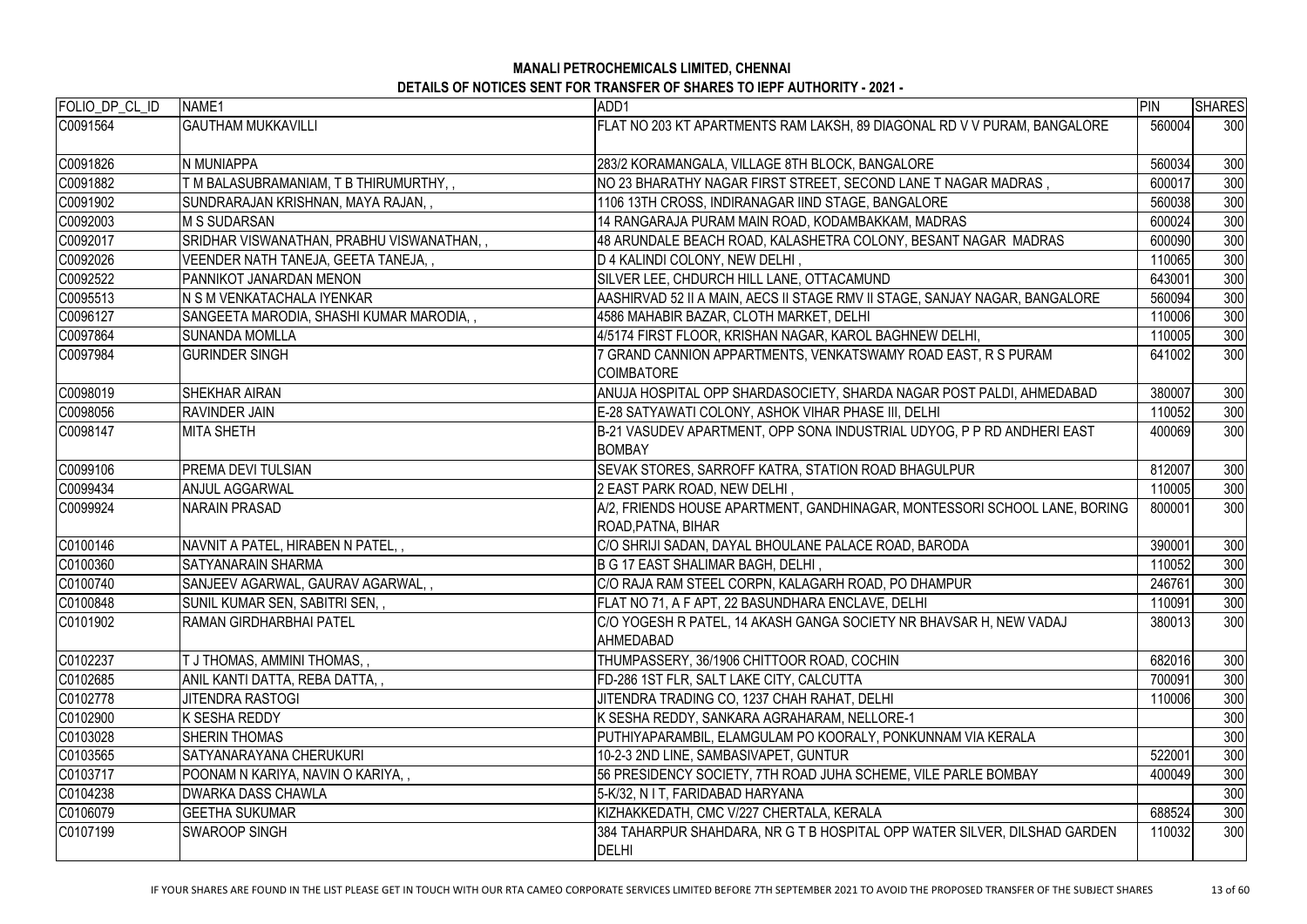**MANALI PETROCHEMICALS LIMITED, CHENNAI**
**DETAILS OF NOTICES SENT FOR TRANSFER OF SHARES TO IEPF AUTHORITY - 2021 -**

| FOLIO_DP_CL_ID | NAME1 | ADD1 | PIN | SHARES |
|---|---|---|---|---|
| C0091564 | GAUTHAM MUKKAVILLI | FLAT NO 203 KT APARTMENTS RAM LAKSH, 89 DIAGONAL RD V V PURAM, BANGALORE | 560004 | 300 |
| C0091826 | N MUNIAPPA | 283/2 KORAMANGALA, VILLAGE 8TH BLOCK, BANGALORE | 560034 | 300 |
| C0091882 | T M BALASUBRAMANIAM, T B THIRUMURTHY, , | NO 23 BHARATHY NAGAR FIRST STREET, SECOND LANE T NAGAR MADRAS , | 600017 | 300 |
| C0091902 | SUNDRARAJAN KRISHNAN, MAYA RAJAN, , | 1106 13TH CROSS, INDIRANAGAR IIND STAGE, BANGALORE | 560038 | 300 |
| C0092003 | M S SUDARSAN | 14 RANGARAJA PURAM MAIN ROAD, KODAMBAKKAM, MADRAS | 600024 | 300 |
| C0092017 | SRIDHAR VISWANATHAN, PRABHU VISWANATHAN, , | 48 ARUNDALE BEACH ROAD, KALASHETRA COLONY, BESANT NAGAR MADRAS | 600090 | 300 |
| C0092026 | VEENDER NATH TANEJA, GEETA TANEJA, , | D 4 KALINDI COLONY, NEW DELHI , | 110065 | 300 |
| C0092522 | PANNIKOT JANARDAN MENON | SILVER LEE, CHDURCH HILL LANE, OTTACAMUND | 643001 | 300 |
| C0095513 | N S M VENKATACHALA IYENKAR | AASHIRVAD 52 II A MAIN, AECS II STAGE RMV II STAGE, SANJAY NAGAR, BANGALORE | 560094 | 300 |
| C0096127 | SANGEETA MARODIA, SHASHI KUMAR MARODIA, , | 4586 MAHABIR BAZAR, CLOTH MARKET, DELHI | 110006 | 300 |
| C0097864 | SUNANDA MOMLLA | 4/5174 FIRST FLOOR, KRISHAN NAGAR, KAROL BAGHNEW DELHI, | 110005 | 300 |
| C0097984 | GURINDER SINGH | 7 GRAND CANNION APPARTMENTS, VENKATSWAMY ROAD EAST, R S PURAM COIMBATORE | 641002 | 300 |
| C0098019 | SHEKHAR AIRAN | ANUJA HOSPITAL OPP SHARDASOCIETY, SHARDA NAGAR POST PALDI, AHMEDABAD | 380007 | 300 |
| C0098056 | RAVINDER JAIN | E-28 SATYAWATI COLONY, ASHOK VIHAR PHASE III, DELHI | 110052 | 300 |
| C0098147 | MITA SHETH | B-21 VASUDEV APARTMENT, OPP SONA INDUSTRIAL UDYOG, P P RD ANDHERI EAST BOMBAY | 400069 | 300 |
| C0099106 | PREMA DEVI TULSIAN | SEVAK STORES, SARROFF KATRA, STATION ROAD BHAGULPUR | 812007 | 300 |
| C0099434 | ANJUL AGGARWAL | 2 EAST PARK ROAD, NEW DELHI , | 110005 | 300 |
| C0099924 | NARAIN PRASAD | A/2, FRIENDS HOUSE APARTMENT, GANDHINAGAR, MONTESSORI SCHOOL LANE, BORING ROAD,PATNA, BIHAR | 800001 | 300 |
| C0100146 | NAVNIT A PATEL, HIRABEN N PATEL, , | C/O SHRIJI SADAN, DAYAL BHOULANE PALACE ROAD, BARODA | 390001 | 300 |
| C0100360 | SATYANARAIN SHARMA | B G 17 EAST SHALIMAR BAGH, DELHI , | 110052 | 300 |
| C0100740 | SANJEEV AGARWAL, GAURAV AGARWAL, , | C/O RAJA RAM STEEL CORPN, KALAGARH ROAD, PO DHAMPUR | 246761 | 300 |
| C0100848 | SUNIL KUMAR SEN, SABITRI SEN, , | FLAT NO 71, A F APT, 22 BASUNDHARA ENCLAVE, DELHI | 110091 | 300 |
| C0101902 | RAMAN GIRDHARBHAI PATEL | C/O YOGESH R PATEL, 14 AKASH GANGA SOCIETY NR BHAVSAR H, NEW VADAJ AHMEDABAD | 380013 | 300 |
| C0102237 | T J THOMAS, AMMINI THOMAS, , | THUMPASSERY, 36/1906 CHITTOOR ROAD, COCHIN | 682016 | 300 |
| C0102685 | ANIL KANTI DATTA, REBA DATTA, , | FD-286 1ST FLR, SALT LAKE CITY, CALCUTTA | 700091 | 300 |
| C0102778 | JITENDRA RASTOGI | JITENDRA TRADING CO, 1237 CHAH RAHAT, DELHI | 110006 | 300 |
| C0102900 | K SESHA REDDY | K SESHA REDDY, SANKARA AGRAHARAM, NELLORE-1 | | 300 |
| C0103028 | SHERIN THOMAS | PUTHIYAPARAMBIL, ELAMGULAM PO KOORALY, PONKUNNAM VIA KERALA | | 300 |
| C0103565 | SATYANARAYANA CHERUKURI | 10-2-3 2ND LINE, SAMBASIVAPET, GUNTUR | 522001 | 300 |
| C0103717 | POONAM N KARIYA, NAVIN O KARIYA, , | 56 PRESIDENCY SOCIETY, 7TH ROAD JUHA SCHEME, VILE PARLE BOMBAY | 400049 | 300 |
| C0104238 | DWARKA DASS CHAWLA | 5-K/32, N I T, FARIDABAD HARYANA | | 300 |
| C0106079 | GEETHA SUKUMAR | KIZHAKKEDATH, CMC V/227 CHERTALA, KERALA | 688524 | 300 |
| C0107199 | SWAROOP SINGH | 384 TAHARPUR SHAHDARA, NR G T B HOSPITAL OPP WATER SILVER, DILSHAD GARDEN DELHI | 110032 | 300 |

IF YOUR SHARES ARE FOUND IN THE LIST PLEASE GET IN TOUCH WITH OUR RTA CAMEO CORPORATE SERVICES LIMITED BEFORE 7TH SEPTEMBER 2021 TO AVOID THE PROPOSED TRANSFER OF THE SUBJECT SHARES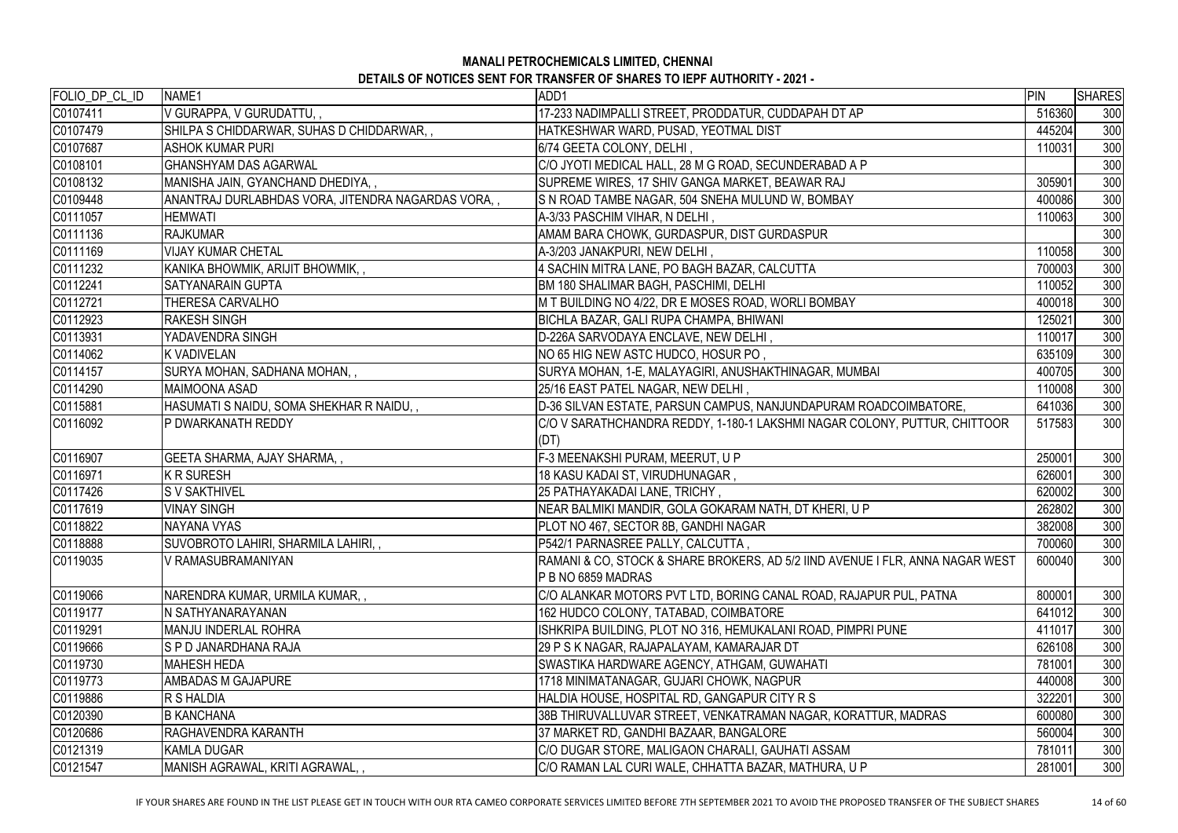**MANALI PETROCHEMICALS LIMITED, CHENNAI**

**DETAILS OF NOTICES SENT FOR TRANSFER OF SHARES TO IEPF AUTHORITY - 2021 -**

| FOLIO_DP_CL_ID | NAME1 | ADD1 | PIN | SHARES |
|---|---|---|---|---|
| C0107411 | V GURAPPA, V GURUDATTU, , | 17-233 NADIMPALLI STREET, PRODDATUR, CUDDAPAH DT AP | 516360 | 300 |
| C0107479 | SHILPA S CHIDDARWAR, SUHAS D CHIDDARWAR, , | HATKESHWAR WARD, PUSAD, YEOTMAL DIST | 445204 | 300 |
| C0107687 | ASHOK KUMAR PURI | 6/74 GEETA COLONY, DELHI , | 110031 | 300 |
| C0108101 | GHANSHYAM DAS AGARWAL | C/O JYOTI MEDICAL HALL, 28 M G ROAD, SECUNDERABAD A P | | 300 |
| C0108132 | MANISHA JAIN, GYANCHAND DHEDIYA, , | SUPREME WIRES, 17 SHIV GANGA MARKET, BEAWAR RAJ | 305901 | 300 |
| C0109448 | ANANTRAJ DURLABHDAS VORA, JITENDRA NAGARDAS VORA, , | S N ROAD TAMBE NAGAR, 504 SNEHA MULUND W, BOMBAY | 400086 | 300 |
| C0111057 | HEMWATI | A-3/33 PASCHIM VIHAR, N DELHI , | 110063 | 300 |
| C0111136 | RAJKUMAR | AMAM BARA CHOWK, GURDASPUR, DIST GURDASPUR | | 300 |
| C0111169 | VIJAY KUMAR CHETAL | A-3/203 JANAKPURI, NEW DELHI , | 110058 | 300 |
| C0111232 | KANIKA BHOWMIK, ARIJIT BHOWMIK, , | 4 SACHIN MITRA LANE, PO BAGH BAZAR, CALCUTTA | 700003 | 300 |
| C0112241 | SATYANARAIN GUPTA | BM 180 SHALIMAR BAGH, PASCHIMI, DELHI | 110052 | 300 |
| C0112721 | THERESA CARVALHO | M T BUILDING NO 4/22, DR E MOSES ROAD, WORLI BOMBAY | 400018 | 300 |
| C0112923 | RAKESH SINGH | BICHLA BAZAR, GALI RUPA CHAMPA, BHIWANI | 125021 | 300 |
| C0113931 | YADAVENDRA SINGH | D-226A SARVODAYA ENCLAVE, NEW DELHI , | 110017 | 300 |
| C0114062 | K VADIVELAN | NO 65 HIG NEW ASTC HUDCO, HOSUR PO , | 635109 | 300 |
| C0114157 | SURYA MOHAN, SADHANA MOHAN, , | SURYA MOHAN, 1-E, MALAYAGIRI, ANUSHAKTHINAGAR, MUMBAI | 400705 | 300 |
| C0114290 | MAIMOONA ASAD | 25/16 EAST PATEL NAGAR, NEW DELHI , | 110008 | 300 |
| C0115881 | HASUMATI S NAIDU, SOMA SHEKHAR R NAIDU, , | D-36 SILVAN ESTATE, PARSUN CAMPUS, NANJUNDAPURAM ROADCOIMBATORE, | 641036 | 300 |
| C0116092 | P DWARKANATH REDDY | C/O V SARATHCHANDRA REDDY, 1-180-1 LAKSHMI NAGAR COLONY, PUTTUR, CHITTOOR (DT) | 517583 | 300 |
| C0116907 | GEETA SHARMA, AJAY SHARMA, , | F-3 MEENAKSHI PURAM, MEERUT, U P | 250001 | 300 |
| C0116971 | K R SURESH | 18 KASU KADAI ST, VIRUDHUNAGAR , | 626001 | 300 |
| C0117426 | S V SAKTHIVEL | 25 PATHAYAKADAI LANE, TRICHY , | 620002 | 300 |
| C0117619 | VINAY SINGH | NEAR BALMIKI MANDIR, GOLA GOKARAM NATH, DT KHERI, U P | 262802 | 300 |
| C0118822 | NAYANA VYAS | PLOT NO 467, SECTOR 8B, GANDHI NAGAR | 382008 | 300 |
| C0118888 | SUVOBROTO LAHIRI, SHARMILA LAHIRI, , | P542/1 PARNASREE PALLY, CALCUTTA , | 700060 | 300 |
| C0119035 | V RAMASUBRAMANIYAN | RAMANI & CO, STOCK & SHARE BROKERS, AD 5/2 IIND AVENUE I FLR, ANNA NAGAR WEST P B NO 6859 MADRAS | 600040 | 300 |
| C0119066 | NARENDRA KUMAR, URMILA KUMAR, , | C/O ALANKAR MOTORS PVT LTD, BORING CANAL ROAD, RAJAPUR PUL, PATNA | 800001 | 300 |
| C0119177 | N SATHYANARAYANAN | 162 HUDCO COLONY, TATABAD, COIMBATORE | 641012 | 300 |
| C0119291 | MANJU INDERLAL ROHRA | ISHKRIPA BUILDING, PLOT NO 316, HEMUKALANI ROAD, PIMPRI PUNE | 411017 | 300 |
| C0119666 | S P D JANARDHANA RAJA | 29 P S K NAGAR, RAJAPALAYAM, KAMARAJAR DT | 626108 | 300 |
| C0119730 | MAHESH HEDA | SWASTIKA HARDWARE AGENCY, ATHGAM, GUWAHATI | 781001 | 300 |
| C0119773 | AMBADAS M GAJAPURE | 1718 MINIMATANAGAR, GUJARI CHOWK, NAGPUR | 440008 | 300 |
| C0119886 | R S HALDIA | HALDIA HOUSE, HOSPITAL RD, GANGAPUR CITY R S | 322201 | 300 |
| C0120390 | B KANCHANA | 38B THIRUVALLUVAR STREET, VENKATRAMAN NAGAR, KORATTUR, MADRAS | 600080 | 300 |
| C0120686 | RAGHAVENDRA KARANTH | 37 MARKET RD, GANDHI BAZAAR, BANGALORE | 560004 | 300 |
| C0121319 | KAMLA DUGAR | C/O DUGAR STORE, MALIGAON CHARALI, GAUHATI ASSAM | 781011 | 300 |
| C0121547 | MANISH AGRAWAL, KRITI AGRAWAL, , | C/O RAMAN LAL CURI WALE, CHHATTA BAZAR, MATHURA, U P | 281001 | 300 |

IF YOUR SHARES ARE FOUND IN THE LIST PLEASE GET IN TOUCH WITH OUR RTA CAMEO CORPORATE SERVICES LIMITED BEFORE 7TH SEPTEMBER 2021 TO AVOID THE PROPOSED TRANSFER OF THE SUBJECT SHARES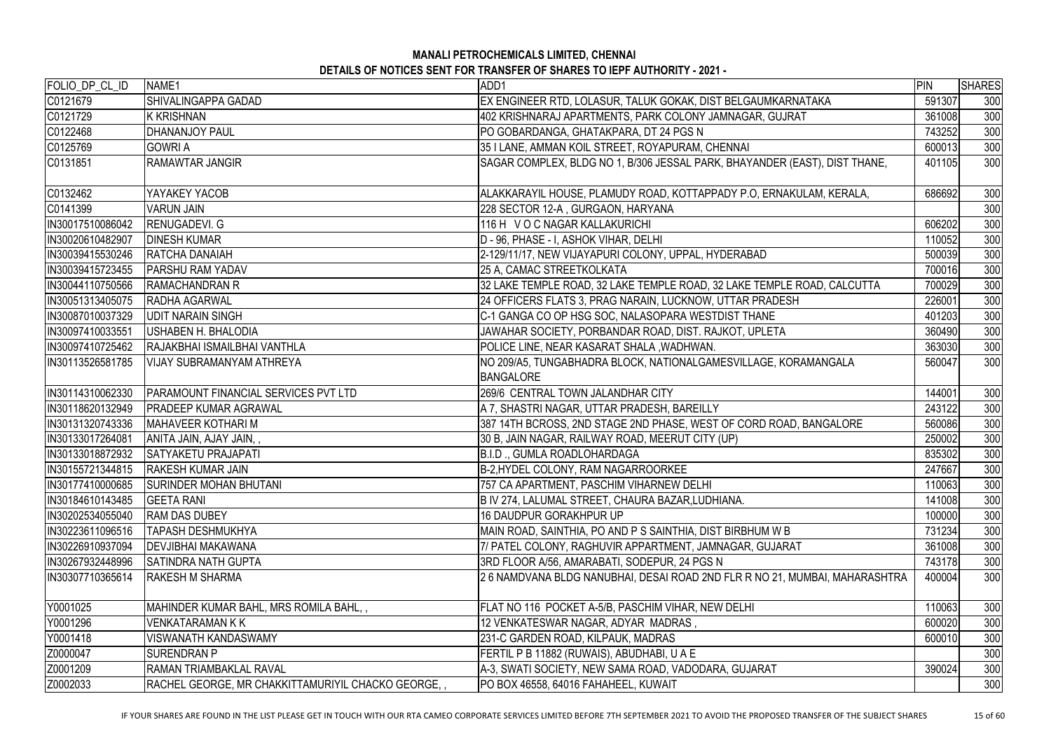**MANALI PETROCHEMICALS LIMITED, CHENNAI**
**DETAILS OF NOTICES SENT FOR TRANSFER OF SHARES TO IEPF AUTHORITY - 2021 -**

| FOLIO_DP_CL_ID | NAME1 | ADD1 | PIN | SHARES |
|---|---|---|---|---|
| C0121679 | SHIVALINGAPPA GADAD | EX ENGINEER RTD, LOLASUR, TALUK GOKAK, DIST BELGAUMKARNATAKA | 591307 | 300 |
| C0121729 | K KRISHNAN | 402 KRISHNARAJ APARTMENTS, PARK COLONY JAMNAGAR, GUJRAT | 361008 | 300 |
| C0122468 | DHANANJOY PAUL | PO GOBARDANGA, GHATAKPARA, DT 24 PGS N | 743252 | 300 |
| C0125769 | GOWRI A | 35 I LANE, AMMAN KOIL STREET, ROYAPURAM, CHENNAI | 600013 | 300 |
| C0131851 | RAMAWTAR JANGIR | SAGAR COMPLEX, BLDG NO 1, B/306 JESSAL PARK, BHAYANDER (EAST), DIST THANE, | 401105 | 300 |
| C0132462 | YAYAKEY YACOB | ALAKKARAYIL HOUSE, PLAMUDY ROAD, KOTTAPPADY P.O, ERNAKULAM, KERALA, | 686692 | 300 |
| C0141399 | VARUN JAIN | 228 SECTOR 12-A , GURGAON, HARYANA | | 300 |
| IN30017510086042 | RENUGADEVI. G | 116 H V O C NAGAR KALLAKURICHI | 606202 | 300 |
| IN30020610482907 | DINESH KUMAR | D - 96, PHASE - I, ASHOK VIHAR, DELHI | 110052 | 300 |
| IN30039415530246 | RATCHA DANAIAH | 2-129/11/17, NEW VIJAYAPURI COLONY, UPPAL, HYDERABAD | 500039 | 300 |
| IN30039415723455 | PARSHU RAM YADAV | 25 A, CAMAC STREETKOLKATA | 700016 | 300 |
| IN30044110750566 | RAMACHANDRAN R | 32 LAKE TEMPLE ROAD, 32 LAKE TEMPLE ROAD, 32 LAKE TEMPLE ROAD, CALCUTTA | 700029 | 300 |
| IN30051313405075 | RADHA AGARWAL | 24 OFFICERS FLATS 3, PRAG NARAIN, LUCKNOW, UTTAR PRADESH | 226001 | 300 |
| IN30087010037329 | UDIT NARAIN SINGH | C-1 GANGA CO OP HSG SOC, NALASOPARA WESTDIST THANE | 401203 | 300 |
| IN30097410033551 | USHABEN H. BHALODIA | JAWAHAR SOCIETY, PORBANDAR ROAD, DIST. RAJKOT, UPLETA | 360490 | 300 |
| IN30097410725462 | RAJAKBHAI ISMAILBHAI VANTHLA | POLICE LINE, NEAR KASARAT SHALA ,WADHWAN. | 363030 | 300 |
| IN30113526581785 | VIJAY SUBRAMANYAM ATHREYA | NO 209/A5, TUNGABHADRA BLOCK, NATIONALGAMESVILLAGE, KORAMANGALA BANGALORE | 560047 | 300 |
| IN30114310062330 | PARAMOUNT FINANCIAL SERVICES PVT LTD | 269/6 CENTRAL TOWN JALANDHAR CITY | 144001 | 300 |
| IN30118620132949 | PRADEEP KUMAR AGRAWAL | A 7, SHASTRI NAGAR, UTTAR PRADESH, BAREILLY | 243122 | 300 |
| IN30131320743336 | MAHAVEER KOTHARI M | 387 14TH BCROSS, 2ND STAGE 2ND PHASE, WEST OF CORD ROAD, BANGALORE | 560086 | 300 |
| IN30133017264081 | ANITA JAIN, AJAY JAIN, , | 30 B, JAIN NAGAR, RAILWAY ROAD, MEERUT CITY (UP) | 250002 | 300 |
| IN30133018872932 | SATYAKETU PRAJAPATI | B.I.D ., GUMLA ROADLOHARDAGA | 835302 | 300 |
| IN30155721344815 | RAKESH KUMAR JAIN | B-2,HYDEL COLONY, RAM NAGARROORKEE | 247667 | 300 |
| IN30177410000685 | SURINDER MOHAN BHUTANI | 757 CA APARTMENT, PASCHIM VIHARNEW DELHI | 110063 | 300 |
| IN30184610143485 | GEETA RANI | B IV 274, LALUMAL STREET, CHAURA BAZAR,LUDHIANA. | 141008 | 300 |
| IN30202534055040 | RAM DAS DUBEY | 16 DAUDPUR GORAKHPUR UP | 100000 | 300 |
| IN30223611096516 | TAPASH DESHMUKHYA | MAIN ROAD, SAINTHIA, PO AND P S SAINTHIA, DIST BIRBHUM W B | 731234 | 300 |
| IN30226910937094 | DEVJIBHAI MAKAWANA | 7/ PATEL COLONY, RAGHUVIR APPARTMENT, JAMNAGAR, GUJARAT | 361008 | 300 |
| IN30267932448996 | SATINDRA NATH GUPTA | 3RD FLOOR A/56, AMARABATI, SODEPUR, 24 PGS N | 743178 | 300 |
| IN30307710365614 | RAKESH M SHARMA | 2 6 NAMDVANA BLDG NANUBHAI, DESAI ROAD 2ND FLR R NO 21, MUMBAI, MAHARASHTRA | 400004 | 300 |
| Y0001025 | MAHINDER KUMAR BAHL, MRS ROMILA BAHL, , | FLAT NO 116 POCKET A-5/B, PASCHIM VIHAR, NEW DELHI | 110063 | 300 |
| Y0001296 | VENKATARAMAN K K | 12 VENKATESWAR NAGAR, ADYAR MADRAS , | 600020 | 300 |
| Y0001418 | VISWANATH KANDASWAMY | 231-C GARDEN ROAD, KILPAUK, MADRAS | 600010 | 300 |
| Z0000047 | SURENDRAN P | FERTIL P B 11882 (RUWAIS), ABUDHABI, U A E | | 300 |
| Z0001209 | RAMAN TRIAMBAKLAL RAVAL | A-3, SWATI SOCIETY, NEW SAMA ROAD, VADODARA, GUJARAT | 390024 | 300 |
| Z0002033 | RACHEL GEORGE, MR CHAKKITTAMURIYIL CHACKO GEORGE, , | PO BOX 46558, 64016 FAHAHEEL, KUWAIT | | 300 |

IF YOUR SHARES ARE FOUND IN THE LIST PLEASE GET IN TOUCH WITH OUR RTA CAMEO CORPORATE SERVICES LIMITED BEFORE 7TH SEPTEMBER 2021 TO AVOID THE PROPOSED TRANSFER OF THE SUBJECT SHARES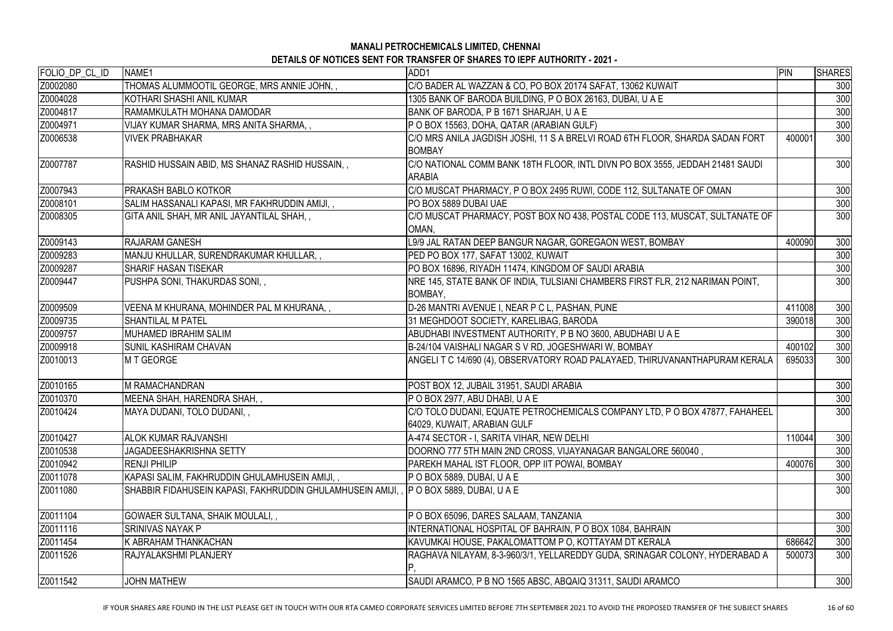**MANALI PETROCHEMICALS LIMITED, CHENNAI**

**DETAILS OF NOTICES SENT FOR TRANSFER OF SHARES TO IEPF AUTHORITY - 2021 -**

| FOLIO_DP_CL_ID | NAME1 | ADD1 | PIN | SHARES |
|---|---|---|---|---|
| Z0002080 | THOMAS ALUMMOOTIL GEORGE, MRS ANNIE JOHN, , | C/O BADER AL WAZZAN & CO, PO BOX 20174 SAFAT, 13062 KUWAIT | | 300 |
| Z0004028 | KOTHARI SHASHI ANIL KUMAR | 1305 BANK OF BARODA BUILDING, P O BOX 26163, DUBAI, U A E | | 300 |
| Z0004817 | RAMAMKULATH MOHANA DAMODAR | BANK OF BARODA, P B 1671 SHARJAH, U A E | | 300 |
| Z0004971 | VIJAY KUMAR SHARMA, MRS ANITA SHARMA, , | P O BOX 15563, DOHA, QATAR (ARABIAN GULF) | | 300 |
| Z0006538 | VIVEK PRABHAKAR | C/O MRS ANILA JAGDISH JOSHI, 11 S A BRELVI ROAD 6TH FLOOR, SHARDA SADAN FORT BOMBAY | 400001 | 300 |
| Z0007787 | RASHID HUSSAIN ABID, MS SHANAZ RASHID HUSSAIN, , | C/O NATIONAL COMM BANK 18TH FLOOR, INTL DIVN PO BOX 3555, JEDDAH 21481 SAUDI ARABIA | | 300 |
| Z0007943 | PRAKASH BABLO KOTKOR | C/O MUSCAT PHARMACY, P O BOX 2495 RUWI, CODE 112, SULTANATE OF OMAN | | 300 |
| Z0008101 | SALIM HASSANALI KAPASI, MR FAKHRUDDIN AMIJI, , | PO BOX 5889 DUBAI UAE | | 300 |
| Z0008305 | GITA ANIL SHAH, MR ANIL JAYANTILAL SHAH, , | C/O MUSCAT PHARMACY, POST BOX NO 438, POSTAL CODE 113, MUSCAT, SULTANATE OF OMAN, | | 300 |
| Z0009143 | RAJARAM GANESH | L9/9 JAL RATAN DEEP BANGUR NAGAR, GOREGAON WEST, BOMBAY | 400090 | 300 |
| Z0009283 | MANJU KHULLAR, SURENDRAKUMAR KHULLAR, , | PED PO BOX 177, SAFAT 13002, KUWAIT | | 300 |
| Z0009287 | SHARIF HASAN TISEKAR | PO BOX 16896, RIYADH 11474, KINGDOM OF SAUDI ARABIA | | 300 |
| Z0009447 | PUSHPA SONI, THAKURDAS SONI, , | NRE 145, STATE BANK OF INDIA, TULSIANI CHAMBERS FIRST FLR, 212 NARIMAN POINT, BOMBAY, | | 300 |
| Z0009509 | VEENA M KHURANA, MOHINDER PAL M KHURANA, , | D-26 MANTRI AVENUE I, NEAR P C L, PASHAN, PUNE | 411008 | 300 |
| Z0009735 | SHANTILAL M PATEL | 31 MEGHDOOT SOCIETY, KARELIBAG, BARODA | 390018 | 300 |
| Z0009757 | MUHAMED IBRAHIM SALIM | ABUDHABI INVESTMENT AUTHORITY, P B NO 3600, ABUDHABI U A E | | 300 |
| Z0009918 | SUNIL KASHIRAM CHAVAN | B-24/104 VAISHALI NAGAR S V RD, JOGESHWARI W, BOMBAY | 400102 | 300 |
| Z0010013 | M T GEORGE | ANGELI T C 14/690 (4), OBSERVATORY ROAD PALAYAED, THIRUVANANTHAPURAM KERALA | 695033 | 300 |
| Z0010165 | M RAMACHANDRAN | POST BOX 12, JUBAIL 31951, SAUDI ARABIA | | 300 |
| Z0010370 | MEENA SHAH, HARENDRA SHAH, , | P O BOX 2977, ABU DHABI, U A E | | 300 |
| Z0010424 | MAYA DUDANI, TOLO DUDANI, , | C/O TOLO DUDANI, EQUATE PETROCHEMICALS COMPANY LTD, P O BOX 47877, FAHAHEEL 64029, KUWAIT, ARABIAN GULF | | 300 |
| Z0010427 | ALOK KUMAR RAJVANSHI | A-474 SECTOR - I, SARITA VIHAR, NEW DELHI | 110044 | 300 |
| Z0010538 | JAGADEESHAKRISHNA SETTY | DOORNO 777 5TH MAIN 2ND CROSS, VIJAYANAGAR BANGALORE 560040 , | | 300 |
| Z0010942 | RENJI PHILIP | PAREKH MAHAL IST FLOOR, OPP IIT POWAI, BOMBAY | 400076 | 300 |
| Z0011078 | KAPASI SALIM, FAKHRUDDIN GHULAMHUSEIN AMIJI, , | P O BOX 5889, DUBAI, U A E | | 300 |
| Z0011080 | SHABBIR FIDAHUSEIN KAPASI, FAKHRUDDIN GHULAMHUSEIN AMIJI, , | P O BOX 5889, DUBAI, U A E | | 300 |
| Z0011104 | GOWAER SULTANA, SHAIK MOULALI, , | P O BOX 65096, DARES SALAAM, TANZANIA | | 300 |
| Z0011116 | SRINIVAS NAYAK P | INTERNATIONAL HOSPITAL OF BAHRAIN, P O BOX 1084, BAHRAIN | | 300 |
| Z0011454 | K ABRAHAM THANKACHAN | KAVUMKAI HOUSE, PAKALOMATTOM P O, KOTTAYAM DT KERALA | 686642 | 300 |
| Z0011526 | RAJYALAKSHMI PLANJERY | RAGHAVA NILAYAM, 8-3-960/3/1, YELLAREDDY GUDA, SRINAGAR COLONY, HYDERABAD A P, | 500073 | 300 |
| Z0011542 | JOHN MATHEW | SAUDI ARAMCO, P B NO 1565 ABSC, ABQAIQ 31311, SAUDI ARAMCO | | 300 |

IF YOUR SHARES ARE FOUND IN THE LIST PLEASE GET IN TOUCH WITH OUR RTA CAMEO CORPORATE SERVICES LIMITED BEFORE 7TH SEPTEMBER 2021 TO AVOID THE PROPOSED TRANSFER OF THE SUBJECT SHARES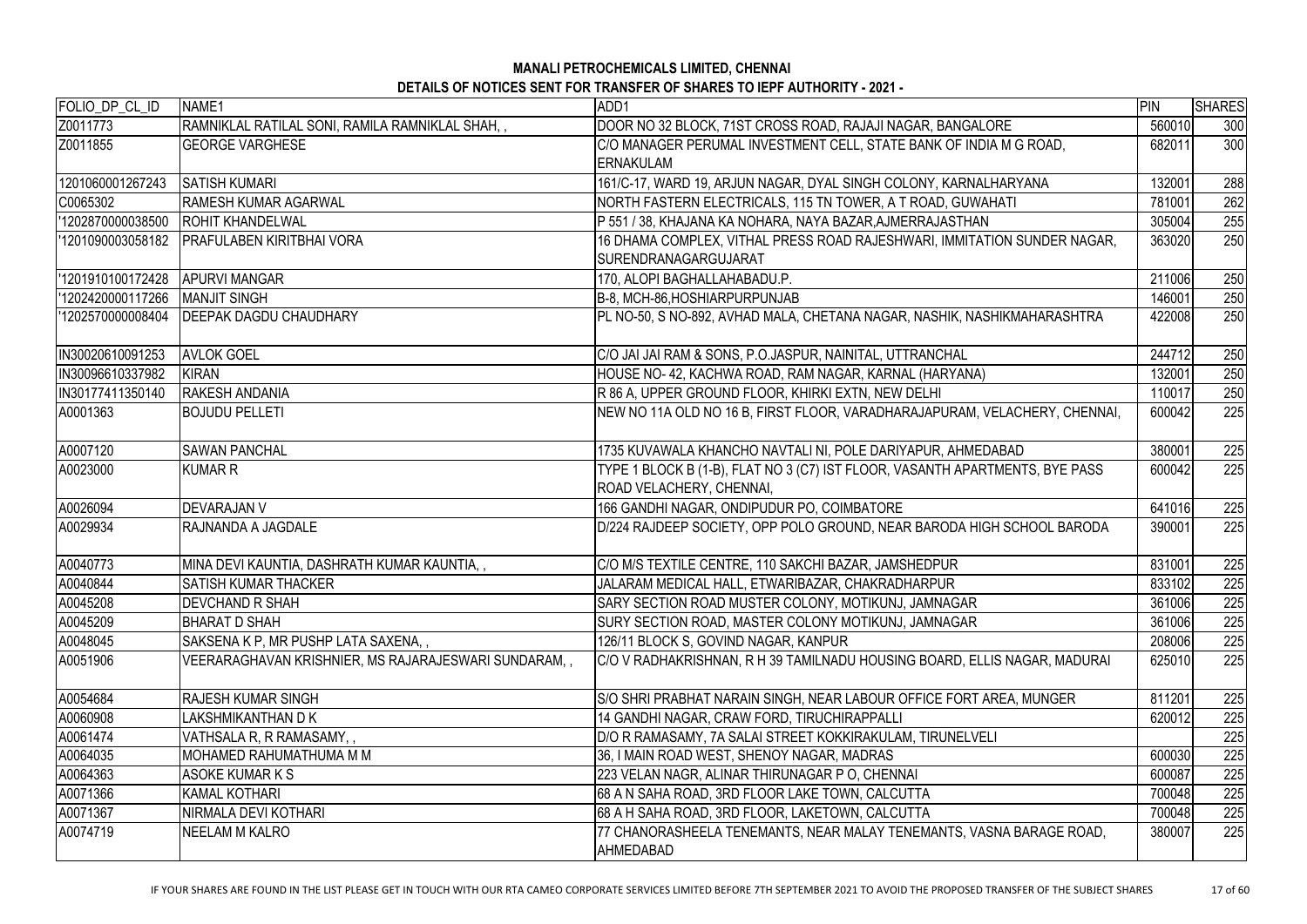## MANALI PETROCHEMICALS LIMITED, CHENNAI

## DETAILS OF NOTICES SENT FOR TRANSFER OF SHARES TO IEPF AUTHORITY - 2021 -

| FOLIO_DP_CL_ID | NAME1 | ADD1 | PIN | SHARES |
|---|---|---|---|---|
| Z0011773 | RAMNIKLAL RATILAL SONI, RAMILA RAMNIKLAL SHAH, , | DOOR NO 32 BLOCK, 71ST CROSS ROAD, RAJAJI NAGAR, BANGALORE | 560010 | 300 |
| Z0011855 | GEORGE VARGHESE | C/O MANAGER PERUMAL INVESTMENT CELL, STATE BANK OF INDIA M G ROAD, ERNAKULAM | 682011 | 300 |
| 1201060001267243 | SATISH KUMARI | 161/C-17, WARD 19, ARJUN NAGAR, DYAL SINGH COLONY, KARNALHARYANA | 132001 | 288 |
| C0065302 | RAMESH KUMAR AGARWAL | NORTH FASTERN ELECTRICALS, 115 TN TOWER, A T ROAD, GUWAHATI | 781001 | 262 |
| '1202870000038500 | ROHIT KHANDELWAL | P 551 / 38, KHAJANA KA NOHARA, NAYA BAZAR,AJMERRAJASTHAN | 305004 | 255 |
| '1201090003058182 | PRAFULABEN KIRITBHAI VORA | 16 DHAMA COMPLEX, VITHAL PRESS ROAD RAJESHWARI, IMMITATION SUNDER NAGAR, SURENDRANAGARGUJARAT | 363020 | 250 |
| '1201910100172428 | APURVI MANGAR | 170, ALOPI BAGHALLAHABADU.P. | 211006 | 250 |
| '1202420000117266 | MANJIT SINGH | B-8, MCH-86,HOSHIARPURPUNJAB | 146001 | 250 |
| '1202570000008404 | DEEPAK DAGDU CHAUDHARY | PL NO-50, S NO-892, AVHAD MALA, CHETANA NAGAR, NASHIK, NASHIKMAHARASHTRA | 422008 | 250 |
| IN30020610091253 | AVLOK GOEL | C/O JAI JAI RAM & SONS, P.O.JASPUR, NAINITAL, UTTRANCHAL | 244712 | 250 |
| IN30096610337982 | KIRAN | HOUSE NO- 42, KACHWA ROAD, RAM NAGAR, KARNAL (HARYANA) | 132001 | 250 |
| IN30177411350140 | RAKESH ANDANIA | R 86 A, UPPER GROUND FLOOR, KHIRKI EXTN, NEW DELHI | 110017 | 250 |
| A0001363 | BOJUDU PELLETI | NEW NO 11A OLD NO 16 B, FIRST FLOOR, VARADHARAJAPURAM, VELACHERY, CHENNAI, | 600042 | 225 |
| A0007120 | SAWAN PANCHAL | 1735 KUVAWALA KHANCHO NAVTALI NI, POLE DARIYAPUR, AHMEDABAD | 380001 | 225 |
| A0023000 | KUMAR R | TYPE 1 BLOCK B (1-B), FLAT NO 3 (C7) IST FLOOR, VASANTH APARTMENTS, BYE PASS ROAD VELACHERY, CHENNAI, | 600042 | 225 |
| A0026094 | DEVARAJAN V | 166 GANDHI NAGAR, ONDIPUDUR PO, COIMBATORE | 641016 | 225 |
| A0029934 | RAJNANDA A JAGDALE | D/224 RAJDEEP SOCIETY, OPP POLO GROUND, NEAR BARODA HIGH SCHOOL BARODA | 390001 | 225 |
| A0040773 | MINA DEVI KAUNTIA, DASHRATH KUMAR KAUNTIA, , | C/O M/S TEXTILE CENTRE, 110 SAKCHI BAZAR, JAMSHEDPUR | 831001 | 225 |
| A0040844 | SATISH KUMAR THACKER | JALARAM MEDICAL HALL, ETWARIBAZAR, CHAKRADHARPUR | 833102 | 225 |
| A0045208 | DEVCHAND R SHAH | SARY SECTION ROAD MUSTER COLONY, MOTIKUNJ, JAMNAGAR | 361006 | 225 |
| A0045209 | BHARAT D SHAH | SURY SECTION ROAD, MASTER COLONY MOTIKUNJ, JAMNAGAR | 361006 | 225 |
| A0048045 | SAKSENA K P, MR PUSHP LATA SAXENA, , | 126/11 BLOCK S, GOVIND NAGAR, KANPUR | 208006 | 225 |
| A0051906 | VEERARAGHAVAN KRISHNIER, MS RAJARAJESWARI SUNDARAM, , | C/O V RADHAKRISHNAN, R H 39 TAMILNADU HOUSING BOARD, ELLIS NAGAR, MADURAI | 625010 | 225 |
| A0054684 | RAJESH KUMAR SINGH | S/O SHRI PRABHAT NARAIN SINGH, NEAR LABOUR OFFICE FORT AREA, MUNGER | 811201 | 225 |
| A0060908 | LAKSHMIKANTHAN D K | 14 GANDHI NAGAR, CRAW FORD, TIRUCHIRAPPALLI | 620012 | 225 |
| A0061474 | VATHSALA R, R RAMASAMY, , | D/O R RAMASAMY, 7A SALAI STREET KOKKIRAKULAM, TIRUNELVELI | | 225 |
| A0064035 | MOHAMED RAHUMATHUMA M M | 36, I MAIN ROAD WEST, SHENOY NAGAR, MADRAS | 600030 | 225 |
| A0064363 | ASOKE KUMAR K S | 223 VELAN NAGR, ALINAR THIRUNAGAR P O, CHENNAI | 600087 | 225 |
| A0071366 | KAMAL KOTHARI | 68 A N SAHA ROAD, 3RD FLOOR LAKE TOWN, CALCUTTA | 700048 | 225 |
| A0071367 | NIRMALA DEVI KOTHARI | 68 A H SAHA ROAD, 3RD FLOOR, LAKETOWN, CALCUTTA | 700048 | 225 |
| A0074719 | NEELAM M KALRO | 77 CHANORASHEELA TENEMANTS, NEAR MALAY TENEMANTS, VASNA BARAGE ROAD, AHMEDABAD | 380007 | 225 |

IF YOUR SHARES ARE FOUND IN THE LIST PLEASE GET IN TOUCH WITH OUR RTA CAMEO CORPORATE SERVICES LIMITED BEFORE 7TH SEPTEMBER 2021 TO AVOID THE PROPOSED TRANSFER OF THE SUBJECT SHARES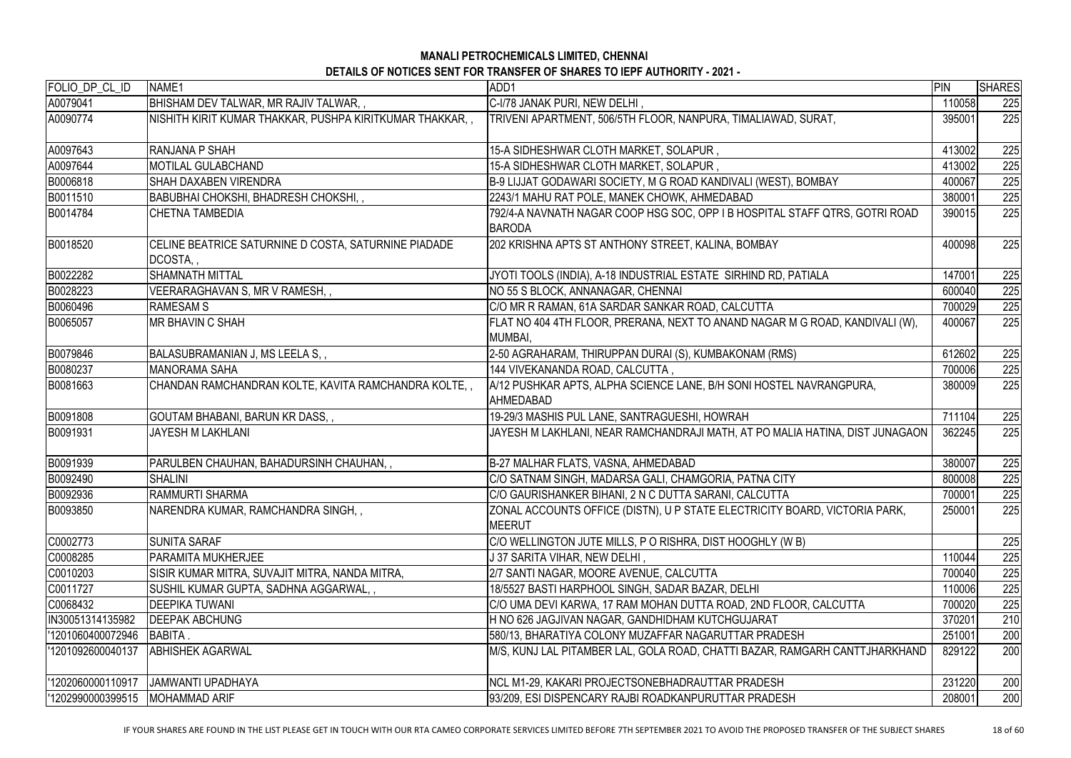**MANALI PETROCHEMICALS LIMITED, CHENNAI**

**DETAILS OF NOTICES SENT FOR TRANSFER OF SHARES TO IEPF AUTHORITY - 2021 -**

| FOLIO_DP_CL_ID | NAME1 | ADD1 | PIN | SHARES |
|---|---|---|---|---|
| A0079041 | BHISHAM DEV TALWAR, MR RAJIV TALWAR, , | C-I/78 JANAK PURI, NEW DELHI , | 110058 | 225 |
| A0090774 | NISHITH KIRIT KUMAR THAKKAR, PUSHPA KIRITKUMAR THAKKAR, , | TRIVENI APARTMENT, 506/5TH FLOOR, NANPURA, TIMALIAWAD, SURAT, | 395001 | 225 |
| A0097643 | RANJANA P SHAH | 15-A SIDHESHWAR CLOTH MARKET, SOLAPUR , | 413002 | 225 |
| A0097644 | MOTILAL GULABCHAND | 15-A SIDHESHWAR CLOTH MARKET, SOLAPUR , | 413002 | 225 |
| B0006818 | SHAH DAXABEN VIRENDRA | B-9 LIJJAT GODAWARI SOCIETY, M G ROAD KANDIVALI (WEST), BOMBAY | 400067 | 225 |
| B0011510 | BABUBHAI CHOKSHI, BHADRESH CHOKSHI, , | 2243/1 MAHU RAT POLE, MANEK CHOWK, AHMEDABAD | 380001 | 225 |
| B0014784 | CHETNA TAMBEDIA | 792/4-A NAVNATH NAGAR COOP HSG SOC, OPP I B HOSPITAL STAFF QTRS, GOTRI ROAD BARODA | 390015 | 225 |
| B0018520 | CELINE BEATRICE SATURNINE D COSTA, SATURNINE PIADADE DCOSTA, , | 202 KRISHNA APTS ST ANTHONY STREET, KALINA, BOMBAY | 400098 | 225 |
| B0022282 | SHAMNATH MITTAL | JYOTI TOOLS (INDIA), A-18 INDUSTRIAL ESTATE SIRHIND RD, PATIALA | 147001 | 225 |
| B0028223 | VEERARAGHAVAN S, MR V RAMESH, , | NO 55 S BLOCK, ANNANAGAR, CHENNAI | 600040 | 225 |
| B0060496 | RAMESAM S | C/O MR R RAMAN, 61A SARDAR SANKAR ROAD, CALCUTTA | 700029 | 225 |
| B0065057 | MR BHAVIN C SHAH | FLAT NO 404 4TH FLOOR, PRERANA, NEXT TO ANAND NAGAR M G ROAD, KANDIVALI (W), MUMBAI, | 400067 | 225 |
| B0079846 | BALASUBRAMANIAN J, MS LEELA S, , | 2-50 AGRAHARAM, THIRUPPAN DURAI (S), KUMBAKONAM (RMS) | 612602 | 225 |
| B0080237 | MANORAMA SAHA | 144 VIVEKANANDA ROAD, CALCUTTA , | 700006 | 225 |
| B0081663 | CHANDAN RAMCHANDRAN KOLTE, KAVITA RAMCHANDRA KOLTE, , | A/12 PUSHKAR APTS, ALPHA SCIENCE LANE, B/H SONI HOSTEL NAVRANGPURA, AHMEDABAD | 380009 | 225 |
| B0091808 | GOUTAM BHABANI, BARUN KR DASS, , | 19-29/3 MASHIS PUL LANE, SANTRAGUESHI, HOWRAH | 711104 | 225 |
| B0091931 | JAYESH M LAKHLANI | JAYESH M LAKHLANI, NEAR RAMCHANDRAJI MATH, AT PO MALIA HATINA, DIST JUNAGAON | 362245 | 225 |
| B0091939 | PARULBEN CHAUHAN, BAHADURSINH CHAUHAN, , | B-27 MALHAR FLATS, VASNA, AHMEDABAD | 380007 | 225 |
| B0092490 | SHALINI | C/O SATNAM SINGH, MADARSA GALI, CHAMGORIA, PATNA CITY | 800008 | 225 |
| B0092936 | RAMMURTI SHARMA | C/O GAURISHANKER BIHANI, 2 N C DUTTA SARANI, CALCUTTA | 700001 | 225 |
| B0093850 | NARENDRA KUMAR, RAMCHANDRA SINGH, , | ZONAL ACCOUNTS OFFICE (DISTN), U P STATE ELECTRICITY BOARD, VICTORIA PARK, MEERUT | 250001 | 225 |
| C0002773 | SUNITA SARAF | C/O WELLINGTON JUTE MILLS, P O RISHRA, DIST HOOGHLY (W B) | | 225 |
| C0008285 | PARAMITA MUKHERJEE | J 37 SARITA VIHAR, NEW DELHI , | 110044 | 225 |
| C0010203 | SISIR KUMAR MITRA, SUVAJIT MITRA, NANDA MITRA, | 2/7 SANTI NAGAR, MOORE AVENUE, CALCUTTA | 700040 | 225 |
| C0011727 | SUSHIL KUMAR GUPTA, SADHNA AGGARWAL, , | 18/5527 BASTI HARPHOOL SINGH, SADAR BAZAR, DELHI | 110006 | 225 |
| C0068432 | DEEPIKA TUWANI | C/O UMA DEVI KARWA, 17 RAM MOHAN DUTTA ROAD, 2ND FLOOR, CALCUTTA | 700020 | 225 |
| IN30051314135982 | DEEPAK ABCHUNG | H NO 626 JAGJIVAN NAGAR, GANDHIDHAM KUTCHGUJARAT | 370201 | 210 |
| '1201060400072946 | BABITA . | 580/13, BHARATIYA COLONY MUZAFFAR NAGARUTTAR PRADESH | 251001 | 200 |
| '1201092600040137 | ABHISHEK AGARWAL | M/S, KUNJ LAL PITAMBER LAL, GOLA ROAD, CHATTI BAZAR, RAMGARH CANTTJHARKHAND | 829122 | 200 |
| '1202060000110917 | JAMWANTI UPADHAYA | NCL M1-29, KAKARI PROJECTSONEBHADRAUTTAR PRADESH | 231220 | 200 |
| '1202990000399515 | MOHAMMAD ARIF | 93/209, ESI DISPENCARY RAJBI ROADKANPURUTTAR PRADESH | 208001 | 200 |

IF YOUR SHARES ARE FOUND IN THE LIST PLEASE GET IN TOUCH WITH OUR RTA CAMEO CORPORATE SERVICES LIMITED BEFORE 7TH SEPTEMBER 2021 TO AVOID THE PROPOSED TRANSFER OF THE SUBJECT SHARES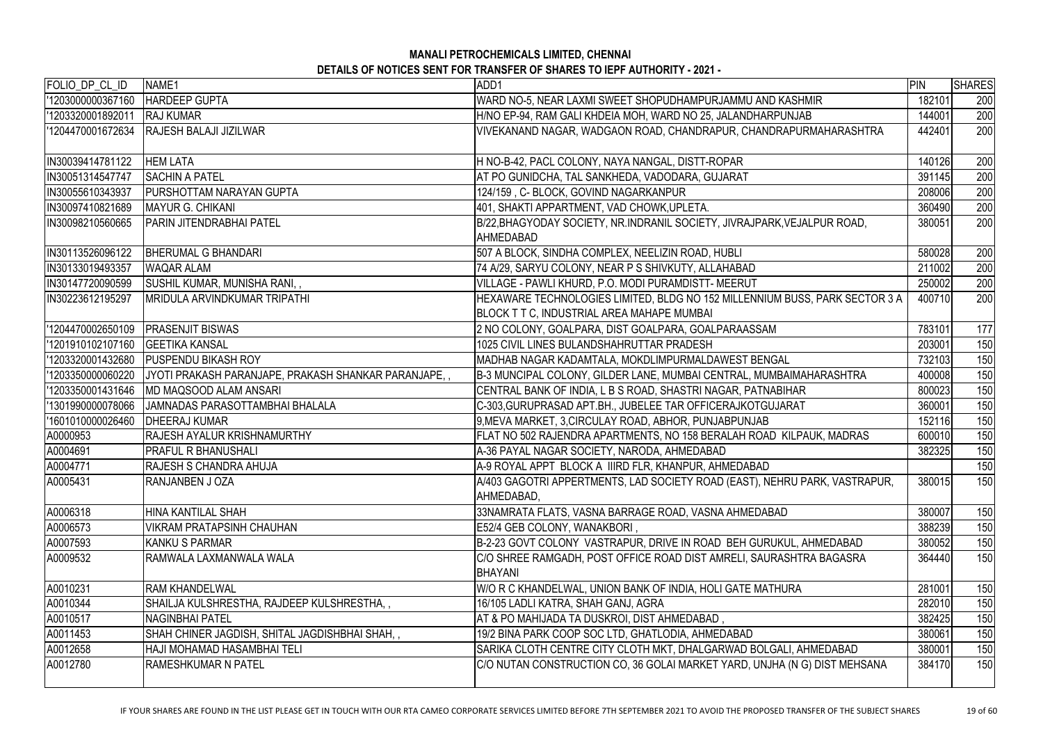**MANALI PETROCHEMICALS LIMITED, CHENNAI**

**DETAILS OF NOTICES SENT FOR TRANSFER OF SHARES TO IEPF AUTHORITY - 2021 -**

| FOLIO_DP_CL_ID | NAME1 | ADD1 | PIN | SHARES |
|---|---|---|---|---|
| '1203000000367160 | HARDEEP GUPTA | WARD NO-5, NEAR LAXMI SWEET SHOPUDHAMPURJAMMU AND KASHMIR | 182101 | 200 |
| '1203320001892011 | RAJ KUMAR | H/NO EP-94, RAM GALI KHDEIA MOH, WARD NO 25, JALANDHARPUNJAB | 144001 | 200 |
| '1204470001672634 | RAJESH BALAJI JIZILWAR | VIVEKANAND NAGAR, WADGAON ROAD, CHANDRAPUR, CHANDRAPURMAHARASHTRA | 442401 | 200 |
| IN30039414781122 | HEM LATA | H NO-B-42, PACL COLONY, NAYA NANGAL, DISTT-ROPAR | 140126 | 200 |
| IN30051314547747 | SACHIN A PATEL | AT PO GUNIDCHA, TAL SANKHEDA, VADODARA, GUJARAT | 391145 | 200 |
| IN30055610343937 | PURSHOTTAM NARAYAN GUPTA | 124/159 , C- BLOCK, GOVIND NAGARKANPUR | 208006 | 200 |
| IN30097410821689 | MAYUR G. CHIKANI | 401, SHAKTI APPARTMENT, VAD CHOWK,UPLETA. | 360490 | 200 |
| IN30098210560665 | PARIN JITENDRABHAI PATEL | B/22,BHAGYODAY SOCIETY, NR.INDRANIL SOCIETY, JIVRAJPARK,VEJALPUR ROAD, AHMEDABAD | 380051 | 200 |
| IN30113526096122 | BHERUMAL G BHANDARI | 507 A BLOCK, SINDHA COMPLEX, NEELIZIN ROAD, HUBLI | 580028 | 200 |
| IN30133019493357 | WAQAR ALAM | 74 A/29, SARYU COLONY, NEAR P S SHIVKUTY, ALLAHABAD | 211002 | 200 |
| IN30147720090599 | SUSHIL KUMAR, MUNISHA RANI, , | VILLAGE - PAWLI KHURD, P.O. MODI PURAMDISTT- MEERUT | 250002 | 200 |
| IN30223612195297 | MRIDULA ARVINDKUMAR TRIPATHI | HEXAWARE TECHNOLOGIES LIMITED, BLDG NO 152 MILLENNIUM BUSS, PARK SECTOR 3 A BLOCK T T C, INDUSTRIAL AREA MAHAPE MUMBAI | 400710 | 200 |
| '1204470002650109 | PRASENJIT BISWAS | 2 NO COLONY, GOALPARA, DIST GOALPARA, GOALPARAASSAM | 783101 | 177 |
| '1201910102107160 | GEETIKA KANSAL | 1025 CIVIL LINES BULANDSHAHRUTTAR PRADESH | 203001 | 150 |
| '1203320001432680 | PUSPENDU BIKASH ROY | MADHAB NAGAR KADAMTALA, MOKDLIMPURMALDAWEST BENGAL | 732103 | 150 |
| '1203350000060220 | JYOTI PRAKASH PARANJAPE, PRAKASH SHANKAR PARANJAPE, , | B-3 MUNCIPAL COLONY, GILDER LANE, MUMBAI CENTRAL, MUMBAIMAHARASHTRA | 400008 | 150 |
| '1203350001431646 | MD MAQSOOD ALAM ANSARI | CENTRAL BANK OF INDIA, L B S ROAD, SHASTRI NAGAR, PATNABIHAR | 800023 | 150 |
| '1301990000078066 | JAMNADAS PARASOTTAMBHAI BHALALA | C-303,GURUPRASAD APT.BH., JUBELEE TAR OFFICERAJKOTGUJARAT | 360001 | 150 |
| '1601010000026460 | DHEERAJ KUMAR | 9,MEVA MARKET, 3,CIRCULAY ROAD, ABHOR, PUNJABPUNJAB | 152116 | 150 |
| A0000953 | RAJESH AYALUR KRISHNAMURTHY | FLAT NO 502 RAJENDRA APARTMENTS, NO 158 BERALAH ROAD KILPAUK, MADRAS | 600010 | 150 |
| A0004691 | PRAFUL R BHANUSHALI | A-36 PAYAL NAGAR SOCIETY, NARODA, AHMEDABAD | 382325 | 150 |
| A0004771 | RAJESH S CHANDRA AHUJA | A-9 ROYAL APPT BLOCK A IIIRD FLR, KHANPUR, AHMEDABAD | | 150 |
| A0005431 | RANJANBEN J OZA | A/403 GAGOTRI APPERTMENTS, LAD SOCIETY ROAD (EAST), NEHRU PARK, VASTRAPUR, AHMEDABAD, | 380015 | 150 |
| A0006318 | HINA KANTILAL SHAH | 33NAMRATA FLATS, VASNA BARRAGE ROAD, VASNA AHMEDABAD | 380007 | 150 |
| A0006573 | VIKRAM PRATAPSINH CHAUHAN | E52/4 GEB COLONY, WANAKBORI , | 388239 | 150 |
| A0007593 | KANKU S PARMAR | B-2-23 GOVT COLONY VASTRAPUR, DRIVE IN ROAD BEH GURUKUL, AHMEDABAD | 380052 | 150 |
| A0009532 | RAMWALA LAXMANWALA WALA | C/O SHREE RAMGADH, POST OFFICE ROAD DIST AMRELI, SAURASHTRA BAGASRA BHAYANI | 364440 | 150 |
| A0010231 | RAM KHANDELWAL | W/O R C KHANDELWAL, UNION BANK OF INDIA, HOLI GATE MATHURA | 281001 | 150 |
| A0010344 | SHAILJA KULSHRESTHA, RAJDEEP KULSHRESTHA, , | 16/105 LADLI KATRA, SHAH GANJ, AGRA | 282010 | 150 |
| A0010517 | NAGINBHAI PATEL | AT & PO MAHIJADA TA DUSKROI, DIST AHMEDABAD , | 382425 | 150 |
| A0011453 | SHAH CHINER JAGDISH, SHITAL JAGDISHBHAI SHAH, , | 19/2 BINA PARK COOP SOC LTD, GHATLODIA, AHMEDABAD | 380061 | 150 |
| A0012658 | HAJI MOHAMAD HASAMBHAI TELI | SARIKA CLOTH CENTRE CITY CLOTH MKT, DHALGARWAD BOLGALI, AHMEDABAD | 380001 | 150 |
| A0012780 | RAMESHKUMAR N PATEL | C/O NUTAN CONSTRUCTION CO, 36 GOLAI MARKET YARD, UNJHA (N G) DIST MEHSANA | 384170 | 150 |

IF YOUR SHARES ARE FOUND IN THE LIST PLEASE GET IN TOUCH WITH OUR RTA CAMEO CORPORATE SERVICES LIMITED BEFORE 7TH SEPTEMBER 2021 TO AVOID THE PROPOSED TRANSFER OF THE SUBJECT SHARES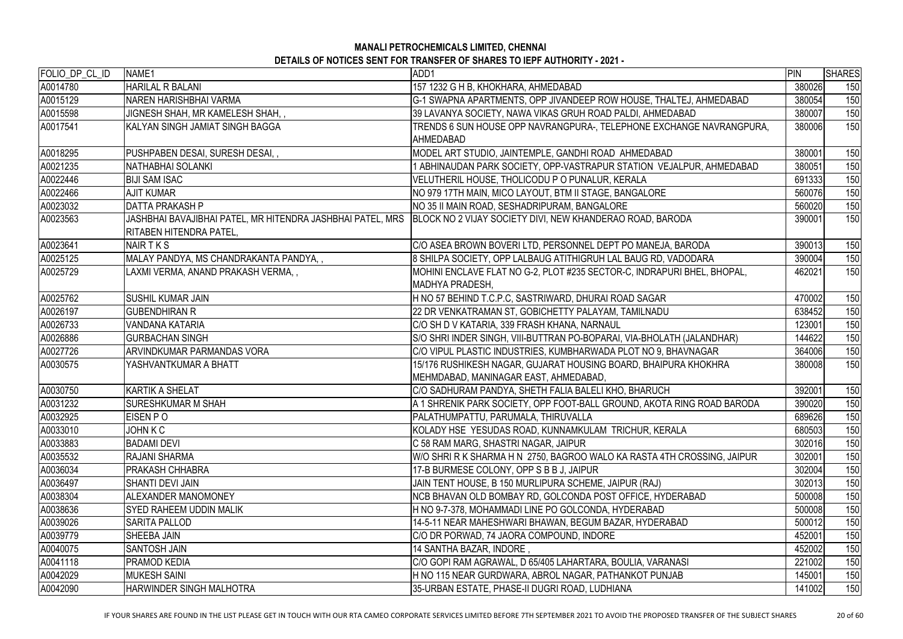# MANALI PETROCHEMICALS LIMITED, CHENNAI

## DETAILS OF NOTICES SENT FOR TRANSFER OF SHARES TO IEPF AUTHORITY - 2021 -

| FOLIO_DP_CL_ID | NAME1 | ADD1 | PIN | SHARES |
|---|---|---|---|---|
| A0014780 | HARILAL R BALANI | 157 1232 G H B, KHOKHARA, AHMEDABAD | 380026 | 150 |
| A0015129 | NAREN HARISHBHAI VARMA | G-1 SWAPNA APARTMENTS, OPP JIVANDEEP ROW HOUSE, THALTEJ, AHMEDABAD | 380054 | 150 |
| A0015598 | JIGNESH SHAH, MR KAMELESH SHAH, , | 39 LAVANYA SOCIETY, NAWA VIKAS GRUH ROAD PALDI, AHMEDABAD | 380007 | 150 |
| A0017541 | KALYAN SINGH JAMIAT SINGH BAGGA | TRENDS 6 SUN HOUSE OPP NAVRANGPURA-, TELEPHONE EXCHANGE NAVRANGPURA, AHMEDABAD | 380006 | 150 |
| A0018295 | PUSHPABEN DESAI, SURESH DESAI, , | MODEL ART STUDIO, JAINTEMPLE, GANDHI ROAD AHMEDABAD | 380001 | 150 |
| A0021235 | NATHABHAI SOLANKI | 1 ABHINAUDAN PARK SOCIETY, OPP-VASTRAPUR STATION VEJALPUR, AHMEDABAD | 380051 | 150 |
| A0022446 | BIJI SAM ISAC | VELUTHERIL HOUSE, THOLICODU P O PUNALUR, KERALA | 691333 | 150 |
| A0022466 | AJIT KUMAR | NO 979 17TH MAIN, MICO LAYOUT, BTM II STAGE, BANGALORE | 560076 | 150 |
| A0023032 | DATTA PRAKASH P | NO 35 II MAIN ROAD, SESHADRIPURAM, BANGALORE | 560020 | 150 |
| A0023563 | JASHBHAI BAVAJIBHAI PATEL, MR HITENDRA JASHBHAI PATEL, MRS RITABEN HITENDRA PATEL, | BLOCK NO 2 VIJAY SOCIETY DIVI, NEW KHANDERAO ROAD, BARODA | 390001 | 150 |
| A0023641 | NAIR T K S | C/O ASEA BROWN BOVERI LTD, PERSONNEL DEPT PO MANEJA, BARODA | 390013 | 150 |
| A0025125 | MALAY PANDYA, MS CHANDRAKANTA PANDYA, , | 8 SHILPA SOCIETY, OPP LALBAUG ATITHIGRUH LAL BAUG RD, VADODARA | 390004 | 150 |
| A0025729 | LAXMI VERMA, ANAND PRAKASH VERMA, , | MOHINI ENCLAVE FLAT NO G-2, PLOT #235 SECTOR-C, INDRAPURI BHEL, BHOPAL, MADHYA PRADESH, | 462021 | 150 |
| A0025762 | SUSHIL KUMAR JAIN | H NO 57 BEHIND T.C.P.C, SASTRIWARD, DHURAI ROAD SAGAR | 470002 | 150 |
| A0026197 | GUBENDHIRAN R | 22 DR VENKATRAMAN ST, GOBICHETTY PALAYAM, TAMILNADU | 638452 | 150 |
| A0026733 | VANDANA KATARIA | C/O SH D V KATARIA, 339 FRASH KHANA, NARNAUL | 123001 | 150 |
| A0026886 | GURBACHAN SINGH | S/O SHRI INDER SINGH, VIII-BUTTRAN PO-BOPARAI, VIA-BHOLATH (JALANDHAR) | 144622 | 150 |
| A0027726 | ARVINDKUMAR PARMANDAS VORA | C/O VIPUL PLASTIC INDUSTRIES, KUMBHARWADA PLOT NO 9, BHAVNAGAR | 364006 | 150 |
| A0030575 | YASHVANTKUMAR A BHATT | 15/176 RUSHIKESH NAGAR, GUJARAT HOUSING BOARD, BHAIPURA KHOKHRA MEHMDABAD, MANINAGAR EAST, AHMEDABAD, | 380008 | 150 |
| A0030750 | KARTIK A SHELAT | C/O SADHURAM PANDYA, SHETH FALIA BALELI KHO, BHARUCH | 392001 | 150 |
| A0031232 | SURESHKUMAR M SHAH | A 1 SHRENIK PARK SOCIETY, OPP FOOT-BALL GROUND, AKOTA RING ROAD BARODA | 390020 | 150 |
| A0032925 | EISEN P O | PALATHUMPATTU, PARUMALA, THIRUVALLA | 689626 | 150 |
| A0033010 | JOHN K C | KOLADY HSE YESUDAS ROAD, KUNNAMKULAM TRICHUR, KERALA | 680503 | 150 |
| A0033883 | BADAMI DEVI | C 58 RAM MARG, SHASTRI NAGAR, JAIPUR | 302016 | 150 |
| A0035532 | RAJANI SHARMA | W/O SHRI R K SHARMA H N 2750, BAGROO WALO KA RASTA 4TH CROSSING, JAIPUR | 302001 | 150 |
| A0036034 | PRAKASH CHHABRA | 17-B BURMESE COLONY, OPP S B B J, JAIPUR | 302004 | 150 |
| A0036497 | SHANTI DEVI JAIN | JAIN TENT HOUSE, B 150 MURLIPURA SCHEME, JAIPUR (RAJ) | 302013 | 150 |
| A0038304 | ALEXANDER MANOMONEY | NCB BHAVAN OLD BOMBAY RD, GOLCONDA POST OFFICE, HYDERABAD | 500008 | 150 |
| A0038636 | SYED RAHEEM UDDIN MALIK | H NO 9-7-378, MOHAMMADI LINE PO GOLCONDA, HYDERABAD | 500008 | 150 |
| A0039026 | SARITA PALLOD | 14-5-11 NEAR MAHESHWARI BHAWAN, BEGUM BAZAR, HYDERABAD | 500012 | 150 |
| A0039779 | SHEEBA JAIN | C/O DR PORWAD, 74 JAORA COMPOUND, INDORE | 452001 | 150 |
| A0040075 | SANTOSH JAIN | 14 SANTHA BAZAR, INDORE , | 452002 | 150 |
| A0041118 | PRAMOD KEDIA | C/O GOPI RAM AGRAWAL, D 65/405 LAHARTARA, BOULIA, VARANASI | 221002 | 150 |
| A0042029 | MUKESH SAINI | H NO 115 NEAR GURDWARA, ABROL NAGAR, PATHANKOT PUNJAB | 145001 | 150 |
| A0042090 | HARWINDER SINGH MALHOTRA | 35-URBAN ESTATE, PHASE-II DUGRI ROAD, LUDHIANA | 141002 | 150 |

IF YOUR SHARES ARE FOUND IN THE LIST PLEASE GET IN TOUCH WITH OUR RTA CAMEO CORPORATE SERVICES LIMITED BEFORE 7TH SEPTEMBER 2021 TO AVOID THE PROPOSED TRANSFER OF THE SUBJECT SHARES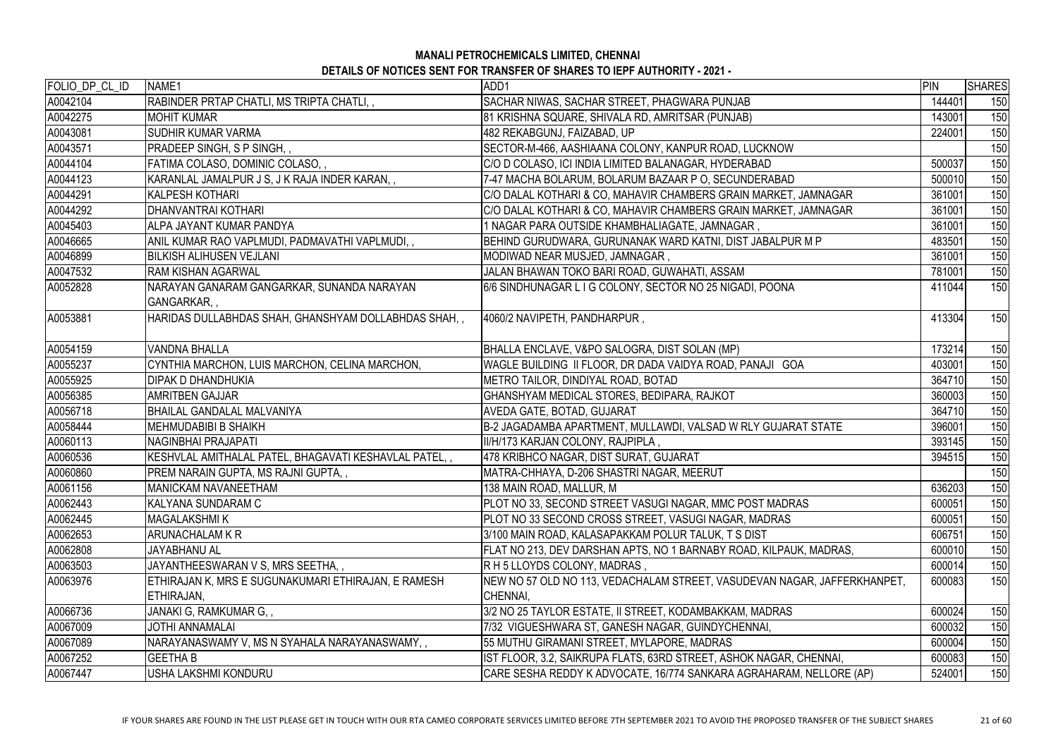**MANALI PETROCHEMICALS LIMITED, CHENNAI**
**DETAILS OF NOTICES SENT FOR TRANSFER OF SHARES TO IEPF AUTHORITY - 2021 -**

| FOLIO_DP_CL_ID | NAME1 | ADD1 | PIN | SHARES |
|---|---|---|---|---|
| A0042104 | RABINDER PRTAP CHATLI, MS TRIPTA CHATLI, , | SACHAR NIWAS, SACHAR STREET, PHAGWARA PUNJAB | 144401 | 150 |
| A0042275 | MOHIT KUMAR | 81 KRISHNA SQUARE, SHIVALA RD, AMRITSAR (PUNJAB) | 143001 | 150 |
| A0043081 | SUDHIR KUMAR VARMA | 482 REKABGUNJ, FAIZABAD, UP | 224001 | 150 |
| A0043571 | PRADEEP SINGH, S P SINGH, , | SECTOR-M-466, AASHIAANA COLONY, KANPUR ROAD, LUCKNOW | | 150 |
| A0044104 | FATIMA COLASO, DOMINIC COLASO, , | C/O D COLASO, ICI INDIA LIMITED BALANAGAR, HYDERABAD | 500037 | 150 |
| A0044123 | KARANLAL JAMALPUR J S, J K RAJA INDER KARAN, , | 7-47 MACHA BOLARUM, BOLARUM BAZAAR P O, SECUNDERABAD | 500010 | 150 |
| A0044291 | KALPESH KOTHARI | C/O DALAL KOTHARI & CO, MAHAVIR CHAMBERS GRAIN MARKET, JAMNAGAR | 361001 | 150 |
| A0044292 | DHANVANTRAI KOTHARI | C/O DALAL KOTHARI & CO, MAHAVIR CHAMBERS GRAIN MARKET, JAMNAGAR | 361001 | 150 |
| A0045403 | ALPA JAYANT KUMAR PANDYA | 1 NAGAR PARA OUTSIDE KHAMBHALIAGATE, JAMNAGAR , | 361001 | 150 |
| A0046665 | ANIL KUMAR RAO VAPLMUDI, PADMAVATHI VAPLMUDI, , | BEHIND GURUDWARA, GURUNANAK WARD KATNI, DIST JABALPUR M P | 483501 | 150 |
| A0046899 | BILKISH ALIHUSEN VEJLANI | MODIWAD NEAR MUSJED, JAMNAGAR , | 361001 | 150 |
| A0047532 | RAM KISHAN AGARWAL | JALAN BHAWAN TOKO BARI ROAD, GUWAHATI, ASSAM | 781001 | 150 |
| A0052828 | NARAYAN GANARAM GANGARKAR, SUNANDA NARAYAN GANGARKAR, , | 6/6 SINDHUNAGAR L I G COLONY, SECTOR NO 25 NIGADI, POONA | 411044 | 150 |
| A0053881 | HARIDAS DULLABHDAS SHAH, GHANSHYAM DOLLABHDAS SHAH, , | 4060/2 NAVIPETH, PANDHARPUR , | 413304 | 150 |
| A0054159 | VANDNA BHALLA | BHALLA ENCLAVE, V&PO SALOGRA, DIST SOLAN (MP) | 173214 | 150 |
| A0055237 | CYNTHIA MARCHON, LUIS MARCHON, CELINA MARCHON, | WAGLE BUILDING II FLOOR, DR DADA VAIDYA ROAD, PANAJI GOA | 403001 | 150 |
| A0055925 | DIPAK D DHANDHUKIA | METRO TAILOR, DINDIYAL ROAD, BOTAD | 364710 | 150 |
| A0056385 | AMRITBEN GAJJAR | GHANSHYAM MEDICAL STORES, BEDIPARA, RAJKOT | 360003 | 150 |
| A0056718 | BHAILAL GANDALAL MALVANIYA | AVEDA GATE, BOTAD, GUJARAT | 364710 | 150 |
| A0058444 | MEHMUDABIBI B SHAIKH | B-2 JAGADAMBA APARTMENT, MULLAWDI, VALSAD W RLY GUJARAT STATE | 396001 | 150 |
| A0060113 | NAGINBHAI PRAJAPATI | II/H/173 KARJAN COLONY, RAJPIPLA , | 393145 | 150 |
| A0060536 | KESHVLAL AMITHALAL PATEL, BHAGAVATI KESHAVLAL PATEL, , | 478 KRIBHCO NAGAR, DIST SURAT, GUJARAT | 394515 | 150 |
| A0060860 | PREM NARAIN GUPTA, MS RAJNI GUPTA, , | MATRA-CHHAYA, D-206 SHASTRI NAGAR, MEERUT | | 150 |
| A0061156 | MANICKAM NAVANEETHAM | 138 MAIN ROAD, MALLUR, M | 636203 | 150 |
| A0062443 | KALYANA SUNDARAM C | PLOT NO 33, SECOND STREET VASUGI NAGAR, MMC POST MADRAS | 600051 | 150 |
| A0062445 | MAGALAKSHMI K | PLOT NO 33 SECOND CROSS STREET, VASUGI NAGAR, MADRAS | 600051 | 150 |
| A0062653 | ARUNACHALAM K R | 3/100 MAIN ROAD, KALASAPAKKAM POLUR TALUK, T S DIST | 606751 | 150 |
| A0062808 | JAYABHANU AL | FLAT NO 213, DEV DARSHAN APTS, NO 1 BARNABY ROAD, KILPAUK, MADRAS, | 600010 | 150 |
| A0063503 | JAYANTHEESWARAN V S, MRS SEETHA, , | R H 5 LLOYDS COLONY, MADRAS , | 600014 | 150 |
| A0063976 | ETHIRAJAN K, MRS E SUGUNAKUMARI ETHIRAJAN, E RAMESH ETHIRAJAN, | NEW NO 57 OLD NO 113, VEDACHALAM STREET, VASUDEVAN NAGAR, JAFFERKHANPET, CHENNAI, | 600083 | 150 |
| A0066736 | JANAKI G, RAMKUMAR G, , | 3/2 NO 25 TAYLOR ESTATE, II STREET, KODAMBAKKAM, MADRAS | 600024 | 150 |
| A0067009 | JOTHI ANNAMALAI | 7/32 VIGUESHWARA ST, GANESH NAGAR, GUINDYCHENNAI, | 600032 | 150 |
| A0067089 | NARAYANASWAMY V, MS N SYAHALA NARAYANASWAMY, , | 55 MUTHU GIRAMANI STREET, MYLAPORE, MADRAS | 600004 | 150 |
| A0067252 | GEETHA B | IST FLOOR, 3.2, SAIKRUPA FLATS, 63RD STREET, ASHOK NAGAR, CHENNAI, | 600083 | 150 |
| A0067447 | USHA LAKSHMI KONDURU | CARE SESHA REDDY K ADVOCATE, 16/774 SANKARA AGRAHARAM, NELLORE (AP) | 524001 | 150 |

IF YOUR SHARES ARE FOUND IN THE LIST PLEASE GET IN TOUCH WITH OUR RTA CAMEO CORPORATE SERVICES LIMITED BEFORE 7TH SEPTEMBER 2021 TO AVOID THE PROPOSED TRANSFER OF THE SUBJECT SHARES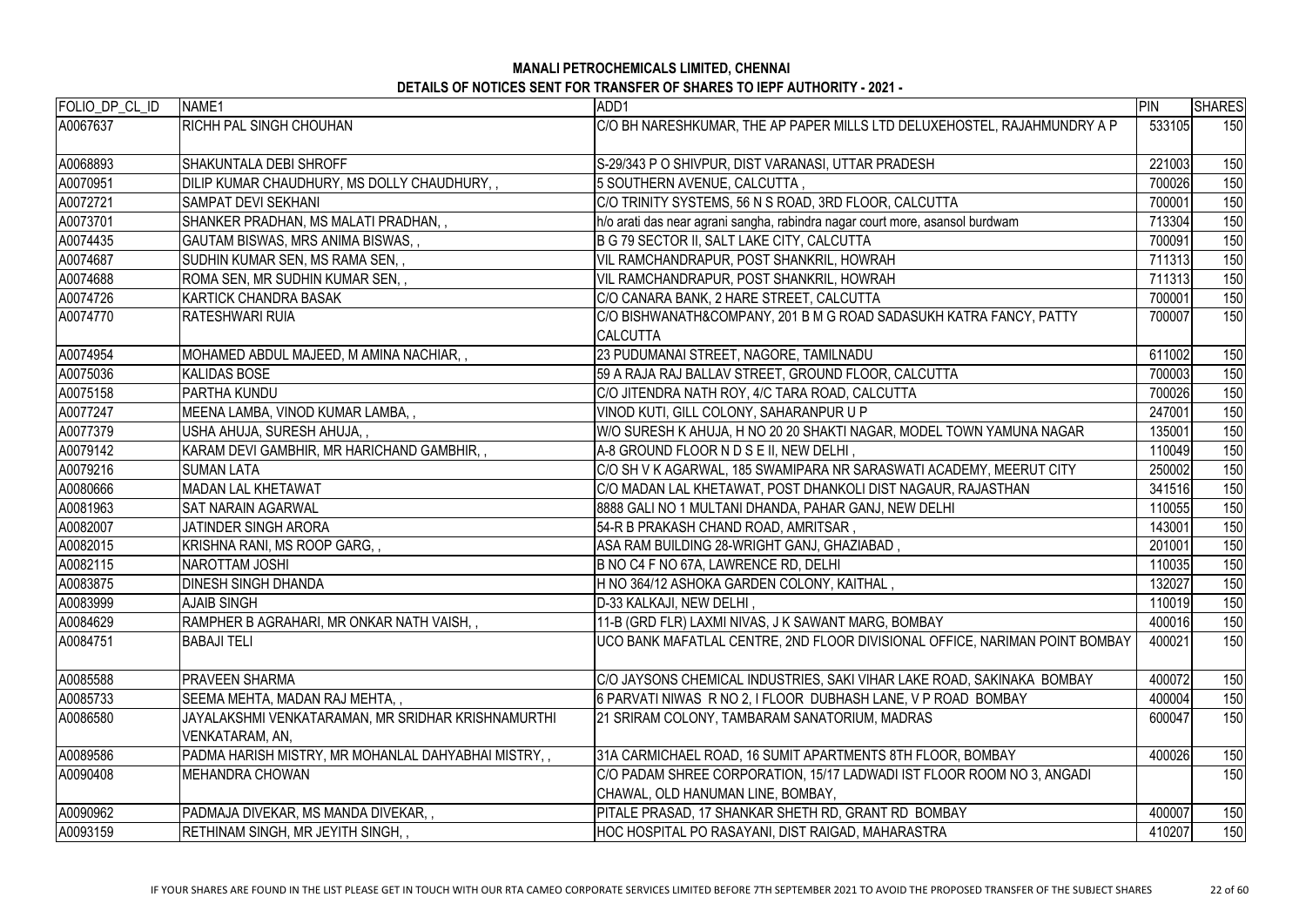**MANALI PETROCHEMICALS LIMITED, CHENNAI**

**DETAILS OF NOTICES SENT FOR TRANSFER OF SHARES TO IEPF AUTHORITY - 2021 -**

| FOLIO_DP_CL_ID | NAME1 | ADD1 | PIN | SHARES |
|---|---|---|---|---|
| A0067637 | RICHH PAL SINGH CHOUHAN | C/O BH NARESHKUMAR, THE AP PAPER MILLS LTD DELUXEHOSTEL, RAJAHMUNDRY A P | 533105 | 150 |
| A0068893 | SHAKUNTALA DEBI SHROFF | S-29/343 P O SHIVPUR, DIST VARANASI, UTTAR PRADESH | 221003 | 150 |
| A0070951 | DILIP KUMAR CHAUDHURY, MS DOLLY CHAUDHURY, , | 5 SOUTHERN AVENUE, CALCUTTA , | 700026 | 150 |
| A0072721 | SAMPAT DEVI SEKHANI | C/O TRINITY SYSTEMS, 56 N S ROAD, 3RD FLOOR, CALCUTTA | 700001 | 150 |
| A0073701 | SHANKER PRADHAN, MS MALATI PRADHAN, , | h/o arati das near agrani sangha, rabindra nagar court more, asansol burdwam | 713304 | 150 |
| A0074435 | GAUTAM BISWAS, MRS ANIMA BISWAS, , | B G 79 SECTOR II, SALT LAKE CITY, CALCUTTA | 700091 | 150 |
| A0074687 | SUDHIN KUMAR SEN, MS RAMA SEN, , | VIL RAMCHANDRAPUR, POST SHANKRIL, HOWRAH | 711313 | 150 |
| A0074688 | ROMA SEN, MR SUDHIN KUMAR SEN, , | VIL RAMCHANDRAPUR, POST SHANKRIL, HOWRAH | 711313 | 150 |
| A0074726 | KARTICK CHANDRA BASAK | C/O CANARA BANK, 2 HARE STREET, CALCUTTA | 700001 | 150 |
| A0074770 | RATESHWARI RUIA | C/O BISHWANATH&COMPANY, 201 B M G ROAD SADASUKH KATRA FANCY, PATTY CALCUTTA | 700007 | 150 |
| A0074954 | MOHAMED ABDUL MAJEED, M AMINA NACHIAR, , | 23 PUDUMANAI STREET, NAGORE, TAMILNADU | 611002 | 150 |
| A0075036 | KALIDAS BOSE | 59 A RAJA RAJ BALLAV STREET, GROUND FLOOR, CALCUTTA | 700003 | 150 |
| A0075158 | PARTHA KUNDU | C/O JITENDRA NATH ROY, 4/C TARA ROAD, CALCUTTA | 700026 | 150 |
| A0077247 | MEENA LAMBA, VINOD KUMAR LAMBA, , | VINOD KUTI, GILL COLONY, SAHARANPUR U P | 247001 | 150 |
| A0077379 | USHA AHUJA, SURESH AHUJA, , | W/O SURESH K AHUJA, H NO 20 20 SHAKTI NAGAR, MODEL TOWN YAMUNA NAGAR | 135001 | 150 |
| A0079142 | KARAM DEVI GAMBHIR, MR HARICHAND GAMBHIR, , | A-8 GROUND FLOOR N D S E II, NEW DELHI , | 110049 | 150 |
| A0079216 | SUMAN LATA | C/O SH V K AGARWAL, 185 SWAMIPARA NR SARASWATI ACADEMY, MEERUT CITY | 250002 | 150 |
| A0080666 | MADAN LAL KHETAWAT | C/O MADAN LAL KHETAWAT, POST DHANKOLI DIST NAGAUR, RAJASTHAN | 341516 | 150 |
| A0081963 | SAT NARAIN AGARWAL | 8888 GALI NO 1 MULTANI DHANDA, PAHAR GANJ, NEW DELHI | 110055 | 150 |
| A0082007 | JATINDER SINGH ARORA | 54-R B PRAKASH CHAND ROAD, AMRITSAR , | 143001 | 150 |
| A0082015 | KRISHNA RANI, MS ROOP GARG, , | ASA RAM BUILDING 28-WRIGHT GANJ, GHAZIABAD , | 201001 | 150 |
| A0082115 | NAROTTAM JOSHI | B NO C4 F NO 67A, LAWRENCE RD, DELHI | 110035 | 150 |
| A0083875 | DINESH SINGH DHANDA | H NO 364/12 ASHOKA GARDEN COLONY, KAITHAL , | 132027 | 150 |
| A0083999 | AJAIB SINGH | D-33 KALKAJI, NEW DELHI , | 110019 | 150 |
| A0084629 | RAMPHER B AGRAHARI, MR ONKAR NATH VAISH, , | 11-B (GRD FLR) LAXMI NIVAS, J K SAWANT MARG, BOMBAY | 400016 | 150 |
| A0084751 | BABAJI TELI | UCO BANK MAFATLAL CENTRE, 2ND FLOOR DIVISIONAL OFFICE, NARIMAN POINT BOMBAY | 400021 | 150 |
| A0085588 | PRAVEEN SHARMA | C/O JAYSONS CHEMICAL INDUSTRIES, SAKI VIHAR LAKE ROAD, SAKINAKA BOMBAY | 400072 | 150 |
| A0085733 | SEEMA MEHTA, MADAN RAJ MEHTA, , | 6 PARVATI NIWAS R NO 2, I FLOOR DUBHASH LANE, V P ROAD BOMBAY | 400004 | 150 |
| A0086580 | JAYALAKSHMI VENKATARAMAN, MR SRIDHAR KRISHNAMURTHI VENKATARAM, AN, | 21 SRIRAM COLONY, TAMBARAM SANATORIUM, MADRAS | 600047 | 150 |
| A0089586 | PADMA HARISH MISTRY, MR MOHANLAL DAHYABHAI MISTRY, , | 31A CARMICHAEL ROAD, 16 SUMIT APARTMENTS 8TH FLOOR, BOMBAY | 400026 | 150 |
| A0090408 | MEHANDRA CHOWAN | C/O PADAM SHREE CORPORATION, 15/17 LADWADI IST FLOOR ROOM NO 3, ANGADI CHAWAL, OLD HANUMAN LINE, BOMBAY, | | 150 |
| A0090962 | PADMAJA DIVEKAR, MS MANDA DIVEKAR, , | PITALE PRASAD, 17 SHANKAR SHETH RD, GRANT RD BOMBAY | 400007 | 150 |
| A0093159 | RETHINAM SINGH, MR JEYITH SINGH, , | HOC HOSPITAL PO RASAYANI, DIST RAIGAD, MAHARASTRA | 410207 | 150 |

IF YOUR SHARES ARE FOUND IN THE LIST PLEASE GET IN TOUCH WITH OUR RTA CAMEO CORPORATE SERVICES LIMITED BEFORE 7TH SEPTEMBER 2021 TO AVOID THE PROPOSED TRANSFER OF THE SUBJECT SHARES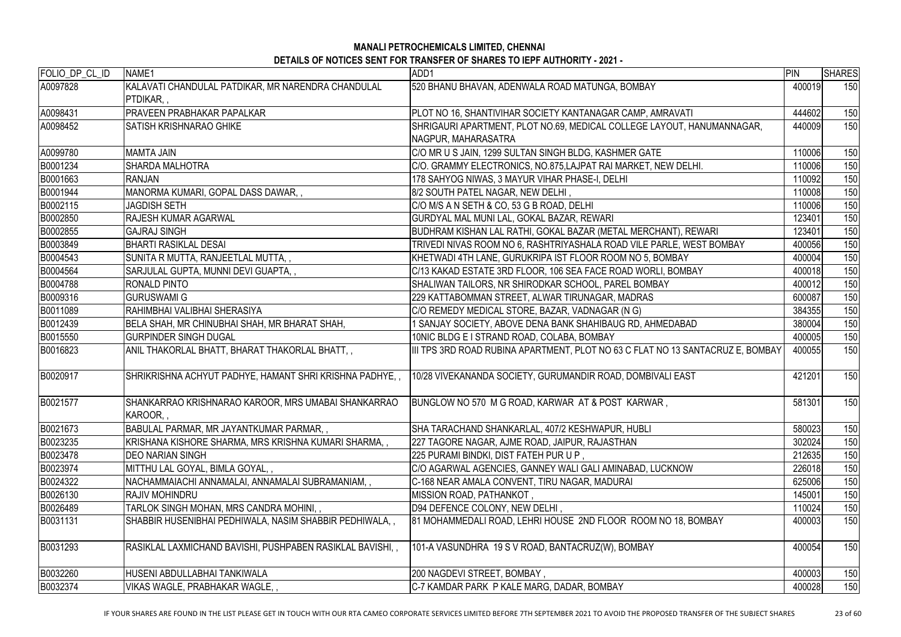**MANALI PETROCHEMICALS LIMITED, CHENNAI**

**DETAILS OF NOTICES SENT FOR TRANSFER OF SHARES TO IEPF AUTHORITY - 2021 -**

| FOLIO_DP_CL_ID | NAME1 | ADD1 | PIN | SHARES |
|---|---|---|---|---|
| A0097828 | KALAVATI CHANDULAL PATDIKAR, MR NARENDRA CHANDULAL PTDIKAR, , | 520 BHANU BHAVAN, ADENWALA ROAD MATUNGA, BOMBAY | 400019 | 150 |
| A0098431 | PRAVEEN PRABHAKAR PAPALKAR | PLOT NO 16, SHANTIVIHAR SOCIETY KANTANAGAR CAMP, AMRAVATI | 444602 | 150 |
| A0098452 | SATISH KRISHNARAO GHIKE | SHRIGAURI APARTMENT, PLOT NO.69, MEDICAL COLLEGE LAYOUT, HANUMANNAGAR, NAGPUR, MAHARASATRA | 440009 | 150 |
| A0099780 | MAMTA JAIN | C/O MR U S JAIN, 1299 SULTAN SINGH BLDG, KASHMER GATE | 110006 | 150 |
| B0001234 | SHARDA MALHOTRA | C/O. GRAMMY ELECTRONICS, NO.875,LAJPAT RAI MARKET, NEW DELHI. | 110006 | 150 |
| B0001663 | RANJAN | 178 SAHYOG NIWAS, 3 MAYUR VIHAR PHASE-I, DELHI | 110092 | 150 |
| B0001944 | MANORMA KUMARI, GOPAL DASS DAWAR, , | 8/2 SOUTH PATEL NAGAR, NEW DELHI , | 110008 | 150 |
| B0002115 | JAGDISH SETH | C/O M/S A N SETH & CO, 53 G B ROAD, DELHI | 110006 | 150 |
| B0002850 | RAJESH KUMAR AGARWAL | GURDYAL MAL MUNI LAL, GOKAL BAZAR, REWARI | 123401 | 150 |
| B0002855 | GAJRAJ SINGH | BUDHRAM KISHAN LAL RATHI, GOKAL BAZAR (METAL MERCHANT), REWARI | 123401 | 150 |
| B0003849 | BHARTI RASIKLAL DESAI | TRIVEDI NIVAS ROOM NO 6, RASHTRIYASHALA ROAD VILE PARLE, WEST BOMBAY | 400056 | 150 |
| B0004543 | SUNITA R MUTTA, RANJEETLAL MUTTA, , | KHETWADI 4TH LANE, GURUKRIPA IST FLOOR ROOM NO 5, BOMBAY | 400004 | 150 |
| B0004564 | SARJULAL GUPTA, MUNNI DEVI GUAPTA, , | C/13 KAKAD ESTATE 3RD FLOOR, 106 SEA FACE ROAD WORLI, BOMBAY | 400018 | 150 |
| B0004788 | RONALD PINTO | SHALIWAN TAILORS, NR SHIRODKAR SCHOOL, PAREL BOMBAY | 400012 | 150 |
| B0009316 | GURUSWAMI G | 229 KATTABOMMAN STREET, ALWAR TIRUNAGAR, MADRAS | 600087 | 150 |
| B0011089 | RAHIMBHAI VALIBHAI SHERASIYA | C/O REMEDY MEDICAL STORE, BAZAR, VADNAGAR (N G) | 384355 | 150 |
| B0012439 | BELA SHAH, MR CHINUBHAI SHAH, MR BHARAT SHAH, | 1 SANJAY SOCIETY, ABOVE DENA BANK SHAHIBAUG RD, AHMEDABAD | 380004 | 150 |
| B0015550 | GURPINDER SINGH DUGAL | 10NIC BLDG E I STRAND ROAD, COLABA, BOMBAY | 400005 | 150 |
| B0016823 | ANIL THAKORLAL BHATT, BHARAT THAKORLAL BHATT, , | III TPS 3RD ROAD RUBINA APARTMENT, PLOT NO 63 C FLAT NO 13 SANTACRUZ E, BOMBAY | 400055 | 150 |
| B0020917 | SHRIKRISHNA ACHYUT PADHYE, HAMANT SHRI KRISHNA PADHYE, , | 10/28 VIVEKANANDA SOCIETY, GURUMANDIR ROAD, DOMBIVALI EAST | 421201 | 150 |
| B0021577 | SHANKARRAO KRISHNARAO KAROOR, MRS UMABAI SHANKARRAO KAROOR, , | BUNGLOW NO 570 M G ROAD, KARWAR AT & POST KARWAR , | 581301 | 150 |
| B0021673 | BABULAL PARMAR, MR JAYANTKUMAR PARMAR, , | SHA TARACHAND SHANKARLAL, 407/2 KESHWAPUR, HUBLI | 580023 | 150 |
| B0023235 | KRISHANA KISHORE SHARMA, MRS KRISHNA KUMARI SHARMA, , | 227 TAGORE NAGAR, AJME ROAD, JAIPUR, RAJASTHAN | 302024 | 150 |
| B0023478 | DEO NARIAN SINGH | 225 PURAMI BINDKI, DIST FATEH PUR U P , | 212635 | 150 |
| B0023974 | MITTHU LAL GOYAL, BIMLA GOYAL, , | C/O AGARWAL AGENCIES, GANNEY WALI GALI AMINABAD, LUCKNOW | 226018 | 150 |
| B0024322 | NACHAMMAIACHI ANNAMALAI, ANNAMALAI SUBRAMANIAM, , | C-168 NEAR AMALA CONVENT, TIRU NAGAR, MADURAI | 625006 | 150 |
| B0026130 | RAJIV MOHINDRU | MISSION ROAD, PATHANKOT , | 145001 | 150 |
| B0026489 | TARLOK SINGH MOHAN, MRS CANDRA MOHINI, , | D94 DEFENCE COLONY, NEW DELHI , | 110024 | 150 |
| B0031131 | SHABBIR HUSENIBHAI PEDHIWALA, NASIM SHABBIR PEDHIWALA, , | 81 MOHAMMEDALI ROAD, LEHRI HOUSE 2ND FLOOR ROOM NO 18, BOMBAY | 400003 | 150 |
| B0031293 | RASIKLAL LAXMICHAND BAVISHI, PUSHPABEN RASIKLAL BAVISHI, , | 101-A VASUNDHRA 19 S V ROAD, BANTACRUZ(W), BOMBAY | 400054 | 150 |
| B0032260 | HUSENI ABDULLABHAI TANKIWALA | 200 NAGDEVI STREET, BOMBAY , | 400003 | 150 |
| B0032374 | VIKAS WAGLE, PRABHAKAR WAGLE, , | C-7 KAMDAR PARK P KALE MARG, DADAR, BOMBAY | 400028 | 150 |

IF YOUR SHARES ARE FOUND IN THE LIST PLEASE GET IN TOUCH WITH OUR RTA CAMEO CORPORATE SERVICES LIMITED BEFORE 7TH SEPTEMBER 2021 TO AVOID THE PROPOSED TRANSFER OF THE SUBJECT SHARES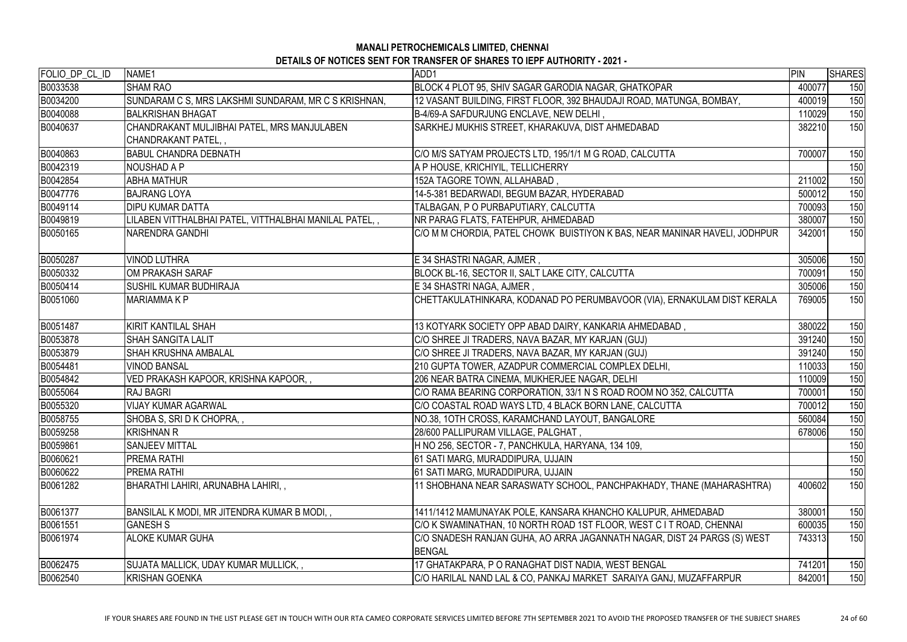**MANALI PETROCHEMICALS LIMITED, CHENNAI**

**DETAILS OF NOTICES SENT FOR TRANSFER OF SHARES TO IEPF AUTHORITY - 2021 -**

| FOLIO_DP_CL_ID | NAME1 | ADD1 | PIN | SHARES |
|---|---|---|---|---|
| B0033538 | SHAM RAO | BLOCK 4 PLOT 95, SHIV SAGAR GARODIA NAGAR, GHATKOPAR | 400077 | 150 |
| B0034200 | SUNDARAM C S, MRS LAKSHMI SUNDARAM, MR C S KRISHNAN, | 12 VASANT BUILDING, FIRST FLOOR, 392 BHAUDAJI ROAD, MATUNGA, BOMBAY, | 400019 | 150 |
| B0040088 | BALKRISHAN BHAGAT | B-4/69-A SAFDURJUNG ENCLAVE, NEW DELHI , | 110029 | 150 |
| B0040637 | CHANDRAKANT MULJIBHAI PATEL, MRS MANJULABEN CHANDRAKANT PATEL, , | SARKHEJ MUKHIS STREET, KHARAKUVA, DIST AHMEDABAD | 382210 | 150 |
| B0040863 | BABUL CHANDRA DEBNATH | C/O M/S SATYAM PROJECTS LTD, 195/1/1 M G ROAD, CALCUTTA | 700007 | 150 |
| B0042319 | NOUSHAD A P | A P HOUSE, KRICHIYIL, TELLICHERRY | | 150 |
| B0042854 | ABHA MATHUR | 152A TAGORE TOWN, ALLAHABAD , | 211002 | 150 |
| B0047776 | BAJRANG LOYA | 14-5-381 BEDARWADI, BEGUM BAZAR, HYDERABAD | 500012 | 150 |
| B0049114 | DIPU KUMAR DATTA | TALBAGAN, P O PURBAPUTIARY, CALCUTTA | 700093 | 150 |
| B0049819 | LILABEN VITTHALBHAI PATEL, VITTHALBHAI MANILAL PATEL, , | NR PARAG FLATS, FATEHPUR, AHMEDABAD | 380007 | 150 |
| B0050165 | NARENDRA GANDHI | C/O M M CHORDIA, PATEL CHOWK BUISTIYON K BAS, NEAR MANINAR HAVELI, JODHPUR | 342001 | 150 |
| B0050287 | VINOD LUTHRA | E 34 SHASTRI NAGAR, AJMER , | 305006 | 150 |
| B0050332 | OM PRAKASH SARAF | BLOCK BL-16, SECTOR II, SALT LAKE CITY, CALCUTTA | 700091 | 150 |
| B0050414 | SUSHIL KUMAR BUDHIRAJA | E 34 SHASTRI NAGA, AJMER , | 305006 | 150 |
| B0051060 | MARIAMMA K P | CHETTAKULATHINKARA, KODANAD PO PERUMBAVOOR (VIA), ERNAKULAM DIST KERALA | 769005 | 150 |
| B0051487 | KIRIT KANTILAL SHAH | 13 KOTYARK SOCIETY OPP ABAD DAIRY, KANKARIA AHMEDABAD , | 380022 | 150 |
| B0053878 | SHAH SANGITA LALIT | C/O SHREE JI TRADERS, NAVA BAZAR, MY KARJAN (GUJ) | 391240 | 150 |
| B0053879 | SHAH KRUSHNA AMBALAL | C/O SHREE JI TRADERS, NAVA BAZAR, MY KARJAN (GUJ) | 391240 | 150 |
| B0054481 | VINOD BANSAL | 210 GUPTA TOWER, AZADPUR COMMERCIAL COMPLEX DELHI, | 110033 | 150 |
| B0054842 | VED PRAKASH KAPOOR, KRISHNA KAPOOR, , | 206 NEAR BATRA CINEMA, MUKHERJEE NAGAR, DELHI | 110009 | 150 |
| B0055064 | RAJ BAGRI | C/O RAMA BEARING CORPORATION, 33/1 N S ROAD ROOM NO 352, CALCUTTA | 700001 | 150 |
| B0055320 | VIJAY KUMAR AGARWAL | C/O COASTAL ROAD WAYS LTD, 4 BLACK BORN LANE, CALCUTTA | 700012 | 150 |
| B0058755 | SHOBA S, SRI D K CHOPRA, , | NO.38, 1OTH CROSS, KARAMCHAND LAYOUT, BANGALORE | 560084 | 150 |
| B0059258 | KRISHNAN R | 28/600 PALLIPURAM VILLAGE, PALGHAT , | 678006 | 150 |
| B0059861 | SANJEEV MITTAL | H NO 256, SECTOR - 7, PANCHKULA, HARYANA, 134 109, | | 150 |
| B0060621 | PREMA RATHI | 61 SATI MARG, MURADDIPURA, UJJAIN | | 150 |
| B0060622 | PREMA RATHI | 61 SATI MARG, MURADDIPURA, UJJAIN | | 150 |
| B0061282 | BHARATHI LAHIRI, ARUNABHA LAHIRI, , | 11 SHOBHANA NEAR SARASWATY SCHOOL, PANCHPAKHADY, THANE (MAHARASHTRA) | 400602 | 150 |
| B0061377 | BANSILAL K MODI, MR JITENDRA KUMAR B MODI, , | 1411/1412 MAMUNAYAK POLE, KANSARA KHANCHO KALUPUR, AHMEDABAD | 380001 | 150 |
| B0061551 | GANESH S | C/O K SWAMINATHAN, 10 NORTH ROAD 1ST FLOOR, WEST C I T ROAD, CHENNAI | 600035 | 150 |
| B0061974 | ALOKE KUMAR GUHA | C/O SNADESH RANJAN GUHA, AO ARRA JAGANNATH NAGAR, DIST 24 PARGS (S) WEST BENGAL | 743313 | 150 |
| B0062475 | SUJATA MALLICK, UDAY KUMAR MULLICK, , | 17 GHATAKPARA, P O RANAGHAT DIST NADIA, WEST BENGAL | 741201 | 150 |
| B0062540 | KRISHAN GOENKA | C/O HARILAL NAND LAL & CO, PANKAJ MARKET SARAIYA GANJ, MUZAFFARPUR | 842001 | 150 |

IF YOUR SHARES ARE FOUND IN THE LIST PLEASE GET IN TOUCH WITH OUR RTA CAMEO CORPORATE SERVICES LIMITED BEFORE 7TH SEPTEMBER 2021 TO AVOID THE PROPOSED TRANSFER OF THE SUBJECT SHARES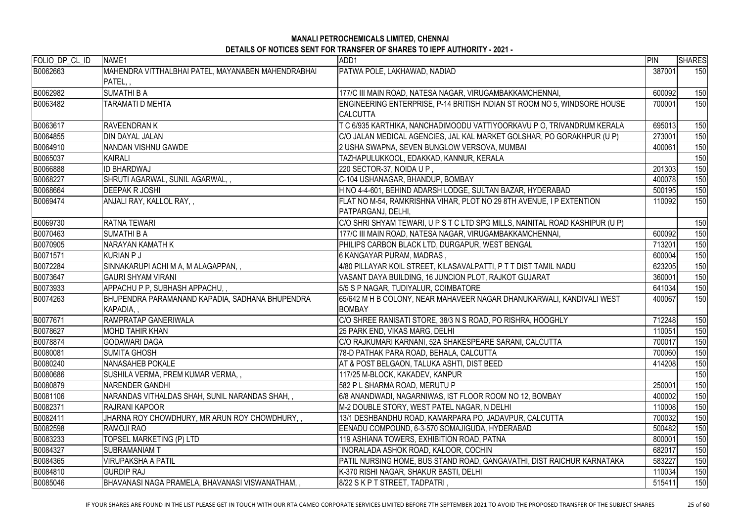**MANALI PETROCHEMICALS LIMITED, CHENNAI**

**DETAILS OF NOTICES SENT FOR TRANSFER OF SHARES TO IEPF AUTHORITY - 2021 -**

| FOLIO_DP_CL_ID | NAME1 | ADD1 | PIN | SHARES |
|---|---|---|---|---|
| B0062663 | MAHENDRA VITTHALBHAI PATEL, MAYANABEN MAHENDRABHAI PATEL, , | PATWA POLE, LAKHAWAD, NADIAD | 387001 | 150 |
| B0062982 | SUMATHI B A | 177/C III MAIN ROAD, NATESA NAGAR, VIRUGAMBAKKAMCHENNAI, | 600092 | 150 |
| B0063482 | TARAMATI D MEHTA | ENGINEERING ENTERPRISE, P-14 BRITISH INDIAN ST ROOM NO 5, WINDSORE HOUSE CALCUTTA | 700001 | 150 |
| B0063617 | RAVEENDRAN K | T C 6/935 KARTHIKA, NANCHADIMOODU VATTIYOORKAVU P O, TRIVANDRUM KERALA | 695013 | 150 |
| B0064855 | DIN DAYAL JALAN | C/O JALAN MEDICAL AGENCIES, JAL KAL MARKET GOLSHAR, PO GORAKHPUR (U P) | 273001 | 150 |
| B0064910 | NANDAN VISHNU GAWDE | 2 USHA SWAPNA, SEVEN BUNGLOW VERSOVA, MUMBAI | 400061 | 150 |
| B0065037 | KAIRALI | TAZHAPULUKKOOL, EDAKKAD, KANNUR, KERALA | | 150 |
| B0066888 | ID BHARDWAJ | 220 SECTOR-37, NOIDA U P , | 201303 | 150 |
| B0068227 | SHRUTI AGARWAL, SUNIL AGARWAL, , | C-104 USHANAGAR, BHANDUP, BOMBAY | 400078 | 150 |
| B0068664 | DEEPAK R JOSHI | H NO 4-4-601, BEHIND ADARSH LODGE, SULTAN BAZAR, HYDERABAD | 500195 | 150 |
| B0069474 | ANJALI RAY, KALLOL RAY, , | FLAT NO M-54, RAMKRISHNA VIHAR, PLOT NO 29 8TH AVENUE, I P EXTENTION PATPARGANJ, DELHI, | 110092 | 150 |
| B0069730 | RATNA TEWARI | C/O SHRI SHYAM TEWARI, U P S T C LTD SPG MILLS, NAINITAL ROAD KASHIPUR (U P) | | 150 |
| B0070463 | SUMATHI B A | 177/C III MAIN ROAD, NATESA NAGAR, VIRUGAMBAKKAMCHENNAI, | 600092 | 150 |
| B0070905 | NARAYAN KAMATH K | PHILIPS CARBON BLACK LTD, DURGAPUR, WEST BENGAL | 713201 | 150 |
| B0071571 | KURIAN P J | 6 KANGAYAR PURAM, MADRAS , | 600004 | 150 |
| B0072284 | SINNAKARUPI ACHI M A, M ALAGAPPAN, , | 4/80 PILLAYAR KOIL STREET, KILASAVALPATTI, P T T DIST TAMIL NADU | 623205 | 150 |
| B0073647 | GAURI SHYAM VIRANI | VASANT DAYA BUILDING, 16 JUNCION PLOT, RAJKOT GUJARAT | 360001 | 150 |
| B0073933 | APPACHU P P, SUBHASH APPACHU, , | 5/5 S P NAGAR, TUDIYALUR, COIMBATORE | 641034 | 150 |
| B0074263 | BHUPENDRA PARAMANAND KAPADIA, SADHANA BHUPENDRA KAPADIA, , | 65/642 M H B COLONY, NEAR MAHAVEER NAGAR DHANUKARWALI, KANDIVALI WEST BOMBAY | 400067 | 150 |
| B0077671 | RAMPRATAP GANERIWALA | C/O SHREE RANISATI STORE, 38/3 N S ROAD, PO RISHRA, HOOGHLY | 712248 | 150 |
| B0078627 | MOHD TAHIR KHAN | 25 PARK END, VIKAS MARG, DELHI | 110051 | 150 |
| B0078874 | GODAWARI DAGA | C/O RAJKUMARI KARNANI, 52A SHAKESPEARE SARANI, CALCUTTA | 700017 | 150 |
| B0080081 | SUMITA GHOSH | 78-D PATHAK PARA ROAD, BEHALA, CALCUTTA | 700060 | 150 |
| B0080240 | NANASAHEB POKALE | AT & POST BELGAON, TALUKA ASHTI, DIST BEED | 414208 | 150 |
| B0080686 | SUSHILA VERMA, PREM KUMAR VERMA, , | 117/25 M-BLOCK, KAKADEV, KANPUR | | 150 |
| B0080879 | NARENDER GANDHI | 582 P L SHARMA ROAD, MERUTU P | 250001 | 150 |
| B0081106 | NARANDAS VITHALDAS SHAH, SUNIL NARANDAS SHAH, , | 6/8 ANANDWADI, NAGARNIWAS, IST FLOOR ROOM NO 12, BOMBAY | 400002 | 150 |
| B0082371 | RAJRANI KAPOOR | M-2 DOUBLE STORY, WEST PATEL NAGAR, N DELHI | 110008 | 150 |
| B0082411 | JHARNA ROY CHOWDHURY, MR ARUN ROY CHOWDHURY, , | 13/1 DESHBANDHU ROAD, KAMARPARA PO, JADAVPUR, CALCUTTA | 700032 | 150 |
| B0082598 | RAMOJI RAO | EENADU COMPOUND, 6-3-570 SOMAJIGUDA, HYDERABAD | 500482 | 150 |
| B0083233 | TOPSEL MARKETING (P) LTD | 119 ASHIANA TOWERS, EXHIBITION ROAD, PATNA | 800001 | 150 |
| B0084327 | SUBRAMANIAM T | `INORALADA ASHOK ROAD, KALOOR, COCHIN | 682017 | 150 |
| B0084365 | VIRUPAKSHA A PATIL | PATIL NURSING HOME, BUS STAND ROAD, GANGAVATHI, DIST RAICHUR KARNATAKA | 583227 | 150 |
| B0084810 | GURDIP RAJ | K-370 RISHI NAGAR, SHAKUR BASTI, DELHI | 110034 | 150 |
| B0085046 | BHAVANASI NAGA PRAMELA, BHAVANASI VISWANATHAM, , | 8/22 S K P T STREET, TADPATRI , | 515411 | 150 |

IF YOUR SHARES ARE FOUND IN THE LIST PLEASE GET IN TOUCH WITH OUR RTA CAMEO CORPORATE SERVICES LIMITED BEFORE 7TH SEPTEMBER 2021 TO AVOID THE PROPOSED TRANSFER OF THE SUBJECT SHARES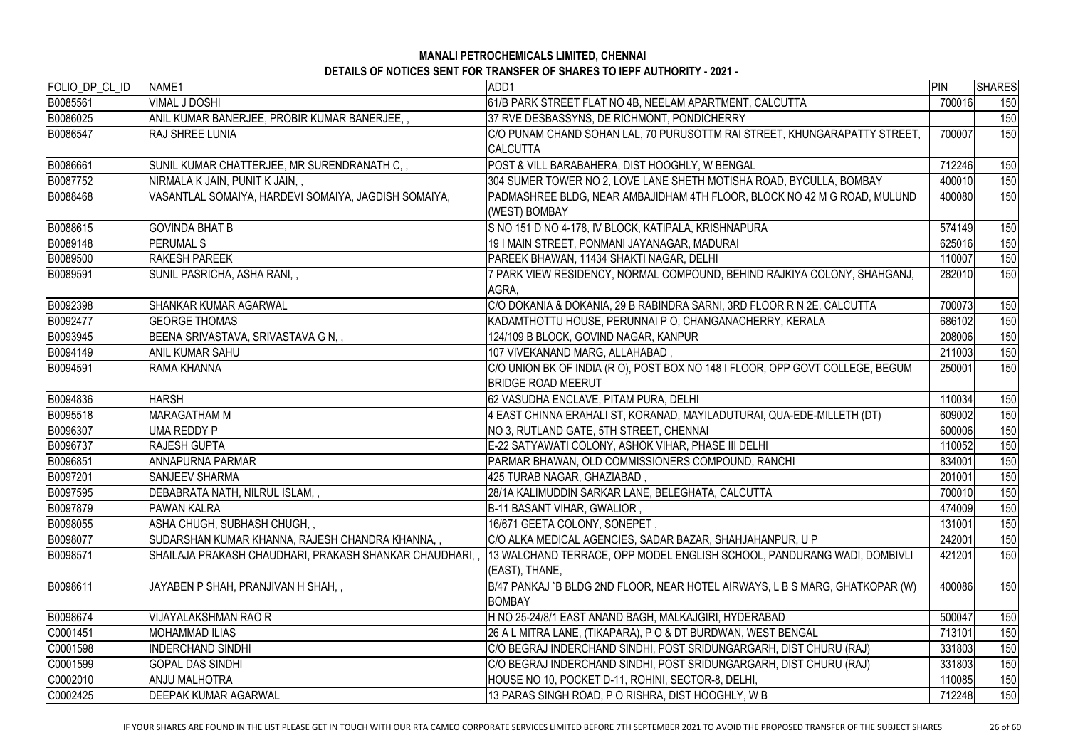**MANALI PETROCHEMICALS LIMITED, CHENNAI**

**DETAILS OF NOTICES SENT FOR TRANSFER OF SHARES TO IEPF AUTHORITY - 2021 -**

| FOLIO_DP_CL_ID | NAME1 | ADD1 | PIN | SHARES |
|---|---|---|---|---|
| B0085561 | VIMAL J DOSHI | 61/B PARK STREET FLAT NO 4B, NEELAM APARTMENT, CALCUTTA | 700016 | 150 |
| B0086025 | ANIL KUMAR BANERJEE, PROBIR KUMAR BANERJEE, , | 37 RVE DESBASSYNS, DE RICHMONT, PONDICHERRY | | 150 |
| B0086547 | RAJ SHREE LUNIA | C/O PUNAM CHAND SOHAN LAL, 70 PURUSOTTM RAI STREET, KHUNGARAPATTY STREET, CALCUTTA | 700007 | 150 |
| B0086661 | SUNIL KUMAR CHATTERJEE, MR SURENDRANATH C, , | POST & VILL BARABAHERA, DIST HOOGHLY, W BENGAL | 712246 | 150 |
| B0087752 | NIRMALA K JAIN, PUNIT K JAIN, , | 304 SUMER TOWER NO 2, LOVE LANE SHETH MOTISHA ROAD, BYCULLA, BOMBAY | 400010 | 150 |
| B0088468 | VASANTLAL SOMAIYA, HARDEVI SOMAIYA, JAGDISH SOMAIYA, | PADMASHREE BLDG, NEAR AMBAJIDHAM 4TH FLOOR, BLOCK NO 42 M G ROAD, MULUND (WEST) BOMBAY | 400080 | 150 |
| B0088615 | GOVINDA BHAT B | S NO 151 D NO 4-178, IV BLOCK, KATIPALA, KRISHNAPURA | 574149 | 150 |
| B0089148 | PERUMAL S | 19 I MAIN STREET, PONMANI JAYANAGAR, MADURAI | 625016 | 150 |
| B0089500 | RAKESH PAREEK | PAREEK BHAWAN, 11434 SHAKTI NAGAR, DELHI | 110007 | 150 |
| B0089591 | SUNIL PASRICHA, ASHA RANI, , | 7 PARK VIEW RESIDENCY, NORMAL COMPOUND, BEHIND RAJKIYA COLONY, SHAHGANJ, AGRA, | 282010 | 150 |
| B0092398 | SHANKAR KUMAR AGARWAL | C/O DOKANIA & DOKANIA, 29 B RABINDRA SARNI, 3RD FLOOR R N 2E, CALCUTTA | 700073 | 150 |
| B0092477 | GEORGE THOMAS | KADAMTHOTTU HOUSE, PERUNNAI P O, CHANGANACHERRY, KERALA | 686102 | 150 |
| B0093945 | BEENA SRIVASTAVA, SRIVASTAVA G N, , | 124/109 B BLOCK, GOVIND NAGAR, KANPUR | 208006 | 150 |
| B0094149 | ANIL KUMAR SAHU | 107 VIVEKANAND MARG, ALLAHABAD , | 211003 | 150 |
| B0094591 | RAMA KHANNA | C/O UNION BK OF INDIA (R O), POST BOX NO 148 I FLOOR, OPP GOVT COLLEGE, BEGUM BRIDGE ROAD MEERUT | 250001 | 150 |
| B0094836 | HARSH | 62 VASUDHA ENCLAVE, PITAM PURA, DELHI | 110034 | 150 |
| B0095518 | MARAGATHAM M | 4 EAST CHINNA ERAHALI ST, KORANAD, MAYILADUTURAI, QUA-EDE-MILLETH (DT) | 609002 | 150 |
| B0096307 | UMA REDDY P | NO 3, RUTLAND GATE, 5TH STREET, CHENNAI | 600006 | 150 |
| B0096737 | RAJESH GUPTA | E-22 SATYAWATI COLONY, ASHOK VIHAR, PHASE III DELHI | 110052 | 150 |
| B0096851 | ANNAPURNA PARMAR | PARMAR BHAWAN, OLD COMMISSIONERS COMPOUND, RANCHI | 834001 | 150 |
| B0097201 | SANJEEV SHARMA | 425 TURAB NAGAR, GHAZIABAD , | 201001 | 150 |
| B0097595 | DEBABRATA NATH, NILRUL ISLAM, , | 28/1A KALIMUDDIN SARKAR LANE, BELEGHATA, CALCUTTA | 700010 | 150 |
| B0097879 | PAWAN KALRA | B-11 BASANT VIHAR, GWALIOR , | 474009 | 150 |
| B0098055 | ASHA CHUGH, SUBHASH CHUGH, , | 16/671 GEETA COLONY, SONEPET , | 131001 | 150 |
| B0098077 | SUDARSHAN KUMAR KHANNA, RAJESH CHANDRA KHANNA, , | C/O ALKA MEDICAL AGENCIES, SADAR BAZAR, SHAHJAHANPUR, U P | 242001 | 150 |
| B0098571 | SHAILAJA PRAKASH CHAUDHARI, PRAKASH SHANKAR CHAUDHARI, , | 13 WALCHAND TERRACE, OPP MODEL ENGLISH SCHOOL, PANDURANG WADI, DOMBIVLI (EAST), THANE, | 421201 | 150 |
| B0098611 | JAYABEN P SHAH, PRANJIVAN H SHAH, , | B/47 PANKAJ `B BLDG 2ND FLOOR, NEAR HOTEL AIRWAYS, L B S MARG, GHATKOPAR (W) BOMBAY | 400086 | 150 |
| B0098674 | VIJAYALAKSHMAN RAO R | H NO 25-24/8/1 EAST ANAND BAGH, MALKAJGIRI, HYDERABAD | 500047 | 150 |
| C0001451 | MOHAMMAD ILIAS | 26 A L MITRA LANE, (TIKAPARA), P O & DT BURDWAN, WEST BENGAL | 713101 | 150 |
| C0001598 | INDERCHAND SINDHI | C/O BEGRAJ INDERCHAND SINDHI, POST SRIDUNGARGARH, DIST CHURU (RAJ) | 331803 | 150 |
| C0001599 | GOPAL DAS SINDHI | C/O BEGRAJ INDERCHAND SINDHI, POST SRIDUNGARGARH, DIST CHURU (RAJ) | 331803 | 150 |
| C0002010 | ANJU MALHOTRA | HOUSE NO 10, POCKET D-11, ROHINI, SECTOR-8, DELHI, | 110085 | 150 |
| C0002425 | DEEPAK KUMAR AGARWAL | 13 PARAS SINGH ROAD, P O RISHRA, DIST HOOGHLY, W B | 712248 | 150 |

IF YOUR SHARES ARE FOUND IN THE LIST PLEASE GET IN TOUCH WITH OUR RTA CAMEO CORPORATE SERVICES LIMITED BEFORE 7TH SEPTEMBER 2021 TO AVOID THE PROPOSED TRANSFER OF THE SUBJECT SHARES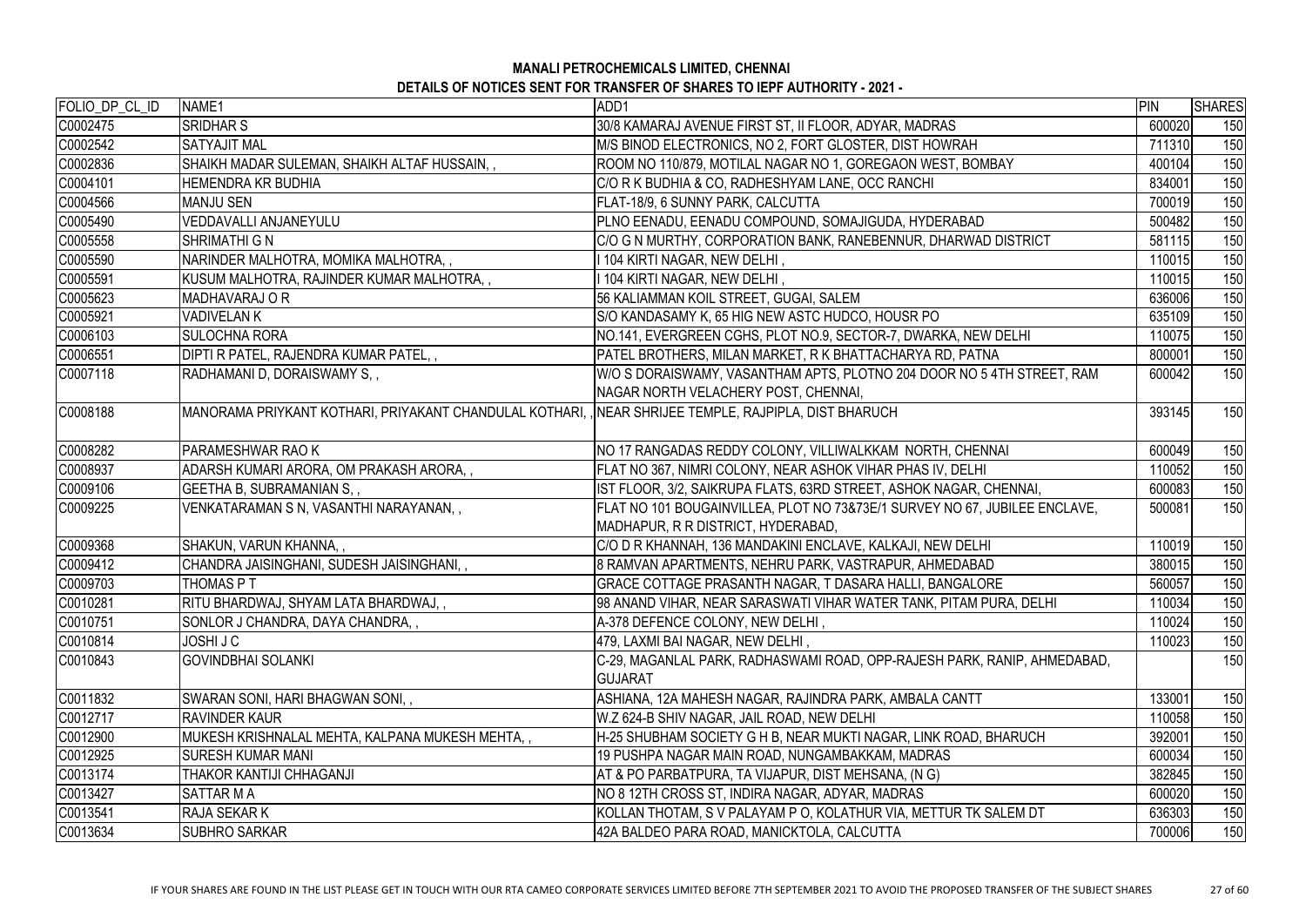**MANALI PETROCHEMICALS LIMITED, CHENNAI**

**DETAILS OF NOTICES SENT FOR TRANSFER OF SHARES TO IEPF AUTHORITY - 2021 -**

| FOLIO_DP_CL_ID | NAME1 | ADD1 | PIN | SHARES |
|---|---|---|---|---|
| C0002475 | SRIDHAR S | 30/8 KAMARAJ AVENUE FIRST ST, II FLOOR, ADYAR, MADRAS | 600020 | 150 |
| C0002542 | SATYAJIT MAL | M/S BINOD ELECTRONICS, NO 2, FORT GLOSTER, DIST HOWRAH | 711310 | 150 |
| C0002836 | SHAIKH MADAR SULEMAN, SHAIKH ALTAF HUSSAIN, , | ROOM NO 110/879, MOTILAL NAGAR NO 1, GOREGAON WEST, BOMBAY | 400104 | 150 |
| C0004101 | HEMENDRA KR BUDHIA | C/O R K BUDHIA & CO, RADHESHYAM LANE, OCC RANCHI | 834001 | 150 |
| C0004566 | MANJU SEN | FLAT-18/9, 6 SUNNY PARK, CALCUTTA | 700019 | 150 |
| C0005490 | VEDDAVALLI ANJANEYULU | PLNO EENADU, EENADU COMPOUND, SOMAJIGUDA, HYDERABAD | 500482 | 150 |
| C0005558 | SHRIMATHI G N | C/O G N MURTHY, CORPORATION BANK, RANEBENNUR, DHARWAD DISTRICT | 581115 | 150 |
| C0005590 | NARINDER MALHOTRA, MOMIKA MALHOTRA, , | I 104 KIRTI NAGAR, NEW DELHI , | 110015 | 150 |
| C0005591 | KUSUM MALHOTRA, RAJINDER KUMAR MALHOTRA, , | I 104 KIRTI NAGAR, NEW DELHI , | 110015 | 150 |
| C0005623 | MADHAVARAJ O R | 56 KALIAMMAN KOIL STREET, GUGAI, SALEM | 636006 | 150 |
| C0005921 | VADIVELAN K | S/O KANDASAMY K, 65 HIG NEW ASTC HUDCO, HOUSR PO | 635109 | 150 |
| C0006103 | SULOCHNA RORA | NO.141, EVERGREEN CGHS, PLOT NO.9, SECTOR-7, DWARKA, NEW DELHI | 110075 | 150 |
| C0006551 | DIPTI R PATEL, RAJENDRA KUMAR PATEL, , | PATEL BROTHERS, MILAN MARKET, R K BHATTACHARYA RD, PATNA | 800001 | 150 |
| C0007118 | RADHAMANI D, DORAISWAMY S, , | W/O S DORAISWAMY, VASANTHAM APTS, PLOTNO 204 DOOR NO 5 4TH STREET, RAM NAGAR NORTH VELACHERY POST, CHENNAI, | 600042 | 150 |
| C0008188 | MANORAMA PRIYKANT KOTHARI, PRIYAKANT CHANDULAL KOTHARI, , | NEAR SHRIJEE TEMPLE, RAJPIPLA, DIST BHARUCH | 393145 | 150 |
| C0008282 | PARAMESHWAR RAO K | NO 17 RANGADAS REDDY COLONY, VILLIWALKKAM NORTH, CHENNAI | 600049 | 150 |
| C0008937 | ADARSH KUMARI ARORA, OM PRAKASH ARORA, , | FLAT NO 367, NIMRI COLONY, NEAR ASHOK VIHAR PHAS IV, DELHI | 110052 | 150 |
| C0009106 | GEETHA B, SUBRAMANIAN S, , | IST FLOOR, 3/2, SAIKRUPA FLATS, 63RD STREET, ASHOK NAGAR, CHENNAI, | 600083 | 150 |
| C0009225 | VENKATARAMAN S N, VASANTHI NARAYANAN, , | FLAT NO 101 BOUGAINVILLEA, PLOT NO 73&73E/1 SURVEY NO 67, JUBILEE ENCLAVE, MADHAPUR, R R DISTRICT, HYDERABAD, | 500081 | 150 |
| C0009368 | SHAKUN, VARUN KHANNA, , | C/O D R KHANNAH, 136 MANDAKINI ENCLAVE, KALKAJI, NEW DELHI | 110019 | 150 |
| C0009412 | CHANDRA JAISINGHANI, SUDESH JAISINGHANI, , | 8 RAMVAN APARTMENTS, NEHRU PARK, VASTRAPUR, AHMEDABAD | 380015 | 150 |
| C0009703 | THOMAS P T | GRACE COTTAGE PRASANTH NAGAR, T DASARA HALLI, BANGALORE | 560057 | 150 |
| C0010281 | RITU BHARDWAJ, SHYAM LATA BHARDWAJ, , | 98 ANAND VIHAR, NEAR SARASWATI VIHAR WATER TANK, PITAM PURA, DELHI | 110034 | 150 |
| C0010751 | SONLOR J CHANDRA, DAYA CHANDRA, , | A-378 DEFENCE COLONY, NEW DELHI , | 110024 | 150 |
| C0010814 | JOSHI J C | 479, LAXMI BAI NAGAR, NEW DELHI , | 110023 | 150 |
| C0010843 | GOVINDBHAI SOLANKI | C-29, MAGANLAL PARK, RADHASWAMI ROAD, OPP-RAJESH PARK, RANIP, AHMEDABAD, GUJARAT | | 150 |
| C0011832 | SWARAN SONI, HARI BHAGWAN SONI, , | ASHIANA, 12A MAHESH NAGAR, RAJINDRA PARK, AMBALA CANTT | 133001 | 150 |
| C0012717 | RAVINDER KAUR | W.Z 624-B SHIV NAGAR, JAIL ROAD, NEW DELHI | 110058 | 150 |
| C0012900 | MUKESH KRISHNALAL MEHTA, KALPANA MUKESH MEHTA, , | H-25 SHUBHAM SOCIETY G H B, NEAR MUKTI NAGAR, LINK ROAD, BHARUCH | 392001 | 150 |
| C0012925 | SURESH KUMAR MANI | 19 PUSHPA NAGAR MAIN ROAD, NUNGAMBAKKAM, MADRAS | 600034 | 150 |
| C0013174 | THAKOR KANTIJI CHHAGANJI | AT & PO PARBATPURA, TA VIJAPUR, DIST MEHSANA, (N G) | 382845 | 150 |
| C0013427 | SATTAR M A | NO 8 12TH CROSS ST, INDIRA NAGAR, ADYAR, MADRAS | 600020 | 150 |
| C0013541 | RAJA SEKAR K | KOLLAN THOTAM, S V PALAYAM P O, KOLATHUR VIA, METTUR TK SALEM DT | 636303 | 150 |
| C0013634 | SUBHRO SARKAR | 42A BALDEO PARA ROAD, MANICKTOLA, CALCUTTA | 700006 | 150 |

IF YOUR SHARES ARE FOUND IN THE LIST PLEASE GET IN TOUCH WITH OUR RTA CAMEO CORPORATE SERVICES LIMITED BEFORE 7TH SEPTEMBER 2021 TO AVOID THE PROPOSED TRANSFER OF THE SUBJECT SHARES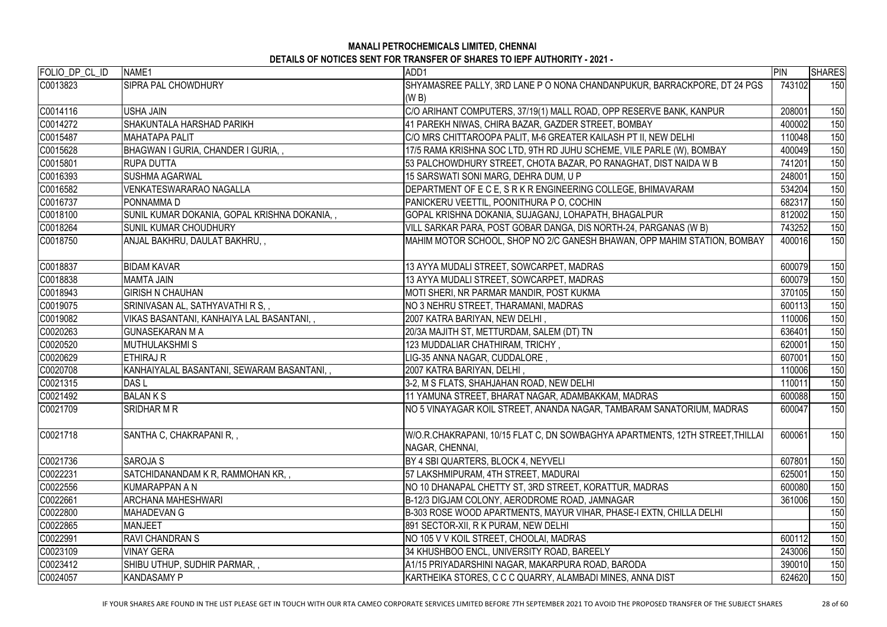## MANALI PETROCHEMICALS LIMITED, CHENNAI
### DETAILS OF NOTICES SENT FOR TRANSFER OF SHARES TO IEPF AUTHORITY - 2021 -

| FOLIO_DP_CL_ID | NAME1 | ADD1 | PIN | SHARES |
|---|---|---|---|---|
| C0013823 | SIPRA PAL CHOWDHURY | SHYAMASREE PALLY, 3RD LANE P O NONA CHANDANPUKUR, BARRACKPORE, DT 24 PGS (W B) | 743102 | 150 |
| C0014116 | USHA JAIN | C/O ARIHANT COMPUTERS, 37/19(1) MALL ROAD, OPP RESERVE BANK, KANPUR | 208001 | 150 |
| C0014272 | SHAKUNTALA HARSHAD PARIKH | 41 PAREKH NIWAS, CHIRA BAZAR, GAZDER STREET, BOMBAY | 400002 | 150 |
| C0015487 | MAHATAPA PALIT | C/O MRS CHITTAROOPA PALIT, M-6 GREATER KAILASH PT II, NEW DELHI | 110048 | 150 |
| C0015628 | BHAGWAN I GURIA, CHANDER I GURIA, , | 17/5 RAMA KRISHNA SOC LTD, 9TH RD JUHU SCHEME, VILE PARLE (W), BOMBAY | 400049 | 150 |
| C0015801 | RUPA DUTTA | 53 PALCHOWDHURY STREET, CHOTA BAZAR, PO RANAGHAT, DIST NAIDA W B | 741201 | 150 |
| C0016393 | SUSHMA AGARWAL | 15 SARSWATI SONI MARG, DEHRA DUM, U P | 248001 | 150 |
| C0016582 | VENKATESWARARAO NAGALLA | DEPARTMENT OF E C E, S R K R ENGINEERING COLLEGE, BHIMAVARAM | 534204 | 150 |
| C0016737 | PONNAMMA D | PANICKERU VEETTIL, POONITHURA P O, COCHIN | 682317 | 150 |
| C0018100 | SUNIL KUMAR DOKANIA, GOPAL KRISHNA DOKANIA, , | GOPAL KRISHNA DOKANIA, SUJAGANJ, LOHAPATH, BHAGALPUR | 812002 | 150 |
| C0018264 | SUNIL KUMAR CHOUDHURY | VILL SARKAR PARA, POST GOBAR DANGA, DIS NORTH-24, PARGANAS (W B) | 743252 | 150 |
| C0018750 | ANJAL BAKHRU, DAULAT BAKHRU, , | MAHIM MOTOR SCHOOL, SHOP NO 2/C GANESH BHAWAN, OPP MAHIM STATION, BOMBAY | 400016 | 150 |
| C0018837 | BIDAM KAVAR | 13 AYYA MUDALI STREET, SOWCARPET, MADRAS | 600079 | 150 |
| C0018838 | MAMTA JAIN | 13 AYYA MUDALI STREET, SOWCARPET, MADRAS | 600079 | 150 |
| C0018943 | GIRISH N CHAUHAN | MOTI SHERI, NR PARMAR MANDIR, POST KUKMA | 370105 | 150 |
| C0019075 | SRINIVASAN AL, SATHYAVATHI R S, , | NO 3 NEHRU STREET, THARAMANI, MADRAS | 600113 | 150 |
| C0019082 | VIKAS BASANTANI, KANHAIYA LAL BASANTANI, , | 2007 KATRA BARIYAN, NEW DELHI , | 110006 | 150 |
| C0020263 | GUNASEKARAN M A | 20/3A MAJITH ST, METTURDAM, SALEM (DT) TN | 636401 | 150 |
| C0020520 | MUTHULAKSHMI S | 123 MUDDALIAR CHATHIRAM, TRICHY , | 620001 | 150 |
| C0020629 | ETHIRAJ R | LIG-35 ANNA NAGAR, CUDDALORE , | 607001 | 150 |
| C0020708 | KANHAIYALAL BASANTANI, SEWARAM BASANTANI, , | 2007 KATRA BARIYAN, DELHI , | 110006 | 150 |
| C0021315 | DAS L | 3-2, M S FLATS, SHAHJAHAN ROAD, NEW DELHI | 110011 | 150 |
| C0021492 | BALAN K S | 11 YAMUNA STREET, BHARAT NAGAR, ADAMBAKKAM, MADRAS | 600088 | 150 |
| C0021709 | SRIDHAR M R | NO 5 VINAYAGAR KOIL STREET, ANANDA NAGAR, TAMBARAM SANATORIUM, MADRAS | 600047 | 150 |
| C0021718 | SANTHA C, CHAKRAPANI R, , | W/O.R.CHAKRAPANI, 10/15 FLAT C, DN SOWBAGHYA APARTMENTS, 12TH STREET,THILLAI NAGAR, CHENNAI, | 600061 | 150 |
| C0021736 | SAROJA S | BY 4 SBI QUARTERS, BLOCK 4, NEYVELI | 607801 | 150 |
| C0022231 | SATCHIDANANDAM K R, RAMMOHAN KR, , | 57 LAKSHMIPURAM, 4TH STREET, MADURAI | 625001 | 150 |
| C0022556 | KUMARAPPAN A N | NO 10 DHANAPAL CHETTY ST, 3RD STREET, KORATTUR, MADRAS | 600080 | 150 |
| C0022661 | ARCHANA MAHESHWARI | B-12/3 DIGJAM COLONY, AERODROME ROAD, JAMNAGAR | 361006 | 150 |
| C0022800 | MAHADEVAN G | B-303 ROSE WOOD APARTMENTS, MAYUR VIHAR, PHASE-I EXTN, CHILLA DELHI | | 150 |
| C0022865 | MANJEET | 891 SECTOR-XII, R K PURAM, NEW DELHI | | 150 |
| C0022991 | RAVI CHANDRAN S | NO 105 V V KOIL STREET, CHOOLAI, MADRAS | 600112 | 150 |
| C0023109 | VINAY GERA | 34 KHUSHBOO ENCL, UNIVERSITY ROAD, BAREELY | 243006 | 150 |
| C0023412 | SHIBU UTHUP, SUDHIR PARMAR, , | A1/15 PRIYADARSHINI NAGAR, MAKARPURA ROAD, BARODA | 390010 | 150 |
| C0024057 | KANDASAMY P | KARTHEIKA STORES, C C C QUARRY, ALAMBADI MINES, ANNA DIST | 624620 | 150 |

IF YOUR SHARES ARE FOUND IN THE LIST PLEASE GET IN TOUCH WITH OUR RTA CAMEO CORPORATE SERVICES LIMITED BEFORE 7TH SEPTEMBER 2021 TO AVOID THE PROPOSED TRANSFER OF THE SUBJECT SHARES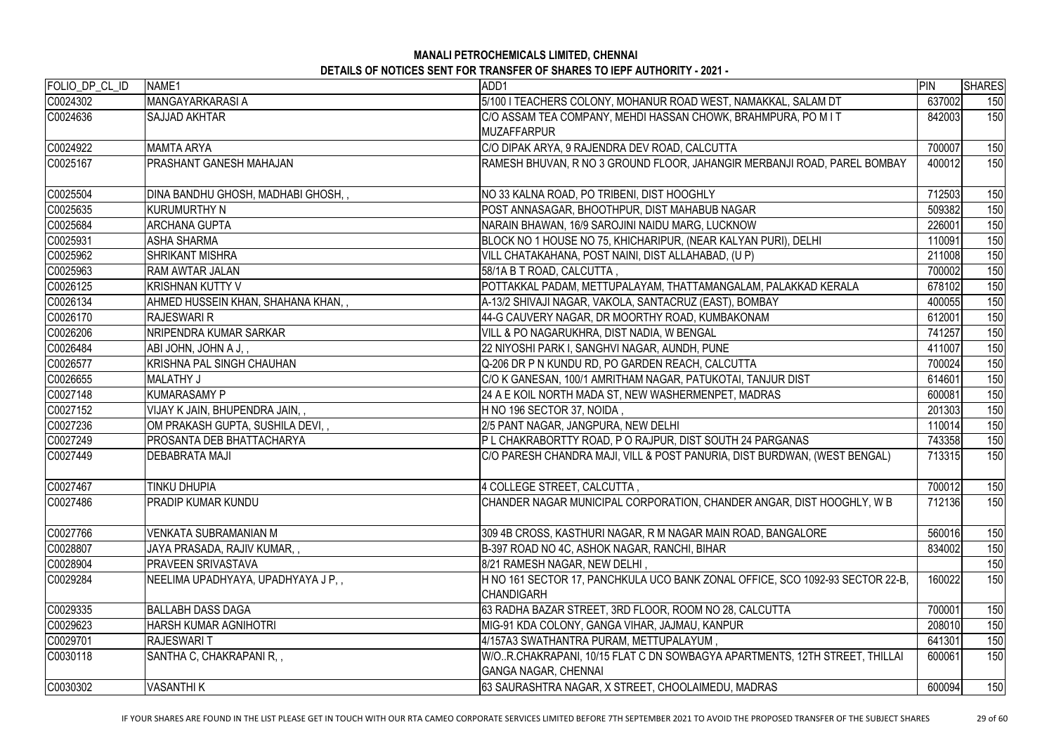# MANALI PETROCHEMICALS LIMITED, CHENNAI

## DETAILS OF NOTICES SENT FOR TRANSFER OF SHARES TO IEPF AUTHORITY - 2021 -

| FOLIO_DP_CL_ID | NAME1 | ADD1 | PIN | SHARES |
|---|---|---|---|---|
| C0024302 | MANGAYARKARASI A | 5/100 I TEACHERS COLONY, MOHANUR ROAD WEST, NAMAKKAL, SALAM DT | 637002 | 150 |
| C0024636 | SAJJAD AKHTAR | C/O ASSAM TEA COMPANY, MEHDI HASSAN CHOWK, BRAHMPURA, PO M I T MUZAFFARPUR | 842003 | 150 |
| C0024922 | MAMTA ARYA | C/O DIPAK ARYA, 9 RAJENDRA DEV ROAD, CALCUTTA | 700007 | 150 |
| C0025167 | PRASHANT GANESH MAHAJAN | RAMESH BHUVAN, R NO 3 GROUND FLOOR, JAHANGIR MERBANJI ROAD, PAREL BOMBAY | 400012 | 150 |
| C0025504 | DINA BANDHU GHOSH, MADHABI GHOSH, , | NO 33 KALNA ROAD, PO TRIBENI, DIST HOOGHLY | 712503 | 150 |
| C0025635 | KURUMURTHY N | POST ANNASAGAR, BHOOTHPUR, DIST MAHABUB NAGAR | 509382 | 150 |
| C0025684 | ARCHANA GUPTA | NARAIN BHAWAN, 16/9 SAROJINI NAIDU MARG, LUCKNOW | 226001 | 150 |
| C0025931 | ASHA SHARMA | BLOCK NO 1 HOUSE NO 75, KHICHARIPUR, (NEAR KALYAN PURI), DELHI | 110091 | 150 |
| C0025962 | SHRIKANT MISHRA | VILL CHATAKAHANA, POST NAINI, DIST ALLAHABAD, (U P) | 211008 | 150 |
| C0025963 | RAM AWTAR JALAN | 58/1A B T ROAD, CALCUTTA , | 700002 | 150 |
| C0026125 | KRISHNAN KUTTY V | POTTAKKAL PADAM, METTUPALAYAM, THATTAMANGALAM, PALAKKAD KERALA | 678102 | 150 |
| C0026134 | AHMED HUSSEIN KHAN, SHAHANA KHAN, , | A-13/2 SHIVAJI NAGAR, VAKOLA, SANTACRUZ (EAST), BOMBAY | 400055 | 150 |
| C0026170 | RAJESWARI R | 44-G CAUVERY NAGAR, DR MOORTHY ROAD, KUMBAKONAM | 612001 | 150 |
| C0026206 | NRIPENDRA KUMAR SARKAR | VILL & PO NAGARUKHRA, DIST NADIA, W BENGAL | 741257 | 150 |
| C0026484 | ABI JOHN, JOHN A J, , | 22 NIYOSHI PARK I, SANGHVI NAGAR, AUNDH, PUNE | 411007 | 150 |
| C0026577 | KRISHNA PAL SINGH CHAUHAN | Q-206 DR P N KUNDU RD, PO GARDEN REACH, CALCUTTA | 700024 | 150 |
| C0026655 | MALATHY J | C/O K GANESAN, 100/1 AMRITHAM NAGAR, PATUKOTAI, TANJUR DIST | 614601 | 150 |
| C0027148 | KUMARASAMY P | 24 A E KOIL NORTH MADA ST, NEW WASHERMENPET, MADRAS | 600081 | 150 |
| C0027152 | VIJAY K JAIN, BHUPENDRA JAIN, , | H NO 196 SECTOR 37, NOIDA , | 201303 | 150 |
| C0027236 | OM PRAKASH GUPTA, SUSHILA DEVI, , | 2/5 PANT NAGAR, JANGPURA, NEW DELHI | 110014 | 150 |
| C0027249 | PROSANTA DEB BHATTACHARYA | P L CHAKRABORTTY ROAD, P O RAJPUR, DIST SOUTH 24 PARGANAS | 743358 | 150 |
| C0027449 | DEBABRATA MAJI | C/O PARESH CHANDRA MAJI, VILL & POST PANURIA, DIST BURDWAN, (WEST BENGAL) | 713315 | 150 |
| C0027467 | TINKU DHUPIA | 4 COLLEGE STREET, CALCUTTA , | 700012 | 150 |
| C0027486 | PRADIP KUMAR KUNDU | CHANDER NAGAR MUNICIPAL CORPORATION, CHANDER ANGAR, DIST HOOGHLY, W B | 712136 | 150 |
| C0027766 | VENKATA SUBRAMANIAN M | 309 4B CROSS, KASTHURI NAGAR, R M NAGAR MAIN ROAD, BANGALORE | 560016 | 150 |
| C0028807 | JAYA PRASADA, RAJIV KUMAR, , | B-397 ROAD NO 4C, ASHOK NAGAR, RANCHI, BIHAR | 834002 | 150 |
| C0028904 | PRAVEEN SRIVASTAVA | 8/21 RAMESH NAGAR, NEW DELHI , | | 150 |
| C0029284 | NEELIMA UPADHYAYA, UPADHYAYA J P, , | H NO 161 SECTOR 17, PANCHKULA UCO BANK ZONAL OFFICE, SCO 1092-93 SECTOR 22-B, CHANDIGARH | 160022 | 150 |
| C0029335 | BALLABH DASS DAGA | 63 RADHA BAZAR STREET, 3RD FLOOR, ROOM NO 28, CALCUTTA | 700001 | 150 |
| C0029623 | HARSH KUMAR AGNIHOTRI | MIG-91 KDA COLONY, GANGA VIHAR, JAJMAU, KANPUR | 208010 | 150 |
| C0029701 | RAJESWARI T | 4/157A3 SWATHANTRA PURAM, METTUPALAYUM , | 641301 | 150 |
| C0030118 | SANTHA C, CHAKRAPANI R, , | W/O..R.CHAKRAPANI, 10/15 FLAT C DN SOWBAGYA APARTMENTS, 12TH STREET, THILLAI GANGA NAGAR, CHENNAI | 600061 | 150 |
| C0030302 | VASANTHI K | 63 SAURASHTRA NAGAR, X STREET, CHOOLAIMEDU, MADRAS | 600094 | 150 |

IF YOUR SHARES ARE FOUND IN THE LIST PLEASE GET IN TOUCH WITH OUR RTA CAMEO CORPORATE SERVICES LIMITED BEFORE 7TH SEPTEMBER 2021 TO AVOID THE PROPOSED TRANSFER OF THE SUBJECT SHARES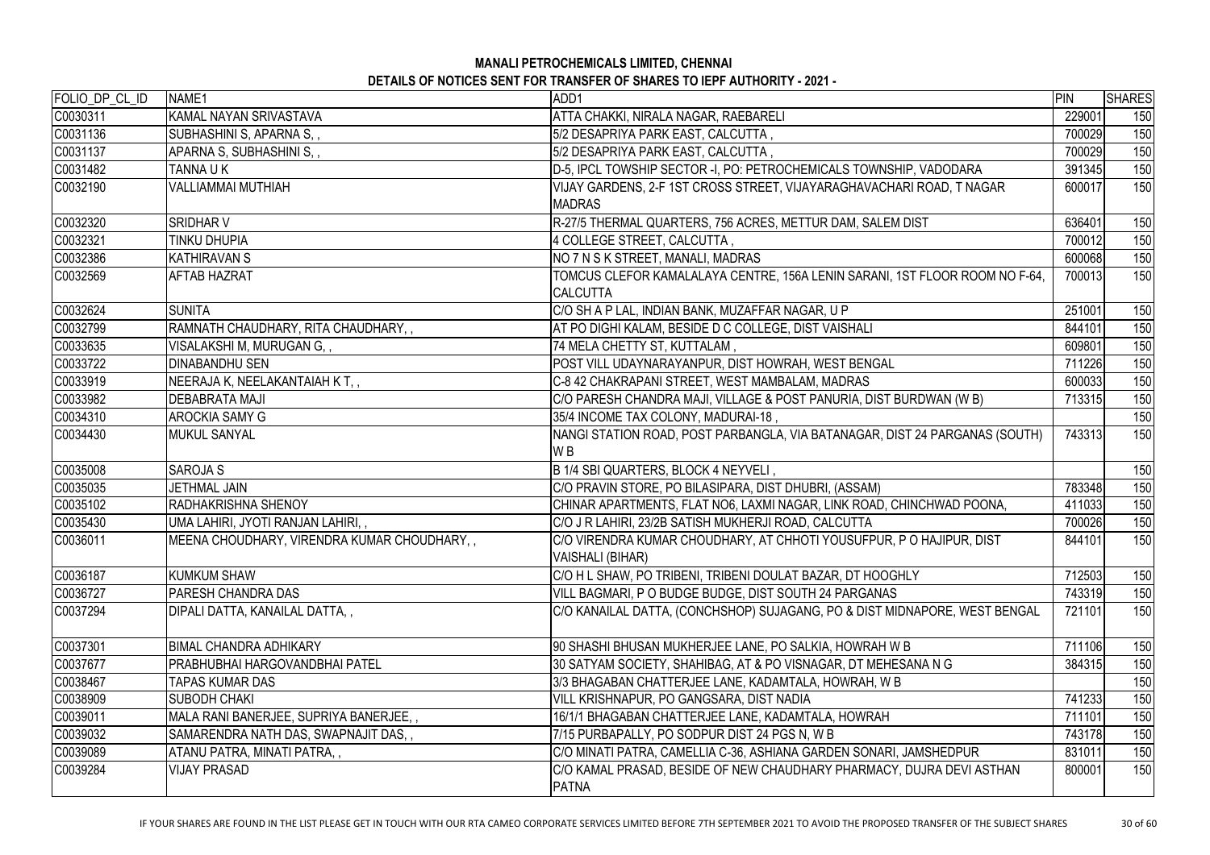# MANALI PETROCHEMICALS LIMITED, CHENNAI

## DETAILS OF NOTICES SENT FOR TRANSFER OF SHARES TO IEPF AUTHORITY - 2021 -

| FOLIO_DP_CL_ID | NAME1 | ADD1 | PIN | SHARES |
|---|---|---|---|---|
| C0030311 | KAMAL NAYAN SRIVASTAVA | ATTA CHAKKI, NIRALA NAGAR, RAEBARELI | 229001 | 150 |
| C0031136 | SUBHASHINI S, APARNA S, , | 5/2 DESAPRIYA PARK EAST, CALCUTTA , | 700029 | 150 |
| C0031137 | APARNA S, SUBHASHINI S, , | 5/2 DESAPRIYA PARK EAST, CALCUTTA , | 700029 | 150 |
| C0031482 | TANNA U K | D-5, IPCL TOWSHIP SECTOR -I, PO: PETROCHEMICALS TOWNSHIP, VADODARA | 391345 | 150 |
| C0032190 | VALLIAMMAI MUTHIAH | VIJAY GARDENS, 2-F 1ST CROSS STREET, VIJAYARAGHAVACHARI ROAD, T NAGAR MADRAS | 600017 | 150 |
| C0032320 | SRIDHAR V | R-27/5 THERMAL QUARTERS, 756 ACRES, METTUR DAM, SALEM DIST | 636401 | 150 |
| C0032321 | TINKU DHUPIA | 4 COLLEGE STREET, CALCUTTA , | 700012 | 150 |
| C0032386 | KATHIRAVAN S | NO 7 N S K STREET, MANALI, MADRAS | 600068 | 150 |
| C0032569 | AFTAB HAZRAT | TOMCUS CLEFOR KAMALALAYA CENTRE, 156A LENIN SARANI, 1ST FLOOR ROOM NO F-64, CALCUTTA | 700013 | 150 |
| C0032624 | SUNITA | C/O SH A P LAL, INDIAN BANK, MUZAFFAR NAGAR, U P | 251001 | 150 |
| C0032799 | RAMNATH CHAUDHARY, RITA CHAUDHARY, , | AT PO DIGHI KALAM, BESIDE D C COLLEGE, DIST VAISHALI | 844101 | 150 |
| C0033635 | VISALAKSHI M, MURUGAN G, , | 74 MELA CHETTY ST, KUTTALAM , | 609801 | 150 |
| C0033722 | DINABANDHU SEN | POST VILL UDAYNARAYANPUR, DIST HOWRAH, WEST BENGAL | 711226 | 150 |
| C0033919 | NEERAJA K, NEELAKANTAIAH K T, , | C-8 42 CHAKRAPANI STREET, WEST MAMBALAM, MADRAS | 600033 | 150 |
| C0033982 | DEBABRATA MAJI | C/O PARESH CHANDRA MAJI, VILLAGE & POST PANURIA, DIST BURDWAN (W B) | 713315 | 150 |
| C0034310 | AROCKIA SAMY G | 35/4 INCOME TAX COLONY, MADURAI-18 , | | 150 |
| C0034430 | MUKUL SANYAL | NANGI STATION ROAD, POST PARBANGLA, VIA BATANAGAR, DIST 24 PARGANAS (SOUTH) W B | 743313 | 150 |
| C0035008 | SAROJA S | B 1/4 SBI QUARTERS, BLOCK 4 NEYVELI , | | 150 |
| C0035035 | JETHMAL JAIN | C/O PRAVIN STORE, PO BILASIPARA, DIST DHUBRI, (ASSAM) | 783348 | 150 |
| C0035102 | RADHAKRISHNA SHENOY | CHINAR APARTMENTS, FLAT NO6, LAXMI NAGAR, LINK ROAD, CHINCHWAD POONA, | 411033 | 150 |
| C0035430 | UMA LAHIRI, JYOTI RANJAN LAHIRI, , | C/O J R LAHIRI, 23/2B SATISH MUKHERJI ROAD, CALCUTTA | 700026 | 150 |
| C0036011 | MEENA CHOUDHARY, VIRENDRA KUMAR CHOUDHARY, , | C/O VIRENDRA KUMAR CHOUDHARY, AT CHHOTI YOUSUFPUR, P O HAJIPUR, DIST VAISHALI (BIHAR) | 844101 | 150 |
| C0036187 | KUMKUM SHAW | C/O H L SHAW, PO TRIBENI, TRIBENI DOULAT BAZAR, DT HOOGHLY | 712503 | 150 |
| C0036727 | PARESH CHANDRA DAS | VILL BAGMARI, P O BUDGE BUDGE, DIST SOUTH 24 PARGANAS | 743319 | 150 |
| C0037294 | DIPALI DATTA, KANAILAL DATTA, , | C/O KANAILAL DATTA, (CONCHSHOP) SUJAGANG, PO & DIST MIDNAPORE, WEST BENGAL | 721101 | 150 |
| C0037301 | BIMAL CHANDRA ADHIKARY | 90 SHASHI BHUSAN MUKHERJEE LANE, PO SALKIA, HOWRAH W B | 711106 | 150 |
| C0037677 | PRABHUBHAI HARGOVANDBHAI PATEL | 30 SATYAM SOCIETY, SHAHIBAG, AT & PO VISNAGAR, DT MEHESANA N G | 384315 | 150 |
| C0038467 | TAPAS KUMAR DAS | 3/3 BHAGABAN CHATTERJEE LANE, KADAMTALA, HOWRAH, W B | | 150 |
| C0038909 | SUBODH CHAKI | VILL KRISHNAPUR, PO GANGSARA, DIST NADIA | 741233 | 150 |
| C0039011 | MALA RANI BANERJEE, SUPRIYA BANERJEE, , | 16/1/1 BHAGABAN CHATTERJEE LANE, KADAMTALA, HOWRAH | 711101 | 150 |
| C0039032 | SAMARENDRA NATH DAS, SWAPNAJIT DAS, , | 7/15 PURBAPALLY, PO SODPUR DIST 24 PGS N, W B | 743178 | 150 |
| C0039089 | ATANU PATRA, MINATI PATRA, , | C/O MINATI PATRA, CAMELLIA C-36, ASHIANA GARDEN SONARI, JAMSHEDPUR | 831011 | 150 |
| C0039284 | VIJAY PRASAD | C/O KAMAL PRASAD, BESIDE OF NEW CHAUDHARY PHARMACY, DUJRA DEVI ASTHAN PATNA | 800001 | 150 |

IF YOUR SHARES ARE FOUND IN THE LIST PLEASE GET IN TOUCH WITH OUR RTA CAMEO CORPORATE SERVICES LIMITED BEFORE 7TH SEPTEMBER 2021 TO AVOID THE PROPOSED TRANSFER OF THE SUBJECT SHARES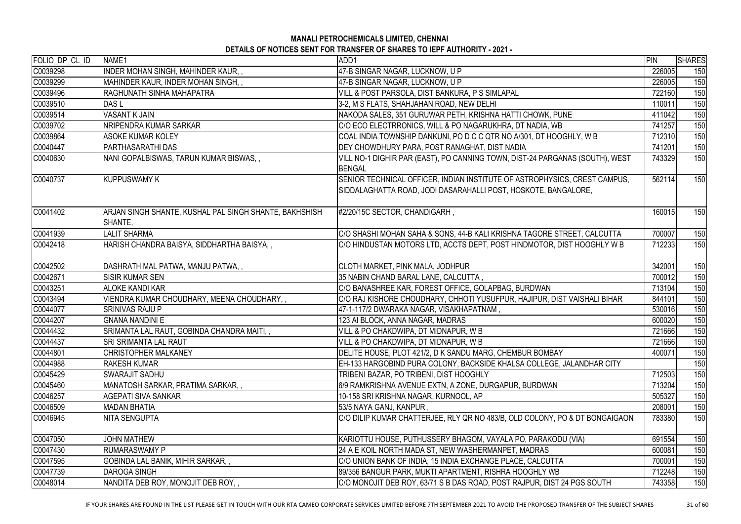**MANALI PETROCHEMICALS LIMITED, CHENNAI**

**DETAILS OF NOTICES SENT FOR TRANSFER OF SHARES TO IEPF AUTHORITY - 2021 -**

| FOLIO_DP_CL_ID | NAME1 | ADD1 | PIN | SHARES |
|---|---|---|---|---|
| C0039298 | INDER MOHAN SINGH, MAHINDER KAUR, , | 47-B SINGAR NAGAR, LUCKNOW, U P | 226005 | 150 |
| C0039299 | MAHINDER KAUR, INDER MOHAN SINGH, , | 47-B SINGAR NAGAR, LUCKNOW, U P | 226005 | 150 |
| C0039496 | RAGHUNATH SINHA MAHAPATRA | VILL & POST PARSOLA, DIST BANKURA, P S SIMLAPAL | 722160 | 150 |
| C0039510 | DAS L | 3-2, M S FLATS, SHAHJAHAN ROAD, NEW DELHI | 110011 | 150 |
| C0039514 | VASANT K JAIN | NAKODA SALES, 351 GURUWAR PETH, KRISHNA HATTI CHOWK, PUNE | 411042 | 150 |
| C0039702 | NRIPENDRA KUMAR SARKAR | C/O ECO ELECTRRONICS, WILL & PO NAGARUKHRA, DT NADIA, WB | 741257 | 150 |
| C0039864 | ASOKE KUMAR KOLEY | COAL INDIA TOWNSHIP DANKUNI, PO D C C QTR NO A/301, DT HOOGHLY, W B | 712310 | 150 |
| C0040447 | PARTHASARATHI DAS | DEY CHOWDHURY PARA, POST RANAGHAT, DIST NADIA | 741201 | 150 |
| C0040630 | NANI GOPALBISWAS, TARUN KUMAR BISWAS, , | VILL NO-1 DIGHIR PAR (EAST), PO CANNING TOWN, DIST-24 PARGANAS (SOUTH), WEST BENGAL | 743329 | 150 |
| C0040737 | KUPPUSWAMY K | SENIOR TECHNICAL OFFICER, INDIAN INSTITUTE OF ASTROPHYSICS, CREST CAMPUS, SIDDALAGHATTA ROAD, JODI DASARAHALLI POST, HOSKOTE, BANGALORE, | 562114 | 150 |
| C0041402 | ARJAN SINGH SHANTE, KUSHAL PAL SINGH SHANTE, BAKHSHISH SHANTE, | #2/20/15C SECTOR, CHANDIGARH , | 160015 | 150 |
| C0041939 | LALIT SHARMA | C/O SHASHI MOHAN SAHA & SONS, 44-B KALI KRISHNA TAGORE STREET, CALCUTTA | 700007 | 150 |
| C0042418 | HARISH CHANDRA BAISYA, SIDDHARTHA BAISYA, , | C/O HINDUSTAN MOTORS LTD, ACCTS DEPT, POST HINDMOTOR, DIST HOOGHLY W B | 712233 | 150 |
| C0042502 | DASHRATH MAL PATWA, MANJU PATWA, , | CLOTH MARKET, PINK MALA, JODHPUR | 342001 | 150 |
| C0042671 | SISIR KUMAR SEN | 35 NABIN CHAND BARAL LANE, CALCUTTA , | 700012 | 150 |
| C0043251 | ALOKE KANDI KAR | C/O BANASHREE KAR, FOREST OFFICE, GOLAPBAG, BURDWAN | 713104 | 150 |
| C0043494 | VIENDRA KUMAR CHOUDHARY, MEENA CHOUDHARY, , | C/O RAJ KISHORE CHOUDHARY, CHHOTI YUSUFPUR, HAJIPUR, DIST VAISHALI BIHAR | 844101 | 150 |
| C0044077 | SRINIVAS RAJU P | 47-1-117/2 DWARAKA NAGAR, VISAKHAPATNAM , | 530016 | 150 |
| C0044207 | GNANA NANDINI E | 123 AI BLOCK, ANNA NAGAR, MADRAS | 600020 | 150 |
| C0044432 | SRIMANTA LAL RAUT, GOBINDA CHANDRA MAITI, , | VILL & PO CHAKDWIPA, DT MIDNAPUR, W B | 721666 | 150 |
| C0044437 | SRI SRIMANTA LAL RAUT | VILL & PO CHAKDWIPA, DT MIDNAPUR, W B | 721666 | 150 |
| C0044801 | CHRISTOPHER MALKANEY | DELITE HOUSE, PLOT 421/2, D K SANDU MARG, CHEMBUR BOMBAY | 400071 | 150 |
| C0044988 | RAKESH KUMAR | EH-133 HARGOBIND PURA COLONY, BACKSIDE KHALSA COLLEGE, JALANDHAR CITY | | 150 |
| C0045429 | SWARAJIT SADHU | TRIBENI BAZAR, PO TRIBENI, DIST HOOGHLY | 712503 | 150 |
| C0045460 | MANATOSH SARKAR, PRATIMA SARKAR, , | 6/9 RAMKRISHNA AVENUE EXTN, A ZONE, DURGAPUR, BURDWAN | 713204 | 150 |
| C0046257 | AGEPATI SIVA SANKAR | 10-158 SRI KRISHNA NAGAR, KURNOOL, AP | 505327 | 150 |
| C0046509 | MADAN BHATIA | 53/5 NAYA GANJ, KANPUR , | 208001 | 150 |
| C0046945 | NITA SENGUPTA | C/O DILIP KUMAR CHATTERJEE, RLY QR NO 483/B, OLD COLONY, PO & DT BONGAIGAON | 783380 | 150 |
| C0047050 | JOHN MATHEW | KARIOTTU HOUSE, PUTHUSSERY BHAGOM, VAYALA PO, PARAKODU (VIA) | 691554 | 150 |
| C0047430 | RUMARASWAMY P | 24 A E KOIL NORTH MADA ST, NEW WASHERMANPET, MADRAS | 600081 | 150 |
| C0047595 | GOBINDA LAL BANIK, MIHIR SARKAR, , | C/O UNION BANK OF INDIA, 15 INDIA EXCHANGE PLACE, CALCUTTA | 700001 | 150 |
| C0047739 | DAROGA SINGH | 89/356 BANGUR PARK, MUKTI APARTMENT, RISHRA HOOGHLY WB | 712248 | 150 |
| C0048014 | NANDITA DEB ROY, MONOJIT DEB ROY, , | C/O MONOJIT DEB ROY, 63/71 S B DAS ROAD, POST RAJPUR, DIST 24 PGS SOUTH | 743358 | 150 |

IF YOUR SHARES ARE FOUND IN THE LIST PLEASE GET IN TOUCH WITH OUR RTA CAMEO CORPORATE SERVICES LIMITED BEFORE 7TH SEPTEMBER 2021 TO AVOID THE PROPOSED TRANSFER OF THE SUBJECT SHARES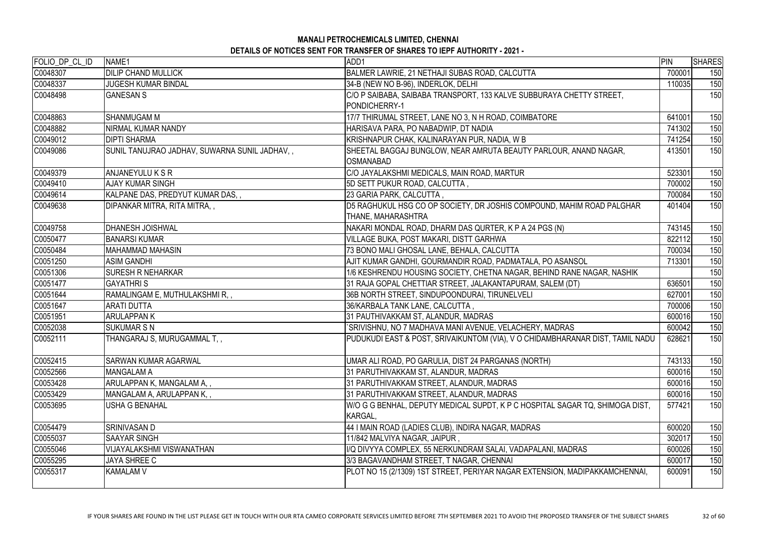**MANALI PETROCHEMICALS LIMITED, CHENNAI**

**DETAILS OF NOTICES SENT FOR TRANSFER OF SHARES TO IEPF AUTHORITY - 2021 -**

| FOLIO_DP_CL_ID | NAME1 | ADD1 | PIN | SHARES |
|---|---|---|---|---|
| C0048307 | DILIP CHAND MULLICK | BALMER LAWRIE, 21 NETHAJI SUBAS ROAD, CALCUTTA | 700001 | 150 |
| C0048337 | JUGESH KUMAR BINDAL | 34-B (NEW NO B-96), INDERLOK, DELHI | 110035 | 150 |
| C0048498 | GANESAN S | C/O P SAIBABA, SAIBABA TRANSPORT, 133 KALVE SUBBURAYA CHETTY STREET, PONDICHERRY-1 | | 150 |
| C0048863 | SHANMUGAM M | 17/7 THIRUMAL STREET, LANE NO 3, N H ROAD, COIMBATORE | 641001 | 150 |
| C0048882 | NIRMAL KUMAR NANDY | HARISAVA PARA, PO NABADWIP, DT NADIA | 741302 | 150 |
| C0049012 | DIPTI SHARMA | KRISHNAPUR CHAK, KALINARAYAN PUR, NADIA, W B | 741254 | 150 |
| C0049086 | SUNIL TANUJRAO JADHAV, SUWARNA SUNIL JADHAV, , | SHEETAL BAGGAJ BUNGLOW, NEAR AMRUTA BEAUTY PARLOUR, ANAND NAGAR, OSMANABAD | 413501 | 150 |
| C0049379 | ANJANEYULU K S R | C/O JAYALAKSHMI MEDICALS, MAIN ROAD, MARTUR | 523301 | 150 |
| C0049410 | AJAY KUMAR SINGH | 5D SETT PUKUR ROAD, CALCUTTA , | 700002 | 150 |
| C0049614 | KALPANE DAS, PREDYUT KUMAR DAS, , | 23 GARIA PARK, CALCUTTA , | 700084 | 150 |
| C0049638 | DIPANKAR MITRA, RITA MITRA, , | D5 RAGHUKUL HSG CO OP SOCIETY, DR JOSHIS COMPOUND, MAHIM ROAD PALGHAR THANE, MAHARASHTRA | 401404 | 150 |
| C0049758 | DHANESH JOISHWAL | NAKARI MONDAL ROAD, DHARM DAS QURTER, K P A 24 PGS (N) | 743145 | 150 |
| C0050477 | BANARSI KUMAR | VILLAGE BUKA, POST MAKARI, DISTT GARHWA | 822112 | 150 |
| C0050484 | MAHAMMAD MAHASIN | 73 BONO MALI GHOSAL LANE, BEHALA, CALCUTTA | 700034 | 150 |
| C0051250 | ASIM GANDHI | AJIT KUMAR GANDHI, GOURMANDIR ROAD, PADMATALA, PO ASANSOL | 713301 | 150 |
| C0051306 | SURESH R NEHARKAR | 1/6 KESHRENDU HOUSING SOCIETY, CHETNA NAGAR, BEHIND RANE NAGAR, NASHIK | | 150 |
| C0051477 | GAYATHRI S | 31 RAJA GOPAL CHETTIAR STREET, JALAKANTAPURAM, SALEM (DT) | 636501 | 150 |
| C0051644 | RAMALINGAM E, MUTHULAKSHMI R, , | 36B NORTH STREET, SINDUPOONDURAI, TIRUNELVELI | 627001 | 150 |
| C0051647 | ARATI DUTTA | 36/KARBALA TANK LANE, CALCUTTA , | 700006 | 150 |
| C0051951 | ARULAPPAN K | 31 PAUTHIVAKKAM ST, ALANDUR, MADRAS | 600016 | 150 |
| C0052038 | SUKUMAR S N | `SRIVISHNU, NO 7 MADHAVA MANI AVENUE, VELACHERY, MADRAS | 600042 | 150 |
| C0052111 | THANGARAJ S, MURUGAMMAL T, , | PUDUKUDI EAST & POST, SRIVAIKUNTOM (VIA), V O CHIDAMBHARANAR DIST, TAMIL NADU | 628621 | 150 |
| C0052415 | SARWAN KUMAR AGARWAL | UMAR ALI ROAD, PO GARULIA, DIST 24 PARGANAS (NORTH) | 743133 | 150 |
| C0052566 | MANGALAM A | 31 PARUTHIVAKKAM ST, ALANDUR, MADRAS | 600016 | 150 |
| C0053428 | ARULAPPAN K, MANGALAM A, , | 31 PARUTHIVAKKAM STREET, ALANDUR, MADRAS | 600016 | 150 |
| C0053429 | MANGALAM A, ARULAPPAN K, , | 31 PARUTHIVAKKAM STREET, ALANDUR, MADRAS | 600016 | 150 |
| C0053695 | USHA G BENAHAL | W/O G G BENHAL, DEPUTY MEDICAL SUPDT, K P C HOSPITAL SAGAR TQ, SHIMOGA DIST, KARGAL, | 577421 | 150 |
| C0054479 | SRINIVASAN D | 44 I MAIN ROAD (LADIES CLUB), INDIRA NAGAR, MADRAS | 600020 | 150 |
| C0055037 | SAAYAR SINGH | 11/842 MALVIYA NAGAR, JAIPUR , | 302017 | 150 |
| C0055046 | VIJAYALAKSHMI VISWANATHAN | I/Q DIVYYA COMPLEX, 55 NERKUNDRAM SALAI, VADAPALANI, MADRAS | 600026 | 150 |
| C0055295 | JAYA SHREE C | 3/3 BAGAVANDHAM STREET, T NAGAR, CHENNAI | 600017 | 150 |
| C0055317 | KAMALAM V | PLOT NO 15 (2/1309) 1ST STREET, PERIYAR NAGAR EXTENSION, MADIPAKKAMCHENNAI, | 600091 | 150 |

IF YOUR SHARES ARE FOUND IN THE LIST PLEASE GET IN TOUCH WITH OUR RTA CAMEO CORPORATE SERVICES LIMITED BEFORE 7TH SEPTEMBER 2021 TO AVOID THE PROPOSED TRANSFER OF THE SUBJECT SHARES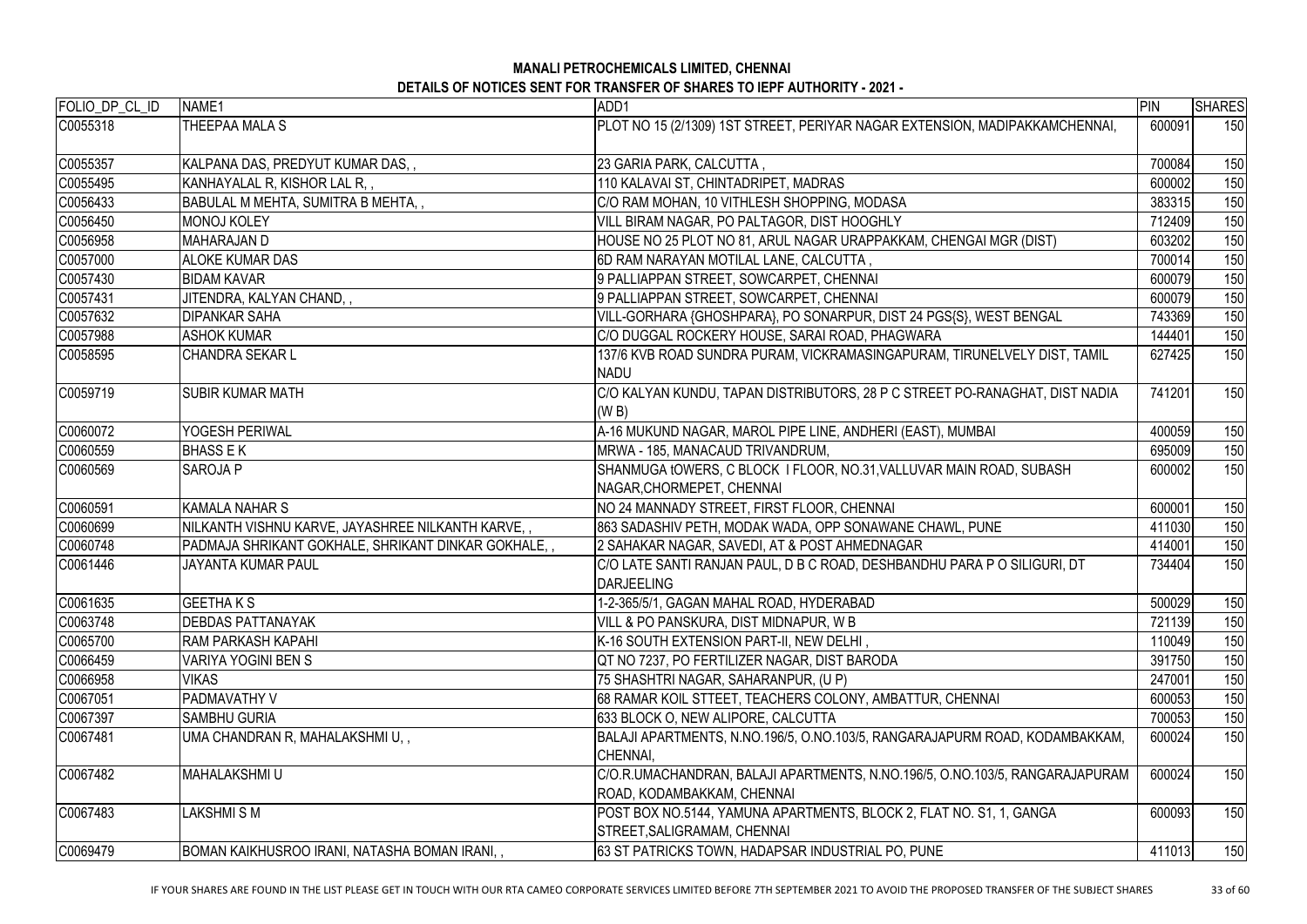**MANALI PETROCHEMICALS LIMITED, CHENNAI**

**DETAILS OF NOTICES SENT FOR TRANSFER OF SHARES TO IEPF AUTHORITY - 2021 -**

| FOLIO_DP_CL_ID | NAME1 | ADD1 | PIN | SHARES |
|---|---|---|---|---|
| C0055318 | THEEPAA MALA S | PLOT NO 15 (2/1309) 1ST STREET, PERIYAR NAGAR EXTENSION, MADIPAKKAMCHENNAI, | 600091 | 150 |
| C0055357 | KALPANA DAS, PREDYUT KUMAR DAS, , | 23 GARIA PARK, CALCUTTA , | 700084 | 150 |
| C0055495 | KANHAYALAL R, KISHOR LAL R, , | 110 KALAVAI ST, CHINTADRIPET, MADRAS | 600002 | 150 |
| C0056433 | BABULAL M MEHTA, SUMITRA B MEHTA, , | C/O RAM MOHAN, 10 VITHLESH SHOPPING, MODASA | 383315 | 150 |
| C0056450 | MONOJ KOLEY | VILL BIRAM NAGAR, PO PALTAGOR, DIST HOOGHLY | 712409 | 150 |
| C0056958 | MAHARAJAN D | HOUSE NO 25 PLOT NO 81, ARUL NAGAR URAPPAKKAM, CHENGAI MGR (DIST) | 603202 | 150 |
| C0057000 | ALOKE KUMAR DAS | 6D RAM NARAYAN MOTILAL LANE, CALCUTTA , | 700014 | 150 |
| C0057430 | BIDAM KAVAR | 9 PALLIAPPAN STREET, SOWCARPET, CHENNAI | 600079 | 150 |
| C0057431 | JITENDRA, KALYAN CHAND, , | 9 PALLIAPPAN STREET, SOWCARPET, CHENNAI | 600079 | 150 |
| C0057632 | DIPANKAR SAHA | VILL-GORHARA {GHOSHPARA}, PO SONARPUR, DIST 24 PGS{S}, WEST BENGAL | 743369 | 150 |
| C0057988 | ASHOK KUMAR | C/O DUGGAL ROCKERY HOUSE, SARAI ROAD, PHAGWARA | 144401 | 150 |
| C0058595 | CHANDRA SEKAR L | 137/6 KVB ROAD SUNDRA PURAM, VICKRAMASINGAPURAM, TIRUNELVELY DIST, TAMIL NADU | 627425 | 150 |
| C0059719 | SUBIR KUMAR MATH | C/O KALYAN KUNDU, TAPAN DISTRIBUTORS, 28 P C STREET PO-RANAGHAT, DIST NADIA (W B) | 741201 | 150 |
| C0060072 | YOGESH PERIWAL | A-16 MUKUND NAGAR, MAROL PIPE LINE, ANDHERI (EAST), MUMBAI | 400059 | 150 |
| C0060559 | BHASS E K | MRWA - 185, MANACAUD TRIVANDRUM, | 695009 | 150 |
| C0060569 | SAROJA P | SHANMUGA tOWERS, C BLOCK I FLOOR, NO.31,VALLUVAR MAIN ROAD, SUBASH NAGAR,CHORMEPET, CHENNAI | 600002 | 150 |
| C0060591 | KAMALA NAHAR S | NO 24 MANNADY STREET, FIRST FLOOR, CHENNAI | 600001 | 150 |
| C0060699 | NILKANTH VISHNU KARVE, JAYASHREE NILKANTH KARVE, , | 863 SADASHIV PETH, MODAK WADA, OPP SONAWANE CHAWL, PUNE | 411030 | 150 |
| C0060748 | PADMAJA SHRIKANT GOKHALE, SHRIKANT DINKAR GOKHALE, , | 2 SAHAKAR NAGAR, SAVEDI, AT & POST AHMEDNAGAR | 414001 | 150 |
| C0061446 | JAYANTA KUMAR PAUL | C/O LATE SANTI RANJAN PAUL, D B C ROAD, DESHBANDHU PARA P O SILIGURI, DT DARJEELING | 734404 | 150 |
| C0061635 | GEETHA K S | 1-2-365/5/1, GAGAN MAHAL ROAD, HYDERABAD | 500029 | 150 |
| C0063748 | DEBDAS PATTANAYAK | VILL & PO PANSKURA, DIST MIDNAPUR, W B | 721139 | 150 |
| C0065700 | RAM PARKASH KAPAHI | K-16 SOUTH EXTENSION PART-II, NEW DELHI , | 110049 | 150 |
| C0066459 | VARIYA YOGINI BEN S | QT NO 7237, PO FERTILIZER NAGAR, DIST BARODA | 391750 | 150 |
| C0066958 | VIKAS | 75 SHASHTRI NAGAR, SAHARANPUR, (U P) | 247001 | 150 |
| C0067051 | PADMAVATHY V | 68 RAMAR KOIL STTEET, TEACHERS COLONY, AMBATTUR, CHENNAI | 600053 | 150 |
| C0067397 | SAMBHU GURIA | 633 BLOCK O, NEW ALIPORE, CALCUTTA | 700053 | 150 |
| C0067481 | UMA CHANDRAN R, MAHALAKSHMI U, , | BALAJI APARTMENTS, N.NO.196/5, O.NO.103/5, RANGARAJAPURM ROAD, KODAMBAKKAM, CHENNAI, | 600024 | 150 |
| C0067482 | MAHALAKSHMI U | C/O.R.UMACHANDRAN, BALAJI APARTMENTS, N.NO.196/5, O.NO.103/5, RANGARAJAPURAM ROAD, KODAMBAKKAM, CHENNAI | 600024 | 150 |
| C0067483 | LAKSHMI S M | POST BOX NO.5144, YAMUNA APARTMENTS, BLOCK 2, FLAT NO. S1, 1, GANGA STREET,SALIGRAMAM, CHENNAI | 600093 | 150 |
| C0069479 | BOMAN KAIKHUSROO IRANI, NATASHA BOMAN IRANI, , | 63 ST PATRICKS TOWN, HADAPSAR INDUSTRIAL PO, PUNE | 411013 | 150 |

IF YOUR SHARES ARE FOUND IN THE LIST PLEASE GET IN TOUCH WITH OUR RTA CAMEO CORPORATE SERVICES LIMITED BEFORE 7TH SEPTEMBER 2021 TO AVOID THE PROPOSED TRANSFER OF THE SUBJECT SHARES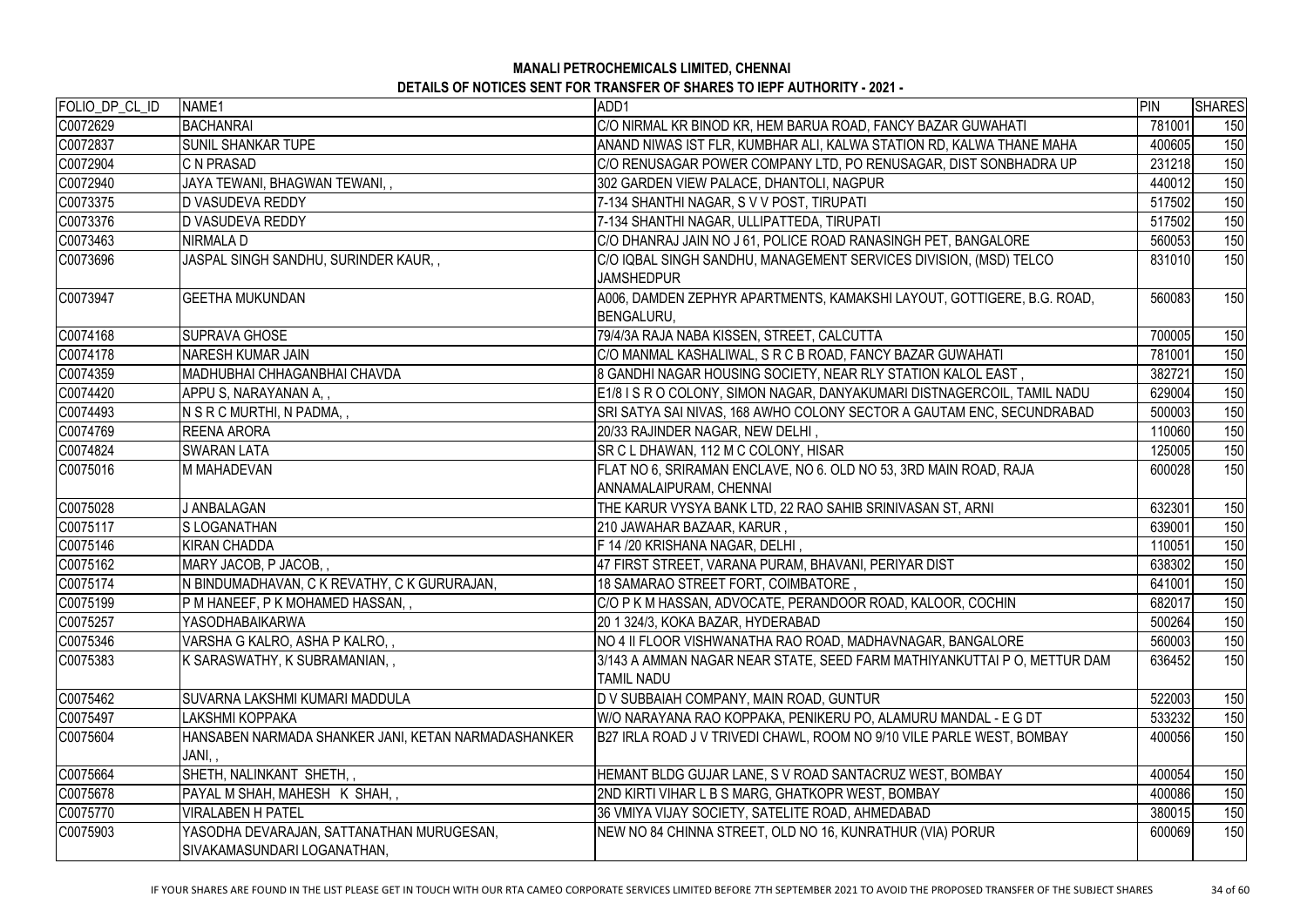**MANALI PETROCHEMICALS LIMITED, CHENNAI**

**DETAILS OF NOTICES SENT FOR TRANSFER OF SHARES TO IEPF AUTHORITY - 2021 -**

| FOLIO_DP_CL_ID | NAME1 | ADD1 | PIN | SHARES |
|---|---|---|---|---|
| C0072629 | BACHANRAI | C/O NIRMAL KR BINOD KR, HEM BARUA ROAD, FANCY BAZAR GUWAHATI | 781001 | 150 |
| C0072837 | SUNIL SHANKAR TUPE | ANAND NIWAS IST FLR, KUMBHAR ALI, KALWA STATION RD, KALWA THANE MAHA | 400605 | 150 |
| C0072904 | C N PRASAD | C/O RENUSAGAR POWER COMPANY LTD, PO RENUSAGAR, DIST SONBHADRA UP | 231218 | 150 |
| C0072940 | JAYA TEWANI, BHAGWAN TEWANI, , | 302 GARDEN VIEW PALACE, DHANTOLI, NAGPUR | 440012 | 150 |
| C0073375 | D VASUDEVA REDDY | 7-134 SHANTHI NAGAR, S V V POST, TIRUPATI | 517502 | 150 |
| C0073376 | D VASUDEVA REDDY | 7-134 SHANTHI NAGAR, ULLIPATTEDA, TIRUPATI | 517502 | 150 |
| C0073463 | NIRMALA D | C/O DHANRAJ JAIN NO J 61, POLICE ROAD RANASINGH PET, BANGALORE | 560053 | 150 |
| C0073696 | JASPAL SINGH SANDHU, SURINDER KAUR, , | C/O IQBAL SINGH SANDHU, MANAGEMENT SERVICES DIVISION, (MSD) TELCO JAMSHEDPUR | 831010 | 150 |
| C0073947 | GEETHA MUKUNDAN | A006, DAMDEN ZEPHYR APARTMENTS, KAMAKSHI LAYOUT, GOTTIGERE, B.G. ROAD, BENGALURU, | 560083 | 150 |
| C0074168 | SUPRAVA GHOSE | 79/4/3A RAJA NABA KISSEN, STREET, CALCUTTA | 700005 | 150 |
| C0074178 | NARESH KUMAR JAIN | C/O MANMAL KASHALIWAL, S R C B ROAD, FANCY BAZAR GUWAHATI | 781001 | 150 |
| C0074359 | MADHUBHAI CHHAGANBHAI CHAVDA | 8 GANDHI NAGAR HOUSING SOCIETY, NEAR RLY STATION KALOL EAST , | 382721 | 150 |
| C0074420 | APPU S, NARAYANAN A, , | E1/8 I S R O COLONY, SIMON NAGAR, DANYAKUMARI DISTNAGERCOIL, TAMIL NADU | 629004 | 150 |
| C0074493 | N S R C MURTHI, N PADMA, , | SRI SATYA SAI NIVAS, 168 AWHO COLONY SECTOR A GAUTAM ENC, SECUNDRABAD | 500003 | 150 |
| C0074769 | REENA ARORA | 20/33 RAJINDER NAGAR, NEW DELHI , | 110060 | 150 |
| C0074824 | SWARAN LATA | SR C L DHAWAN, 112 M C COLONY, HISAR | 125005 | 150 |
| C0075016 | M MAHADEVAN | FLAT NO 6, SRIRAMAN ENCLAVE, NO 6. OLD NO 53, 3RD MAIN ROAD, RAJA ANNAMALAIPURAM, CHENNAI | 600028 | 150 |
| C0075028 | J ANBALAGAN | THE KARUR VYSYA BANK LTD, 22 RAO SAHIB SRINIVASAN ST, ARNI | 632301 | 150 |
| C0075117 | S LOGANATHAN | 210 JAWAHAR BAZAAR, KARUR , | 639001 | 150 |
| C0075146 | KIRAN CHADDA | F 14 /20 KRISHANA NAGAR, DELHI , | 110051 | 150 |
| C0075162 | MARY JACOB, P JACOB, , | 47 FIRST STREET, VARANA PURAM, BHAVANI, PERIYAR DIST | 638302 | 150 |
| C0075174 | N BINDUMADHAVAN, C K REVATHY, C K GURURAJAN, | 18 SAMARAO STREET FORT, COIMBATORE , | 641001 | 150 |
| C0075199 | P M HANEEF, P K MOHAMED HASSAN, , | C/O P K M HASSAN, ADVOCATE, PERANDOOR ROAD, KALOOR, COCHIN | 682017 | 150 |
| C0075257 | YASODHABAIKARWA | 20 1 324/3, KOKA BAZAR, HYDERABAD | 500264 | 150 |
| C0075346 | VARSHA G KALRO, ASHA P KALRO, , | NO 4 II FLOOR VISHWANATHA RAO ROAD, MADHAVNAGAR, BANGALORE | 560003 | 150 |
| C0075383 | K SARASWATHY, K SUBRAMANIAN, , | 3/143 A AMMAN NAGAR NEAR STATE, SEED FARM MATHIYANKUTTAI P O, METTUR DAM TAMIL NADU | 636452 | 150 |
| C0075462 | SUVARNA LAKSHMI KUMARI MADDULA | D V SUBBAIAH COMPANY, MAIN ROAD, GUNTUR | 522003 | 150 |
| C0075497 | LAKSHMI KOPPAKA | W/O NARAYANA RAO KOPPAKA, PENIKERU PO, ALAMURU MANDAL - E G DT | 533232 | 150 |
| C0075604 | HANSABEN NARMADA SHANKER JANI, KETAN NARMADASHANKER JANI, , | B27 IRLA ROAD J V TRIVEDI CHAWL, ROOM NO 9/10 VILE PARLE WEST, BOMBAY | 400056 | 150 |
| C0075664 | SHETH, NALINKANT SHETH, , | HEMANT BLDG GUJAR LANE, S V ROAD SANTACRUZ WEST, BOMBAY | 400054 | 150 |
| C0075678 | PAYAL M SHAH, MAHESH K SHAH, , | 2ND KIRTI VIHAR L B S MARG, GHATKOPR WEST, BOMBAY | 400086 | 150 |
| C0075770 | VIRALABEN H PATEL | 36 VMIYA VIJAY SOCIETY, SATELITE ROAD, AHMEDABAD | 380015 | 150 |
| C0075903 | YASODHA DEVARAJAN, SATTANATHAN MURUGESAN, SIVAKAMASUNDARI LOGANATHAN, | NEW NO 84 CHINNA STREET, OLD NO 16, KUNRATHUR (VIA) PORUR | 600069 | 150 |

IF YOUR SHARES ARE FOUND IN THE LIST PLEASE GET IN TOUCH WITH OUR RTA CAMEO CORPORATE SERVICES LIMITED BEFORE 7TH SEPTEMBER 2021 TO AVOID THE PROPOSED TRANSFER OF THE SUBJECT SHARES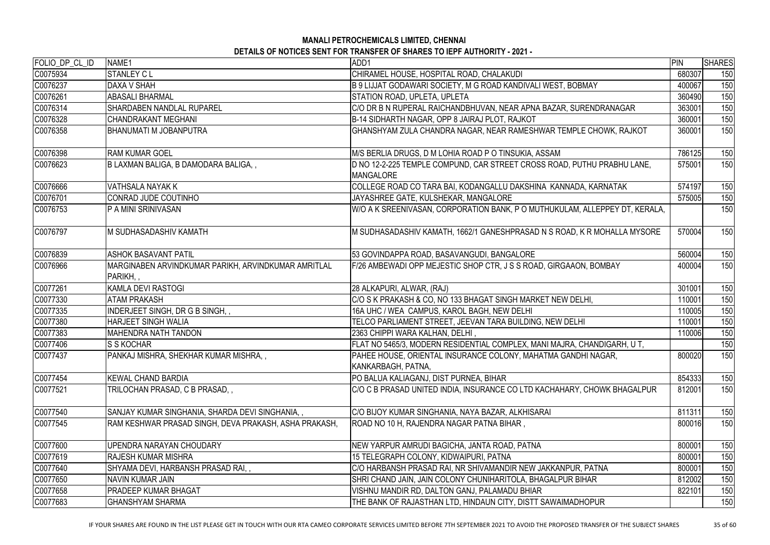**MANALI PETROCHEMICALS LIMITED, CHENNAI**

**DETAILS OF NOTICES SENT FOR TRANSFER OF SHARES TO IEPF AUTHORITY - 2021 -**

| FOLIO_DP_CL_ID | NAME1 | ADD1 | PIN | SHARES |
|---|---|---|---|---|
| C0075934 | STANLEY C L | CHIRAMEL HOUSE, HOSPITAL ROAD, CHALAKUDI | 680307 | 150 |
| C0076237 | DAXA V SHAH | B 9 LIJJAT GODAWARI SOCIETY, M G ROAD KANDIVALI WEST, BOBMAY | 400067 | 150 |
| C0076261 | ABASALI BHARMAL | STATION ROAD, UPLETA, UPLETA | 360490 | 150 |
| C0076314 | SHARDABEN NANDLAL RUPAREL | C/O DR B N RUPERAL RAICHANDBHUVAN, NEAR APNA BAZAR, SURENDRANAGAR | 363001 | 150 |
| C0076328 | CHANDRAKANT MEGHANI | B-14 SIDHARTH NAGAR, OPP 8 JAIRAJ PLOT, RAJKOT | 360001 | 150 |
| C0076358 | BHANUMATI M JOBANPUTRA | GHANSHYAM ZULA CHANDRA NAGAR, NEAR RAMESHWAR TEMPLE CHOWK, RAJKOT | 360001 | 150 |
| C0076398 | RAM KUMAR GOEL | M/S BERLIA DRUGS, D M LOHIA ROAD P O TINSUKIA, ASSAM | 786125 | 150 |
| C0076623 | B LAXMAN BALIGA, B DAMODARA BALIGA, , | D NO 12-2-225 TEMPLE COMPUND, CAR STREET CROSS ROAD, PUTHU PRABHU LANE, MANGALORE | 575001 | 150 |
| C0076666 | VATHSALA NAYAK K | COLLEGE ROAD CO TARA BAI, KODANGALLU DAKSHINA KANNADA, KARNATAK | 574197 | 150 |
| C0076701 | CONRAD JUDE COUTINHO | JAYASHREE GATE, KULSHEKAR, MANGALORE | 575005 | 150 |
| C0076753 | P A MINI SRINIVASAN | W/O A K SREENIVASAN, CORPORATION BANK, P O MUTHUKULAM, ALLEPPEY DT, KERALA, | | 150 |
| C0076797 | M SUDHASADASHIV KAMATH | M SUDHASADASHIV KAMATH, 1662/1 GANESHPRASAD N S ROAD, K R MOHALLA MYSORE | 570004 | 150 |
| C0076839 | ASHOK BASAVANT PATIL | 53 GOVINDAPPA ROAD, BASAVANGUDI, BANGALORE | 560004 | 150 |
| C0076966 | MARGINABEN ARVINDKUMAR PARIKH, ARVINDKUMAR AMRITLAL PARIKH, , | F/26 AMBEWADI OPP MEJESTIC SHOP CTR, J S S ROAD, GIRGAAON, BOMBAY | 400004 | 150 |
| C0077261 | KAMLA DEVI RASTOGI | 28 ALKAPURI, ALWAR, (RAJ) | 301001 | 150 |
| C0077330 | ATAM PRAKASH | C/O S K PRAKASH & CO, NO 133 BHAGAT SINGH MARKET NEW DELHI, | 110001 | 150 |
| C0077335 | INDERJEET SINGH, DR G B SINGH, , | 16A UHC / WEA CAMPUS, KAROL BAGH, NEW DELHI | 110005 | 150 |
| C0077380 | HARJEET SINGH WALIA | TELCO PARLIAMENT STREET, JEEVAN TARA BUILDING, NEW DELHI | 110001 | 150 |
| C0077383 | MAHENDRA NATH TANDON | 2363 CHIPPI WARA KALHAN, DELHI , | 110006 | 150 |
| C0077406 | S S KOCHAR | FLAT NO 5465/3, MODERN RESIDENTIAL COMPLEX, MANI MAJRA, CHANDIGARH, U T, | | 150 |
| C0077437 | PANKAJ MISHRA, SHEKHAR KUMAR MISHRA, , | PAHEE HOUSE, ORIENTAL INSURANCE COLONY, MAHATMA GANDHI NAGAR, KANKARBAGH, PATNA, | 800020 | 150 |
| C0077454 | KEWAL CHAND BARDIA | PO BALUA KALIAGANJ, DIST PURNEA, BIHAR | 854333 | 150 |
| C0077521 | TRILOCHAN PRASAD, C B PRASAD, , | C/O C B PRASAD UNITED INDIA, INSURANCE CO LTD KACHAHARY, CHOWK BHAGALPUR | 812001 | 150 |
| C0077540 | SANJAY KUMAR SINGHANIA, SHARDA DEVI SINGHANIA, , | C/O BIJOY KUMAR SINGHANIA, NAYA BAZAR, ALKHISARAI | 811311 | 150 |
| C0077545 | RAM KESHWAR PRASAD SINGH, DEVA PRAKASH, ASHA PRAKASH, | ROAD NO 10 H, RAJENDRA NAGAR PATNA BIHAR , | 800016 | 150 |
| C0077600 | UPENDRA NARAYAN CHOUDARY | NEW YARPUR AMRUDI BAGICHA, JANTA ROAD, PATNA | 800001 | 150 |
| C0077619 | RAJESH KUMAR MISHRA | 15 TELEGRAPH COLONY, KIDWAIPURI, PATNA | 800001 | 150 |
| C0077640 | SHYAMA DEVI, HARBANSH PRASAD RAI, , | C/O HARBANSH PRASAD RAI, NR SHIVAMANDIR NEW JAKKANPUR, PATNA | 800001 | 150 |
| C0077650 | NAVIN KUMAR JAIN | SHRI CHAND JAIN, JAIN COLONY CHUNIHARITOLA, BHAGALPUR BIHAR | 812002 | 150 |
| C0077658 | PRADEEP KUMAR BHAGAT | VISHNU MANDIR RD, DALTON GANJ, PALAMADU BHIAR | 822101 | 150 |
| C0077683 | GHANSHYAM SHARMA | THE BANK OF RAJASTHAN LTD, HINDAUN CITY, DISTT SAWAIMADHOPUR | | 150 |

IF YOUR SHARES ARE FOUND IN THE LIST PLEASE GET IN TOUCH WITH OUR RTA CAMEO CORPORATE SERVICES LIMITED BEFORE 7TH SEPTEMBER 2021 TO AVOID THE PROPOSED TRANSFER OF THE SUBJECT SHARES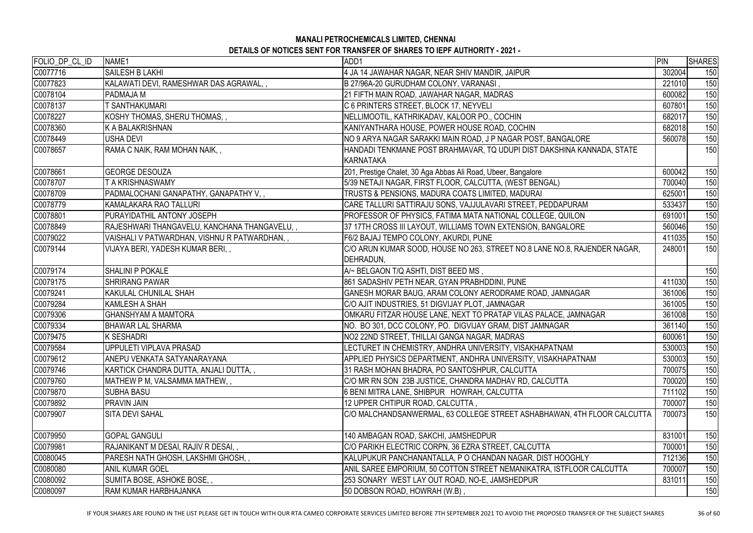**MANALI PETROCHEMICALS LIMITED, CHENNAI**

**DETAILS OF NOTICES SENT FOR TRANSFER OF SHARES TO IEPF AUTHORITY - 2021 -**

| FOLIO_DP_CL_ID | NAME1 | ADD1 | PIN | SHARES |
|---|---|---|---|---|
| C0077716 | SAILESH B LAKHI | 4 JA 14 JAWAHAR NAGAR, NEAR SHIV MANDIR, JAIPUR | 302004 | 150 |
| C0077823 | KALAWATI DEVI, RAMESHWAR DAS AGRAWAL, , | B 27/96A-20 GURUDHAM COLONY, VARANASI , | 221010 | 150 |
| C0078104 | PADMAJA M | 21 FIFTH MAIN ROAD, JAWAHAR NAGAR, MADRAS | 600082 | 150 |
| C0078137 | T SANTHAKUMARI | C 6 PRINTERS STREET, BLOCK 17, NEYVELI | 607801 | 150 |
| C0078227 | KOSHY THOMAS, SHERU THOMAS, , | NELLIMOOTIL, KATHRIKADAV, KALOOR PO., COCHIN | 682017 | 150 |
| C0078360 | K A BALAKRISHNAN | KANIYANTHARA HOUSE, POWER HOUSE ROAD, COCHIN | 682018 | 150 |
| C0078449 | USHA DEVI | NO 9 ARYA NAGAR SARAKKI MAIN ROAD, J P NAGAR POST, BANGALORE | 560078 | 150 |
| C0078657 | RAMA C NAIK, RAM MOHAN NAIK, , | HANDADI TENKMANE POST BRAHMAVAR, TQ UDUPI DIST DAKSHINA KANNADA, STATE KARNATAKA | | 150 |
| C0078661 | GEORGE DESOUZA | 201, Prestige Chalet, 30 Aga Abbas Ali Road, Ubeer, Bangalore | 600042 | 150 |
| C0078707 | T A KRISHNASWAMY | 5/39 NETAJI NAGAR, FIRST FLOOR, CALCUTTA, (WEST BENGAL) | 700040 | 150 |
| C0078709 | PADMALOCHANI GANAPATHY, GANAPATHY V, , | TRUSTS & PENSIONS, MADURA COATS LIMITED, MADURAI | 625001 | 150 |
| C0078779 | KAMALAKARA RAO TALLURI | CARE TALLURI SATTIRAJU SONS, VAJJULAVARI STREET, PEDDAPURAM | 533437 | 150 |
| C0078801 | PURAYIDATHIL ANTONY JOSEPH | PROFESSOR OF PHYSICS, FATIMA MATA NATIONAL COLLEGE, QUILON | 691001 | 150 |
| C0078849 | RAJESHWARI THANGAVELU, KANCHANA THANGAVELU, , | 37 17TH CROSS III LAYOUT, WILLIAMS TOWN EXTENSION, BANGALORE | 560046 | 150 |
| C0079022 | VAISHALI V PATWARDHAN, VISHNU R PATWARDHAN, , | F6/2 BAJAJ TEMPO COLONY, AKURDI, PUNE | 411035 | 150 |
| C0079144 | VIJAYA BERI, YADESH KUMAR BERI, , | C/O ARUN KUMAR SOOD, HOUSE NO 263, STREET NO.8 LANE NO.8, RAJENDER NAGAR, DEHRADUN, | 248001 | 150 |
| C0079174 | SHALINI P POKALE | A/~ BELGAON T/Q ASHTI, DIST BEED MS , | | 150 |
| C0079175 | SHRIRANG PAWAR | 861 SADASHIV PETH NEAR, GYAN PRABHDDINI, PUNE | 411030 | 150 |
| C0079241 | KAKULAL CHUNILAL SHAH | GANESH MORAR BAUG, ARAM COLONY AERODRAME ROAD, JAMNAGAR | 361006 | 150 |
| C0079284 | KAMLESH A SHAH | C/O AJIT INDUSTRIES, 51 DIGVIJAY PLOT, JAMNAGAR | 361005 | 150 |
| C0079306 | GHANSHYAM A MAMTORA | OMKARU FITZAR HOUSE LANE, NEXT TO PRATAP VILAS PALACE, JAMNAGAR | 361008 | 150 |
| C0079334 | BHAWAR LAL SHARMA | NO. BO 301, DCC COLONY, PO. DIGVIJAY GRAM, DIST JAMNAGAR | 361140 | 150 |
| C0079475 | K SESHADRI | NO2 22ND STREET, THILLAI GANGA NAGAR, MADRAS | 600061 | 150 |
| C0079584 | UPPULETI VIPLAVA PRASAD | LECTURET IN CHEMISTRY, ANDHRA UNIVERSITY, VISAKHAPATNAM | 530003 | 150 |
| C0079612 | ANEPU VENKATA SATYANARAYANA | APPLIED PHYSICS DEPARTMENT, ANDHRA UNIVERSITY, VISAKHAPATNAM | 530003 | 150 |
| C0079746 | KARTICK CHANDRA DUTTA, ANJALI DUTTA, , | 31 RASH MOHAN BHADRA, PO SANTOSHPUR, CALCUTTA | 700075 | 150 |
| C0079760 | MATHEW P M, VALSAMMA MATHEW, , | C/O MR RN SON 23B JUSTICE, CHANDRA MADHAV RD, CALCUTTA | 700020 | 150 |
| C0079870 | SUBHA BASU | 6 BENI MITRA LANE, SHIBPUR HOWRAH, CALCUTTA | 711102 | 150 |
| C0079892 | PRAVIN JAIN | 12 UPPER CHTIPUR ROAD, CALCUTTA , | 700007 | 150 |
| C0079907 | SITA DEVI SAHAL | C/O MALCHANDSANWERMAL, 63 COLLEGE STREET ASHABHAWAN, 4TH FLOOR CALCUTTA | 700073 | 150 |
| C0079950 | GOPAL GANGULI | 140 AMBAGAN ROAD, SAKCHI, JAMSHEDPUR | 831001 | 150 |
| C0079981 | RAJANIKANT M DESAI, RAJIV R DESAI, , | C/O PARIKH ELECTRIC CORPN, 36 EZRA STREET, CALCUTTA | 700001 | 150 |
| C0080045 | PARESH NATH GHOSH, LAKSHMI GHOSH, , | KALUPUKUR PANCHANANTALLA, P O CHANDAN NAGAR, DIST HOOGHLY | 712136 | 150 |
| C0080080 | ANIL KUMAR GOEL | ANIL SAREE EMPORIUM, 50 COTTON STREET NEMANIKATRA, ISTFLOOR CALCUTTA | 700007 | 150 |
| C0080092 | SUMITA BOSE, ASHOKE BOSE, , | 253 SONARY WEST LAY OUT ROAD, NO-E, JAMSHEDPUR | 831011 | 150 |
| C0080097 | RAM KUMAR HARBHAJANKA | 50 DOBSON ROAD, HOWRAH (W.B) , | | 150 |

IF YOUR SHARES ARE FOUND IN THE LIST PLEASE GET IN TOUCH WITH OUR RTA CAMEO CORPORATE SERVICES LIMITED BEFORE 7TH SEPTEMBER 2021 TO AVOID THE PROPOSED TRANSFER OF THE SUBJECT SHARES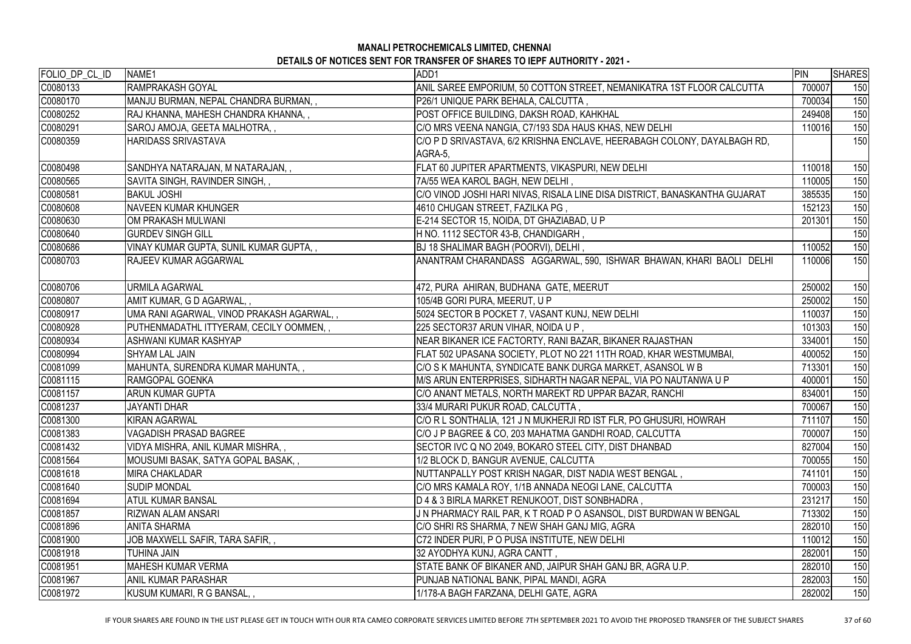## MANALI PETROCHEMICALS LIMITED, CHENNAI

## DETAILS OF NOTICES SENT FOR TRANSFER OF SHARES TO IEPF AUTHORITY - 2021 -

| FOLIO_DP_CL_ID | NAME1 | ADD1 | PIN | SHARES |
|---|---|---|---|---|
| C0080133 | RAMPRAKASH GOYAL | ANIL SAREE EMPORIUM, 50 COTTON STREET, NEMANIKATRA 1ST FLOOR CALCUTTA | 700007 | 150 |
| C0080170 | MANJU BURMAN, NEPAL CHANDRA BURMAN, , | P26/1 UNIQUE PARK BEHALA, CALCUTTA , | 700034 | 150 |
| C0080252 | RAJ KHANNA, MAHESH CHANDRA KHANNA, , | POST OFFICE BUILDING, DAKSH ROAD, KAHKHAL | 249408 | 150 |
| C0080291 | SAROJ AMOJA, GEETA MALHOTRA, , | C/O MRS VEENA NANGIA, C7/193 SDA HAUS KHAS, NEW DELHI | 110016 | 150 |
| C0080359 | HARIDASS SRIVASTAVA | C/O P D SRIVASTAVA, 6/2 KRISHNA ENCLAVE, HEERABAGH COLONY, DAYALBAGH RD, AGRA-5, | | 150 |
| C0080498 | SANDHYA NATARAJAN, M NATARAJAN, , | FLAT 60 JUPITER APARTMENTS, VIKASPURI, NEW DELHI | 110018 | 150 |
| C0080565 | SAVITA SINGH, RAVINDER SINGH, , | 7A/55 WEA KAROL BAGH, NEW DELHI , | 110005 | 150 |
| C0080581 | BAKUL JOSHI | C/O VINOD JOSHI HARI NIVAS, RISALA LINE DISA DISTRICT, BANASKANTHA GUJARAT | 385535 | 150 |
| C0080608 | NAVEEN KUMAR KHUNGER | 4610 CHUGAN STREET, FAZILKA PG , | 152123 | 150 |
| C0080630 | OM PRAKASH MULWANI | E-214 SECTOR 15, NOIDA, DT GHAZIABAD, U P | 201301 | 150 |
| C0080640 | GURDEV SINGH GILL | H NO. 1112 SECTOR 43-B, CHANDIGARH , | | 150 |
| C0080686 | VINAY KUMAR GUPTA, SUNIL KUMAR GUPTA, , | BJ 18 SHALIMAR BAGH (POORVI), DELHI , | 110052 | 150 |
| C0080703 | RAJEEV KUMAR AGGARWAL | ANANTRAM CHARANDASS AGGARWAL, 590, ISHWAR BHAWAN, KHARI BAOLI DELHI | 110006 | 150 |
| C0080706 | URMILA AGARWAL | 472, PURA AHIRAN, BUDHANA GATE, MEERUT | 250002 | 150 |
| C0080807 | AMIT KUMAR, G D AGARWAL, , | 105/4B GORI PURA, MEERUT, U P | 250002 | 150 |
| C0080917 | UMA RANI AGARWAL, VINOD PRAKASH AGARWAL, , | 5024 SECTOR B POCKET 7, VASANT KUNJ, NEW DELHI | 110037 | 150 |
| C0080928 | PUTHENMADATHL ITTYERAM, CECILY OOMMEN, , | 225 SECTOR37 ARUN VIHAR, NOIDA U P , | 101303 | 150 |
| C0080934 | ASHWANI KUMAR KASHYAP | NEAR BIKANER ICE FACTORTY, RANI BAZAR, BIKANER RAJASTHAN | 334001 | 150 |
| C0080994 | SHYAM LAL JAIN | FLAT 502 UPASANA SOCIETY, PLOT NO 221 11TH ROAD, KHAR WESTMUMBAI, | 400052 | 150 |
| C0081099 | MAHUNTA, SURENDRA KUMAR MAHUNTA, , | C/O S K MAHUNTA, SYNDICATE BANK DURGA MARKET, ASANSOL W B | 713301 | 150 |
| C0081115 | RAMGOPAL GOENKA | M/S ARUN ENTERPRISES, SIDHARTH NAGAR NEPAL, VIA PO NAUTANWA U P | 400001 | 150 |
| C0081157 | ARUN KUMAR GUPTA | C/O ANANT METALS, NORTH MAREKT RD UPPAR BAZAR, RANCHI | 834001 | 150 |
| C0081237 | JAYANTI DHAR | 33/4 MURARI PUKUR ROAD, CALCUTTA , | 700067 | 150 |
| C0081300 | KIRAN AGARWAL | C/O R L SONTHALIA, 121 J N MUKHERJI RD IST FLR, PO GHUSURI, HOWRAH | 711107 | 150 |
| C0081383 | VAGADISH PRASAD BAGREE | C/O J P BAGREE & CO, 203 MAHATMA GANDHI ROAD, CALCUTTA | 700007 | 150 |
| C0081432 | VIDYA MISHRA, ANIL KUMAR MISHRA, , | SECTOR IVC Q NO 2049, BOKARO STEEL CITY, DIST DHANBAD | 827004 | 150 |
| C0081564 | MOUSUMI BASAK, SATYA GOPAL BASAK, , | 1/2 BLOCK D, BANGUR AVENUE, CALCUTTA | 700055 | 150 |
| C0081618 | MIRA CHAKLADAR | NUTTANPALLY POST KRISH NAGAR, DIST NADIA WEST BENGAL , | 741101 | 150 |
| C0081640 | SUDIP MONDAL | C/O MRS KAMALA ROY, 1/1B ANNADA NEOGI LANE, CALCUTTA | 700003 | 150 |
| C0081694 | ATUL KUMAR BANSAL | D 4 & 3 BIRLA MARKET RENUKOOT, DIST SONBHADRA , | 231217 | 150 |
| C0081857 | RIZWAN ALAM ANSARI | J N PHARMACY RAIL PAR, K T ROAD P O ASANSOL, DIST BURDWAN W BENGAL | 713302 | 150 |
| C0081896 | ANITA SHARMA | C/O SHRI RS SHARMA, 7 NEW SHAH GANJ MIG, AGRA | 282010 | 150 |
| C0081900 | JOB MAXWELL SAFIR, TARA SAFIR, , | C72 INDER PURI, P O PUSA INSTITUTE, NEW DELHI | 110012 | 150 |
| C0081918 | TUHINA JAIN | 32 AYODHYA KUNJ, AGRA CANTT , | 282001 | 150 |
| C0081951 | MAHESH KUMAR VERMA | STATE BANK OF BIKANER AND, JAIPUR SHAH GANJ BR, AGRA U.P. | 282010 | 150 |
| C0081967 | ANIL KUMAR PARASHAR | PUNJAB NATIONAL BANK, PIPAL MANDI, AGRA | 282003 | 150 |
| C0081972 | KUSUM KUMARI, R G BANSAL, , | 1/178-A BAGH FARZANA, DELHI GATE, AGRA | 282002 | 150 |

IF YOUR SHARES ARE FOUND IN THE LIST PLEASE GET IN TOUCH WITH OUR RTA CAMEO CORPORATE SERVICES LIMITED BEFORE 7TH SEPTEMBER 2021 TO AVOID THE PROPOSED TRANSFER OF THE SUBJECT SHARES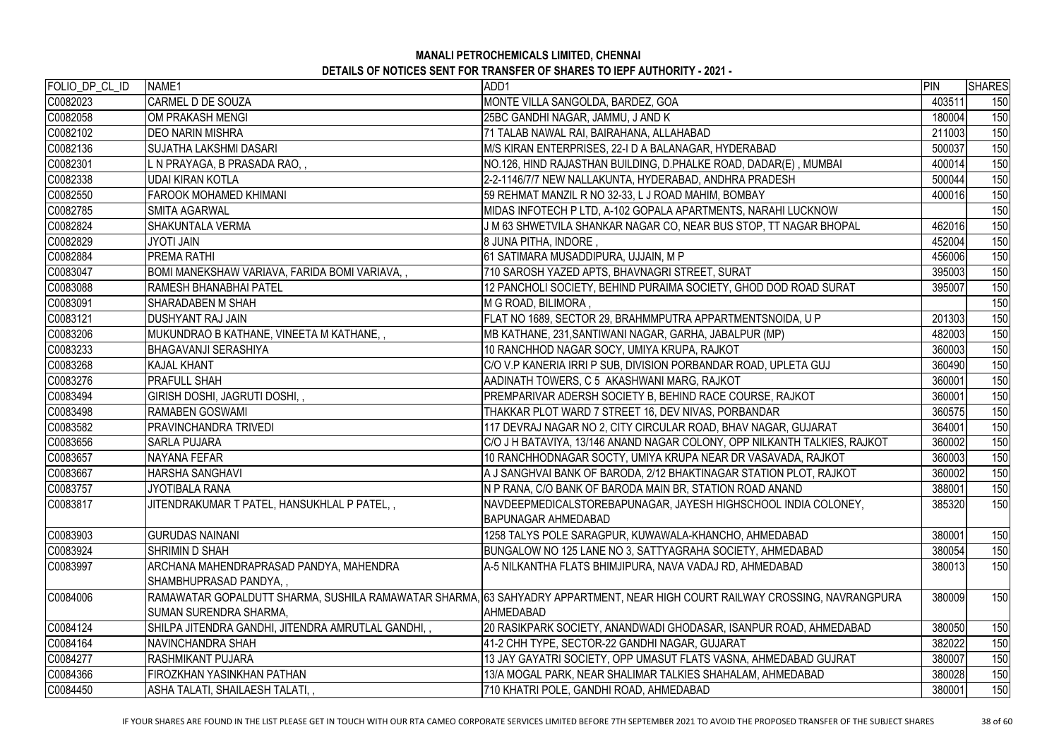# MANALI PETROCHEMICALS LIMITED, CHENNAI

## DETAILS OF NOTICES SENT FOR TRANSFER OF SHARES TO IEPF AUTHORITY - 2021 -

| FOLIO_DP_CL_ID | NAME1 | ADD1 | PIN | SHARES |
|---|---|---|---|---|
| C0082023 | CARMEL D DE SOUZA | MONTE VILLA SANGOLDA, BARDEZ, GOA | 403511 | 150 |
| C0082058 | OM PRAKASH MENGI | 25BC GANDHI NAGAR, JAMMU, J AND K | 180004 | 150 |
| C0082102 | DEO NARIN MISHRA | 71 TALAB NAWAL RAI, BAIRAHANA, ALLAHABAD | 211003 | 150 |
| C0082136 | SUJATHA LAKSHMI DASARI | M/S KIRAN ENTERPRISES, 22-I D A BALANAGAR, HYDERABAD | 500037 | 150 |
| C0082301 | L N PRAYAGA, B PRASADA RAO, , | NO.126, HIND RAJASTHAN BUILDING, D.PHALKE ROAD, DADAR(E) , MUMBAI | 400014 | 150 |
| C0082338 | UDAI KIRAN KOTLA | 2-2-1146/7/7 NEW NALLAKUNTA, HYDERABAD, ANDHRA PRADESH | 500044 | 150 |
| C0082550 | FAROOK MOHAMED KHIMANI | 59 REHMAT MANZIL R NO 32-33, L J ROAD MAHIM, BOMBAY | 400016 | 150 |
| C0082785 | SMITA AGARWAL | MIDAS INFOTECH P LTD, A-102 GOPALA APARTMENTS, NARAHI LUCKNOW | | 150 |
| C0082824 | SHAKUNTALA VERMA | J M 63 SHWETVILA SHANKAR NAGAR CO, NEAR BUS STOP, TT NAGAR BHOPAL | 462016 | 150 |
| C0082829 | JYOTI JAIN | 8 JUNA PITHA, INDORE , | 452004 | 150 |
| C0082884 | PREMA RATHI | 61 SATIMARA MUSADDIPURA, UJJAIN, M P | 456006 | 150 |
| C0083047 | BOMI MANEKSHAW VARIAVA, FARIDA BOMI VARIAVA, , | 710 SAROSH YAZED APTS, BHAVNAGRI STREET, SURAT | 395003 | 150 |
| C0083088 | RAMESH BHANABHAI PATEL | 12 PANCHOLI SOCIETY, BEHIND PURAIMA SOCIETY, GHOD DOD ROAD SURAT | 395007 | 150 |
| C0083091 | SHARADABEN M SHAH | M G ROAD, BILIMORA , | | 150 |
| C0083121 | DUSHYANT RAJ JAIN | FLAT NO 1689, SECTOR 29, BRAHMMPUTRA APPARTMENTSNOIDA, U P | 201303 | 150 |
| C0083206 | MUKUNDRAO B KATHANE, VINEETA M KATHANE, , | MB KATHANE, 231,SANTIWANI NAGAR, GARHA, JABALPUR (MP) | 482003 | 150 |
| C0083233 | BHAGAVANJI SERASHIYA | 10 RANCHHOD NAGAR SOCY, UMIYA KRUPA, RAJKOT | 360003 | 150 |
| C0083268 | KAJAL KHANT | C/O V.P KANERIA IRRI P SUB, DIVISION PORBANDAR ROAD, UPLETA GUJ | 360490 | 150 |
| C0083276 | PRAFULL SHAH | AADINATH TOWERS, C 5 AKASHWANI MARG, RAJKOT | 360001 | 150 |
| C0083494 | GIRISH DOSHI, JAGRUTI DOSHI, , | PREMPARIVAR ADERSH SOCIETY B, BEHIND RACE COURSE, RAJKOT | 360001 | 150 |
| C0083498 | RAMABEN GOSWAMI | THAKKAR PLOT WARD 7 STREET 16, DEV NIVAS, PORBANDAR | 360575 | 150 |
| C0083582 | PRAVINCHANDRA TRIVEDI | 117 DEVRAJ NAGAR NO 2, CITY CIRCULAR ROAD, BHAV NAGAR, GUJARAT | 364001 | 150 |
| C0083656 | SARLA PUJARA | C/O J H BATAVIYA, 13/146 ANAND NAGAR COLONY, OPP NILKANTH TALKIES, RAJKOT | 360002 | 150 |
| C0083657 | NAYANA FEFAR | 10 RANCHHODNAGAR SOCTY, UMIYA KRUPA NEAR DR VASAVADA, RAJKOT | 360003 | 150 |
| C0083667 | HARSHA SANGHAVI | A J SANGHVAI BANK OF BARODA, 2/12 BHAKTINAGAR STATION PLOT, RAJKOT | 360002 | 150 |
| C0083757 | JYOTIBALA RANA | N P RANA, C/O BANK OF BARODA MAIN BR, STATION ROAD ANAND | 388001 | 150 |
| C0083817 | JITENDRAKUMAR T PATEL, HANSUKHLAL P PATEL, , | NAVDEEPMEDICALSTOREBAPUNAGAR, JAYESH HIGHSCHOOL INDIA COLONEY, BAPUNAGAR AHMEDABAD | 385320 | 150 |
| C0083903 | GURUDAS NAINANI | 1258 TALYS POLE SARAGPUR, KUWAWALA-KHANCHO, AHMEDABAD | 380001 | 150 |
| C0083924 | SHRIMIN D SHAH | BUNGALOW NO 125 LANE NO 3, SATTYAGRAHA SOCIETY, AHMEDABAD | 380054 | 150 |
| C0083997 | ARCHANA MAHENDRAPRASAD PANDYA, MAHENDRA SHAMBHUPRASAD PANDYA, , | A-5 NILKANTHA FLATS BHIMJIPURA, NAVA VADAJ RD, AHMEDABAD | 380013 | 150 |
| C0084006 | RAMAWATAR GOPALDUTT SHARMA, SUSHILA RAMAWATAR SHARMA, SUMAN SURENDRA SHARMA, | 63 SAHYADRY APPARTMENT, NEAR HIGH COURT RAILWAY CROSSING, NAVRANGPURA AHMEDABAD | 380009 | 150 |
| C0084124 | SHILPA JITENDRA GANDHI, JITENDRA AMRUTLAL GANDHI, , | 20 RASIKPARK SOCIETY, ANANDWADI GHODASAR, ISANPUR ROAD, AHMEDABAD | 380050 | 150 |
| C0084164 | NAVINCHANDRA SHAH | 41-2 CHH TYPE, SECTOR-22 GANDHI NAGAR, GUJARAT | 382022 | 150 |
| C0084277 | RASHMIKANT PUJARA | 13 JAY GAYATRI SOCIETY, OPP UMASUT FLATS VASNA, AHMEDABAD GUJRAT | 380007 | 150 |
| C0084366 | FIROZKHAN YASINKHAN PATHAN | 13/A MOGAL PARK, NEAR SHALIMAR TALKIES SHAHALAM, AHMEDABAD | 380028 | 150 |
| C0084450 | ASHA TALATI, SHAILAESH TALATI, , | 710 KHATRI POLE, GANDHI ROAD, AHMEDABAD | 380001 | 150 |

IF YOUR SHARES ARE FOUND IN THE LIST PLEASE GET IN TOUCH WITH OUR RTA CAMEO CORPORATE SERVICES LIMITED BEFORE 7TH SEPTEMBER 2021 TO AVOID THE PROPOSED TRANSFER OF THE SUBJECT SHARES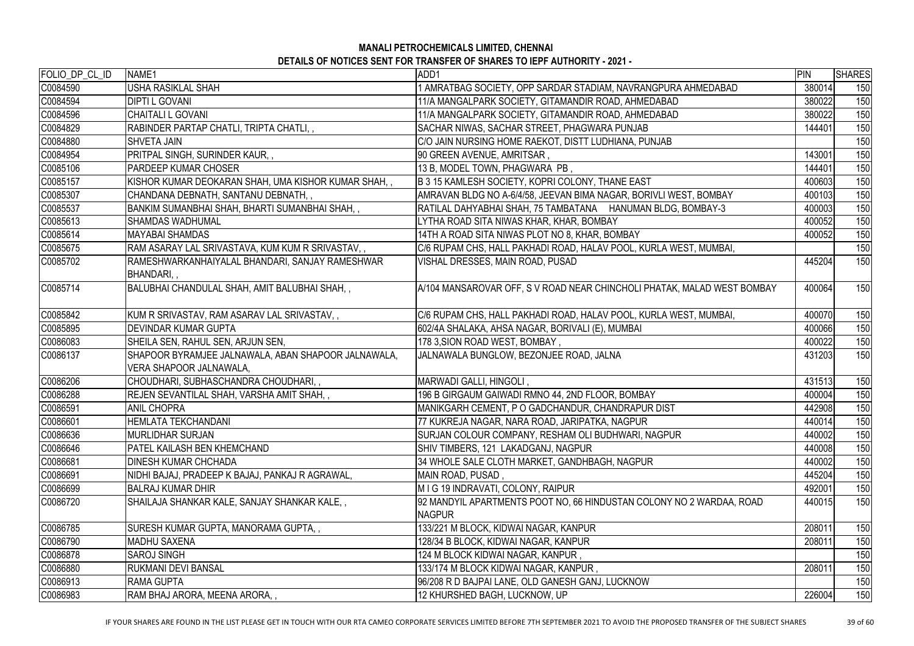# MANALI PETROCHEMICALS LIMITED, CHENNAI

## DETAILS OF NOTICES SENT FOR TRANSFER OF SHARES TO IEPF AUTHORITY - 2021 -

| FOLIO_DP_CL_ID | NAME1 | ADD1 | PIN | SHARES |
|---|---|---|---|---|
| C0084590 | USHA RASIKLAL SHAH | 1 AMRATBAG SOCIETY, OPP SARDAR STADIAM, NAVRANGPURA AHMEDABAD | 380014 | 150 |
| C0084594 | DIPTI L GOVANI | 11/A MANGALPARK SOCIETY, GITAMANDIR ROAD, AHMEDABAD | 380022 | 150 |
| C0084596 | CHAITALI L GOVANI | 11/A MANGALPARK SOCIETY, GITAMANDIR ROAD, AHMEDABAD | 380022 | 150 |
| C0084829 | RABINDER PARTAP CHATLI, TRIPTA CHATLI, , | SACHAR NIWAS, SACHAR STREET, PHAGWARA PUNJAB | 144401 | 150 |
| C0084880 | SHVETA JAIN | C/O JAIN NURSING HOME RAEKOT, DISTT LUDHIANA, PUNJAB | | 150 |
| C0084954 | PRITPAL SINGH, SURINDER KAUR, , | 90 GREEN AVENUE, AMRITSAR , | 143001 | 150 |
| C0085106 | PARDEEP KUMAR CHOSER | 13 B, MODEL TOWN, PHAGWARA PB , | 144401 | 150 |
| C0085157 | KISHOR KUMAR DEOKARAN SHAH, UMA KISHOR KUMAR SHAH, , | B 3 15 KAMLESH SOCIETY, KOPRI COLONY, THANE EAST | 400603 | 150 |
| C0085307 | CHANDANA DEBNATH, SANTANU DEBNATH, , | AMRAVAN BLDG NO A-6/4/58, JEEVAN BIMA NAGAR, BORIVLI WEST, BOMBAY | 400103 | 150 |
| C0085537 | BANKIM SUMANBHAI SHAH, BHARTI SUMANBHAI SHAH, , | RATILAL DAHYABHAI SHAH, 75 TAMBATANA HANUMAN BLDG, BOMBAY-3 | 400003 | 150 |
| C0085613 | SHAMDAS WADHUMAL | LYTHA ROAD SITA NIWAS KHAR, KHAR, BOMBAY | 400052 | 150 |
| C0085614 | MAYABAI SHAMDAS | 14TH A ROAD SITA NIWAS PLOT NO 8, KHAR, BOMBAY | 400052 | 150 |
| C0085675 | RAM ASARAY LAL SRIVASTAVA, KUM KUM R SRIVASTAV, , | C/6 RUPAM CHS, HALL PAKHADI ROAD, HALAV POOL, KURLA WEST, MUMBAI, | | 150 |
| C0085702 | RAMESHWARKANHAIYALAL BHANDARI, SANJAY RAMESHWAR BHANDARI, , | VISHAL DRESSES, MAIN ROAD, PUSAD | 445204 | 150 |
| C0085714 | BALUBHAI CHANDULAL SHAH, AMIT BALUBHAI SHAH, , | A/104 MANSAROVAR OFF, S V ROAD NEAR CHINCHOLI PHATAK, MALAD WEST BOMBAY | 400064 | 150 |
| C0085842 | KUM R SRIVASTAV, RAM ASARAV LAL SRIVASTAV, , | C/6 RUPAM CHS, HALL PAKHADI ROAD, HALAV POOL, KURLA WEST, MUMBAI, | 400070 | 150 |
| C0085895 | DEVINDAR KUMAR GUPTA | 602/4A SHALAKA, AHSA NAGAR, BORIVALI (E), MUMBAI | 400066 | 150 |
| C0086083 | SHEILA SEN, RAHUL SEN, ARJUN SEN, | 178 3,SION ROAD WEST, BOMBAY , | 400022 | 150 |
| C0086137 | SHAPOOR BYRAMJEE JALNAWALA, ABAN SHAPOOR JALNAWALA, VERA SHAPOOR JALNAWALA, | JALNAWALA BUNGLOW, BEZONJEE ROAD, JALNA | 431203 | 150 |
| C0086206 | CHOUDHARI, SUBHASCHANDRA CHOUDHARI, , | MARWADI GALLI, HINGOLI , | 431513 | 150 |
| C0086288 | REJEN SEVANTILAL SHAH, VARSHA AMIT SHAH, , | 196 B GIRGAUM GAIWADI RMNO 44, 2ND FLOOR, BOMBAY | 400004 | 150 |
| C0086591 | ANIL CHOPRA | MANIKGARH CEMENT, P O GADCHANDUR, CHANDRAPUR DIST | 442908 | 150 |
| C0086601 | HEMLATA TEKCHANDANI | 77 KUKREJA NAGAR, NARA ROAD, JARIPATKA, NAGPUR | 440014 | 150 |
| C0086636 | MURLIDHAR SURJAN | SURJAN COLOUR COMPANY, RESHAM OLI BUDHWARI, NAGPUR | 440002 | 150 |
| C0086646 | PATEL KAILASH BEN KHEMCHAND | SHIV TIMBERS, 121 LAKADGANJ, NAGPUR | 440008 | 150 |
| C0086681 | DINESH KUMAR CHCHADA | 34 WHOLE SALE CLOTH MARKET, GANDHBAGH, NAGPUR | 440002 | 150 |
| C0086691 | NIDHI BAJAJ, PRADEEP K BAJAJ, PANKAJ R AGRAWAL, | MAIN ROAD, PUSAD , | 445204 | 150 |
| C0086699 | BALRAJ KUMAR DHIR | M I G 19 INDRAVATI, COLONY, RAIPUR | 492001 | 150 |
| C0086720 | SHAILAJA SHANKAR KALE, SANJAY SHANKAR KALE, , | 92 MANDYIL APARTMENTS POOT NO, 66 HINDUSTAN COLONY NO 2 WARDAA, ROAD NAGPUR | 440015 | 150 |
| C0086785 | SURESH KUMAR GUPTA, MANORAMA GUPTA, , | 133/221 M BLOCK, KIDWAI NAGAR, KANPUR | 208011 | 150 |
| C0086790 | MADHU SAXENA | 128/34 B BLOCK, KIDWAI NAGAR, KANPUR | 208011 | 150 |
| C0086878 | SAROJ SINGH | 124 M BLOCK KIDWAI NAGAR, KANPUR , | | 150 |
| C0086880 | RUKMANI DEVI BANSAL | 133/174 M BLOCK KIDWAI NAGAR, KANPUR , | 208011 | 150 |
| C0086913 | RAMA GUPTA | 96/208 R D BAJPAI LANE, OLD GANESH GANJ, LUCKNOW | | 150 |
| C0086983 | RAM BHAJ ARORA, MEENA ARORA, , | 12 KHURSHED BAGH, LUCKNOW, UP | 226004 | 150 |

IF YOUR SHARES ARE FOUND IN THE LIST PLEASE GET IN TOUCH WITH OUR RTA CAMEO CORPORATE SERVICES LIMITED BEFORE 7TH SEPTEMBER 2021 TO AVOID THE PROPOSED TRANSFER OF THE SUBJECT SHARES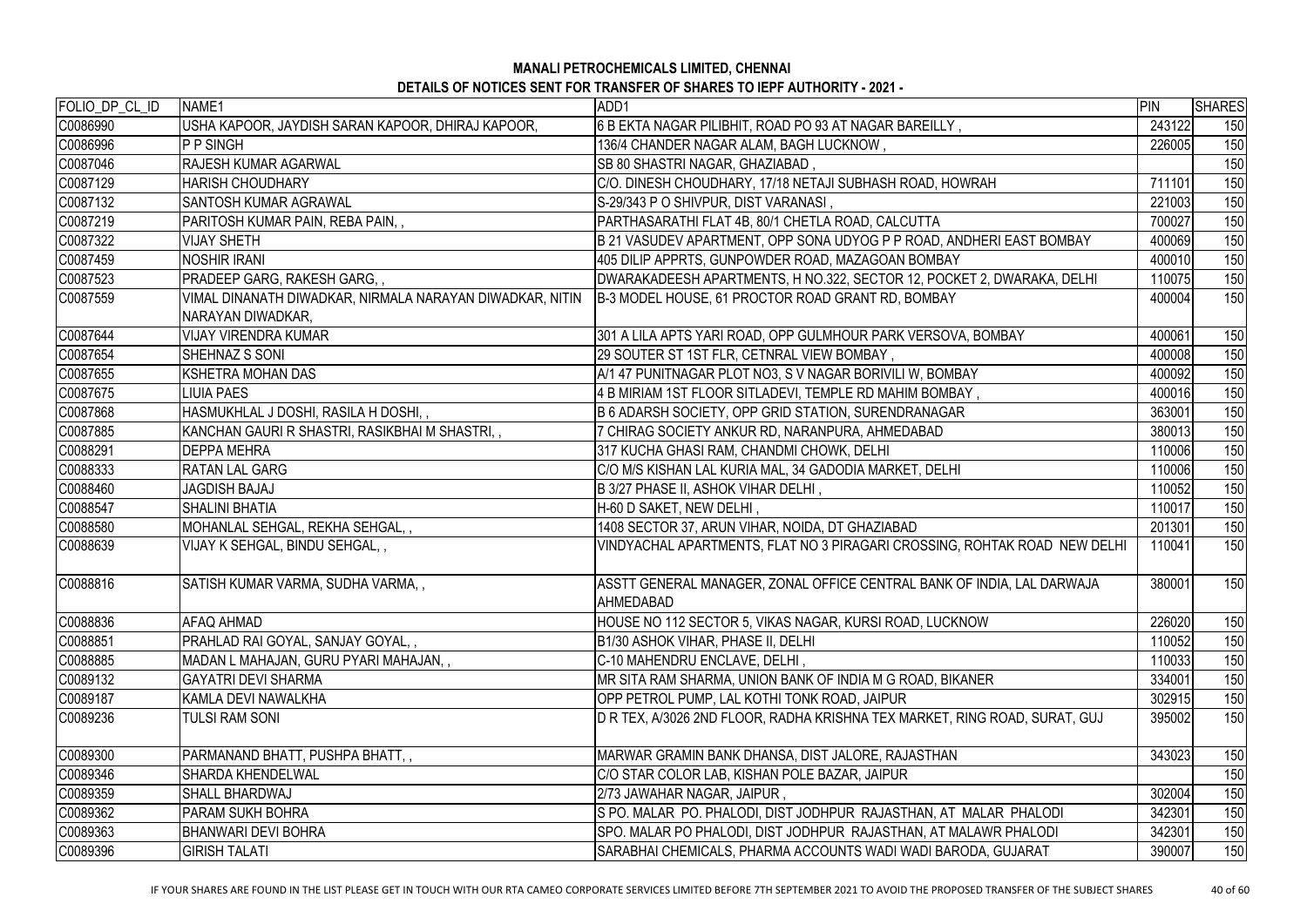**MANALI PETROCHEMICALS LIMITED, CHENNAI**

**DETAILS OF NOTICES SENT FOR TRANSFER OF SHARES TO IEPF AUTHORITY - 2021 -**

| FOLIO_DP_CL_ID | NAME1 | ADD1 | PIN | SHARES |
|---|---|---|---|---|
| C0086990 | USHA KAPOOR, JAYDISH SARAN KAPOOR, DHIRAJ KAPOOR, | 6 B EKTA NAGAR PILIBHIT, ROAD PO 93 AT NAGAR BAREILLY , | 243122 | 150 |
| C0086996 | P P SINGH | 136/4 CHANDER NAGAR ALAM, BAGH LUCKNOW , | 226005 | 150 |
| C0087046 | RAJESH KUMAR AGARWAL | SB 80 SHASTRI NAGAR, GHAZIABAD , | | 150 |
| C0087129 | HARISH CHOUDHARY | C/O. DINESH CHOUDHARY, 17/18 NETAJI SUBHASH ROAD, HOWRAH | 711101 | 150 |
| C0087132 | SANTOSH KUMAR AGRAWAL | S-29/343 P O SHIVPUR, DIST VARANASI , | 221003 | 150 |
| C0087219 | PARITOSH KUMAR PAIN, REBA PAIN, , | PARTHASARATHI FLAT 4B, 80/1 CHETLA ROAD, CALCUTTA | 700027 | 150 |
| C0087322 | VIJAY SHETH | B 21 VASUDEV APARTMENT, OPP SONA UDYOG P P ROAD, ANDHERI EAST BOMBAY | 400069 | 150 |
| C0087459 | NOSHIR IRANI | 405 DILIP APPRTS, GUNPOWDER ROAD, MAZAGOAN BOMBAY | 400010 | 150 |
| C0087523 | PRADEEP GARG, RAKESH GARG, , | DWARAKADEESH APARTMENTS, H NO.322, SECTOR 12, POCKET 2, DWARAKA, DELHI | 110075 | 150 |
| C0087559 | VIMAL DINANATH DIWADKAR, NIRMALA NARAYAN DIWADKAR, NITIN NARAYAN DIWADKAR, | B-3 MODEL HOUSE, 61 PROCTOR ROAD GRANT RD, BOMBAY | 400004 | 150 |
| C0087644 | VIJAY VIRENDRA KUMAR | 301 A LILA APTS YARI ROAD, OPP GULMHOUR PARK VERSOVA, BOMBAY | 400061 | 150 |
| C0087654 | SHEHNAZ S SONI | 29 SOUTER ST 1ST FLR, CETNRAL VIEW BOMBAY , | 400008 | 150 |
| C0087655 | KSHETRA MOHAN DAS | A/1 47 PUNITNAGAR PLOT NO3, S V NAGAR BORIVILI W, BOMBAY | 400092 | 150 |
| C0087675 | LIUIA PAES | 4 B MIRIAM 1ST FLOOR SITLADEVI, TEMPLE RD MAHIM BOMBAY , | 400016 | 150 |
| C0087868 | HASMUKHLAL J DOSHI, RASILA H DOSHI, , | B 6 ADARSH SOCIETY, OPP GRID STATION, SURENDRANAGAR | 363001 | 150 |
| C0087885 | KANCHAN GAURI R SHASTRI, RASIKBHAI M SHASTRI, , | 7 CHIRAG SOCIETY ANKUR RD, NARANPURA, AHMEDABAD | 380013 | 150 |
| C0088291 | DEPPA MEHRA | 317 KUCHA GHASI RAM, CHANDMI CHOWK, DELHI | 110006 | 150 |
| C0088333 | RATAN LAL GARG | C/O M/S KISHAN LAL KURIA MAL, 34 GADODIA MARKET, DELHI | 110006 | 150 |
| C0088460 | JAGDISH BAJAJ | B 3/27 PHASE II, ASHOK VIHAR DELHI , | 110052 | 150 |
| C0088547 | SHALINI BHATIA | H-60 D SAKET, NEW DELHI , | 110017 | 150 |
| C0088580 | MOHANLAL SEHGAL, REKHA SEHGAL, , | 1408 SECTOR 37, ARUN VIHAR, NOIDA, DT GHAZIABAD | 201301 | 150 |
| C0088639 | VIJAY K SEHGAL, BINDU SEHGAL, , | VINDYACHAL APARTMENTS, FLAT NO 3 PIRAGARI CROSSING, ROHTAK ROAD NEW DELHI | 110041 | 150 |
| C0088816 | SATISH KUMAR VARMA, SUDHA VARMA, , | ASSTT GENERAL MANAGER, ZONAL OFFICE CENTRAL BANK OF INDIA, LAL DARWAJA AHMEDABAD | 380001 | 150 |
| C0088836 | AFAQ AHMAD | HOUSE NO 112 SECTOR 5, VIKAS NAGAR, KURSI ROAD, LUCKNOW | 226020 | 150 |
| C0088851 | PRAHLAD RAI GOYAL, SANJAY GOYAL, , | B1/30 ASHOK VIHAR, PHASE II, DELHI | 110052 | 150 |
| C0088885 | MADAN L MAHAJAN, GURU PYARI MAHAJAN, , | C-10 MAHENDRU ENCLAVE, DELHI , | 110033 | 150 |
| C0089132 | GAYATRI DEVI SHARMA | MR SITA RAM SHARMA, UNION BANK OF INDIA M G ROAD, BIKANER | 334001 | 150 |
| C0089187 | KAMLA DEVI NAWALKHA | OPP PETROL PUMP, LAL KOTHI TONK ROAD, JAIPUR | 302915 | 150 |
| C0089236 | TULSI RAM SONI | D R TEX, A/3026 2ND FLOOR, RADHA KRISHNA TEX MARKET, RING ROAD, SURAT, GUJ | 395002 | 150 |
| C0089300 | PARMANAND BHATT, PUSHPA BHATT, , | MARWAR GRAMIN BANK DHANSA, DIST JALORE, RAJASTHAN | 343023 | 150 |
| C0089346 | SHARDA KHENDELWAL | C/O STAR COLOR LAB, KISHAN POLE BAZAR, JAIPUR | | 150 |
| C0089359 | SHALL BHARDWAJ | 2/73 JAWAHAR NAGAR, JAIPUR , | 302004 | 150 |
| C0089362 | PARAM SUKH BOHRA | S PO. MALAR PO. PHALODI, DIST JODHPUR RAJASTHAN, AT MALAR PHALODI | 342301 | 150 |
| C0089363 | BHANWARI DEVI BOHRA | SPO. MALAR PO PHALODI, DIST JODHPUR RAJASTHAN, AT MALAWR PHALODI | 342301 | 150 |
| C0089396 | GIRISH TALATI | SARABHAI CHEMICALS, PHARMA ACCOUNTS WADI WADI BARODA, GUJARAT | 390007 | 150 |

IF YOUR SHARES ARE FOUND IN THE LIST PLEASE GET IN TOUCH WITH OUR RTA CAMEO CORPORATE SERVICES LIMITED BEFORE 7TH SEPTEMBER 2021 TO AVOID THE PROPOSED TRANSFER OF THE SUBJECT SHARES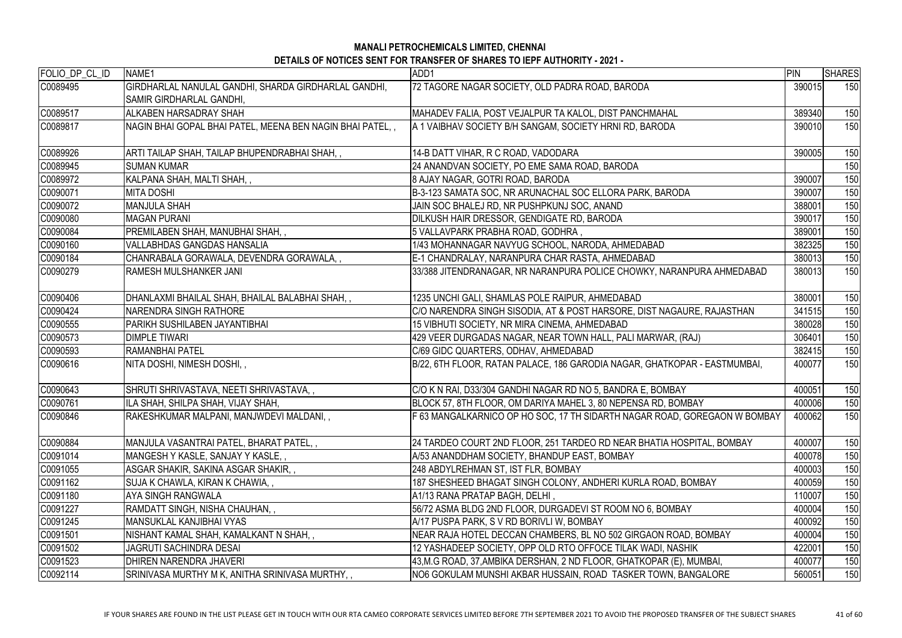**MANALI PETROCHEMICALS LIMITED, CHENNAI**

**DETAILS OF NOTICES SENT FOR TRANSFER OF SHARES TO IEPF AUTHORITY - 2021 -**

| FOLIO_DP_CL_ID | NAME1 | ADD1 | PIN | SHARES |
|---|---|---|---|---|
| C0089495 | GIRDHARLAL NANULAL GANDHI, SHARDA GIRDHARLAL GANDHI, SAMIR GIRDHARLAL GANDHI, | 72 TAGORE NAGAR SOCIETY, OLD PADRA ROAD, BARODA | 390015 | 150 |
| C0089517 | ALKABEN HARSADRAY SHAH | MAHADEV FALIA, POST VEJALPUR TA KALOL, DIST PANCHMAHAL | 389340 | 150 |
| C0089817 | NAGIN BHAI GOPAL BHAI PATEL, MEENA BEN NAGIN BHAI PATEL, , | A 1 VAIBHAV SOCIETY B/H SANGAM, SOCIETY HRNI RD, BARODA | 390010 | 150 |
| C0089926 | ARTI TAILAP SHAH, TAILAP BHUPENDRABHAI SHAH, , | 14-B DATT VIHAR, R C ROAD, VADODARA | 390005 | 150 |
| C0089945 | SUMAN KUMAR | 24 ANANDVAN SOCIETY, PO EME SAMA ROAD, BARODA | | 150 |
| C0089972 | KALPANA SHAH, MALTI SHAH, , | 8 AJAY NAGAR, GOTRI ROAD, BARODA | 390007 | 150 |
| C0090071 | MITA DOSHI | B-3-123 SAMATA SOC, NR ARUNACHAL SOC ELLORA PARK, BARODA | 390007 | 150 |
| C0090072 | MANJULA SHAH | JAIN SOC BHALEJ RD, NR PUSHPKUNJ SOC, ANAND | 388001 | 150 |
| C0090080 | MAGAN PURANI | DILKUSH HAIR DRESSOR, GENDIGATE RD, BARODA | 390017 | 150 |
| C0090084 | PREMILABEN SHAH, MANUBHAI SHAH, , | 5 VALLAVPARK PRABHA ROAD, GODHRA , | 389001 | 150 |
| C0090160 | VALLABHDAS GANGDAS HANSALIA | 1/43 MOHANNAGAR NAVYUG SCHOOL, NARODA, AHMEDABAD | 382325 | 150 |
| C0090184 | CHANRABALA GORAWALA, DEVENDRA GORAWALA, , | E-1 CHANDRALAY, NARANPURA CHAR RASTA, AHMEDABAD | 380013 | 150 |
| C0090279 | RAMESH MULSHANKER JANI | 33/388 JITENDRANAGAR, NR NARANPURA POLICE CHOWKY, NARANPURA AHMEDABAD | 380013 | 150 |
| C0090406 | DHANLAXMI BHAILAL SHAH, BHAILAL BALABHAI SHAH, , | 1235 UNCHI GALI, SHAMLAS POLE RAIPUR, AHMEDABAD | 380001 | 150 |
| C0090424 | NARENDRA SINGH RATHORE | C/O NARENDRA SINGH SISODIA, AT & POST HARSORE, DIST NAGAURE, RAJASTHAN | 341515 | 150 |
| C0090555 | PARIKH SUSHILABEN JAYANTIBHAI | 15 VIBHUTI SOCIETY, NR MIRA CINEMA, AHMEDABAD | 380028 | 150 |
| C0090573 | DIMPLE TIWARI | 429 VEER DURGADAS NAGAR, NEAR TOWN HALL, PALI MARWAR, (RAJ) | 306401 | 150 |
| C0090593 | RAMANBHAI PATEL | C/69 GIDC QUARTERS, ODHAV, AHMEDABAD | 382415 | 150 |
| C0090616 | NITA DOSHI, NIMESH DOSHI, , | B/22, 6TH FLOOR, RATAN PALACE, 186 GARODIA NAGAR, GHATKOPAR - EASTMUMBAI, | 400077 | 150 |
| C0090643 | SHRUTI SHRIVASTAVA, NEETI SHRIVASTAVA, , | C/O K N RAI, D33/304 GANDHI NAGAR RD NO 5, BANDRA E, BOMBAY | 400051 | 150 |
| C0090761 | ILA SHAH, SHILPA SHAH, VIJAY SHAH, | BLOCK 57, 8TH FLOOR, OM DARIYA MAHEL 3, 80 NEPENSA RD, BOMBAY | 400006 | 150 |
| C0090846 | RAKESHKUMAR MALPANI, MANJWDEVI MALDANI, , | F 63 MANGALKARNICO OP HO SOC, 17 TH SIDARTH NAGAR ROAD, GOREGAON W BOMBAY | 400062 | 150 |
| C0090884 | MANJULA VASANTRAI PATEL, BHARAT PATEL, , | 24 TARDEO COURT 2ND FLOOR, 251 TARDEO RD NEAR BHATIA HOSPITAL, BOMBAY | 400007 | 150 |
| C0091014 | MANGESH Y KASLE, SANJAY Y KASLE, , | A/53 ANANDDHAM SOCIETY, BHANDUP EAST, BOMBAY | 400078 | 150 |
| C0091055 | ASGAR SHAKIR, SAKINA ASGAR SHAKIR, , | 248 ABDYLREHMAN ST, IST FLR, BOMBAY | 400003 | 150 |
| C0091162 | SUJA K CHAWLA, KIRAN K CHAWIA, , | 187 SHESHEED BHAGAT SINGH COLONY, ANDHERI KURLA ROAD, BOMBAY | 400059 | 150 |
| C0091180 | AYA SINGH RANGWALA | A1/13 RANA PRATAP BAGH, DELHI , | 110007 | 150 |
| C0091227 | RAMDATT SINGH, NISHA CHAUHAN, , | 56/72 ASMA BLDG 2ND FLOOR, DURGADEVI ST ROOM NO 6, BOMBAY | 400004 | 150 |
| C0091245 | MANSUKLAL KANJIBHAI VYAS | A/17 PUSPA PARK, S V RD BORIVLI W, BOMBAY | 400092 | 150 |
| C0091501 | NISHANT KAMAL SHAH, KAMALKANT N SHAH, , | NEAR RAJA HOTEL DECCAN CHAMBERS, BL NO 502 GIRGAON ROAD, BOMBAY | 400004 | 150 |
| C0091502 | JAGRUTI SACHINDRA DESAI | 12 YASHADEEP SOCIETY, OPP OLD RTO OFFOCE TILAK WADI, NASHIK | 422001 | 150 |
| C0091523 | DHIREN NARENDRA JHAVERI | 43,M.G ROAD, 37,AMBIKA DERSHAN, 2 ND FLOOR, GHATKOPAR (E), MUMBAI, | 400077 | 150 |
| C0092114 | SRINIVASA MURTHY M K, ANITHA SRINIVASA MURTHY, , | NO6 GOKULAM MUNSHI AKBAR HUSSAIN, ROAD TASKER TOWN, BANGALORE | 560051 | 150 |

IF YOUR SHARES ARE FOUND IN THE LIST PLEASE GET IN TOUCH WITH OUR RTA CAMEO CORPORATE SERVICES LIMITED BEFORE 7TH SEPTEMBER 2021 TO AVOID THE PROPOSED TRANSFER OF THE SUBJECT SHARES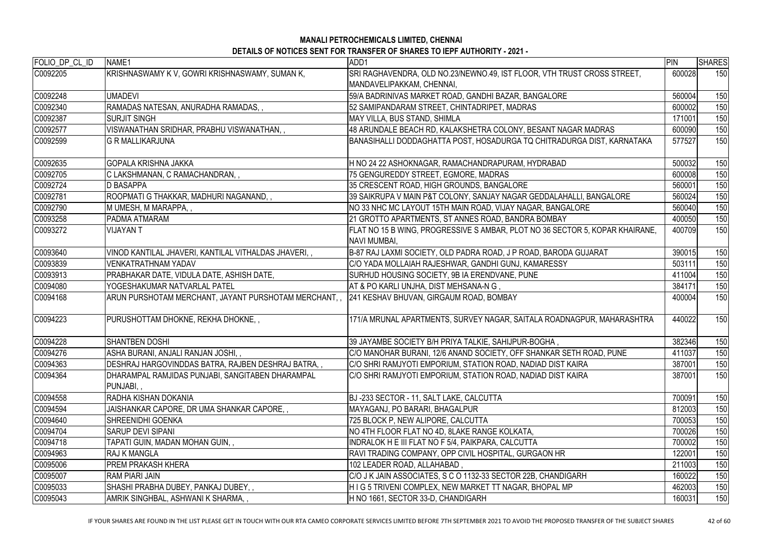# MANALI PETROCHEMICALS LIMITED, CHENNAI

## DETAILS OF NOTICES SENT FOR TRANSFER OF SHARES TO IEPF AUTHORITY - 2021 -

| FOLIO_DP_CL_ID | NAME1 | ADD1 | PIN | SHARES |
|---|---|---|---|---|
| C0092205 | KRISHNASWAMY K V, GOWRI KRISHNASWAMY, SUMAN K, | SRI RAGHAVENDRA, OLD NO.23/NEWNO.49, IST FLOOR, VTH TRUST CROSS STREET, MANDAVELIPAKKAM, CHENNAI, | 600028 | 150 |
| C0092248 | UMADEVI | 59/A BADRINIVAS MARKET ROAD, GANDHI BAZAR, BANGALORE | 560004 | 150 |
| C0092340 | RAMADAS NATESAN, ANURADHA RAMADAS, , | 52 SAMIPANDARAM STREET, CHINTADRIPET, MADRAS | 600002 | 150 |
| C0092387 | SURJIT SINGH | MAY VILLA, BUS STAND, SHIMLA | 171001 | 150 |
| C0092577 | VISWANATHAN SRIDHAR, PRABHU VISWANATHAN, , | 48 ARUNDALE BEACH RD, KALAKSHETRA COLONY, BESANT NAGAR MADRAS | 600090 | 150 |
| C0092599 | G R MALLIKARJUNA | BANASIHALLI DODDAGHATTA POST, HOSADURGA TQ CHITRADURGA DIST, KARNATAKA | 577527 | 150 |
| C0092635 | GOPALA KRISHNA JAKKA | H NO 24 22 ASHOKNAGAR, RAMACHANDRAPURAM, HYDRABAD | 500032 | 150 |
| C0092705 | C LAKSHMANAN, C RAMACHANDRAN, , | 75 GENGUREDDY STREET, EGMORE, MADRAS | 600008 | 150 |
| C0092724 | D BASAPPA | 35 CRESCENT ROAD, HIGH GROUNDS, BANGALORE | 560001 | 150 |
| C0092781 | ROOPMATI G THAKKAR, MADHURI NAGANAND, , | 39 SAIKRUPA V MAIN P&T COLONY, SANJAY NAGAR GEDDALAHALLI, BANGALORE | 560024 | 150 |
| C0092790 | M UMESH, M MARAPPA, , | NO 33 NHC MC LAYOUT 15TH MAIN ROAD, VIJAY NAGAR, BANGALORE | 560040 | 150 |
| C0093258 | PADMA ATMARAM | 21 GROTTO APARTMENTS, ST ANNES ROAD, BANDRA BOMBAY | 400050 | 150 |
| C0093272 | VIJAYAN T | FLAT NO 15 B WING, PROGRESSIVE S AMBAR, PLOT NO 36 SECTOR 5, KOPAR KHAIRANE, NAVI MUMBAI, | 400709 | 150 |
| C0093640 | VINOD KANTILAL JHAVERI, KANTILAL VITHALDAS JHAVERI, , | B-87 RAJ LAXMI SOCIETY, OLD PADRA ROAD, J P ROAD, BARODA GUJARAT | 390015 | 150 |
| C0093839 | VENKATRATHNAM YADAV | C/O YADA MOLLAIAH RAJESHWAR, GANDHI GUNJ, KAMARESSY | 503111 | 150 |
| C0093913 | PRABHAKAR DATE, VIDULA DATE, ASHISH DATE, | SURHUD HOUSING SOCIETY, 9B IA ERENDVANE, PUNE | 411004 | 150 |
| C0094080 | YOGESHAKUMAR NATVARLAL PATEL | AT & PO KARLI UNJHA, DIST MEHSANA-N G , | 384171 | 150 |
| C0094168 | ARUN PURSHOTAM MERCHANT, JAYANT PURSHOTAM MERCHANT, , | 241 KESHAV BHUVAN, GIRGAUM ROAD, BOMBAY | 400004 | 150 |
| C0094223 | PURUSHOTTAM DHOKNE, REKHA DHOKNE, , | 171/A MRUNAL APARTMENTS, SURVEY NAGAR, SAITALA ROADNAGPUR, MAHARASHTRA | 440022 | 150 |
| C0094228 | SHANTBEN DOSHI | 39 JAYAMBE SOCIETY B/H PRIYA TALKIE, SAHIJPUR-BOGHA , | 382346 | 150 |
| C0094276 | ASHA BURANI, ANJALI RANJAN JOSHI, , | C/O MANOHAR BURANI, 12/6 ANAND SOCIETY, OFF SHANKAR SETH ROAD, PUNE | 411037 | 150 |
| C0094363 | DESHRAJ HARGOVINDDAS BATRA, RAJBEN DESHRAJ BATRA, , | C/O SHRI RAMJYOTI EMPORIUM, STATION ROAD, NADIAD DIST KAIRA | 387001 | 150 |
| C0094364 | DHARAMPAL RAMJIDAS PUNJABI, SANGITABEN DHARAMPAL PUNJABI, , | C/O SHRI RAMJYOTI EMPORIUM, STATION ROAD, NADIAD DIST KAIRA | 387001 | 150 |
| C0094558 | RADHA KISHAN DOKANIA | BJ -233 SECTOR - 11, SALT LAKE, CALCUTTA | 700091 | 150 |
| C0094594 | JAISHANKAR CAPORE, DR UMA SHANKAR CAPORE, , | MAYAGANJ, PO BARARI, BHAGALPUR | 812003 | 150 |
| C0094640 | SHREENIDHI GOENKA | 725 BLOCK P, NEW ALIPORE, CALCUTTA | 700053 | 150 |
| C0094704 | SARUP DEVI SIPANI | NO 4TH FLOOR FLAT NO 4D, 8LAKE RANGE KOLKATA, | 700026 | 150 |
| C0094718 | TAPATI GUIN, MADAN MOHAN GUIN, , | INDRALOK H E III FLAT NO F 5/4, PAIKPARA, CALCUTTA | 700002 | 150 |
| C0094963 | RAJ K MANGLA | RAVI TRADING COMPANY, OPP CIVIL HOSPITAL, GURGAON HR | 122001 | 150 |
| C0095006 | PREM PRAKASH KHERA | 102 LEADER ROAD, ALLAHABAD , | 211003 | 150 |
| C0095007 | RAM PIARI JAIN | C/O J K JAIN ASSOCIATES, S C O 1132-33 SECTOR 22B, CHANDIGARH | 160022 | 150 |
| C0095033 | SHASHI PRABHA DUBEY, PANKAJ DUBEY, , | H I G 5 TRIVENI COMPLEX, NEW MARKET TT NAGAR, BHOPAL MP | 462003 | 150 |
| C0095043 | AMRIK SINGHBAL, ASHWANI K SHARMA, , | H NO 1661, SECTOR 33-D, CHANDIGARH | 160031 | 150 |

IF YOUR SHARES ARE FOUND IN THE LIST PLEASE GET IN TOUCH WITH OUR RTA CAMEO CORPORATE SERVICES LIMITED BEFORE 7TH SEPTEMBER 2021 TO AVOID THE PROPOSED TRANSFER OF THE SUBJECT SHARES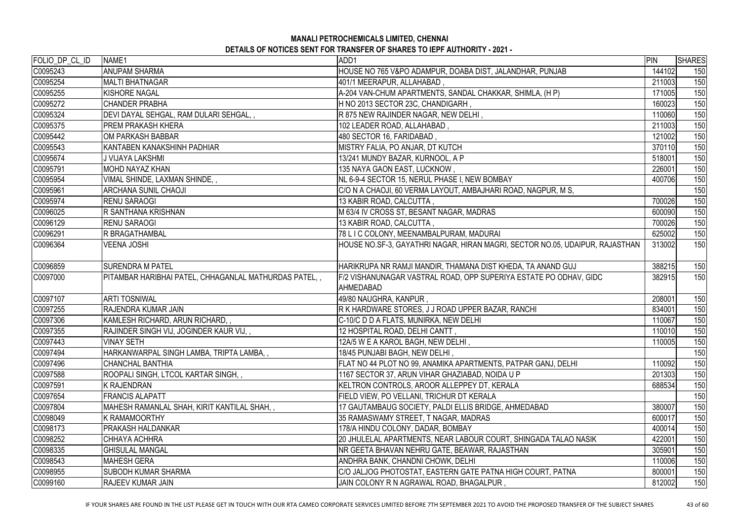**MANALI PETROCHEMICALS LIMITED, CHENNAI**

**DETAILS OF NOTICES SENT FOR TRANSFER OF SHARES TO IEPF AUTHORITY - 2021 -**

| FOLIO_DP_CL_ID | NAME1 | ADD1 | PIN | SHARES |
|---|---|---|---|---|
| C0095243 | ANUPAM SHARMA | HOUSE NO 765 V&PO ADAMPUR, DOABA DIST, JALANDHAR, PUNJAB | 144102 | 150 |
| C0095254 | MALTI BHATNAGAR | 401/1 MEERAPUR, ALLAHABAD , | 211003 | 150 |
| C0095255 | KISHORE NAGAL | A-204 VAN-CHUM APARTMENTS, SANDAL CHAKKAR, SHIMLA, (H P) | 171005 | 150 |
| C0095272 | CHANDER PRABHA | H NO 2013 SECTOR 23C, CHANDIGARH , | 160023 | 150 |
| C0095324 | DEVI DAYAL SEHGAL, RAM DULARI SEHGAL, , | R 875 NEW RAJINDER NAGAR, NEW DELHI , | 110060 | 150 |
| C0095375 | PREM PRAKASH KHERA | 102 LEADER ROAD, ALLAHABAD , | 211003 | 150 |
| C0095442 | OM PARKASH BABBAR | 480 SECTOR 16, FARIDABAD , | 121002 | 150 |
| C0095543 | KANTABEN KANAKSHINH PADHIAR | MISTRY FALIA, PO ANJAR, DT KUTCH | 370110 | 150 |
| C0095674 | J VIJAYA LAKSHMI | 13/241 MUNDY BAZAR, KURNOOL, A P | 518001 | 150 |
| C0095791 | MOHD NAYAZ KHAN | 135 NAYA GAON EAST, LUCKNOW , | 226001 | 150 |
| C0095954 | VIMAL SHINDE, LAXMAN SHINDE, , | NL 6-9-4 SECTOR 15, NERUL PHASE I, NEW BOMBAY | 400706 | 150 |
| C0095961 | ARCHANA SUNIL CHAOJI | C/O N A CHAOJI, 60 VERMA LAYOUT, AMBAJHARI ROAD, NAGPUR, M S, | | 150 |
| C0095974 | RENU SARAOGI | 13 KABIR ROAD, CALCUTTA , | 700026 | 150 |
| C0096025 | R SANTHANA KRISHNAN | M 63/4 IV CROSS ST, BESANT NAGAR, MADRAS | 600090 | 150 |
| C0096129 | RENU SARAOGI | 13 KABIR ROAD, CALCUTTA , | 700026 | 150 |
| C0096291 | R BRAGATHAMBAL | 78 L I C COLONY, MEENAMBALPURAM, MADURAI | 625002 | 150 |
| C0096364 | VEENA JOSHI | HOUSE NO.SF-3, GAYATHRI NAGAR, HIRAN MAGRI, SECTOR NO.05, UDAIPUR, RAJASTHAN | 313002 | 150 |
| C0096859 | SURENDRA M PATEL | HARIKRUPA NR RAMJI MANDIR, THAMANA DIST KHEDA, TA ANAND GUJ | 388215 | 150 |
| C0097000 | PITAMBAR HARIBHAI PATEL, CHHAGANLAL MATHURDAS PATEL, , | F/2 VISHANUNAGAR VASTRAL ROAD, OPP SUPERIYA ESTATE PO ODHAV, GIDC AHMEDABAD | 382915 | 150 |
| C0097107 | ARTI TOSNIWAL | 49/80 NAUGHRA, KANPUR , | 208001 | 150 |
| C0097255 | RAJENDRA KUMAR JAIN | R K HARDWARE STORES, J J ROAD UPPER BAZAR, RANCHI | 834001 | 150 |
| C0097306 | KAMLESH RICHARD, ARUN RICHARD, , | C-10/C D D A FLATS, MUNIRKA, NEW DELHI | 110067 | 150 |
| C0097355 | RAJINDER SINGH VIJ, JOGINDER KAUR VIJ, , | 12 HOSPITAL ROAD, DELHI CANTT , | 110010 | 150 |
| C0097443 | VINAY SETH | 12A/5 W E A KAROL BAGH, NEW DELHI , | 110005 | 150 |
| C0097494 | HARKANWARPAL SINGH LAMBA, TRIPTA LAMBA, , | 18/45 PUNJABI BAGH, NEW DELHI , | | 150 |
| C0097496 | CHANCHAL BANTHIA | FLAT NO 44 PLOT NO 99, ANAMIKA APARTMENTS, PATPAR GANJ, DELHI | 110092 | 150 |
| C0097588 | ROOPALI SINGH, LTCOL KARTAR SINGH, , | 1167 SECTOR 37, ARUN VIHAR GHAZIABAD, NOIDA U P | 201303 | 150 |
| C0097591 | K RAJENDRAN | KELTRON CONTROLS, AROOR ALLEPPEY DT, KERALA | 688534 | 150 |
| C0097654 | FRANCIS ALAPATT | FIELD VIEW, PO VELLANI, TRICHUR DT KERALA | | 150 |
| C0097804 | MAHESH RAMANLAL SHAH, KIRIT KANTILAL SHAH, , | 17 GAUTAMBAUG SOCIETY, PALDI ELLIS BRIDGE, AHMEDABAD | 380007 | 150 |
| C0098049 | K RAMAMOORTHY | 35 RAMASWAMY STREET, T NAGAR, MADRAS | 600017 | 150 |
| C0098173 | PRAKASH HALDANKAR | 178/A HINDU COLONY, DADAR, BOMBAY | 400014 | 150 |
| C0098252 | CHHAYA ACHHRA | 20 JHULELAL APARTMENTS, NEAR LABOUR COURT, SHINGADA TALAO NASIK | 422001 | 150 |
| C0098335 | GHISULAL MANGAL | NR GEETA BHAVAN NEHRU GATE, BEAWAR, RAJASTHAN | 305901 | 150 |
| C0098543 | MAHESH GERA | ANDHRA BANK, CHANDNI CHOWK, DELHI | 110006 | 150 |
| C0098955 | SUBODH KUMAR SHARMA | C/O JALJOG PHOTOSTAT, EASTERN GATE PATNA HIGH COURT, PATNA | 800001 | 150 |
| C0099160 | RAJEEV KUMAR JAIN | JAIN COLONY R N AGRAWAL ROAD, BHAGALPUR , | 812002 | 150 |

IF YOUR SHARES ARE FOUND IN THE LIST PLEASE GET IN TOUCH WITH OUR RTA CAMEO CORPORATE SERVICES LIMITED BEFORE 7TH SEPTEMBER 2021 TO AVOID THE PROPOSED TRANSFER OF THE SUBJECT SHARES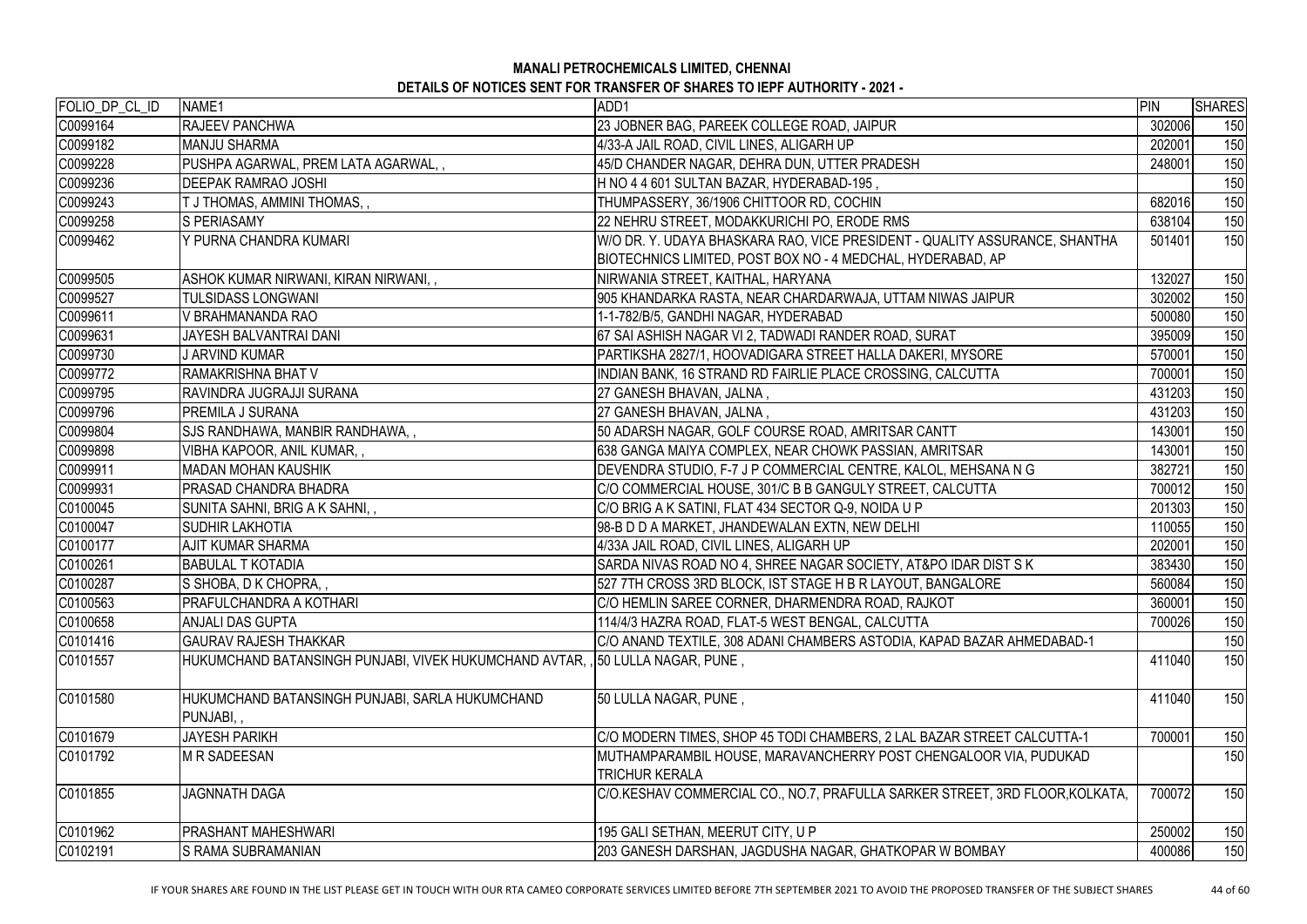# MANALI PETROCHEMICALS LIMITED, CHENNAI

## DETAILS OF NOTICES SENT FOR TRANSFER OF SHARES TO IEPF AUTHORITY - 2021 -

| FOLIO_DP_CL_ID | NAME1 | ADD1 | PIN | SHARES |
|---|---|---|---|---|
| C0099164 | RAJEEV PANCHWA | 23 JOBNER BAG, PAREEK COLLEGE ROAD, JAIPUR | 302006 | 150 |
| C0099182 | MANJU SHARMA | 4/33-A JAIL ROAD, CIVIL LINES, ALIGARH UP | 202001 | 150 |
| C0099228 | PUSHPA AGARWAL, PREM LATA AGARWAL, , | 45/D CHANDER NAGAR, DEHRA DUN, UTTER PRADESH | 248001 | 150 |
| C0099236 | DEEPAK RAMRAO JOSHI | H NO 4 4 601 SULTAN BAZAR, HYDERABAD-195 , | | 150 |
| C0099243 | T J THOMAS, AMMINI THOMAS, , | THUMPASSERY, 36/1906 CHITTOOR RD, COCHIN | 682016 | 150 |
| C0099258 | S PERIASAMY | 22 NEHRU STREET, MODAKKURICHI PO, ERODE RMS | 638104 | 150 |
| C0099462 | Y PURNA CHANDRA KUMARI | W/O DR. Y. UDAYA BHASKARA RAO, VICE PRESIDENT - QUALITY ASSURANCE, SHANTHA BIOTECHNICS LIMITED, POST BOX NO - 4 MEDCHAL, HYDERABAD, AP | 501401 | 150 |
| C0099505 | ASHOK KUMAR NIRWANI, KIRAN NIRWANI, , | NIRWANIA STREET, KAITHAL, HARYANA | 132027 | 150 |
| C0099527 | TULSIDASS LONGWANI | 905 KHANDARKA RASTA, NEAR CHARDARWAJA, UTTAM NIWAS JAIPUR | 302002 | 150 |
| C0099611 | V BRAHMANANDA RAO | 1-1-782/B/5, GANDHI NAGAR, HYDERABAD | 500080 | 150 |
| C0099631 | JAYESH BALVANTRAI DANI | 67 SAI ASHISH NAGAR VI 2, TADWADI RANDER ROAD, SURAT | 395009 | 150 |
| C0099730 | J ARVIND KUMAR | PARTIKSHA 2827/1, HOOVADIGARA STREET HALLA DAKERI, MYSORE | 570001 | 150 |
| C0099772 | RAMAKRISHNA BHAT V | INDIAN BANK, 16 STRAND RD FAIRLIE PLACE CROSSING, CALCUTTA | 700001 | 150 |
| C0099795 | RAVINDRA JUGRAJJI SURANA | 27 GANESH BHAVAN, JALNA , | 431203 | 150 |
| C0099796 | PREMILA J SURANA | 27 GANESH BHAVAN, JALNA , | 431203 | 150 |
| C0099804 | SJS RANDHAWA, MANBIR RANDHAWA, , | 50 ADARSH NAGAR, GOLF COURSE ROAD, AMRITSAR CANTT | 143001 | 150 |
| C0099898 | VIBHA KAPOOR, ANIL KUMAR, , | 638 GANGA MAIYA COMPLEX, NEAR CHOWK PASSIAN, AMRITSAR | 143001 | 150 |
| C0099911 | MADAN MOHAN KAUSHIK | DEVENDRA STUDIO, F-7 J P COMMERCIAL CENTRE, KALOL, MEHSANA N G | 382721 | 150 |
| C0099931 | PRASAD CHANDRA BHADRA | C/O COMMERCIAL HOUSE, 301/C B B GANGULY STREET, CALCUTTA | 700012 | 150 |
| C0100045 | SUNITA SAHNI, BRIG A K SAHNI, , | C/O BRIG A K SATINI, FLAT 434 SECTOR Q-9, NOIDA U P | 201303 | 150 |
| C0100047 | SUDHIR LAKHOTIA | 98-B D D A MARKET, JHANDEWALAN EXTN, NEW DELHI | 110055 | 150 |
| C0100177 | AJIT KUMAR SHARMA | 4/33A JAIL ROAD, CIVIL LINES, ALIGARH UP | 202001 | 150 |
| C0100261 | BABULAL T KOTADIA | SARDA NIVAS ROAD NO 4, SHREE NAGAR SOCIETY, AT&PO IDAR DIST S K | 383430 | 150 |
| C0100287 | S SHOBA, D K CHOPRA, , | 527 7TH CROSS 3RD BLOCK, IST STAGE H B R LAYOUT, BANGALORE | 560084 | 150 |
| C0100563 | PRAFULCHANDRA A KOTHARI | C/O HEMLIN SAREE CORNER, DHARMENDRA ROAD, RAJKOT | 360001 | 150 |
| C0100658 | ANJALI DAS GUPTA | 114/4/3 HAZRA ROAD, FLAT-5 WEST BENGAL, CALCUTTA | 700026 | 150 |
| C0101416 | GAURAV RAJESH THAKKAR | C/O ANAND TEXTILE, 308 ADANI CHAMBERS ASTODIA, KAPAD BAZAR AHMEDABAD-1 | | 150 |
| C0101557 | HUKUMCHAND BATANSINGH PUNJABI, VIVEK HUKUMCHAND AVTAR, , | 50 LULLA NAGAR, PUNE , | 411040 | 150 |
| C0101580 | HUKUMCHAND BATANSINGH PUNJABI, SARLA HUKUMCHAND PUNJABI, , | 50 LULLA NAGAR, PUNE , | 411040 | 150 |
| C0101679 | JAYESH PARIKH | C/O MODERN TIMES, SHOP 45 TODI CHAMBERS, 2 LAL BAZAR STREET CALCUTTA-1 | 700001 | 150 |
| C0101792 | M R SADEESAN | MUTHAMPARAMBIL HOUSE, MARAVANCHERRY POST CHENGALOOR VIA, PUDUKAD TRICHUR KERALA | | 150 |
| C0101855 | JAGNNATH DAGA | C/O.KESHAV COMMERCIAL CO., NO.7, PRAFULLA SARKER STREET, 3RD FLOOR,KOLKATA, | 700072 | 150 |
| C0101962 | PRASHANT MAHESHWARI | 195 GALI SETHAN, MEERUT CITY, U P | 250002 | 150 |
| C0102191 | S RAMA SUBRAMANIAN | 203 GANESH DARSHAN, JAGDUSHA NAGAR, GHATKOPAR W BOMBAY | 400086 | 150 |

IF YOUR SHARES ARE FOUND IN THE LIST PLEASE GET IN TOUCH WITH OUR RTA CAMEO CORPORATE SERVICES LIMITED BEFORE 7TH SEPTEMBER 2021 TO AVOID THE PROPOSED TRANSFER OF THE SUBJECT SHARES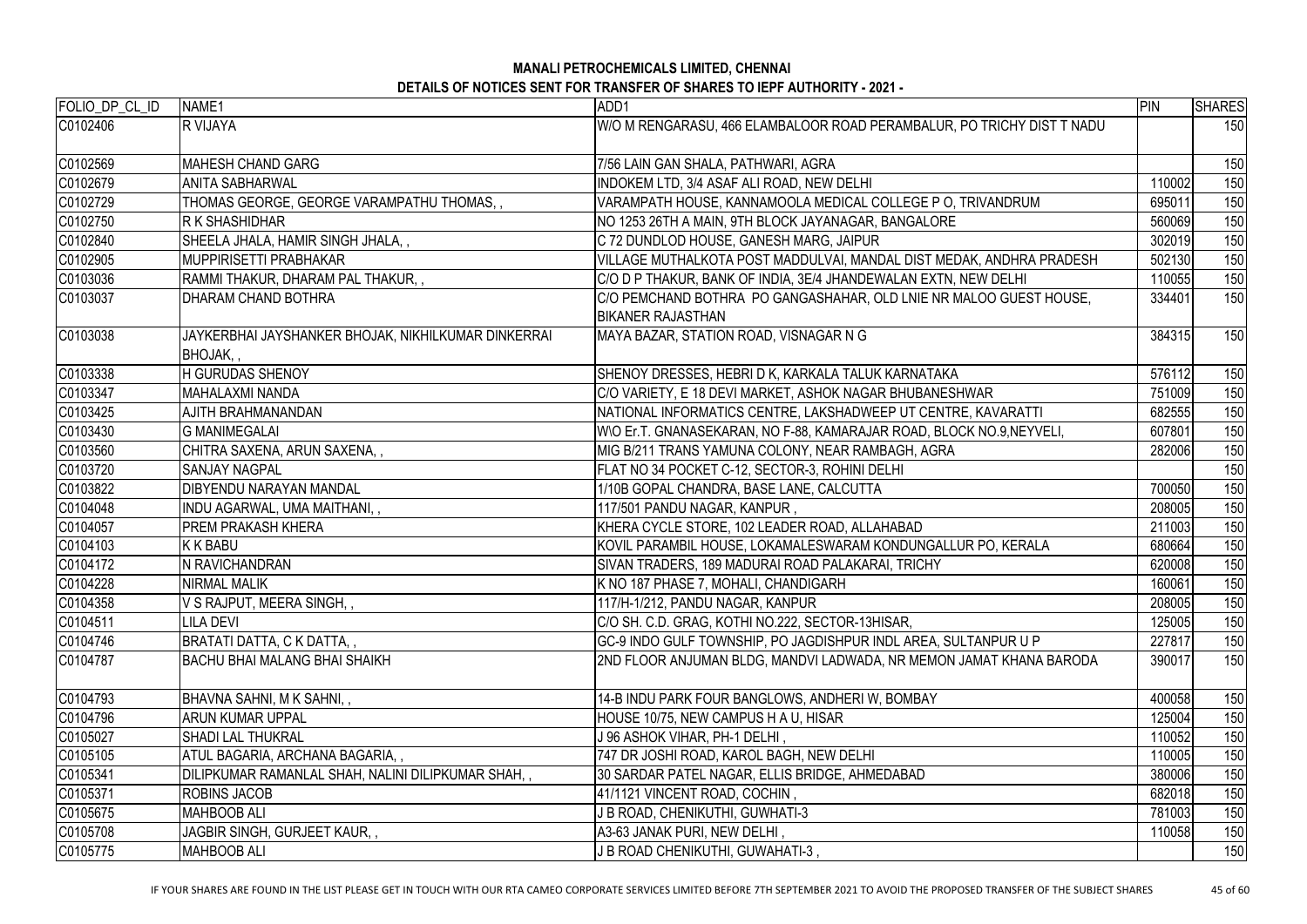**MANALI PETROCHEMICALS LIMITED, CHENNAI**

**DETAILS OF NOTICES SENT FOR TRANSFER OF SHARES TO IEPF AUTHORITY - 2021 -**

| FOLIO_DP_CL_ID | NAME1 | ADD1 | PIN | SHARES |
|---|---|---|---|---|
| C0102406 | R VIJAYA | W/O M RENGARASU, 466 ELAMBALOOR ROAD PERAMBALUR, PO TRICHY DIST T NADU | | 150 |
| C0102569 | MAHESH CHAND GARG | 7/56 LAIN GAN SHALA, PATHWARI, AGRA | | 150 |
| C0102679 | ANITA SABHARWAL | INDOKEM LTD, 3/4 ASAF ALI ROAD, NEW DELHI | 110002 | 150 |
| C0102729 | THOMAS GEORGE, GEORGE VARAMPATHU THOMAS, , | VARAMPATH HOUSE, KANNAMOOLA MEDICAL COLLEGE P O, TRIVANDRUM | 695011 | 150 |
| C0102750 | R K SHASHIDHAR | NO 1253 26TH A MAIN, 9TH BLOCK JAYANAGAR, BANGALORE | 560069 | 150 |
| C0102840 | SHEELA JHALA, HAMIR SINGH JHALA, , | C 72 DUNDLOD HOUSE, GANESH MARG, JAIPUR | 302019 | 150 |
| C0102905 | MUPPIRISETTI PRABHAKAR | VILLAGE MUTHALKOTA POST MADDULVAI, MANDAL DIST MEDAK, ANDHRA PRADESH | 502130 | 150 |
| C0103036 | RAMMI THAKUR, DHARAM PAL THAKUR, , | C/O D P THAKUR, BANK OF INDIA, 3E/4 JHANDEWALAN EXTN, NEW DELHI | 110055 | 150 |
| C0103037 | DHARAM CHAND BOTHRA | C/O PEMCHAND BOTHRA PO GANGASHAHAR, OLD LNIE NR MALOO GUEST HOUSE, BIKANER RAJASTHAN | 334401 | 150 |
| C0103038 | JAYKERBHAI JAYSHANKER BHOJAK, NIKHILKUMAR DINKERRAI BHOJAK, , | MAYA BAZAR, STATION ROAD, VISNAGAR N G | 384315 | 150 |
| C0103338 | H GURUDAS SHENOY | SHENOY DRESSES, HEBRI D K, KARKALA TALUK KARNATAKA | 576112 | 150 |
| C0103347 | MAHALAXMI NANDA | C/O VARIETY, E 18 DEVI MARKET, ASHOK NAGAR BHUBANESHWAR | 751009 | 150 |
| C0103425 | AJITH BRAHMANANDAN | NATIONAL INFORMATICS CENTRE, LAKSHADWEEP UT CENTRE, KAVARATTI | 682555 | 150 |
| C0103430 | G MANIMEGALAI | W\O Er.T. GNANASEKARAN, NO F-88, KAMARAJAR ROAD, BLOCK NO.9,NEYVELI, | 607801 | 150 |
| C0103560 | CHITRA SAXENA, ARUN SAXENA, , | MIG B/211 TRANS YAMUNA COLONY, NEAR RAMBAGH, AGRA | 282006 | 150 |
| C0103720 | SANJAY NAGPAL | FLAT NO 34 POCKET C-12, SECTOR-3, ROHINI DELHI | | 150 |
| C0103822 | DIBYENDU NARAYAN MANDAL | 1/10B GOPAL CHANDRA, BASE LANE, CALCUTTA | 700050 | 150 |
| C0104048 | INDU AGARWAL, UMA MAITHANI, , | 117/501 PANDU NAGAR, KANPUR , | 208005 | 150 |
| C0104057 | PREM PRAKASH KHERA | KHERA CYCLE STORE, 102 LEADER ROAD, ALLAHABAD | 211003 | 150 |
| C0104103 | K K BABU | KOVIL PARAMBIL HOUSE, LOKAMALESWARAM KONDUNGALLUR PO, KERALA | 680664 | 150 |
| C0104172 | N RAVICHANDRAN | SIVAN TRADERS, 189 MADURAI ROAD PALAKARAI, TRICHY | 620008 | 150 |
| C0104228 | NIRMAL MALIK | K NO 187 PHASE 7, MOHALI, CHANDIGARH | 160061 | 150 |
| C0104358 | V S RAJPUT, MEERA SINGH, , | 117/H-1/212, PANDU NAGAR, KANPUR | 208005 | 150 |
| C0104511 | LILA DEVI | C/O SH. C.D. GRAG, KOTHI NO.222, SECTOR-13HISAR, | 125005 | 150 |
| C0104746 | BRATATI DATTA, C K DATTA, , | GC-9 INDO GULF TOWNSHIP, PO JAGDISHPUR INDL AREA, SULTANPUR U P | 227817 | 150 |
| C0104787 | BACHU BHAI MALANG BHAI SHAIKH | 2ND FLOOR ANJUMAN BLDG, MANDVI LADWADA, NR MEMON JAMAT KHANA BARODA | 390017 | 150 |
| C0104793 | BHAVNA SAHNI, M K SAHNI, , | 14-B INDU PARK FOUR BANGLOWS, ANDHERI W, BOMBAY | 400058 | 150 |
| C0104796 | ARUN KUMAR UPPAL | HOUSE 10/75, NEW CAMPUS H A U, HISAR | 125004 | 150 |
| C0105027 | SHADI LAL THUKRAL | J 96 ASHOK VIHAR, PH-1 DELHI , | 110052 | 150 |
| C0105105 | ATUL BAGARIA, ARCHANA BAGARIA, , | 747 DR JOSHI ROAD, KAROL BAGH, NEW DELHI | 110005 | 150 |
| C0105341 | DILIPKUMAR RAMANLAL SHAH, NALINI DILIPKUMAR SHAH, , | 30 SARDAR PATEL NAGAR, ELLIS BRIDGE, AHMEDABAD | 380006 | 150 |
| C0105371 | ROBINS JACOB | 41/1121 VINCENT ROAD, COCHIN , | 682018 | 150 |
| C0105675 | MAHBOOB ALI | J B ROAD, CHENIKUTHI, GUWHATI-3 | 781003 | 150 |
| C0105708 | JAGBIR SINGH, GURJEET KAUR, , | A3-63 JANAK PURI, NEW DELHI , | 110058 | 150 |
| C0105775 | MAHBOOB ALI | J B ROAD CHENIKUTHI, GUWAHATI-3 , | | 150 |

IF YOUR SHARES ARE FOUND IN THE LIST PLEASE GET IN TOUCH WITH OUR RTA CAMEO CORPORATE SERVICES LIMITED BEFORE 7TH SEPTEMBER 2021 TO AVOID THE PROPOSED TRANSFER OF THE SUBJECT SHARES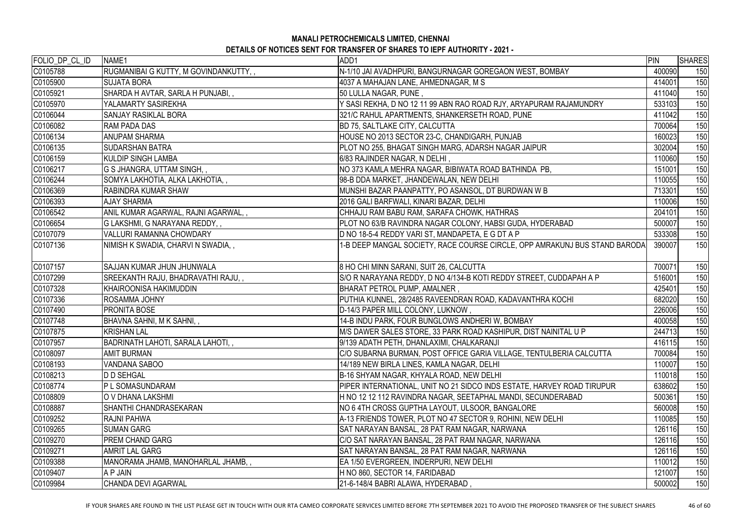**MANALI PETROCHEMICALS LIMITED, CHENNAI**

**DETAILS OF NOTICES SENT FOR TRANSFER OF SHARES TO IEPF AUTHORITY - 2021 -**

| FOLIO_DP_CL_ID | NAME1 | ADD1 | PIN | SHARES |
|---|---|---|---|---|
| C0105788 | RUGMANIBAI G KUTTY, M GOVINDANKUTTY, , | N-1/10 JAI AVADHPURI, BANGURNAGAR GOREGAON WEST, BOMBAY | 400090 | 150 |
| C0105900 | SUJATA BORA | 4037 A MAHAJAN LANE, AHMEDNAGAR, M S | 414001 | 150 |
| C0105921 | SHARDA H AVTAR, SARLA H PUNJABI, , | 50 LULLA NAGAR, PUNE , | 411040 | 150 |
| C0105970 | YALAMARTY SASIREKHA | Y SASI REKHA, D NO 12 11 99 ABN RAO ROAD RJY, ARYAPURAM RAJAMUNDRY | 533103 | 150 |
| C0106044 | SANJAY RASIKLAL BORA | 321/C RAHUL APARTMENTS, SHANKERSETH ROAD, PUNE | 411042 | 150 |
| C0106082 | RAM PADA DAS | BD 75, SALTLAKE CITY, CALCUTTA | 700064 | 150 |
| C0106134 | ANUPAM SHARMA | HOUSE NO 2013 SECTOR 23-C, CHANDIGARH, PUNJAB | 160023 | 150 |
| C0106135 | SUDARSHAN BATRA | PLOT NO 255, BHAGAT SINGH MARG, ADARSH NAGAR JAIPUR | 302004 | 150 |
| C0106159 | KULDIP SINGH LAMBA | 6/83 RAJINDER NAGAR, N DELHI , | 110060 | 150 |
| C0106217 | G S JHANGRA, UTTAM SINGH, , | NO 373 KAMLA MEHRA NAGAR, BIBIWATA ROAD BATHINDA PB, | 151001 | 150 |
| C0106244 | SOMYA LAKHOTIA, ALKA LAKHOTIA, , | 98-B DDA MARKET, JHANDEWALAN, NEW DELHI | 110055 | 150 |
| C0106369 | RABINDRA KUMAR SHAW | MUNSHI BAZAR PAANPATTY, PO ASANSOL, DT BURDWAN W B | 713301 | 150 |
| C0106393 | AJAY SHARMA | 2016 GALI BARFWALI, KINARI BAZAR, DELHI | 110006 | 150 |
| C0106542 | ANIL KUMAR AGARWAL, RAJNI AGARWAL, , | CHHAJU RAM BABU RAM, SARAFA CHOWK, HATHRAS | 204101 | 150 |
| C0106654 | G LAKSHMI, G NARAYANA REDDY, , | PLOT NO 63/B RAVINDRA NAGAR COLONY, HABSI GUDA, HYDERABAD | 500007 | 150 |
| C0107079 | VALLURI RAMANNA CHOWDARY | D NO 18-5-4 REDDY VARI ST, MANDAPETA, E G DT A P | 533308 | 150 |
| C0107136 | NIMISH K SWADIA, CHARVI N SWADIA, , | 1-B DEEP MANGAL SOCIETY, RACE COURSE CIRCLE, OPP AMRAKUNJ BUS STAND BARODA | 390007 | 150 |
| C0107157 | SAJJAN KUMAR JHUN JHUNWALA | 8 HO CHI MINN SARANI, SUIT 26, CALCUTTA | 700071 | 150 |
| C0107299 | SREEKANTH RAJU, BHADRAVATHI RAJU, , | S/O R NARAYANA REDDY, D NO 4/134-B KOTI REDDY STREET, CUDDAPAH A P | 516001 | 150 |
| C0107328 | KHAIROONISA HAKIMUDDIN | BHARAT PETROL PUMP, AMALNER , | 425401 | 150 |
| C0107336 | ROSAMMA JOHNY | PUTHIA KUNNEL, 28/2485 RAVEENDRAN ROAD, KADAVANTHRA KOCHI | 682020 | 150 |
| C0107490 | PRONITA BOSE | D-14/3 PAPER MILL COLONY, LUKNOW , | 226006 | 150 |
| C0107748 | BHAVNA SAHNI, M K SAHNI, , | 14-B INDU PARK, FOUR BUNGLOWS ANDHERI W, BOMBAY | 400058 | 150 |
| C0107875 | KRISHAN LAL | M/S DAWER SALES STORE, 33 PARK ROAD KASHIPUR, DIST NAINITAL U P | 244713 | 150 |
| C0107957 | BADRINATH LAHOTI, SARALA LAHOTI, , | 9/139 ADATH PETH, DHANLAXIMI, CHALKARANJI | 416115 | 150 |
| C0108097 | AMIT BURMAN | C/O SUBARNA BURMAN, POST OFFICE GARIA VILLAGE, TENTULBERIA CALCUTTA | 700084 | 150 |
| C0108193 | VANDANA SABOO | 14/189 NEW BIRLA LINES, KAMLA NAGAR, DELHI | 110007 | 150 |
| C0108213 | D D SEHGAL | B-16 SHYAM NAGAR, KHYALA ROAD, NEW DELHI | 110018 | 150 |
| C0108774 | P L SOMASUNDARAM | PIPER INTERNATIONAL, UNIT NO 21 SIDCO INDS ESTATE, HARVEY ROAD TIRUPUR | 638602 | 150 |
| C0108809 | O V DHANA LAKSHMI | H NO 12 12 112 RAVINDRA NAGAR, SEETAPHAL MANDI, SECUNDERABAD | 500361 | 150 |
| C0108887 | SHANTHI CHANDRASEKARAN | NO 6 4TH CROSS GUPTHA LAYOUT, ULSOOR, BANGALORE | 560008 | 150 |
| C0109252 | RAJNI PAHWA | A-13 FRIENDS TOWER, PLOT NO 47 SECTOR 9, ROHINI, NEW DELHI | 110085 | 150 |
| C0109265 | SUMAN GARG | SAT NARAYAN BANSAL, 28 PAT RAM NAGAR, NARWANA | 126116 | 150 |
| C0109270 | PREM CHAND GARG | C/O SAT NARAYAN BANSAL, 28 PAT RAM NAGAR, NARWANA | 126116 | 150 |
| C0109271 | AMRIT LAL GARG | SAT NARAYAN BANSAL, 28 PAT RAM NAGAR, NARWANA | 126116 | 150 |
| C0109388 | MANORAMA JHAMB, MANOHARLAL JHAMB, , | EA 1/50 EVERGREEN, INDERPURI, NEW DELHI | 110012 | 150 |
| C0109407 | A P JAIN | H NO 860, SECTOR 14, FARIDABAD | 121007 | 150 |
| C0109984 | CHANDA DEVI AGARWAL | 21-6-148/4 BABRI ALAWA, HYDERABAD , | 500002 | 150 |

IF YOUR SHARES ARE FOUND IN THE LIST PLEASE GET IN TOUCH WITH OUR RTA CAMEO CORPORATE SERVICES LIMITED BEFORE 7TH SEPTEMBER 2021 TO AVOID THE PROPOSED TRANSFER OF THE SUBJECT SHARES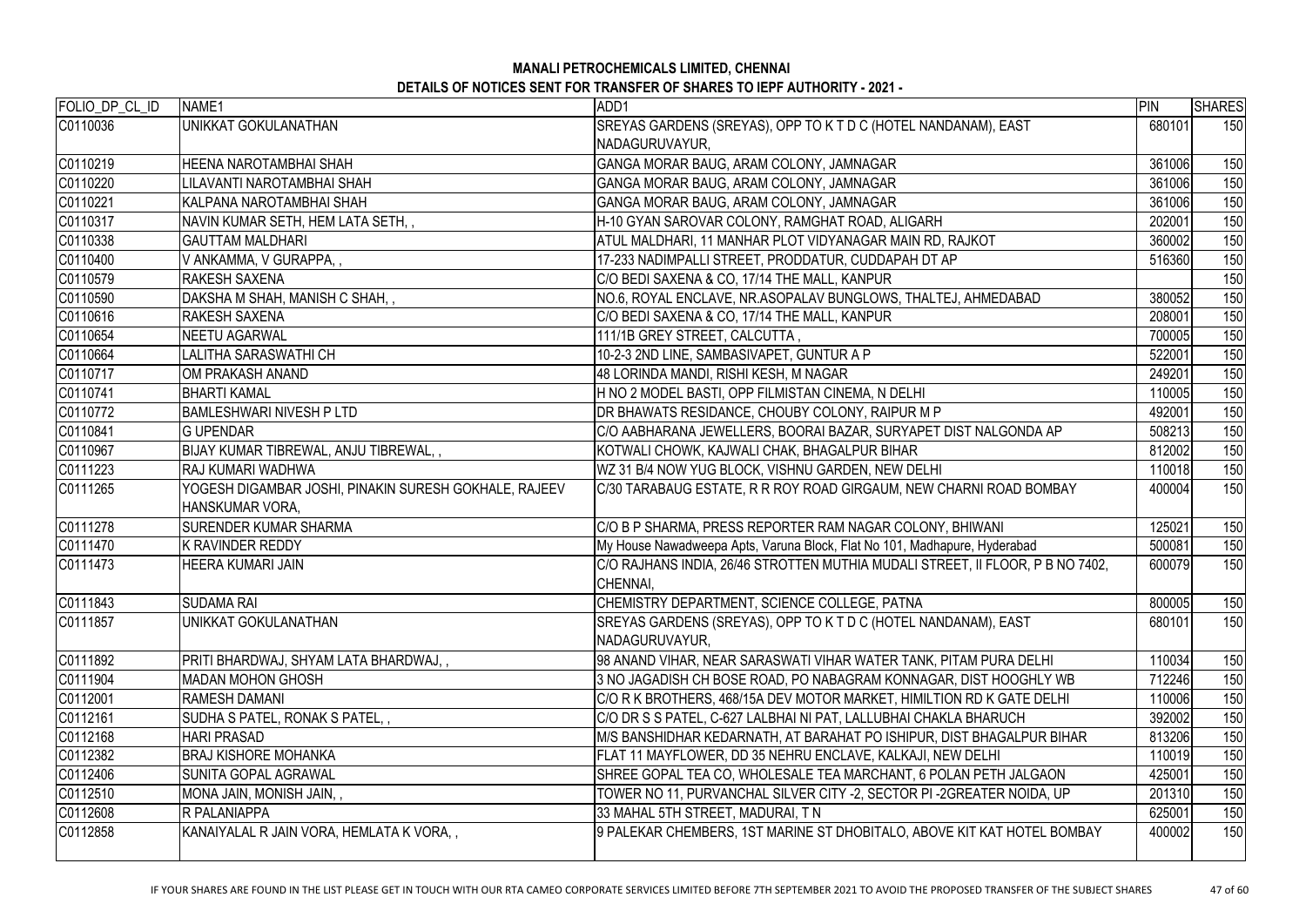**MANALI PETROCHEMICALS LIMITED, CHENNAI**

**DETAILS OF NOTICES SENT FOR TRANSFER OF SHARES TO IEPF AUTHORITY - 2021 -**

| FOLIO_DP_CL_ID | NAME1 | ADD1 | PIN | SHARES |
|---|---|---|---|---|
| C0110036 | UNIKKAT GOKULANATHAN | SREYAS GARDENS (SREYAS), OPP TO K T D C (HOTEL NANDANAM), EAST NADAGURUVAYUR, | 680101 | 150 |
| C0110219 | HEENA NAROTAMBHAI SHAH | GANGA MORAR BAUG, ARAM COLONY, JAMNAGAR | 361006 | 150 |
| C0110220 | LILAVANTI NAROTAMBHAI SHAH | GANGA MORAR BAUG, ARAM COLONY, JAMNAGAR | 361006 | 150 |
| C0110221 | KALPANA NAROTAMBHAI SHAH | GANGA MORAR BAUG, ARAM COLONY, JAMNAGAR | 361006 | 150 |
| C0110317 | NAVIN KUMAR SETH, HEM LATA SETH, , | H-10 GYAN SAROVAR COLONY, RAMGHAT ROAD, ALIGARH | 202001 | 150 |
| C0110338 | GAUTTAM MALDHARI | ATUL MALDHARI, 11 MANHAR PLOT VIDYANAGAR MAIN RD, RAJKOT | 360002 | 150 |
| C0110400 | V ANKAMMA, V GURAPPA, , | 17-233 NADIMPALLI STREET, PRODDATUR, CUDDAPAH DT AP | 516360 | 150 |
| C0110579 | RAKESH SAXENA | C/O BEDI SAXENA & CO, 17/14 THE MALL, KANPUR | | 150 |
| C0110590 | DAKSHA M SHAH, MANISH C SHAH, , | NO.6, ROYAL ENCLAVE, NR.ASOPALAV BUNGLOWS, THALTEJ, AHMEDABAD | 380052 | 150 |
| C0110616 | RAKESH SAXENA | C/O BEDI SAXENA & CO, 17/14 THE MALL, KANPUR | 208001 | 150 |
| C0110654 | NEETU AGARWAL | 111/1B GREY STREET, CALCUTTA , | 700005 | 150 |
| C0110664 | LALITHA SARASWATHI CH | 10-2-3 2ND LINE, SAMBASIVAPET, GUNTUR A P | 522001 | 150 |
| C0110717 | OM PRAKASH ANAND | 48 LORINDA MANDI, RISHI KESH, M NAGAR | 249201 | 150 |
| C0110741 | BHARTI KAMAL | H NO 2 MODEL BASTI, OPP FILMISTAN CINEMA, N DELHI | 110005 | 150 |
| C0110772 | BAMLESHWARI NIVESH P LTD | DR BHAWATS RESIDANCE, CHOUBY COLONY, RAIPUR M P | 492001 | 150 |
| C0110841 | G UPENDAR | C/O AABHARANA JEWELLERS, BOORAI BAZAR, SURYAPET DIST NALGONDA AP | 508213 | 150 |
| C0110967 | BIJAY KUMAR TIBREWAL, ANJU TIBREWAL, , | KOTWALI CHOWK, KAJWALI CHAK, BHAGALPUR BIHAR | 812002 | 150 |
| C0111223 | RAJ KUMARI WADHWA | WZ 31 B/4 NOW YUG BLOCK, VISHNU GARDEN, NEW DELHI | 110018 | 150 |
| C0111265 | YOGESH DIGAMBAR JOSHI, PINAKIN SURESH GOKHALE, RAJEEV HANSKUMAR VORA, | C/30 TARABAUG ESTATE, R R ROY ROAD GIRGAUM, NEW CHARNI ROAD BOMBAY | 400004 | 150 |
| C0111278 | SURENDER KUMAR SHARMA | C/O B P SHARMA, PRESS REPORTER RAM NAGAR COLONY, BHIWANI | 125021 | 150 |
| C0111470 | K RAVINDER REDDY | My House Nawadweepa Apts, Varuna Block, Flat No 101, Madhapure, Hyderabad | 500081 | 150 |
| C0111473 | HEERA KUMARI JAIN | C/O RAJHANS INDIA, 26/46 STROTTEN MUTHIA MUDALI STREET, II FLOOR, P B NO 7402, CHENNAI, | 600079 | 150 |
| C0111843 | SUDAMA RAI | CHEMISTRY DEPARTMENT, SCIENCE COLLEGE, PATNA | 800005 | 150 |
| C0111857 | UNIKKAT GOKULANATHAN | SREYAS GARDENS (SREYAS), OPP TO K T D C (HOTEL NANDANAM), EAST NADAGURUVAYUR, | 680101 | 150 |
| C0111892 | PRITI BHARDWAJ, SHYAM LATA BHARDWAJ, , | 98 ANAND VIHAR, NEAR SARASWATI VIHAR WATER TANK, PITAM PURA DELHI | 110034 | 150 |
| C0111904 | MADAN MOHON GHOSH | 3 NO JAGADISH CH BOSE ROAD, PO NABAGRAM KONNAGAR, DIST HOOGHLY WB | 712246 | 150 |
| C0112001 | RAMESH DAMANI | C/O R K BROTHERS, 468/15A DEV MOTOR MARKET, HIMILTION RD K GATE DELHI | 110006 | 150 |
| C0112161 | SUDHA S PATEL, RONAK S PATEL, , | C/O DR S S PATEL, C-627 LALBHAI NI PAT, LALLUBHAI CHAKLA BHARUCH | 392002 | 150 |
| C0112168 | HARI PRASAD | M/S BANSHIDHAR KEDARNATH, AT BARAHAT PO ISHIPUR, DIST BHAGALPUR BIHAR | 813206 | 150 |
| C0112382 | BRAJ KISHORE MOHANKA | FLAT 11 MAYFLOWER, DD 35 NEHRU ENCLAVE, KALKAJI, NEW DELHI | 110019 | 150 |
| C0112406 | SUNITA GOPAL AGRAWAL | SHREE GOPAL TEA CO, WHOLESALE TEA MARCHANT, 6 POLAN PETH JALGAON | 425001 | 150 |
| C0112510 | MONA JAIN, MONISH JAIN, , | TOWER NO 11, PURVANCHAL SILVER CITY -2, SECTOR PI -2GREATER NOIDA, UP | 201310 | 150 |
| C0112608 | R PALANIAPPA | 33 MAHAL 5TH STREET, MADURAI, T N | 625001 | 150 |
| C0112858 | KANAIYALAL R JAIN VORA, HEMLATA K VORA, , | 9 PALEKAR CHEMBERS, 1ST MARINE ST DHOBITALO, ABOVE KIT KAT HOTEL BOMBAY | 400002 | 150 |

IF YOUR SHARES ARE FOUND IN THE LIST PLEASE GET IN TOUCH WITH OUR RTA CAMEO CORPORATE SERVICES LIMITED BEFORE 7TH SEPTEMBER 2021 TO AVOID THE PROPOSED TRANSFER OF THE SUBJECT SHARES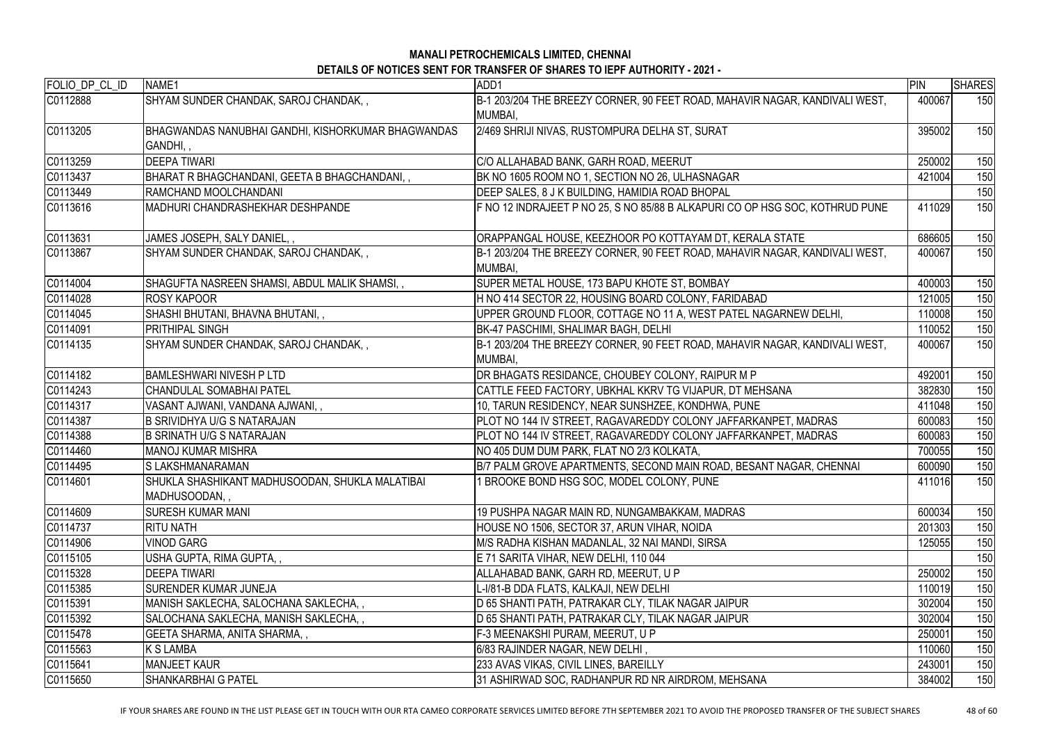**MANALI PETROCHEMICALS LIMITED, CHENNAI**

**DETAILS OF NOTICES SENT FOR TRANSFER OF SHARES TO IEPF AUTHORITY - 2021 -**

| FOLIO_DP_CL_ID | NAME1 | ADD1 | PIN | SHARES |
|---|---|---|---|---|
| C0112888 | SHYAM SUNDER CHANDAK, SAROJ CHANDAK, , | B-1 203/204 THE BREEZY CORNER, 90 FEET ROAD, MAHAVIR NAGAR, KANDIVALI WEST, MUMBAI, | 400067 | 150 |
| C0113205 | BHAGWANDAS NANUBHAI GANDHI, KISHORKUMAR BHAGWANDAS GANDHI, , | 2/469 SHRIJI NIVAS, RUSTOMPURA DELHA ST, SURAT | 395002 | 150 |
| C0113259 | DEEPA TIWARI | C/O ALLAHABAD BANK, GARH ROAD, MEERUT | 250002 | 150 |
| C0113437 | BHARAT R BHAGCHANDANI, GEETA B BHAGCHANDANI, , | BK NO 1605 ROOM NO 1, SECTION NO 26, ULHASNAGAR | 421004 | 150 |
| C0113449 | RAMCHAND MOOLCHANDANI | DEEP SALES, 8 J K BUILDING, HAMIDIA ROAD BHOPAL | | 150 |
| C0113616 | MADHURI CHANDRASHEKHAR DESHPANDE | F NO 12 INDRAJEET P NO 25, S NO 85/88 B ALKAPURI CO OP HSG SOC, KOTHRUD PUNE | 411029 | 150 |
| C0113631 | JAMES JOSEPH, SALY DANIEL, , | ORAPPANGAL HOUSE, KEEZHOOR PO KOTTAYAM DT, KERALA STATE | 686605 | 150 |
| C0113867 | SHYAM SUNDER CHANDAK, SAROJ CHANDAK, , | B-1 203/204 THE BREEZY CORNER, 90 FEET ROAD, MAHAVIR NAGAR, KANDIVALI WEST, MUMBAI, | 400067 | 150 |
| C0114004 | SHAGUFTA NASREEN SHAMSI, ABDUL MALIK SHAMSI, , | SUPER METAL HOUSE, 173 BAPU KHOTE ST, BOMBAY | 400003 | 150 |
| C0114028 | ROSY KAPOOR | H NO 414 SECTOR 22, HOUSING BOARD COLONY, FARIDABAD | 121005 | 150 |
| C0114045 | SHASHI BHUTANI, BHAVNA BHUTANI, , | UPPER GROUND FLOOR, COTTAGE NO 11 A, WEST PATEL NAGARNEW DELHI, | 110008 | 150 |
| C0114091 | PRITHIPAL SINGH | BK-47 PASCHIMI, SHALIMAR BAGH, DELHI | 110052 | 150 |
| C0114135 | SHYAM SUNDER CHANDAK, SAROJ CHANDAK, , | B-1 203/204 THE BREEZY CORNER, 90 FEET ROAD, MAHAVIR NAGAR, KANDIVALI WEST, MUMBAI, | 400067 | 150 |
| C0114182 | BAMLESHWARI NIVESH P LTD | DR BHAGATS RESIDANCE, CHOUBEY COLONY, RAIPUR M P | 492001 | 150 |
| C0114243 | CHANDULAL SOMABHAI PATEL | CATTLE FEED FACTORY, UBKHAL KKRV TG VIJAPUR, DT MEHSANA | 382830 | 150 |
| C0114317 | VASANT AJWANI, VANDANA AJWANI, , | 10, TARUN RESIDENCY, NEAR SUNSHZEE, KONDHWA, PUNE | 411048 | 150 |
| C0114387 | B SRIVIDHYA U/G S NATARAJAN | PLOT NO 144 IV STREET, RAGAVAREDDY COLONY JAFFARKANPET, MADRAS | 600083 | 150 |
| C0114388 | B SRINATH U/G S NATARAJAN | PLOT NO 144 IV STREET, RAGAVAREDDY COLONY JAFFARKANPET, MADRAS | 600083 | 150 |
| C0114460 | MANOJ KUMAR MISHRA | NO 405 DUM DUM PARK, FLAT NO 2/3 KOLKATA, | 700055 | 150 |
| C0114495 | S LAKSHMANARAMAN | B/7 PALM GROVE APARTMENTS, SECOND MAIN ROAD, BESANT NAGAR, CHENNAI | 600090 | 150 |
| C0114601 | SHUKLA SHASHIKANT MADHUSOODAN, SHUKLA MALATIBAI MADHUSOODAN, , | 1 BROOKE BOND HSG SOC, MODEL COLONY, PUNE | 411016 | 150 |
| C0114609 | SURESH KUMAR MANI | 19 PUSHPA NAGAR MAIN RD, NUNGAMBAKKAM, MADRAS | 600034 | 150 |
| C0114737 | RITU NATH | HOUSE NO 1506, SECTOR 37, ARUN VIHAR, NOIDA | 201303 | 150 |
| C0114906 | VINOD GARG | M/S RADHA KISHAN MADANLAL, 32 NAI MANDI, SIRSA | 125055 | 150 |
| C0115105 | USHA GUPTA, RIMA GUPTA, , | E 71 SARITA VIHAR, NEW DELHI, 110 044 | | 150 |
| C0115328 | DEEPA TIWARI | ALLAHABAD BANK, GARH RD, MEERUT, U P | 250002 | 150 |
| C0115385 | SURENDER KUMAR JUNEJA | L-I/81-B DDA FLATS, KALKAJI, NEW DELHI | 110019 | 150 |
| C0115391 | MANISH SAKLECHA, SALOCHANA SAKLECHA, , | D 65 SHANTI PATH, PATRAKAR CLY, TILAK NAGAR JAIPUR | 302004 | 150 |
| C0115392 | SALOCHANA SAKLECHA, MANISH SAKLECHA, , | D 65 SHANTI PATH, PATRAKAR CLY, TILAK NAGAR JAIPUR | 302004 | 150 |
| C0115478 | GEETA SHARMA, ANITA SHARMA, , | F-3 MEENAKSHI PURAM, MEERUT, U P | 250001 | 150 |
| C0115563 | K S LAMBA | 6/83 RAJINDER NAGAR, NEW DELHI , | 110060 | 150 |
| C0115641 | MANJEET KAUR | 233 AVAS VIKAS, CIVIL LINES, BAREILLY | 243001 | 150 |
| C0115650 | SHANKARBHAI G PATEL | 31 ASHIRWAD SOC, RADHANPUR RD NR AIRDROM, MEHSANA | 384002 | 150 |

IF YOUR SHARES ARE FOUND IN THE LIST PLEASE GET IN TOUCH WITH OUR RTA CAMEO CORPORATE SERVICES LIMITED BEFORE 7TH SEPTEMBER 2021 TO AVOID THE PROPOSED TRANSFER OF THE SUBJECT SHARES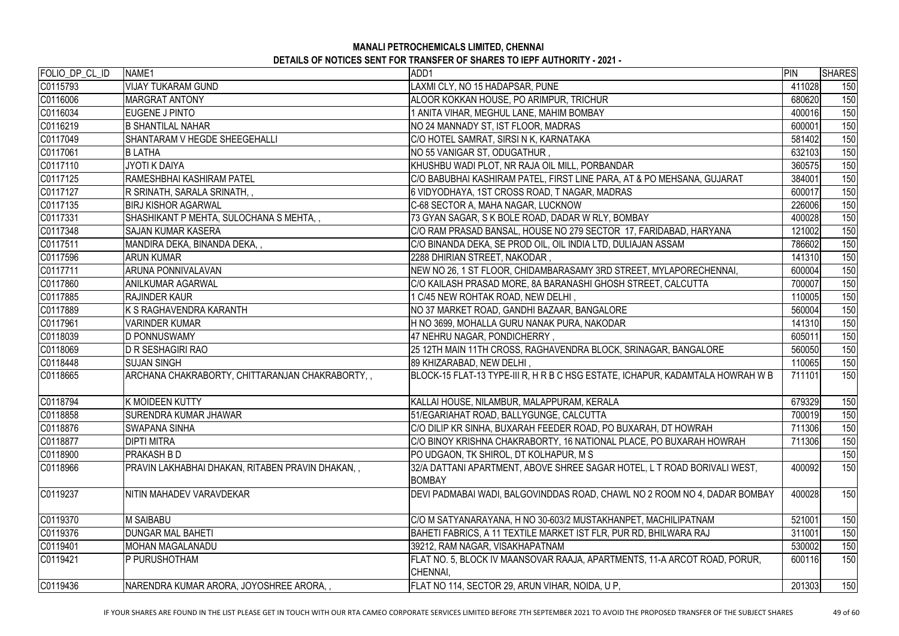**MANALI PETROCHEMICALS LIMITED, CHENNAI**

**DETAILS OF NOTICES SENT FOR TRANSFER OF SHARES TO IEPF AUTHORITY - 2021 -**

| FOLIO_DP_CL_ID | NAME1 | ADD1 | PIN | SHARES |
|---|---|---|---|---|
| C0115793 | VIJAY TUKARAM GUND | LAXMI CLY, NO 15 HADAPSAR, PUNE | 411028 | 150 |
| C0116006 | MARGRAT ANTONY | ALOOR KOKKAN HOUSE, PO ARIMPUR, TRICHUR | 680620 | 150 |
| C0116034 | EUGENE J PINTO | 1 ANITA VIHAR, MEGHUL LANE, MAHIM BOMBAY | 400016 | 150 |
| C0116219 | B SHANTILAL NAHAR | NO 24 MANNADY ST, IST FLOOR, MADRAS | 600001 | 150 |
| C0117049 | SHANTARAM V HEGDE SHEEGEHALLI | C/O HOTEL SAMRAT, SIRSI N K, KARNATAKA | 581402 | 150 |
| C0117061 | B LATHA | NO 55 VANIGAR ST, ODUGATHUR , | 632103 | 150 |
| C0117110 | JYOTI K DAIYA | KHUSHBU WADI PLOT, NR RAJA OIL MILL, PORBANDAR | 360575 | 150 |
| C0117125 | RAMESHBHAI KASHIRAM PATEL | C/O BABUBHAI KASHIRAM PATEL, FIRST LINE PARA, AT & PO MEHSANA, GUJARAT | 384001 | 150 |
| C0117127 | R SRINATH, SARALA SRINATH, , | 6 VIDYODHAYA, 1ST CROSS ROAD, T NAGAR, MADRAS | 600017 | 150 |
| C0117135 | BIRJ KISHOR AGARWAL | C-68 SECTOR A, MAHA NAGAR, LUCKNOW | 226006 | 150 |
| C0117331 | SHASHIKANT P MEHTA, SULOCHANA S MEHTA, , | 73 GYAN SAGAR, S K BOLE ROAD, DADAR W RLY, BOMBAY | 400028 | 150 |
| C0117348 | SAJAN KUMAR KASERA | C/O RAM PRASAD BANSAL, HOUSE NO 279 SECTOR 17, FARIDABAD, HARYANA | 121002 | 150 |
| C0117511 | MANDIRA DEKA, BINANDA DEKA, , | C/O BINANDA DEKA, SE PROD OIL, OIL INDIA LTD, DULIAJAN ASSAM | 786602 | 150 |
| C0117596 | ARUN KUMAR | 2288 DHIRIAN STREET, NAKODAR , | 141310 | 150 |
| C0117711 | ARUNA PONNIVALAVAN | NEW NO 26, 1 ST FLOOR, CHIDAMBARASAMY 3RD STREET, MYLAPORECHENNAI, | 600004 | 150 |
| C0117860 | ANILKUMAR AGARWAL | C/O KAILASH PRASAD MORE, 8A BARANASHI GHOSH STREET, CALCUTTA | 700007 | 150 |
| C0117885 | RAJINDER KAUR | 1 C/45 NEW ROHTAK ROAD, NEW DELHI , | 110005 | 150 |
| C0117889 | K S RAGHAVENDRA KARANTH | NO 37 MARKET ROAD, GANDHI BAZAAR, BANGALORE | 560004 | 150 |
| C0117961 | VARINDER KUMAR | H NO 3699, MOHALLA GURU NANAK PURA, NAKODAR | 141310 | 150 |
| C0118039 | D PONNUSWAMY | 47 NEHRU NAGAR, PONDICHERRY , | 605011 | 150 |
| C0118069 | D R SESHAGIRI RAO | 25 12TH MAIN 11TH CROSS, RAGHAVENDRA BLOCK, SRINAGAR, BANGALORE | 560050 | 150 |
| C0118448 | SUJAN SINGH | 89 KHIZARABAD, NEW DELHI , | 110065 | 150 |
| C0118665 | ARCHANA CHAKRABORTY, CHITTARANJAN CHAKRABORTY, , | BLOCK-15 FLAT-13 TYPE-III R, H R B C HSG ESTATE, ICHAPUR, KADAMTALA HOWRAH W B | 711101 | 150 |
| C0118794 | K MOIDEEN KUTTY | KALLAI HOUSE, NILAMBUR, MALAPPURAM, KERALA | 679329 | 150 |
| C0118858 | SURENDRA KUMAR JHAWAR | 51/EGARIAHAT ROAD, BALLYGUNGE, CALCUTTA | 700019 | 150 |
| C0118876 | SWAPANA SINHA | C/O DILIP KR SINHA, BUXARAH FEEDER ROAD, PO BUXARAH, DT HOWRAH | 711306 | 150 |
| C0118877 | DIPTI MITRA | C/O BINOY KRISHNA CHAKRABORTY, 16 NATIONAL PLACE, PO BUXARAH HOWRAH | 711306 | 150 |
| C0118900 | PRAKASH B D | PO UDGAON, TK SHIROL, DT KOLHAPUR, M S | | 150 |
| C0118966 | PRAVIN LAKHABHAI DHAKAN, RITABEN PRAVIN DHAKAN, , | 32/A DATTANI APARTMENT, ABOVE SHREE SAGAR HOTEL, L T ROAD BORIVALI WEST, BOMBAY | 400092 | 150 |
| C0119237 | NITIN MAHADEV VARAVDEKAR | DEVI PADMABAI WADI, BALGOVINDDAS ROAD, CHAWL NO 2 ROOM NO 4, DADAR BOMBAY | 400028 | 150 |
| C0119370 | M SAIBABU | C/O M SATYANARAYANA, H NO 30-603/2 MUSTAKHANPET, MACHILIPATNAM | 521001 | 150 |
| C0119376 | DUNGAR MAL BAHETI | BAHETI FABRICS, A 11 TEXTILE MARKET IST FLR, PUR RD, BHILWARA RAJ | 311001 | 150 |
| C0119401 | MOHAN MAGALANADU | 39212, RAM NAGAR, VISAKHAPATNAM | 530002 | 150 |
| C0119421 | P PURUSHOTHAM | FLAT NO. 5, BLOCK IV MAANSOVAR RAAJA, APARTMENTS, 11-A ARCOT ROAD, PORUR, CHENNAI, | 600116 | 150 |
| C0119436 | NARENDRA KUMAR ARORA, JOYOSHREE ARORA, , | FLAT NO 114, SECTOR 29, ARUN VIHAR, NOIDA, U P, | 201303 | 150 |

IF YOUR SHARES ARE FOUND IN THE LIST PLEASE GET IN TOUCH WITH OUR RTA CAMEO CORPORATE SERVICES LIMITED BEFORE 7TH SEPTEMBER 2021 TO AVOID THE PROPOSED TRANSFER OF THE SUBJECT SHARES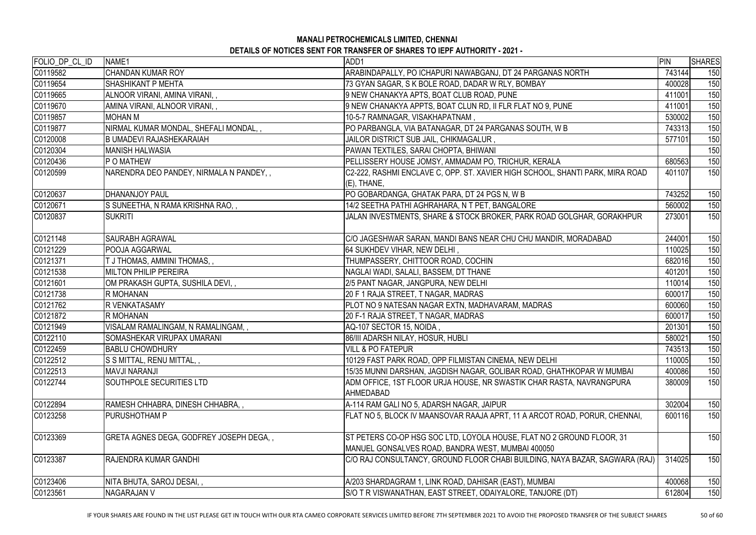**MANALI PETROCHEMICALS LIMITED, CHENNAI**

**DETAILS OF NOTICES SENT FOR TRANSFER OF SHARES TO IEPF AUTHORITY - 2021 -**

| FOLIO_DP_CL_ID | NAME1 | ADD1 | PIN | SHARES |
|---|---|---|---|---|
| C0119582 | CHANDAN KUMAR ROY | ARABINDAPALLY, PO ICHAPURI NAWABGANJ, DT 24 PARGANAS NORTH | 743144 | 150 |
| C0119654 | SHASHIKANT P MEHTA | 73 GYAN SAGAR, S K BOLE ROAD, DADAR W RLY, BOMBAY | 400028 | 150 |
| C0119665 | ALNOOR VIRANI, AMINA VIRANI, , | 9 NEW CHANAKYA APTS, BOAT CLUB ROAD, PUNE | 411001 | 150 |
| C0119670 | AMINA VIRANI, ALNOOR VIRANI, , | 9 NEW CHANAKYA APPTS, BOAT CLUN RD, II FLR FLAT NO 9, PUNE | 411001 | 150 |
| C0119857 | MOHAN M | 10-5-7 RAMNAGAR, VISAKHAPATNAM , | 530002 | 150 |
| C0119877 | NIRMAL KUMAR MONDAL, SHEFALI MONDAL, , | PO PARBANGLA, VIA BATANAGAR, DT 24 PARGANAS SOUTH, W B | 743313 | 150 |
| C0120008 | B UMADEVI RAJASHEKARAIAH | JAILOR DISTRICT SUB JAIL, CHIKMAGALUR , | 577101 | 150 |
| C0120304 | MANISH HALWASIA | PAWAN TEXTILES, SARAI CHOPTA, BHIWANI | | 150 |
| C0120436 | P O MATHEW | PELLISSERY HOUSE JOMSY, AMMADAM PO, TRICHUR, KERALA | 680563 | 150 |
| C0120599 | NARENDRA DEO PANDEY, NIRMALA N PANDEY, , | C2-222, RASHMI ENCLAVE C, OPP. ST. XAVIER HIGH SCHOOL, SHANTI PARK, MIRA ROAD (E), THANE, | 401107 | 150 |
| C0120637 | DHANANJOY PAUL | PO GOBARDANGA, GHATAK PARA, DT 24 PGS N, W B | 743252 | 150 |
| C0120671 | S SUNEETHA, N RAMA KRISHNA RAO, , | 14/2 SEETHA PATHI AGHRAHARA, N T PET, BANGALORE | 560002 | 150 |
| C0120837 | SUKRITI | JALAN INVESTMENTS, SHARE & STOCK BROKER, PARK ROAD GOLGHAR, GORAKHPUR | 273001 | 150 |
| C0121148 | SAURABH AGRAWAL | C/O JAGESHWAR SARAN, MANDI BANS NEAR CHU CHU MANDIR, MORADABAD | 244001 | 150 |
| C0121229 | POOJA AGGARWAL | 64 SUKHDEV VIHAR, NEW DELHI , | 110025 | 150 |
| C0121371 | T J THOMAS, AMMINI THOMAS, , | THUMPASSERY, CHITTOOR ROAD, COCHIN | 682016 | 150 |
| C0121538 | MILTON PHILIP PEREIRA | NAGLAI WADI, SALALI, BASSEM, DT THANE | 401201 | 150 |
| C0121601 | OM PRAKASH GUPTA, SUSHILA DEVI, , | 2/5 PANT NAGAR, JANGPURA, NEW DELHI | 110014 | 150 |
| C0121738 | R MOHANAN | 20 F 1 RAJA STREET, T NAGAR, MADRAS | 600017 | 150 |
| C0121762 | R VENKATASAMY | PLOT NO 9 NATESAN NAGAR EXTN, MADHAVARAM, MADRAS | 600060 | 150 |
| C0121872 | R MOHANAN | 20 F-1 RAJA STREET, T NAGAR, MADRAS | 600017 | 150 |
| C0121949 | VISALAM RAMALINGAM, N RAMALINGAM, , | AQ-107 SECTOR 15, NOIDA , | 201301 | 150 |
| C0122110 | SOMASHEKAR VIRUPAX UMARANI | 86/III ADARSH NILAY, HOSUR, HUBLI | 580021 | 150 |
| C0122459 | BABLU CHOWDHURY | VILL & PO FATEPUR | 743513 | 150 |
| C0122512 | S S MITTAL, RENU MITTAL, , | 10129 FAST PARK ROAD, OPP FILMISTAN CINEMA, NEW DELHI | 110005 | 150 |
| C0122513 | MAVJI NARANJI | 15/35 MUNNI DARSHAN, JAGDISH NAGAR, GOLIBAR ROAD, GHATHKOPAR W MUMBAI | 400086 | 150 |
| C0122744 | SOUTHPOLE SECURITIES LTD | ADM OFFICE, 1ST FLOOR URJA HOUSE, NR SWASTIK CHAR RASTA, NAVRANGPURA AHMEDABAD | 380009 | 150 |
| C0122894 | RAMESH CHHABRA, DINESH CHHABRA, , | A-114 RAM GALI NO 5, ADARSH NAGAR, JAIPUR | 302004 | 150 |
| C0123258 | PURUSHOTHAM P | FLAT NO 5, BLOCK IV MAANSOVAR RAAJA APRT, 11 A ARCOT ROAD, PORUR, CHENNAI, | 600116 | 150 |
| C0123369 | GRETA AGNES DEGA, GODFREY JOSEPH DEGA, , | ST PETERS CO-OP HSG SOC LTD, LOYOLA HOUSE, FLAT NO 2 GROUND FLOOR, 31 MANUEL GONSALVES ROAD, BANDRA WEST, MUMBAI 400050 | | 150 |
| C0123387 | RAJENDRA KUMAR GANDHI | C/O RAJ CONSULTANCY, GROUND FLOOR CHABI BUILDING, NAYA BAZAR, SAGWARA (RAJ) | 314025 | 150 |
| C0123406 | NITA BHUTA, SAROJ DESAI, , | A/203 SHARDAGRAM 1, LINK ROAD, DAHISAR (EAST), MUMBAI | 400068 | 150 |
| C0123561 | NAGARAJAN V | S/O T R VISWANATHAN, EAST STREET, ODAIYALORE, TANJORE (DT) | 612804 | 150 |

IF YOUR SHARES ARE FOUND IN THE LIST PLEASE GET IN TOUCH WITH OUR RTA CAMEO CORPORATE SERVICES LIMITED BEFORE 7TH SEPTEMBER 2021 TO AVOID THE PROPOSED TRANSFER OF THE SUBJECT SHARES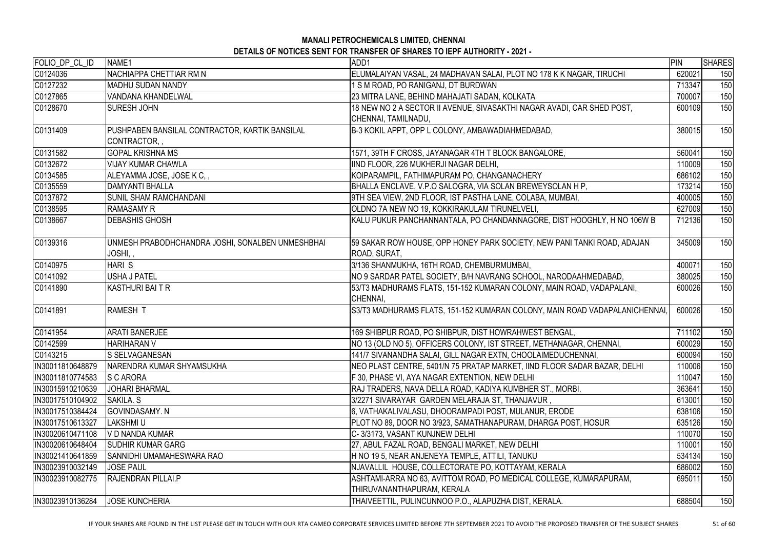**MANALI PETROCHEMICALS LIMITED, CHENNAI**

**DETAILS OF NOTICES SENT FOR TRANSFER OF SHARES TO IEPF AUTHORITY - 2021 -**

| FOLIO_DP_CL_ID | NAME1 | ADD1 | PIN | SHARES |
|---|---|---|---|---|
| C0124036 | NACHIAPPA CHETTIAR RM N | ELUMALAIYAN VASAL, 24 MADHAVAN SALAI, PLOT NO 178 K K NAGAR, TIRUCHI | 620021 | 150 |
| C0127232 | MADHU SUDAN NANDY | 1 S M ROAD, PO RANIGANJ, DT BURDWAN | 713347 | 150 |
| C0127865 | VANDANA KHANDELWAL | 23 MITRA LANE, BEHIND MAHAJATI SADAN, KOLKATA | 700007 | 150 |
| C0128670 | SURESH JOHN | 18 NEW NO 2 A SECTOR II AVENUE, SIVASAKTHI NAGAR AVADI, CAR SHED POST, CHENNAI, TAMILNADU, | 600109 | 150 |
| C0131409 | PUSHPABEN BANSILAL CONTRACTOR, KARTIK BANSILAL CONTRACTOR, , | B-3 KOKIL APPT, OPP L COLONY, AMBAWADIAHMEDABAD, | 380015 | 150 |
| C0131582 | GOPAL KRISHNA MS | 1571, 39TH F CROSS, JAYANAGAR 4TH T BLOCK BANGALORE, | 560041 | 150 |
| C0132672 | VIJAY KUMAR CHAWLA | IIND FLOOR, 226 MUKHERJI NAGAR DELHI, | 110009 | 150 |
| C0134585 | ALEYAMMA JOSE, JOSE K C, , | KOIPARAMPIL, FATHIMAPURAM PO, CHANGANACHERY | 686102 | 150 |
| C0135559 | DAMYANTI BHALLA | BHALLA ENCLAVE, V.P.O SALOGRA, VIA SOLAN BREWEYSOLAN H P, | 173214 | 150 |
| C0137872 | SUNIL SHAM RAMCHANDANI | 9TH SEA VIEW, 2ND FLOOR, IST PASTHA LANE, COLABA, MUMBAI, | 400005 | 150 |
| C0138595 | RAMASAMY R | OLDNO 7A NEW NO 19, KOKKIRAKULAM TIRUNELVELI, | 627009 | 150 |
| C0138667 | DEBASHIS GHOSH | KALU PUKUR PANCHANNANTALA, PO CHANDANNAGORE, DIST HOOGHLY, H NO 106W B | 712136 | 150 |
| C0139316 | UNMESH PRABODHCHANDRA JOSHI, SONALBEN UNMESHBHAI JOSHI, , | 59 SAKAR ROW HOUSE, OPP HONEY PARK SOCIETY, NEW PANI TANKI ROAD, ADAJAN ROAD, SURAT, | 345009 | 150 |
| C0140975 | HARI S | 3/136 SHANMUKHA, 16TH ROAD, CHEMBURMUMBAI, | 400071 | 150 |
| C0141092 | USHA J PATEL | NO 9 SARDAR PATEL SOCIETY, B/H NAVRANG SCHOOL, NARODAAHMEDABAD, | 380025 | 150 |
| C0141890 | KASTHURI BAI T R | 53/T3 MADHURAMS FLATS, 151-152 KUMARAN COLONY, MAIN ROAD, VADAPALANI, CHENNAI, | 600026 | 150 |
| C0141891 | RAMESH T | S3/T3 MADHURAMS FLATS, 151-152 KUMARAN COLONY, MAIN ROAD VADAPALANICHENNAI, | 600026 | 150 |
| C0141954 | ARATI BANERJEE | 169 SHIBPUR ROAD, PO SHIBPUR, DIST HOWRAHWEST BENGAL, | 711102 | 150 |
| C0142599 | HARIHARAN V | NO 13 (OLD NO 5), OFFICERS COLONY, IST STREET, METHANAGAR, CHENNAI, | 600029 | 150 |
| C0143215 | S SELVAGANESAN | 141/7 SIVANANDHA SALAI, GILL NAGAR EXTN, CHOOLAIMEDUCHENNAI, | 600094 | 150 |
| IN30011810648879 | NARENDRA KUMAR SHYAMSUKHA | NEO PLAST CENTRE, 5401/N 75 PRATAP MARKET, IIND FLOOR SADAR BAZAR, DELHI | 110006 | 150 |
| IN30011810774583 | S C ARORA | F 30, PHASE VI, AYA NAGAR EXTENTION, NEW DELHI | 110047 | 150 |
| IN30015910210639 | JOHARI BHARMAL | RAJ TRADERS, NAVA DELLA ROAD, KADIYA KUMBHER ST., MORBI. | 363641 | 150 |
| IN30017510104902 | SAKILA. S | 3/2271 SIVARAYAR GARDEN MELARAJA ST, THANJAVUR , | 613001 | 150 |
| IN30017510384424 | GOVINDASAMY. N | 6, VATHAKALIVALASU, DHOORAMPADI POST, MULANUR, ERODE | 638106 | 150 |
| IN30017510613327 | LAKSHMI U | PLOT NO 89, DOOR NO 3/923, SAMATHANAPURAM, DHARGA POST, HOSUR | 635126 | 150 |
| IN30020610471108 | V D NANDA KUMAR | C- 3/3173, VASANT KUNJNEW DELHI | 110070 | 150 |
| IN30020610648404 | SUDHIR KUMAR GARG | 27, ABUL FAZAL ROAD, BENGALI MARKET, NEW DELHI | 110001 | 150 |
| IN30021410641859 | SANNIDHI UMAMAHESWARA RAO | H NO 19 5, NEAR ANJENEYA TEMPLE, ATTILI, TANUKU | 534134 | 150 |
| IN30023910032149 | JOSE PAUL | NJAVALLIL HOUSE, COLLECTORATE PO, KOTTAYAM, KERALA | 686002 | 150 |
| IN30023910082775 | RAJENDRAN PILLAI.P | ASHTAMI-ARRA NO 63, AVITTOM ROAD, PO MEDICAL COLLEGE, KUMARAPURAM, THIRUVANANTHAPURAM, KERALA | 695011 | 150 |
| IN30023910136284 | JOSE KUNCHERIA | THAIVEETTIL, PULINCUNNOO P.O., ALAPUZHA DIST, KERALA. | 688504 | 150 |

IF YOUR SHARES ARE FOUND IN THE LIST PLEASE GET IN TOUCH WITH OUR RTA CAMEO CORPORATE SERVICES LIMITED BEFORE 7TH SEPTEMBER 2021 TO AVOID THE PROPOSED TRANSFER OF THE SUBJECT SHARES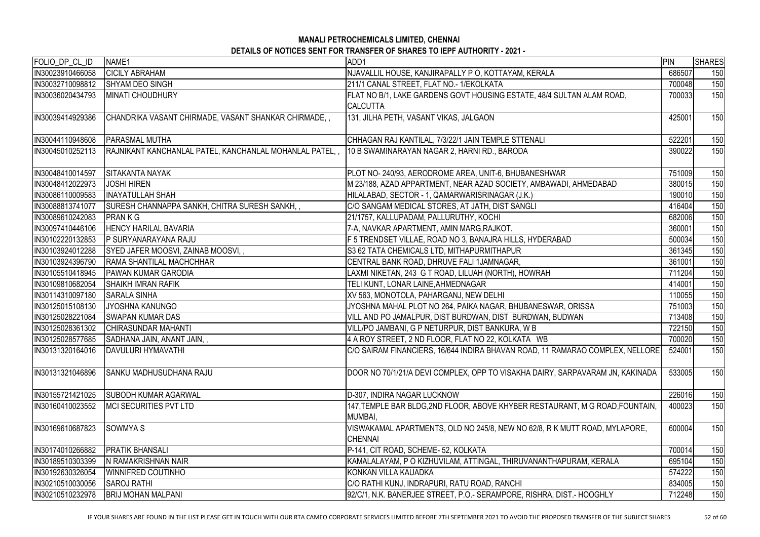# MANALI PETROCHEMICALS LIMITED, CHENNAI

## DETAILS OF NOTICES SENT FOR TRANSFER OF SHARES TO IEPF AUTHORITY - 2021 -

| FOLIO_DP_CL_ID | NAME1 | ADD1 | PIN | SHARES |
|---|---|---|---|---|
| IN30023910466058 | CICILY ABRAHAM | NJAVALLIL HOUSE, KANJIRAPALLY P O, KOTTAYAM, KERALA | 686507 | 150 |
| IN30032710098812 | SHYAM DEO SINGH | 211/1 CANAL STREET, FLAT NO.- 1/EKOLKATA | 700048 | 150 |
| IN30036020434793 | MINATI CHOUDHURY | FLAT NO B/1, LAKE GARDENS GOVT HOUSING ESTATE, 48/4 SULTAN ALAM ROAD, CALCUTTA | 700033 | 150 |
| IN30039414929386 | CHANDRIKA VASANT CHIRMADE, VASANT SHANKAR CHIRMADE, , | 131, JILHA PETH, VASANT VIKAS, JALGAON | 425001 | 150 |
| IN30044110948608 | PARASMAL MUTHA | CHHAGAN RAJ KANTILAL, 7/3/22/1 JAIN TEMPLE STTENALI | 522201 | 150 |
| IN30045010252113 | RAJNIKANT KANCHANLAL PATEL, KANCHANLAL MOHANLAL PATEL, , | 10 B SWAMINARAYAN NAGAR 2, HARNI RD., BARODA | 390022 | 150 |
| IN30048410014597 | SITAKANTA NAYAK | PLOT NO- 240/93, AERODROME AREA, UNIT-6, BHUBANESHWAR | 751009 | 150 |
| IN30048412022973 | JOSHI HIREN | M 23/188, AZAD APPARTMENT, NEAR AZAD SOCIETY, AMBAWADI, AHMEDABAD | 380015 | 150 |
| IN30086110009583 | INAYATULLAH SHAH | HILALABAD, SECTOR - 1, QAMARWARISRINAGAR (J.K.) | 190010 | 150 |
| IN30088813741077 | SURESH CHANNAPPA SANKH, CHITRA SURESH SANKH, , | C/O SANGAM MEDICAL STORES, AT JATH, DIST SANGLI | 416404 | 150 |
| IN30089610242083 | PRAN K G | 21/1757, KALLUPADAM, PALLURUTHY, KOCHI | 682006 | 150 |
| IN30097410446106 | HENCY HARILAL BAVARIA | 7-A, NAVKAR APARTMENT, AMIN MARG,RAJKOT. | 360001 | 150 |
| IN30102220132853 | P SURYANARAYANA RAJU | F 5 TRENDSET VILLAE, ROAD NO 3, BANAJRA HILLS, HYDERABAD | 500034 | 150 |
| IN30103924012288 | SYED JAFER MOOSVI, ZAINAB MOOSVI, , | S3 62 TATA CHEMICALS LTD, MITHAPURMITHAPUR | 361345 | 150 |
| IN30103924396790 | RAMA SHANTILAL MACHCHHAR | CENTRAL BANK ROAD, DHRUVE FALI 1JAMNAGAR, | 361001 | 150 |
| IN30105510418945 | PAWAN KUMAR GARODIA | LAXMI NIKETAN, 243 G T ROAD, LILUAH (NORTH), HOWRAH | 711204 | 150 |
| IN30109810682054 | SHAIKH IMRAN RAFIK | TELI KUNT, LONAR LAINE,AHMEDNAGAR | 414001 | 150 |
| IN30114310097180 | SARALA SINHA | XV 563, MONOTOLA, PAHARGANJ, NEW DELHI | 110055 | 150 |
| IN30125015108130 | JYOSHNA KANUNGO | JYOSHNA MAHAL PLOT NO 264, PAIKA NAGAR, BHUBANESWAR, ORISSA | 751003 | 150 |
| IN30125028221084 | SWAPAN KUMAR DAS | VILL AND PO JAMALPUR, DIST BURDWAN, DIST BURDWAN, BUDWAN | 713408 | 150 |
| IN30125028361302 | CHIRASUNDAR MAHANTI | VILL/PO JAMBANI, G P NETURPUR, DIST BANKURA, W B | 722150 | 150 |
| IN30125028577685 | SADHANA JAIN, ANANT JAIN, , | 4 A ROY STREET, 2 ND FLOOR, FLAT NO 22, KOLKATA WB | 700020 | 150 |
| IN30131320164016 | DAVULURI HYMAVATHI | C/O SAIRAM FINANCIERS, 16/644 INDIRA BHAVAN ROAD, 11 RAMARAO COMPLEX, NELLORE | 524001 | 150 |
| IN30131321046896 | SANKU MADHUSUDHANA RAJU | DOOR NO 70/1/21/A DEVI COMPLEX, OPP TO VISAKHA DAIRY, SARPAVARAM JN, KAKINADA | 533005 | 150 |
| IN30155721421025 | SUBODH KUMAR AGARWAL | D-307, INDIRA NAGAR LUCKNOW | 226016 | 150 |
| IN30160410023552 | MCI SECURITIES PVT LTD | 147,TEMPLE BAR BLDG,2ND FLOOR, ABOVE KHYBER RESTAURANT, M G ROAD,FOUNTAIN, MUMBAI, | 400023 | 150 |
| IN30169610687823 | SOWMYA S | VISWAKAMAL APARTMENTS, OLD NO 245/8, NEW NO 62/8, R K MUTT ROAD, MYLAPORE, CHENNAI | 600004 | 150 |
| IN30174010266882 | PRATIK BHANSALI | P-141, CIT ROAD, SCHEME- 52, KOLKATA | 700014 | 150 |
| IN30189510303399 | N RAMAKRISHNAN NAIR | KAMALALAYAM, P O KIZHUVILAM, ATTINGAL, THIRUVANANTHAPURAM, KERALA | 695104 | 150 |
| IN30192630326054 | WINNIFRED COUTINHO | KONKAN VILLA KAUADKA | 574222 | 150 |
| IN30210510030056 | SAROJ RATHI | C/O RATHI KUNJ, INDRAPURI, RATU ROAD, RANCHI | 834005 | 150 |
| IN30210510232978 | BRIJ MOHAN MALPANI | 92/C/1, N.K. BANERJEE STREET, P.O.- SERAMPORE, RISHRA, DIST.- HOOGHLY | 712248 | 150 |

IF YOUR SHARES ARE FOUND IN THE LIST PLEASE GET IN TOUCH WITH OUR RTA CAMEO CORPORATE SERVICES LIMITED BEFORE 7TH SEPTEMBER 2021 TO AVOID THE PROPOSED TRANSFER OF THE SUBJECT SHARES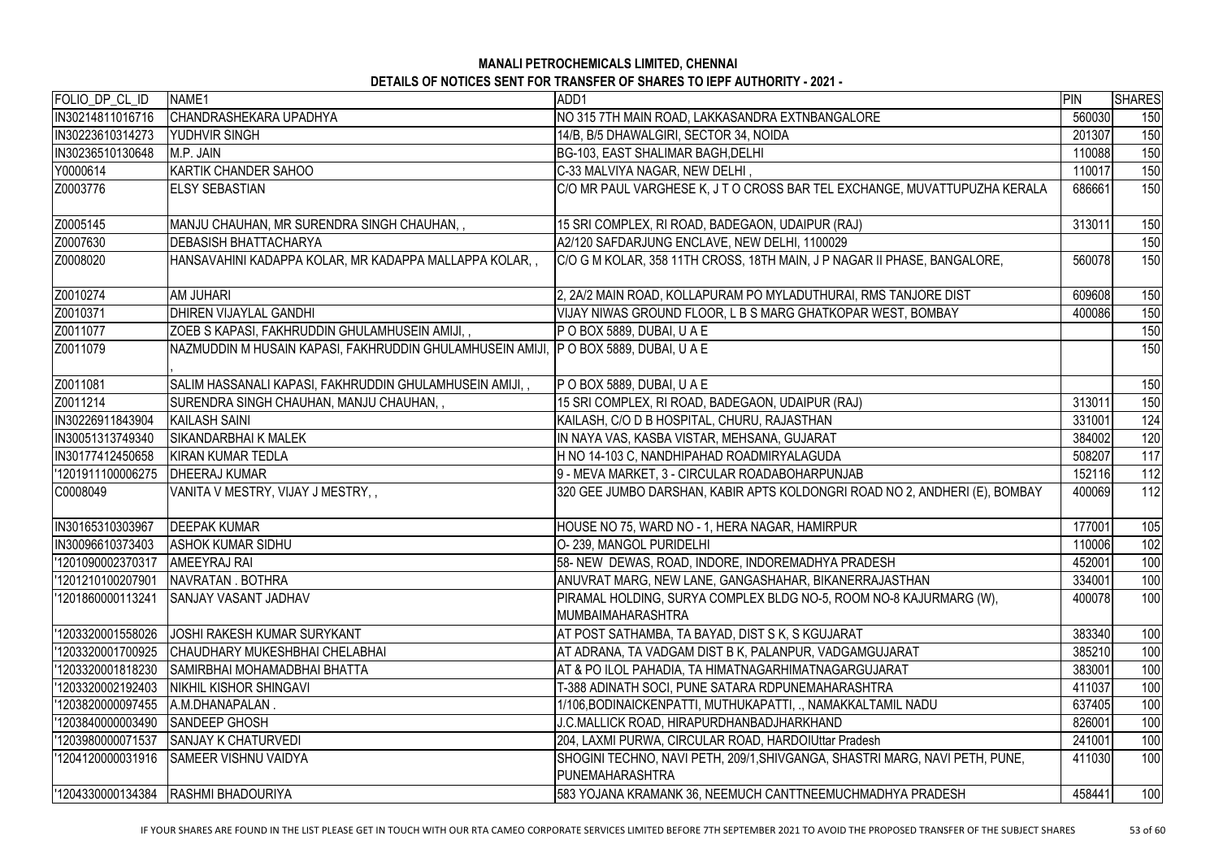**MANALI PETROCHEMICALS LIMITED, CHENNAI**

**DETAILS OF NOTICES SENT FOR TRANSFER OF SHARES TO IEPF AUTHORITY - 2021 -**

| FOLIO_DP_CL_ID | NAME1 | ADD1 | PIN | SHARES |
|---|---|---|---|---|
| IN30214811016716 | CHANDRASHEKARA UPADHYA | NO 315 7TH MAIN ROAD, LAKKASANDRA EXTNBANGALORE | 560030 | 150 |
| IN30223610314273 | YUDHVIR SINGH | 14/B, B/5 DHAWALGIRI, SECTOR 34, NOIDA | 201307 | 150 |
| IN30236510130648 | M.P. JAIN | BG-103, EAST SHALIMAR BAGH,DELHI | 110088 | 150 |
| Y0000614 | KARTIK CHANDER SAHOO | C-33 MALVIYA NAGAR, NEW DELHI , | 110017 | 150 |
| Z0003776 | ELSY SEBASTIAN | C/O MR PAUL VARGHESE K, J T O CROSS BAR TEL EXCHANGE, MUVATTUPUZHA KERALA | 686661 | 150 |
| Z0005145 | MANJU CHAUHAN, MR SURENDRA SINGH CHAUHAN, , | 15 SRI COMPLEX, RI ROAD, BADEGAON, UDAIPUR (RAJ) | 313011 | 150 |
| Z0007630 | DEBASISH BHATTACHARYA | A2/120 SAFDARJUNG ENCLAVE, NEW DELHI, 1100029 | | 150 |
| Z0008020 | HANSAVAHINI KADAPPA KOLAR, MR KADAPPA MALLAPPA KOLAR, , | C/O G M KOLAR, 358 11TH CROSS, 18TH MAIN, J P NAGAR II PHASE, BANGALORE, | 560078 | 150 |
| Z0010274 | AM JUHARI | 2, 2A/2 MAIN ROAD, KOLLAPURAM PO MYLADUTHURAI, RMS TANJORE DIST | 609608 | 150 |
| Z0010371 | DHIREN VIJAYLAL GANDHI | VIJAY NIWAS GROUND FLOOR, L B S MARG GHATKOPAR WEST, BOMBAY | 400086 | 150 |
| Z0011077 | ZOEB S KAPASI, FAKHRUDDIN GHULAMHUSEIN AMIJI, , | P O BOX 5889, DUBAI, U A E | | 150 |
| Z0011079 | NAZMUDDIN M HUSAIN KAPASI, FAKHRUDDIN GHULAMHUSEIN AMIJI, , | P O BOX 5889, DUBAI, U A E | | 150 |
| Z0011081 | SALIM HASSANALI KAPASI, FAKHRUDDIN GHULAMHUSEIN AMIJI, , | P O BOX 5889, DUBAI, U A E | | 150 |
| Z0011214 | SURENDRA SINGH CHAUHAN, MANJU CHAUHAN, , | 15 SRI COMPLEX, RI ROAD, BADEGAON, UDAIPUR (RAJ) | 313011 | 150 |
| IN30226911843904 | KAILASH SAINI | KAILASH, C/O D B HOSPITAL, CHURU, RAJASTHAN | 331001 | 124 |
| IN30051313749340 | SIKANDARBHAI K MALEK | IN NAYA VAS, KASBA VISTAR, MEHSANA, GUJARAT | 384002 | 120 |
| IN30177412450658 | KIRAN KUMAR TEDLA | H NO 14-103 C, NANDHIPAHAD ROADMIRYALAGUDA | 508207 | 117 |
| '1201911100006275 | DHEERAJ KUMAR | 9 - MEVA MARKET, 3 - CIRCULAR ROADABOHARPUNJAB | 152116 | 112 |
| C0008049 | VANITA V MESTRY, VIJAY J MESTRY, , | 320 GEE JUMBO DARSHAN, KABIR APTS KOLDONGRI ROAD NO 2, ANDHERI (E), BOMBAY | 400069 | 112 |
| IN30165310303967 | DEEPAK KUMAR | HOUSE NO 75, WARD NO - 1, HERA NAGAR, HAMIRPUR | 177001 | 105 |
| IN30096610373403 | ASHOK KUMAR SIDHU | O- 239, MANGOL PURIDELHI | 110006 | 102 |
| '1201090002370317 | AMEEYRAJ RAI | 58- NEW DEWAS, ROAD, INDORE, INDOREMADHYA PRADESH | 452001 | 100 |
| '1201210100207901 | NAVRATAN . BOTHRA | ANUVRAT MARG, NEW LANE, GANGASHAHAR, BIKANERRAJASTHAN | 334001 | 100 |
| '1201860000113241 | SANJAY VASANT JADHAV | PIRAMAL HOLDING, SURYA COMPLEX BLDG NO-5, ROOM NO-8 KAJURMARG (W), MUMBAIMAHARASHTRA | 400078 | 100 |
| '1203320001558026 | JOSHI RAKESH KUMAR SURYKANT | AT POST SATHAMBA, TA BAYAD, DIST S K, S KGUJARAT | 383340 | 100 |
| '1203320001700925 | CHAUDHARY MUKESHBHAI CHELABHAI | AT ADRANA, TA VADGAM DIST B K, PALANPUR, VADGAMGUJARAT | 385210 | 100 |
| '1203320001818230 | SAMIRBHAI MOHAMADBHAI BHATTA | AT & PO ILOL PAHADIA, TA HIMATNAGARHIMATNAGARGUJARAT | 383001 | 100 |
| '1203320002192403 | NIKHIL KISHOR SHINGAVI | T-388 ADINATH SOCI, PUNE SATARA RDPUNEMAHARASHTRA | 411037 | 100 |
| '1203820000097455 | A.M.DHANAPALAN . | 1/106,BODINAICKENPATTI, MUTHUKAPATTI, ., NAMAKKALTAMIL NADU | 637405 | 100 |
| '1203840000003490 | SANDEEP GHOSH | J.C.MALLICK ROAD, HIRAPURDHANBADJHARKHAND | 826001 | 100 |
| '1203980000071537 | SANJAY K CHATURVEDI | 204, LAXMI PURWA, CIRCULAR ROAD, HARDOIUttar Pradesh | 241001 | 100 |
| '1204120000031916 | SAMEER VISHNU VAIDYA | SHOGINI TECHNO, NAVI PETH, 209/1,SHIVGANGA, SHASTRI MARG, NAVI PETH, PUNE, PUNEMAHARASHTRA | 411030 | 100 |
| '1204330000134384 | RASHMI BHADOURIYA | 583 YOJANA KRAMANK 36, NEEMUCH CANTTNEEMUCHMADHYA PRADESH | 458441 | 100 |

IF YOUR SHARES ARE FOUND IN THE LIST PLEASE GET IN TOUCH WITH OUR RTA CAMEO CORPORATE SERVICES LIMITED BEFORE 7TH SEPTEMBER 2021 TO AVOID THE PROPOSED TRANSFER OF THE SUBJECT SHARES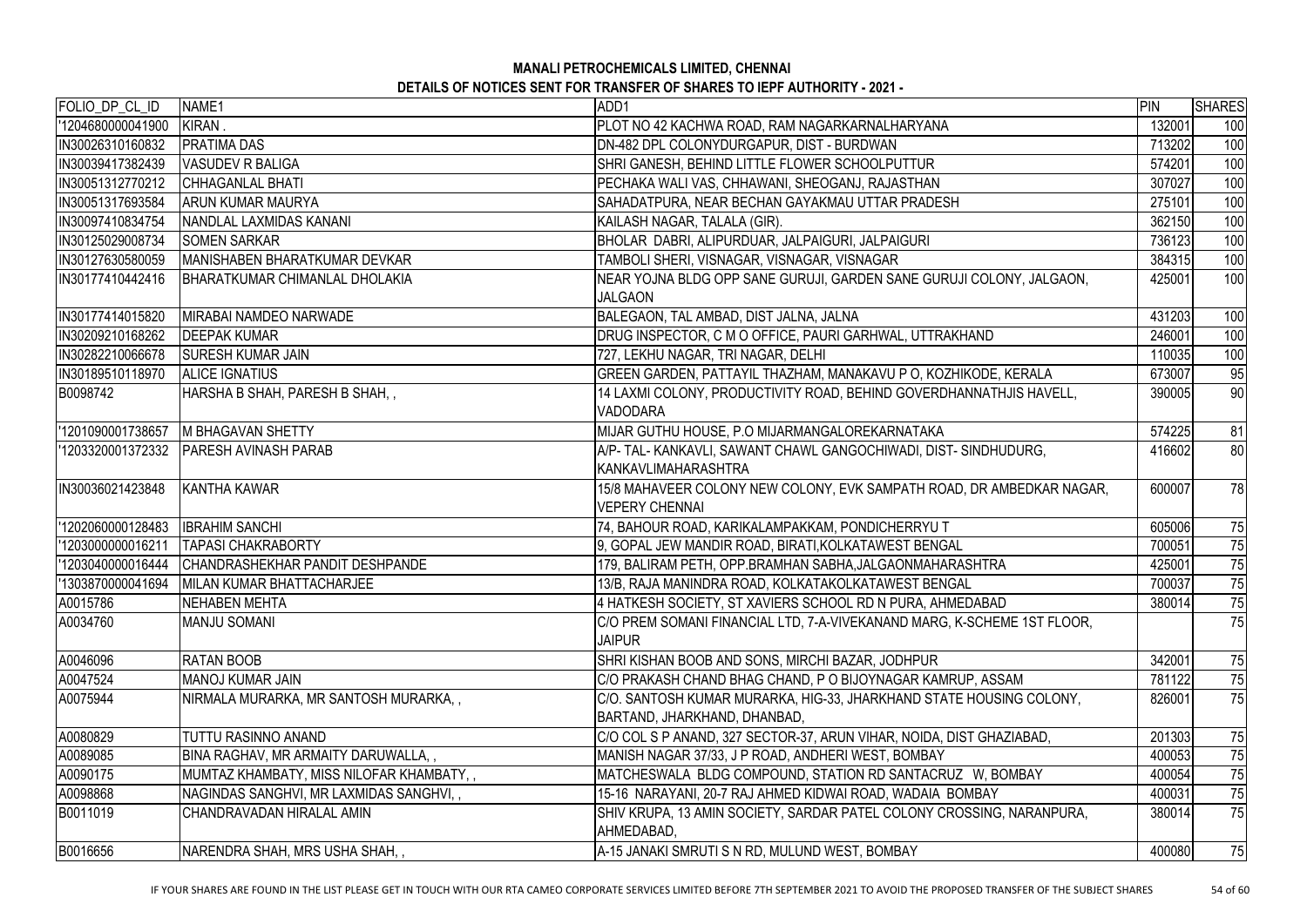**MANALI PETROCHEMICALS LIMITED, CHENNAI**

**DETAILS OF NOTICES SENT FOR TRANSFER OF SHARES TO IEPF AUTHORITY - 2021 -**

| FOLIO_DP_CL_ID | NAME1 | ADD1 | PIN | SHARES |
|---|---|---|---|---|
| '1204680000041900 | KIRAN . | PLOT NO 42 KACHWA ROAD, RAM NAGARKARNALHARYANA | 132001 | 100 |
| IN30026310160832 | PRATIMA DAS | DN-482 DPL COLONYDURGAPUR, DIST - BURDWAN | 713202 | 100 |
| IN30039417382439 | VASUDEV R BALIGA | SHRI GANESH, BEHIND LITTLE FLOWER SCHOOLPUTTUR | 574201 | 100 |
| IN30051312770212 | CHHAGANLAL BHATI | PECHAKA WALI VAS, CHHAWANI, SHEOGANJ, RAJASTHAN | 307027 | 100 |
| IN30051317693584 | ARUN KUMAR MAURYA | SAHADATPURA, NEAR BECHAN GAYAKMAU UTTAR PRADESH | 275101 | 100 |
| IN30097410834754 | NANDLAL LAXMIDAS KANANI | KAILASH NAGAR, TALALA (GIR). | 362150 | 100 |
| IN30125029008734 | SOMEN SARKAR | BHOLAR DABRI, ALIPURDUAR, JALPAIGURI, JALPAIGURI | 736123 | 100 |
| IN30127630580059 | MANISHABEN BHARATKUMAR DEVKAR | TAMBOLI SHERI, VISNAGAR, VISNAGAR, VISNAGAR | 384315 | 100 |
| IN30177410442416 | BHARATKUMAR CHIMANLAL DHOLAKIA | NEAR YOJNA BLDG OPP SANE GURUJI, GARDEN SANE GURUJI COLONY, JALGAON, JALGAON | 425001 | 100 |
| IN30177414015820 | MIRABAI NAMDEO NARWADE | BALEGAON, TAL AMBAD, DIST JALNA, JALNA | 431203 | 100 |
| IN30209210168262 | DEEPAK KUMAR | DRUG INSPECTOR, C M O OFFICE, PAURI GARHWAL, UTTRAKHAND | 246001 | 100 |
| IN30282210066678 | SURESH KUMAR JAIN | 727, LEKHU NAGAR, TRI NAGAR, DELHI | 110035 | 100 |
| IN30189510118970 | ALICE IGNATIUS | GREEN GARDEN, PATTAYIL THAZHAM, MANAKAVU P O, KOZHIKODE, KERALA | 673007 | 95 |
| B0098742 | HARSHA B SHAH, PARESH B SHAH, , | 14 LAXMI COLONY, PRODUCTIVITY ROAD, BEHIND GOVERDHANNATHJIS HAVELL, VADODARA | 390005 | 90 |
| '1201090001738657 | M BHAGAVAN SHETTY | MIJAR GUTHU HOUSE, P.O MIJARMANGALOREKARNATAKA | 574225 | 81 |
| '1203320001372332 | PARESH AVINASH PARAB | A/P- TAL- KANKAVLI, SAWANT CHAWL GANGOCHIWADI, DIST- SINDHUDURG, KANKAVLIMAHARASHTRA | 416602 | 80 |
| IN30036021423848 | KANTHA KAWAR | 15/8 MAHAVEER COLONY NEW COLONY, EVK SAMPATH ROAD, DR AMBEDKAR NAGAR, VEPERY CHENNAI | 600007 | 78 |
| '1202060000128483 | IBRAHIM SANCHI | 74, BAHOUR ROAD, KARIKALAMPAKKAM, PONDICHERRYU T | 605006 | 75 |
| '1203000000016211 | TAPASI CHAKRABORTY | 9, GOPAL JEW MANDIR ROAD, BIRATI,KOLKATAWEST BENGAL | 700051 | 75 |
| '1203040000016444 | CHANDRASHEKHAR PANDIT DESHPANDE | 179, BALIRAM PETH, OPP.BRAMHAN SABHA,JALGAONMAHARASHTRA | 425001 | 75 |
| '1303870000041694 | MILAN KUMAR BHATTACHARJEE | 13/B, RAJA MANINDRA ROAD, KOLKATAKOLKATAWEST BENGAL | 700037 | 75 |
| A0015786 | NEHABEN MEHTA | 4 HATKESH SOCIETY, ST XAVIERS SCHOOL RD N PURA, AHMEDABAD | 380014 | 75 |
| A0034760 | MANJU SOMANI | C/O PREM SOMANI FINANCIAL LTD, 7-A-VIVEKANAND MARG, K-SCHEME 1ST FLOOR, JAIPUR | | 75 |
| A0046096 | RATAN BOOB | SHRI KISHAN BOOB AND SONS, MIRCHI BAZAR, JODHPUR | 342001 | 75 |
| A0047524 | MANOJ KUMAR JAIN | C/O PRAKASH CHAND BHAG CHAND, P O BIJOYNAGAR KAMRUP, ASSAM | 781122 | 75 |
| A0075944 | NIRMALA MURARKA, MR SANTOSH MURARKA, , | C/O. SANTOSH KUMAR MURARKA, HIG-33, JHARKHAND STATE HOUSING COLONY, BARTAND, JHARKHAND, DHANBAD, | 826001 | 75 |
| A0080829 | TUTTU RASINNO ANAND | C/O COL S P ANAND, 327 SECTOR-37, ARUN VIHAR, NOIDA, DIST GHAZIABAD, | 201303 | 75 |
| A0089085 | BINA RAGHAV, MR ARMAITY DARUWALLA, , | MANISH NAGAR 37/33, J P ROAD, ANDHERI WEST, BOMBAY | 400053 | 75 |
| A0090175 | MUMTAZ KHAMBATY, MISS NILOFAR KHAMBATY, , | MATCHESWALA BLDG COMPOUND, STATION RD SANTACRUZ W, BOMBAY | 400054 | 75 |
| A0098868 | NAGINDAS SANGHVI, MR LAXMIDAS SANGHVI, , | 15-16 NARAYANI, 20-7 RAJ AHMED KIDWAI ROAD, WADAIA BOMBAY | 400031 | 75 |
| B0011019 | CHANDRAVADAN HIRALAL AMIN | SHIV KRUPA, 13 AMIN SOCIETY, SARDAR PATEL COLONY CROSSING, NARANPURA, AHMEDABAD, | 380014 | 75 |
| B0016656 | NARENDRA SHAH, MRS USHA SHAH, , | A-15 JANAKI SMRUTI S N RD, MULUND WEST, BOMBAY | 400080 | 75 |

IF YOUR SHARES ARE FOUND IN THE LIST PLEASE GET IN TOUCH WITH OUR RTA CAMEO CORPORATE SERVICES LIMITED BEFORE 7TH SEPTEMBER 2021 TO AVOID THE PROPOSED TRANSFER OF THE SUBJECT SHARES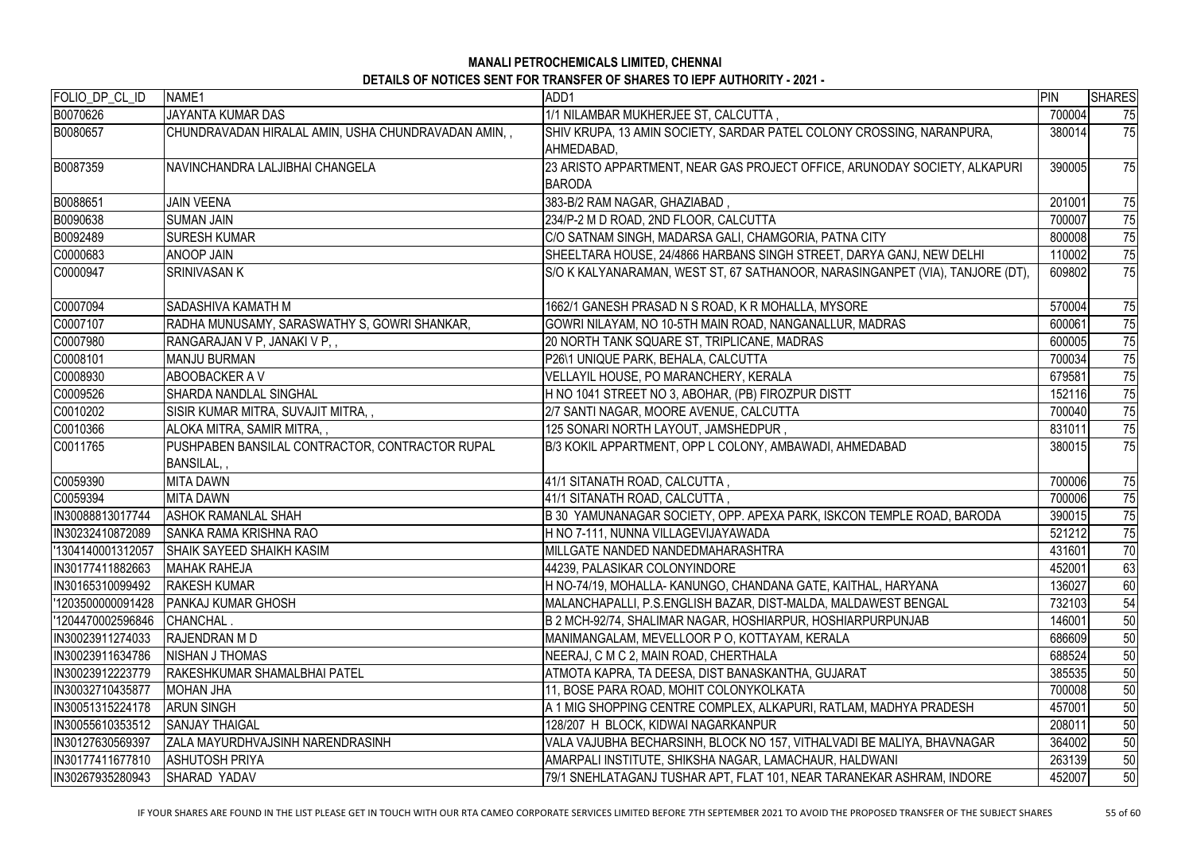# MANALI PETROCHEMICALS LIMITED, CHENNAI

## DETAILS OF NOTICES SENT FOR TRANSFER OF SHARES TO IEPF AUTHORITY - 2021 -

| FOLIO_DP_CL_ID | NAME1 | ADD1 | PIN | SHARES |
|---|---|---|---|---|
| B0070626 | JAYANTA KUMAR DAS | 1/1 NILAMBAR MUKHERJEE ST, CALCUTTA , | 700004 | 75 |
| B0080657 | CHUNDRAVADAN HIRALAL AMIN, USHA CHUNDRAVADAN AMIN, , | SHIV KRUPA, 13 AMIN SOCIETY, SARDAR PATEL COLONY CROSSING, NARANPURA, AHMEDABAD, | 380014 | 75 |
| B0087359 | NAVINCHANDRA LALJIBHAI CHANGELA | 23 ARISTO APPARTMENT, NEAR GAS PROJECT OFFICE, ARUNODAY SOCIETY, ALKAPURI BARODA | 390005 | 75 |
| B0088651 | JAIN VEENA | 383-B/2 RAM NAGAR, GHAZIABAD , | 201001 | 75 |
| B0090638 | SUMAN JAIN | 234/P-2 M D ROAD, 2ND FLOOR, CALCUTTA | 700007 | 75 |
| B0092489 | SURESH KUMAR | C/O SATNAM SINGH, MADARSA GALI, CHAMGORIA, PATNA CITY | 800008 | 75 |
| C0000683 | ANOOP JAIN | SHEELTARA HOUSE, 24/4866 HARBANS SINGH STREET, DARYA GANJ, NEW DELHI | 110002 | 75 |
| C0000947 | SRINIVASAN K | S/O K KALYANARAMAN, WEST ST, 67 SATHANOOR, NARASINGANPET (VIA), TANJORE (DT), | 609802 | 75 |
| C0007094 | SADASHIVA KAMATH M | 1662/1 GANESH PRASAD N S ROAD, K R MOHALLA, MYSORE | 570004 | 75 |
| C0007107 | RADHA MUNUSAMY, SARASWATHY S, GOWRI SHANKAR, | GOWRI NILAYAM, NO 10-5TH MAIN ROAD, NANGANALLUR, MADRAS | 600061 | 75 |
| C0007980 | RANGARAJAN V P, JANAKI V P, , | 20 NORTH TANK SQUARE ST, TRIPLICANE, MADRAS | 600005 | 75 |
| C0008101 | MANJU BURMAN | P26\1 UNIQUE PARK, BEHALA, CALCUTTA | 700034 | 75 |
| C0008930 | ABOOBACKER A V | VELLAYIL HOUSE, PO MARANCHERY, KERALA | 679581 | 75 |
| C0009526 | SHARDA NANDLAL SINGHAL | H NO 1041 STREET NO 3, ABOHAR, (PB) FIROZPUR DISTT | 152116 | 75 |
| C0010202 | SISIR KUMAR MITRA, SUVAJIT MITRA, , | 2/7 SANTI NAGAR, MOORE AVENUE, CALCUTTA | 700040 | 75 |
| C0010366 | ALOKA MITRA, SAMIR MITRA, , | 125 SONARI NORTH LAYOUT, JAMSHEDPUR , | 831011 | 75 |
| C0011765 | PUSHPABEN BANSILAL CONTRACTOR, CONTRACTOR RUPAL BANSILAL, , | B/3 KOKIL APPARTMENT, OPP L COLONY, AMBAWADI, AHMEDABAD | 380015 | 75 |
| C0059390 | MITA DAWN | 41/1 SITANATH ROAD, CALCUTTA , | 700006 | 75 |
| C0059394 | MITA DAWN | 41/1 SITANATH ROAD, CALCUTTA , | 700006 | 75 |
| IN30088813017744 | ASHOK RAMANLAL SHAH | B 30 YAMUNANAGAR SOCIETY, OPP. APEXA PARK, ISKCON TEMPLE ROAD, BARODA | 390015 | 75 |
| IN30232410872089 | SANKA RAMA KRISHNA RAO | H NO 7-111, NUNNA VILLAGEVIJAYAWADA | 521212 | 75 |
| '1304140001312057 | SHAIK SAYEED SHAIKH KASIM | MILLGATE NANDED NANDEDMAHARASHTRA | 431601 | 70 |
| IN30177411882663 | MAHAK RAHEJA | 44239, PALASIKAR COLONYINDORE | 452001 | 63 |
| IN30165310099492 | RAKESH KUMAR | H NO-74/19, MOHALLA- KANUNGO, CHANDANA GATE, KAITHAL, HARYANA | 136027 | 60 |
| '1203500000091428 | PANKAJ KUMAR GHOSH | MALANCHAPALLI, P.S.ENGLISH BAZAR, DIST-MALDA, MALDAWEST BENGAL | 732103 | 54 |
| '1204470002596846 | CHANCHAL . | B 2 MCH-92/74, SHALIMAR NAGAR, HOSHIARPUR, HOSHIARPURPUNJAB | 146001 | 50 |
| IN30023911274033 | RAJENDRAN M D | MANIMANGALAM, MEVELLOOR P O, KOTTAYAM, KERALA | 686609 | 50 |
| IN30023911634786 | NISHAN J THOMAS | NEERAJ, C M C 2, MAIN ROAD, CHERTHALA | 688524 | 50 |
| IN30023912223779 | RAKESHKUMAR SHAMALBHAI PATEL | ATMOTA KAPRA, TA DEESA, DIST BANASKANTHA, GUJARAT | 385535 | 50 |
| IN30032710435877 | MOHAN JHA | 11, BOSE PARA ROAD, MOHIT COLONYKOLKATA | 700008 | 50 |
| IN30051315224178 | ARUN SINGH | A 1 MIG SHOPPING CENTRE COMPLEX, ALKAPURI, RATLAM, MADHYA PRADESH | 457001 | 50 |
| IN30055610353512 | SANJAY THAIGAL | 128/207 H BLOCK, KIDWAI NAGARKANPUR | 208011 | 50 |
| IN30127630569397 | ZALA MAYURDHVAJSINH NARENDRASINH | VALA VAJUBHA BECHARSINH, BLOCK NO 157, VITHALVADI BE MALIYA, BHAVNAGAR | 364002 | 50 |
| IN30177411677810 | ASHUTOSH PRIYA | AMARPALI INSTITUTE, SHIKSHA NAGAR, LAMACHAUR, HALDWANI | 263139 | 50 |
| IN30267935280943 | SHARAD YADAV | 79/1 SNEHLATAGANJ TUSHAR APT, FLAT 101, NEAR TARANEKAR ASHRAM, INDORE | 452007 | 50 |

IF YOUR SHARES ARE FOUND IN THE LIST PLEASE GET IN TOUCH WITH OUR RTA CAMEO CORPORATE SERVICES LIMITED BEFORE 7TH SEPTEMBER 2021 TO AVOID THE PROPOSED TRANSFER OF THE SUBJECT SHARES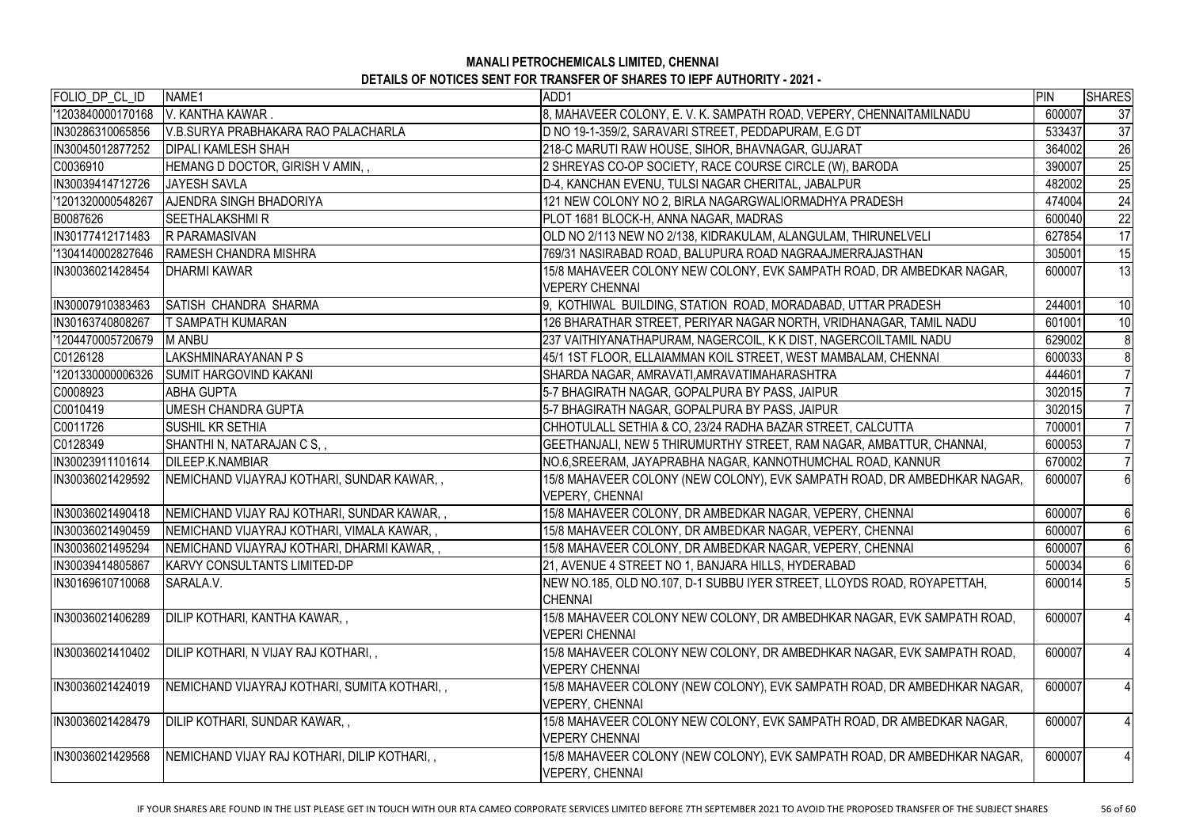**MANALI PETROCHEMICALS LIMITED, CHENNAI**

**DETAILS OF NOTICES SENT FOR TRANSFER OF SHARES TO IEPF AUTHORITY - 2021 -**

| FOLIO_DP_CL_ID | NAME1 | ADD1 | PIN | SHARES |
|---|---|---|---|---|
| '1203840000170168 | V. KANTHA KAWAR . | 8, MAHAVEER COLONY, E. V. K. SAMPATH ROAD, VEPERY, CHENNAITAMILNADU | 600007 | 37 |
| IN30286310065856 | V.B.SURYA PRABHAKARA RAO PALACHARLA | D NO 19-1-359/2, SARAVARI STREET, PEDDAPURAM, E.G DT | 533437 | 37 |
| IN30045012877252 | DIPALI KAMLESH SHAH | 218-C MARUTI RAW HOUSE, SIHOR, BHAVNAGAR, GUJARAT | 364002 | 26 |
| C0036910 | HEMANG D DOCTOR, GIRISH V AMIN, , | 2 SHREYAS CO-OP SOCIETY, RACE COURSE CIRCLE (W), BARODA | 390007 | 25 |
| IN30039414712726 | JAYESH SAVLA | D-4, KANCHAN EVENU, TULSI NAGAR CHERITAL, JABALPUR | 482002 | 25 |
| '1201320000548267 | AJENDRA SINGH BHADORIYA | 121 NEW COLONY NO 2, BIRLA NAGARGWALIORMADHYA PRADESH | 474004 | 24 |
| B0087626 | SEETHALAKSHMI R | PLOT 1681 BLOCK-H, ANNA NAGAR, MADRAS | 600040 | 22 |
| IN30177412171483 | R PARAMASIVAN | OLD NO 2/113 NEW NO 2/138, KIDRAKULAM, ALANGULAM, THIRUNELVELI | 627854 | 17 |
| '1304140002827646 | RAMESH CHANDRA MISHRA | 769/31 NASIRABAD ROAD, BALUPURA ROAD NAGRAAJMERRAJASTHAN | 305001 | 15 |
| IN30036021428454 | DHARMI KAWAR | 15/8 MAHAVEER COLONY NEW COLONY, EVK SAMPATH ROAD, DR AMBEDKAR NAGAR, VEPERY CHENNAI | 600007 | 13 |
| IN30007910383463 | SATISH CHANDRA SHARMA | 9, KOTHIWAL BUILDING, STATION ROAD, MORADABAD, UTTAR PRADESH | 244001 | 10 |
| IN30163740808267 | T SAMPATH KUMARAN | 126 BHARATHAR STREET, PERIYAR NAGAR NORTH, VRIDHANAGAR, TAMIL NADU | 601001 | 10 |
| '1204470005720679 | M ANBU | 237 VAITHIYANATHAPURAM, NAGERCOIL, K K DIST, NAGERCOILTAMIL NADU | 629002 | 8 |
| C0126128 | LAKSHMINARAYANAN P S | 45/1 1ST FLOOR, ELLAIAMMAN KOIL STREET, WEST MAMBALAM, CHENNAI | 600033 | 8 |
| '1201330000006326 | SUMIT HARGOVIND KAKANI | SHARDA NAGAR, AMRAVATI,AMRAVATIMAHARASHTRA | 444601 | 7 |
| C0008923 | ABHA GUPTA | 5-7 BHAGIRATH NAGAR, GOPALPURA BY PASS, JAIPUR | 302015 | 7 |
| C0010419 | UMESH CHANDRA GUPTA | 5-7 BHAGIRATH NAGAR, GOPALPURA BY PASS, JAIPUR | 302015 | 7 |
| C0011726 | SUSHIL KR SETHIA | CHHOTULALL SETHIA & CO, 23/24 RADHA BAZAR STREET, CALCUTTA | 700001 | 7 |
| C0128349 | SHANTHI N, NATARAJAN C S, , | GEETHANJALI, NEW 5 THIRUMURTHY STREET, RAM NAGAR, AMBATTUR, CHANNAI, | 600053 | 7 |
| IN30023911101614 | DILEEP.K.NAMBIAR | NO.6,SREERAM, JAYAPRABHA NAGAR, KANNOTHUMCHAL ROAD, KANNUR | 670002 | 7 |
| IN30036021429592 | NEMICHAND VIJAYRAJ KOTHARI, SUNDAR KAWAR, , | 15/8 MAHAVEER COLONY (NEW COLONY), EVK SAMPATH ROAD, DR AMBEDHKAR NAGAR, VEPERY, CHENNAI | 600007 | 6 |
| IN30036021490418 | NEMICHAND VIJAY RAJ KOTHARI, SUNDAR KAWAR, , | 15/8 MAHAVEER COLONY, DR AMBEDKAR NAGAR, VEPERY, CHENNAI | 600007 | 6 |
| IN30036021490459 | NEMICHAND VIJAYRAJ KOTHARI, VIMALA KAWAR, , | 15/8 MAHAVEER COLONY, DR AMBEDKAR NAGAR, VEPERY, CHENNAI | 600007 | 6 |
| IN30036021495294 | NEMICHAND VIJAYRAJ KOTHARI, DHARMI KAWAR, , | 15/8 MAHAVEER COLONY, DR AMBEDKAR NAGAR, VEPERY, CHENNAI | 600007 | 6 |
| IN30039414805867 | KARVY CONSULTANTS LIMITED-DP | 21, AVENUE 4 STREET NO 1, BANJARA HILLS, HYDERABAD | 500034 | 6 |
| IN30169610710068 | SARALA.V. | NEW NO.185, OLD NO.107, D-1 SUBBU IYER STREET, LLOYDS ROAD, ROYAPETTAH, CHENNAI | 600014 | 5 |
| IN30036021406289 | DILIP KOTHARI, KANTHA KAWAR, , | 15/8 MAHAVEER COLONY NEW COLONY, DR AMBEDHKAR NAGAR, EVK SAMPATH ROAD, VEPERI CHENNAI | 600007 | 4 |
| IN30036021410402 | DILIP KOTHARI, N VIJAY RAJ KOTHARI, , | 15/8 MAHAVEER COLONY NEW COLONY, DR AMBEDHKAR NAGAR, EVK SAMPATH ROAD, VEPERY CHENNAI | 600007 | 4 |
| IN30036021424019 | NEMICHAND VIJAYRAJ KOTHARI, SUMITA KOTHARI, , | 15/8 MAHAVEER COLONY (NEW COLONY), EVK SAMPATH ROAD, DR AMBEDHKAR NAGAR, VEPERY, CHENNAI | 600007 | 4 |
| IN30036021428479 | DILIP KOTHARI, SUNDAR KAWAR, , | 15/8 MAHAVEER COLONY NEW COLONY, EVK SAMPATH ROAD, DR AMBEDKAR NAGAR, VEPERY CHENNAI | 600007 | 4 |
| IN30036021429568 | NEMICHAND VIJAY RAJ KOTHARI, DILIP KOTHARI, , | 15/8 MAHAVEER COLONY (NEW COLONY), EVK SAMPATH ROAD, DR AMBEDHKAR NAGAR, VEPERY, CHENNAI | 600007 | 4 |

IF YOUR SHARES ARE FOUND IN THE LIST PLEASE GET IN TOUCH WITH OUR RTA CAMEO CORPORATE SERVICES LIMITED BEFORE 7TH SEPTEMBER 2021 TO AVOID THE PROPOSED TRANSFER OF THE SUBJECT SHARES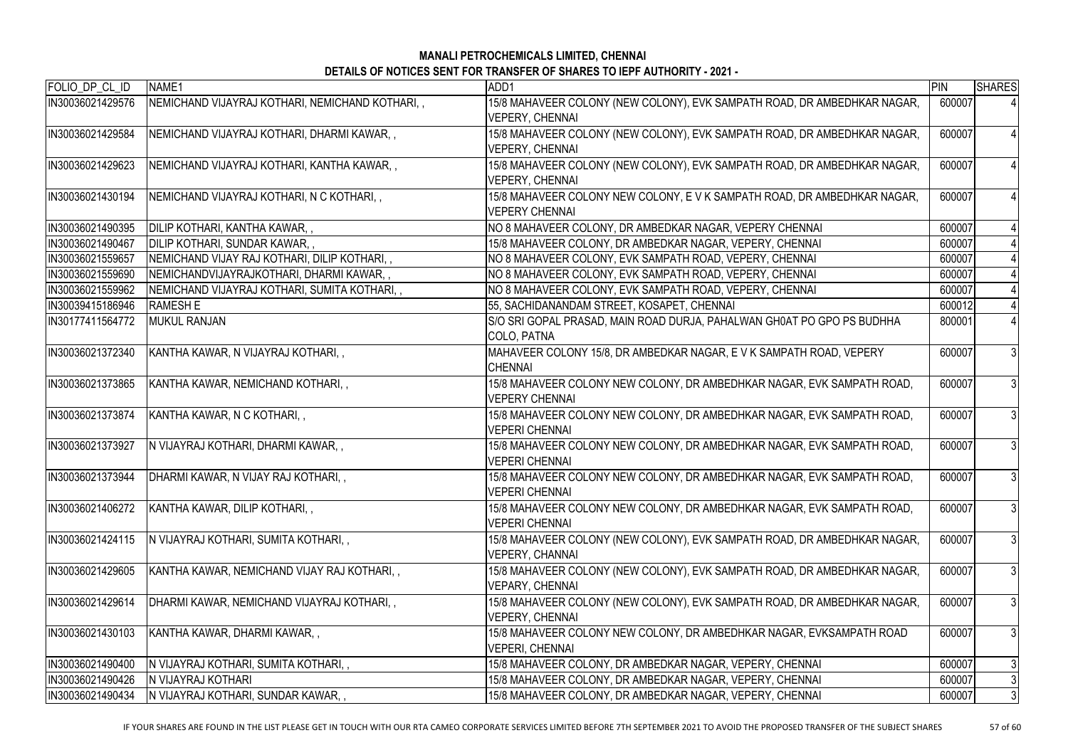# MANALI PETROCHEMICALS LIMITED, CHENNAI

## DETAILS OF NOTICES SENT FOR TRANSFER OF SHARES TO IEPF AUTHORITY - 2021 -

| FOLIO_DP_CL_ID | NAME1 | ADD1 | PIN | SHARES |
|---|---|---|---|---|
| IN30036021429576 | NEMICHAND VIJAYRAJ KOTHARI, NEMICHAND KOTHARI, , | 15/8 MAHAVEER COLONY (NEW COLONY), EVK SAMPATH ROAD, DR AMBEDHKAR NAGAR, VEPERY, CHENNAI | 600007 | 4 |
| IN30036021429584 | NEMICHAND VIJAYRAJ KOTHARI, DHARMI KAWAR, , | 15/8 MAHAVEER COLONY (NEW COLONY), EVK SAMPATH ROAD, DR AMBEDHKAR NAGAR, VEPERY, CHENNAI | 600007 | 4 |
| IN30036021429623 | NEMICHAND VIJAYRAJ KOTHARI, KANTHA KAWAR, , | 15/8 MAHAVEER COLONY (NEW COLONY), EVK SAMPATH ROAD, DR AMBEDHKAR NAGAR, VEPERY, CHENNAI | 600007 | 4 |
| IN30036021430194 | NEMICHAND VIJAYRAJ KOTHARI, N C KOTHARI, , | 15/8 MAHAVEER COLONY NEW COLONY, E V K SAMPATH ROAD, DR AMBEDHKAR NAGAR, VEPERY CHENNAI | 600007 | 4 |
| IN30036021490395 | DILIP KOTHARI, KANTHA KAWAR, , | NO 8 MAHAVEER COLONY, DR AMBEDKAR NAGAR, VEPERY CHENNAI | 600007 | 4 |
| IN30036021490467 | DILIP KOTHARI, SUNDAR KAWAR, , | 15/8 MAHAVEER COLONY, DR AMBEDKAR NAGAR, VEPERY, CHENNAI | 600007 | 4 |
| IN30036021559657 | NEMICHAND VIJAY RAJ KOTHARI, DILIP KOTHARI, , | NO 8 MAHAVEER COLONY, EVK SAMPATH ROAD, VEPERY, CHENNAI | 600007 | 4 |
| IN30036021559690 | NEMICHANDVIJAYRAJKOTHARI, DHARMI KAWAR, , | NO 8 MAHAVEER COLONY, EVK SAMPATH ROAD, VEPERY, CHENNAI | 600007 | 4 |
| IN30036021559962 | NEMICHAND VIJAYRAJ KOTHARI, SUMITA KOTHARI, , | NO 8 MAHAVEER COLONY, EVK SAMPATH ROAD, VEPERY, CHENNAI | 600007 | 4 |
| IN30039415186946 | RAMESH E | 55, SACHIDANANDAM STREET, KOSAPET, CHENNAI | 600012 | 4 |
| IN30177411564772 | MUKUL RANJAN | S/O SRI GOPAL PRASAD, MAIN ROAD DURJA, PAHALWAN GH0AT PO GPO PS BUDHHA COLO, PATNA | 800001 | 4 |
| IN30036021372340 | KANTHA KAWAR, N VIJAYRAJ KOTHARI, , | MAHAVEER COLONY 15/8, DR AMBEDKAR NAGAR, E V K SAMPATH ROAD, VEPERY CHENNAI | 600007 | 3 |
| IN30036021373865 | KANTHA KAWAR, NEMICHAND KOTHARI, , | 15/8 MAHAVEER COLONY NEW COLONY, DR AMBEDHKAR NAGAR, EVK SAMPATH ROAD, VEPERY CHENNAI | 600007 | 3 |
| IN30036021373874 | KANTHA KAWAR, N C KOTHARI, , | 15/8 MAHAVEER COLONY NEW COLONY, DR AMBEDHKAR NAGAR, EVK SAMPATH ROAD, VEPERI CHENNAI | 600007 | 3 |
| IN30036021373927 | N VIJAYRAJ KOTHARI, DHARMI KAWAR, , | 15/8 MAHAVEER COLONY NEW COLONY, DR AMBEDHKAR NAGAR, EVK SAMPATH ROAD, VEPERI CHENNAI | 600007 | 3 |
| IN30036021373944 | DHARMI KAWAR, N VIJAY RAJ KOTHARI, , | 15/8 MAHAVEER COLONY NEW COLONY, DR AMBEDHKAR NAGAR, EVK SAMPATH ROAD, VEPERI CHENNAI | 600007 | 3 |
| IN30036021406272 | KANTHA KAWAR, DILIP KOTHARI, , | 15/8 MAHAVEER COLONY NEW COLONY, DR AMBEDHKAR NAGAR, EVK SAMPATH ROAD, VEPERI CHENNAI | 600007 | 3 |
| IN30036021424115 | N VIJAYRAJ KOTHARI, SUMITA KOTHARI, , | 15/8 MAHAVEER COLONY (NEW COLONY), EVK SAMPATH ROAD, DR AMBEDHKAR NAGAR, VEPERY, CHANNAI | 600007 | 3 |
| IN30036021429605 | KANTHA KAWAR, NEMICHAND VIJAY RAJ KOTHARI, , | 15/8 MAHAVEER COLONY (NEW COLONY), EVK SAMPATH ROAD, DR AMBEDHKAR NAGAR, VEPARY, CHENNAI | 600007 | 3 |
| IN30036021429614 | DHARMI KAWAR, NEMICHAND VIJAYRAJ KOTHARI, , | 15/8 MAHAVEER COLONY (NEW COLONY), EVK SAMPATH ROAD, DR AMBEDHKAR NAGAR, VEPERY, CHENNAI | 600007 | 3 |
| IN30036021430103 | KANTHA KAWAR, DHARMI KAWAR, , | 15/8 MAHAVEER COLONY NEW COLONY, DR AMBEDHKAR NAGAR, EVKSAMPATH ROAD VEPERI, CHENNAI | 600007 | 3 |
| IN30036021490400 | N VIJAYRAJ KOTHARI, SUMITA KOTHARI, , | 15/8 MAHAVEER COLONY, DR AMBEDKAR NAGAR, VEPERY, CHENNAI | 600007 | 3 |
| IN30036021490426 | N VIJAYRAJ KOTHARI | 15/8 MAHAVEER COLONY, DR AMBEDKAR NAGAR, VEPERY, CHENNAI | 600007 | 3 |
| IN30036021490434 | N VIJAYRAJ KOTHARI, SUNDAR KAWAR, , | 15/8 MAHAVEER COLONY, DR AMBEDKAR NAGAR, VEPERY, CHENNAI | 600007 | 3 |

IF YOUR SHARES ARE FOUND IN THE LIST PLEASE GET IN TOUCH WITH OUR RTA CAMEO CORPORATE SERVICES LIMITED BEFORE 7TH SEPTEMBER 2021 TO AVOID THE PROPOSED TRANSFER OF THE SUBJECT SHARES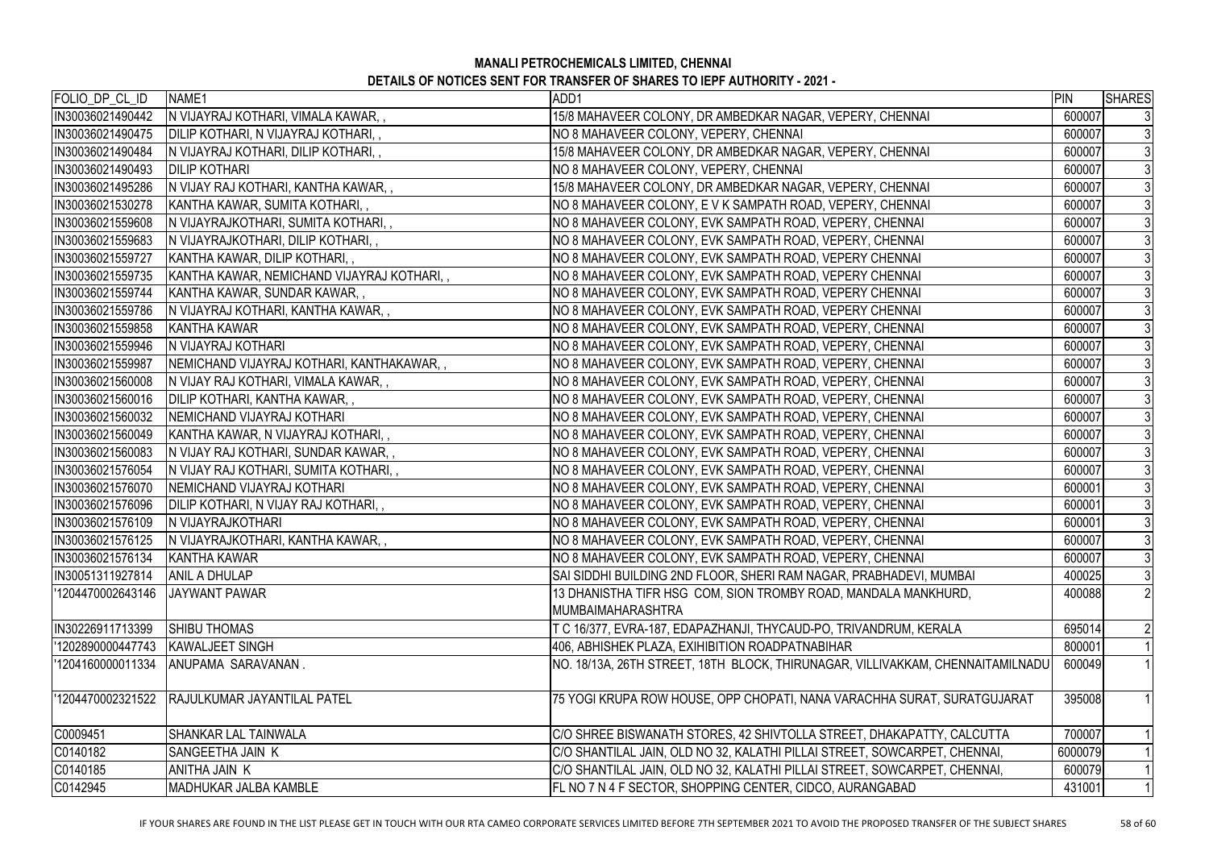# MANALI PETROCHEMICALS LIMITED, CHENNAI

## DETAILS OF NOTICES SENT FOR TRANSFER OF SHARES TO IEPF AUTHORITY - 2021 -

| FOLIO_DP_CL_ID | NAME1 | ADD1 | PIN | SHARES |
|---|---|---|---|---|
| IN30036021490442 | N VIJAYRAJ KOTHARI, VIMALA KAWAR, , | 15/8 MAHAVEER COLONY, DR AMBEDKAR NAGAR, VEPERY, CHENNAI | 600007 | 3 |
| IN30036021490475 | DILIP KOTHARI, N VIJAYRAJ KOTHARI, , | NO 8 MAHAVEER COLONY, VEPERY, CHENNAI | 600007 | 3 |
| IN30036021490484 | N VIJAYRAJ KOTHARI, DILIP KOTHARI, , | 15/8 MAHAVEER COLONY, DR AMBEDKAR NAGAR, VEPERY, CHENNAI | 600007 | 3 |
| IN30036021490493 | DILIP KOTHARI | NO 8 MAHAVEER COLONY, VEPERY, CHENNAI | 600007 | 3 |
| IN30036021495286 | N VIJAY RAJ KOTHARI, KANTHA KAWAR, , | 15/8 MAHAVEER COLONY, DR AMBEDKAR NAGAR, VEPERY, CHENNAI | 600007 | 3 |
| IN30036021530278 | KANTHA KAWAR, SUMITA KOTHARI, , | NO 8 MAHAVEER COLONY, E V K SAMPATH ROAD, VEPERY, CHENNAI | 600007 | 3 |
| IN30036021559608 | N VIJAYRAJKOTHARI, SUMITA KOTHARI, , | NO 8 MAHAVEER COLONY, EVK SAMPATH ROAD, VEPERY, CHENNAI | 600007 | 3 |
| IN30036021559683 | N VIJAYRAJKOTHARI, DILIP KOTHARI, , | NO 8 MAHAVEER COLONY, EVK SAMPATH ROAD, VEPERY, CHENNAI | 600007 | 3 |
| IN30036021559727 | KANTHA KAWAR, DILIP KOTHARI, , | NO 8 MAHAVEER COLONY, EVK SAMPATH ROAD, VEPERY CHENNAI | 600007 | 3 |
| IN30036021559735 | KANTHA KAWAR, NEMICHAND VIJAYRAJ KOTHARI, , | NO 8 MAHAVEER COLONY, EVK SAMPATH ROAD, VEPERY CHENNAI | 600007 | 3 |
| IN30036021559744 | KANTHA KAWAR, SUNDAR KAWAR, , | NO 8 MAHAVEER COLONY, EVK SAMPATH ROAD, VEPERY CHENNAI | 600007 | 3 |
| IN30036021559786 | N VIJAYRAJ KOTHARI, KANTHA KAWAR, , | NO 8 MAHAVEER COLONY, EVK SAMPATH ROAD, VEPERY CHENNAI | 600007 | 3 |
| IN30036021559858 | KANTHA KAWAR | NO 8 MAHAVEER COLONY, EVK SAMPATH ROAD, VEPERY, CHENNAI | 600007 | 3 |
| IN30036021559946 | N VIJAYRAJ KOTHARI | NO 8 MAHAVEER COLONY, EVK SAMPATH ROAD, VEPERY, CHENNAI | 600007 | 3 |
| IN30036021559987 | NEMICHAND VIJAYRAJ KOTHARI, KANTHAKAWAR, , | NO 8 MAHAVEER COLONY, EVK SAMPATH ROAD, VEPERY, CHENNAI | 600007 | 3 |
| IN30036021560008 | N VIJAY RAJ KOTHARI, VIMALA KAWAR, , | NO 8 MAHAVEER COLONY, EVK SAMPATH ROAD, VEPERY, CHENNAI | 600007 | 3 |
| IN30036021560016 | DILIP KOTHARI, KANTHA KAWAR, , | NO 8 MAHAVEER COLONY, EVK SAMPATH ROAD, VEPERY, CHENNAI | 600007 | 3 |
| IN30036021560032 | NEMICHAND VIJAYRAJ KOTHARI | NO 8 MAHAVEER COLONY, EVK SAMPATH ROAD, VEPERY, CHENNAI | 600007 | 3 |
| IN30036021560049 | KANTHA KAWAR, N VIJAYRAJ KOTHARI, , | NO 8 MAHAVEER COLONY, EVK SAMPATH ROAD, VEPERY, CHENNAI | 600007 | 3 |
| IN30036021560083 | N VIJAY RAJ KOTHARI, SUNDAR KAWAR, , | NO 8 MAHAVEER COLONY, EVK SAMPATH ROAD, VEPERY, CHENNAI | 600007 | 3 |
| IN30036021576054 | N VIJAY RAJ KOTHARI, SUMITA KOTHARI, , | NO 8 MAHAVEER COLONY, EVK SAMPATH ROAD, VEPERY, CHENNAI | 600007 | 3 |
| IN30036021576070 | NEMICHAND VIJAYRAJ KOTHARI | NO 8 MAHAVEER COLONY, EVK SAMPATH ROAD, VEPERY, CHENNAI | 600001 | 3 |
| IN30036021576096 | DILIP KOTHARI, N VIJAY RAJ KOTHARI, , | NO 8 MAHAVEER COLONY, EVK SAMPATH ROAD, VEPERY, CHENNAI | 600001 | 3 |
| IN30036021576109 | N VIJAYRAJKOTHARI | NO 8 MAHAVEER COLONY, EVK SAMPATH ROAD, VEPERY, CHENNAI | 600001 | 3 |
| IN30036021576125 | N VIJAYRAJKOTHARI, KANTHA KAWAR, , | NO 8 MAHAVEER COLONY, EVK SAMPATH ROAD, VEPERY, CHENNAI | 600007 | 3 |
| IN30036021576134 | KANTHA KAWAR | NO 8 MAHAVEER COLONY, EVK SAMPATH ROAD, VEPERY, CHENNAI | 600007 | 3 |
| IN30051311927814 | ANIL A DHULAP | SAI SIDDHI BUILDING 2ND FLOOR, SHERI RAM NAGAR, PRABHADEVI, MUMBAI | 400025 | 3 |
| '1204470002643146 | JAYWANT PAWAR | 13 DHANISTHA TIFR HSG COM, SION TROMBY ROAD, MANDALA MANKHURD, MUMBAIMAHARASHTRA | 400088 | 2 |
| IN30226911713399 | SHIBU THOMAS | T C 16/377, EVRA-187, EDAPAZHANJI, THYCAUD-PO, TRIVANDRUM, KERALA | 695014 | 2 |
| '1202890000447743 | KAWALJEET SINGH | 406, ABHISHEK PLAZA, EXIHIBITION ROADPATNABIHAR | 800001 | 1 |
| '1204160000011334 | ANUPAMA SARAVANAN . | NO. 18/13A, 26TH STREET, 18TH BLOCK, THIRUNAGAR, VILLIVAKKAM, CHENNAITAMILNADU | 600049 | 1 |
| '1204470002321522 | RAJULKUMAR JAYANTILAL PATEL | 75 YOGI KRUPA ROW HOUSE, OPP CHOPATI, NANA VARACHHA SURAT, SURATGUJARAT | 395008 | 1 |
| C0009451 | SHANKAR LAL TAINWALA | C/O SHREE BISWANATH STORES, 42 SHIVTOLLA STREET, DHAKAPATTY, CALCUTTA | 700007 | 1 |
| C0140182 | SANGEETHA JAIN K | C/O SHANTILAL JAIN, OLD NO 32, KALATHI PILLAI STREET, SOWCARPET, CHENNAI, | 6000079 | 1 |
| C0140185 | ANITHA JAIN K | C/O SHANTILAL JAIN, OLD NO 32, KALATHI PILLAI STREET, SOWCARPET, CHENNAI, | 600079 | 1 |
| C0142945 | MADHUKAR JALBA KAMBLE | FL NO 7 N 4 F SECTOR, SHOPPING CENTER, CIDCO, AURANGABAD | 431001 | 1 |

IF YOUR SHARES ARE FOUND IN THE LIST PLEASE GET IN TOUCH WITH OUR RTA CAMEO CORPORATE SERVICES LIMITED BEFORE 7TH SEPTEMBER 2021 TO AVOID THE PROPOSED TRANSFER OF THE SUBJECT SHARES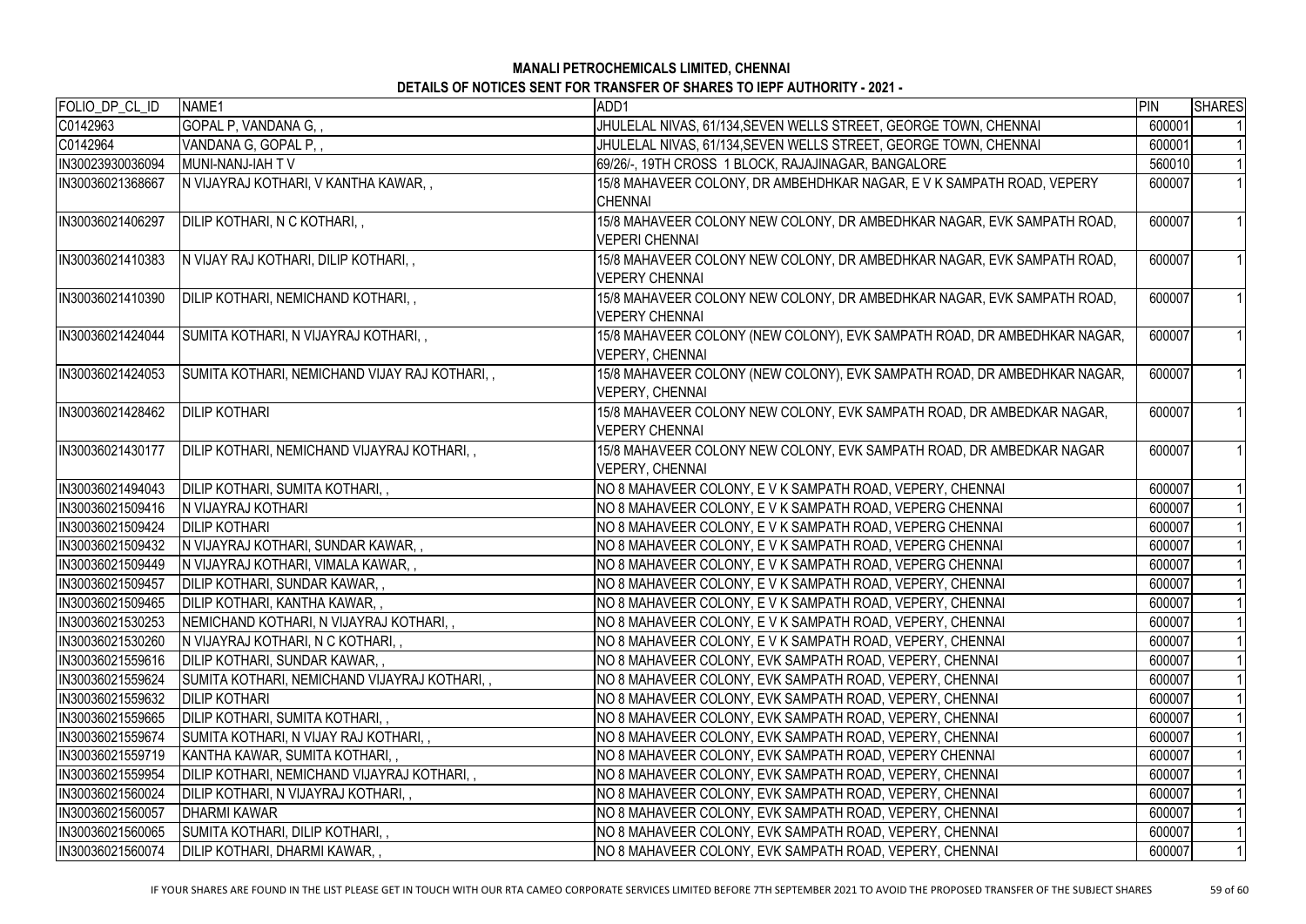# MANALI PETROCHEMICALS LIMITED, CHENNAI

## DETAILS OF NOTICES SENT FOR TRANSFER OF SHARES TO IEPF AUTHORITY - 2021 -

| FOLIO_DP_CL_ID | NAME1 | ADD1 | PIN | SHARES |
|---|---|---|---|---|
| C0142963 | GOPAL P, VANDANA G, , | JHULELAL NIVAS, 61/134,SEVEN WELLS STREET, GEORGE TOWN, CHENNAI | 600001 | 1 |
| C0142964 | VANDANA G, GOPAL P, , | JHULELAL NIVAS, 61/134,SEVEN WELLS STREET, GEORGE TOWN, CHENNAI | 600001 | 1 |
| IN30023930036094 | MUNI-NANJ-IAH T V | 69/26/-, 19TH CROSS 1 BLOCK, RAJAJINAGAR, BANGALORE | 560010 | 1 |
| IN30036021368667 | N VIJAYRAJ KOTHARI, V KANTHA KAWAR, , | 15/8 MAHAVEER COLONY, DR AMBEHDHKAR NAGAR, E V K SAMPATH ROAD, VEPERY CHENNAI | 600007 | 1 |
| IN30036021406297 | DILIP KOTHARI, N C KOTHARI, , | 15/8 MAHAVEER COLONY NEW COLONY, DR AMBEDHKAR NAGAR, EVK SAMPATH ROAD, VEPERI CHENNAI | 600007 | 1 |
| IN30036021410383 | N VIJAY RAJ KOTHARI, DILIP KOTHARI, , | 15/8 MAHAVEER COLONY NEW COLONY, DR AMBEDHKAR NAGAR, EVK SAMPATH ROAD, VEPERY CHENNAI | 600007 | 1 |
| IN30036021410390 | DILIP KOTHARI, NEMICHAND KOTHARI, , | 15/8 MAHAVEER COLONY NEW COLONY, DR AMBEDHKAR NAGAR, EVK SAMPATH ROAD, VEPERY CHENNAI | 600007 | 1 |
| IN30036021424044 | SUMITA KOTHARI, N VIJAYRAJ KOTHARI, , | 15/8 MAHAVEER COLONY (NEW COLONY), EVK SAMPATH ROAD, DR AMBEDHKAR NAGAR, VEPERY, CHENNAI | 600007 | 1 |
| IN30036021424053 | SUMITA KOTHARI, NEMICHAND VIJAY RAJ KOTHARI, , | 15/8 MAHAVEER COLONY (NEW COLONY), EVK SAMPATH ROAD, DR AMBEDHKAR NAGAR, VEPERY, CHENNAI | 600007 | 1 |
| IN30036021428462 | DILIP KOTHARI | 15/8 MAHAVEER COLONY NEW COLONY, EVK SAMPATH ROAD, DR AMBEDKAR NAGAR, VEPERY CHENNAI | 600007 | 1 |
| IN30036021430177 | DILIP KOTHARI, NEMICHAND VIJAYRAJ KOTHARI, , | 15/8 MAHAVEER COLONY NEW COLONY, EVK SAMPATH ROAD, DR AMBEDKAR NAGAR VEPERY, CHENNAI | 600007 | 1 |
| IN30036021494043 | DILIP KOTHARI, SUMITA KOTHARI, , | NO 8 MAHAVEER COLONY, E V K SAMPATH ROAD, VEPERY, CHENNAI | 600007 | 1 |
| IN30036021509416 | N VIJAYRAJ KOTHARI | NO 8 MAHAVEER COLONY, E V K SAMPATH ROAD, VEPERG CHENNAI | 600007 | 1 |
| IN30036021509424 | DILIP KOTHARI | NO 8 MAHAVEER COLONY, E V K SAMPATH ROAD, VEPERG CHENNAI | 600007 | 1 |
| IN30036021509432 | N VIJAYRAJ KOTHARI, SUNDAR KAWAR, , | NO 8 MAHAVEER COLONY, E V K SAMPATH ROAD, VEPERG CHENNAI | 600007 | 1 |
| IN30036021509449 | N VIJAYRAJ KOTHARI, VIMALA KAWAR, , | NO 8 MAHAVEER COLONY, E V K SAMPATH ROAD, VEPERG CHENNAI | 600007 | 1 |
| IN30036021509457 | DILIP KOTHARI, SUNDAR KAWAR, , | NO 8 MAHAVEER COLONY, E V K SAMPATH ROAD, VEPERY, CHENNAI | 600007 | 1 |
| IN30036021509465 | DILIP KOTHARI, KANTHA KAWAR, , | NO 8 MAHAVEER COLONY, E V K SAMPATH ROAD, VEPERY, CHENNAI | 600007 | 1 |
| IN30036021530253 | NEMICHAND KOTHARI, N VIJAYRAJ KOTHARI, , | NO 8 MAHAVEER COLONY, E V K SAMPATH ROAD, VEPERY, CHENNAI | 600007 | 1 |
| IN30036021530260 | N VIJAYRAJ KOTHARI, N C KOTHARI, , | NO 8 MAHAVEER COLONY, E V K SAMPATH ROAD, VEPERY, CHENNAI | 600007 | 1 |
| IN30036021559616 | DILIP KOTHARI, SUNDAR KAWAR, , | NO 8 MAHAVEER COLONY, EVK SAMPATH ROAD, VEPERY, CHENNAI | 600007 | 1 |
| IN30036021559624 | SUMITA KOTHARI, NEMICHAND VIJAYRAJ KOTHARI, , | NO 8 MAHAVEER COLONY, EVK SAMPATH ROAD, VEPERY, CHENNAI | 600007 | 1 |
| IN30036021559632 | DILIP KOTHARI | NO 8 MAHAVEER COLONY, EVK SAMPATH ROAD, VEPERY, CHENNAI | 600007 | 1 |
| IN30036021559665 | DILIP KOTHARI, SUMITA KOTHARI, , | NO 8 MAHAVEER COLONY, EVK SAMPATH ROAD, VEPERY, CHENNAI | 600007 | 1 |
| IN30036021559674 | SUMITA KOTHARI, N VIJAY RAJ KOTHARI, , | NO 8 MAHAVEER COLONY, EVK SAMPATH ROAD, VEPERY, CHENNAI | 600007 | 1 |
| IN30036021559719 | KANTHA KAWAR, SUMITA KOTHARI, , | NO 8 MAHAVEER COLONY, EVK SAMPATH ROAD, VEPERY CHENNAI | 600007 | 1 |
| IN30036021559954 | DILIP KOTHARI, NEMICHAND VIJAYRAJ KOTHARI, , | NO 8 MAHAVEER COLONY, EVK SAMPATH ROAD, VEPERY, CHENNAI | 600007 | 1 |
| IN30036021560024 | DILIP KOTHARI, N VIJAYRAJ KOTHARI, , | NO 8 MAHAVEER COLONY, EVK SAMPATH ROAD, VEPERY, CHENNAI | 600007 | 1 |
| IN30036021560057 | DHARMI KAWAR | NO 8 MAHAVEER COLONY, EVK SAMPATH ROAD, VEPERY, CHENNAI | 600007 | 1 |
| IN30036021560065 | SUMITA KOTHARI, DILIP KOTHARI, , | NO 8 MAHAVEER COLONY, EVK SAMPATH ROAD, VEPERY, CHENNAI | 600007 | 1 |
| IN30036021560074 | DILIP KOTHARI, DHARMI KAWAR, , | NO 8 MAHAVEER COLONY, EVK SAMPATH ROAD, VEPERY, CHENNAI | 600007 | 1 |

IF YOUR SHARES ARE FOUND IN THE LIST PLEASE GET IN TOUCH WITH OUR RTA CAMEO CORPORATE SERVICES LIMITED BEFORE 7TH SEPTEMBER 2021 TO AVOID THE PROPOSED TRANSFER OF THE SUBJECT SHARES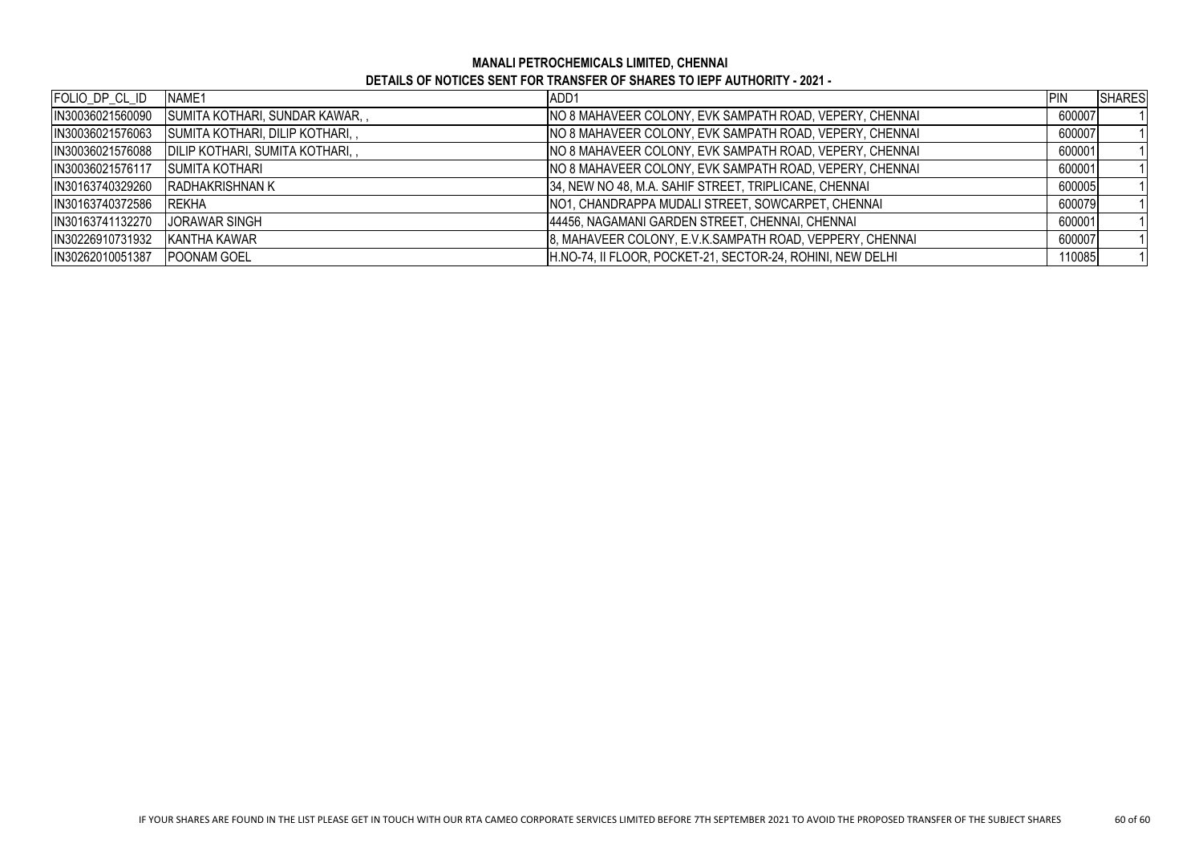**MANALI PETROCHEMICALS LIMITED, CHENNAI**

**DETAILS OF NOTICES SENT FOR TRANSFER OF SHARES TO IEPF AUTHORITY - 2021 -**

| FOLIO_DP_CL_ID | NAME1 | ADD1 | PIN | SHARES |
|---|---|---|---|---|
| IN30036021560090 | SUMITA KOTHARI, SUNDAR KAWAR, , | NO 8 MAHAVEER COLONY, EVK SAMPATH ROAD, VEPERY, CHENNAI | 600007 | 1 |
| IN30036021576063 | SUMITA KOTHARI, DILIP KOTHARI, , | NO 8 MAHAVEER COLONY, EVK SAMPATH ROAD, VEPERY, CHENNAI | 600007 | 1 |
| IN30036021576088 | DILIP KOTHARI, SUMITA KOTHARI, , | NO 8 MAHAVEER COLONY, EVK SAMPATH ROAD, VEPERY, CHENNAI | 600001 | 1 |
| IN30036021576117 | SUMITA KOTHARI | NO 8 MAHAVEER COLONY, EVK SAMPATH ROAD, VEPERY, CHENNAI | 600001 | 1 |
| IN30163740329260 | RADHAKRISHNAN K | 34, NEW NO 48, M.A. SAHIF STREET, TRIPLICANE, CHENNAI | 600005 | 1 |
| IN30163740372586 | REKHA | NO1, CHANDRAPPA MUDALI STREET, SOWCARPET, CHENNAI | 600079 | 1 |
| IN30163741132270 | JORAWAR SINGH | 44456, NAGAMANI GARDEN STREET, CHENNAI, CHENNAI | 600001 | 1 |
| IN30226910731932 | KANTHA KAWAR | 8, MAHAVEER COLONY, E.V.K.SAMPATH ROAD, VEPPERY, CHENNAI | 600007 | 1 |
| IN30262010051387 | POONAM GOEL | H.NO-74, II FLOOR, POCKET-21, SECTOR-24, ROHINI, NEW DELHI | 110085 | 1 |

IF YOUR SHARES ARE FOUND IN THE LIST PLEASE GET IN TOUCH WITH OUR RTA CAMEO CORPORATE SERVICES LIMITED BEFORE 7TH SEPTEMBER 2021 TO AVOID THE PROPOSED TRANSFER OF THE SUBJECT SHARES